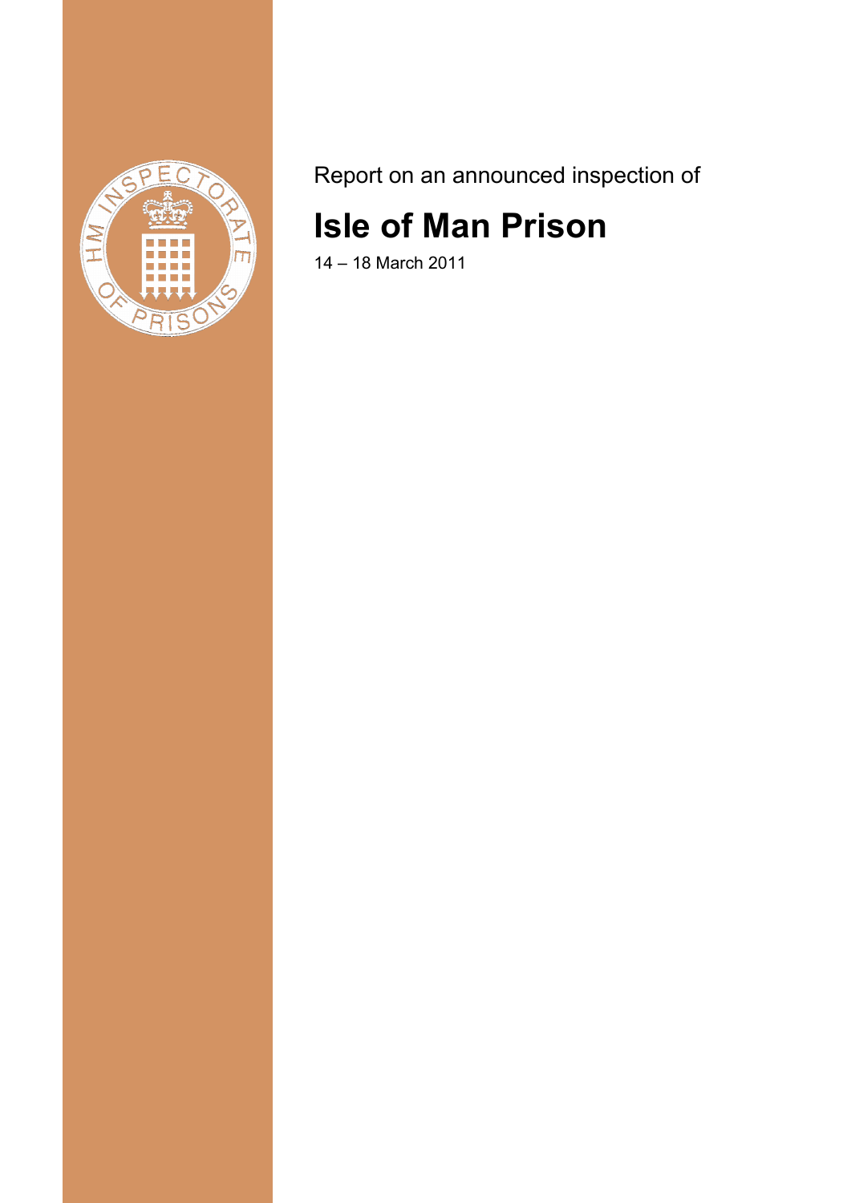Report on an announced inspection of

# Isle of Man Prison

14 – 18 March 2011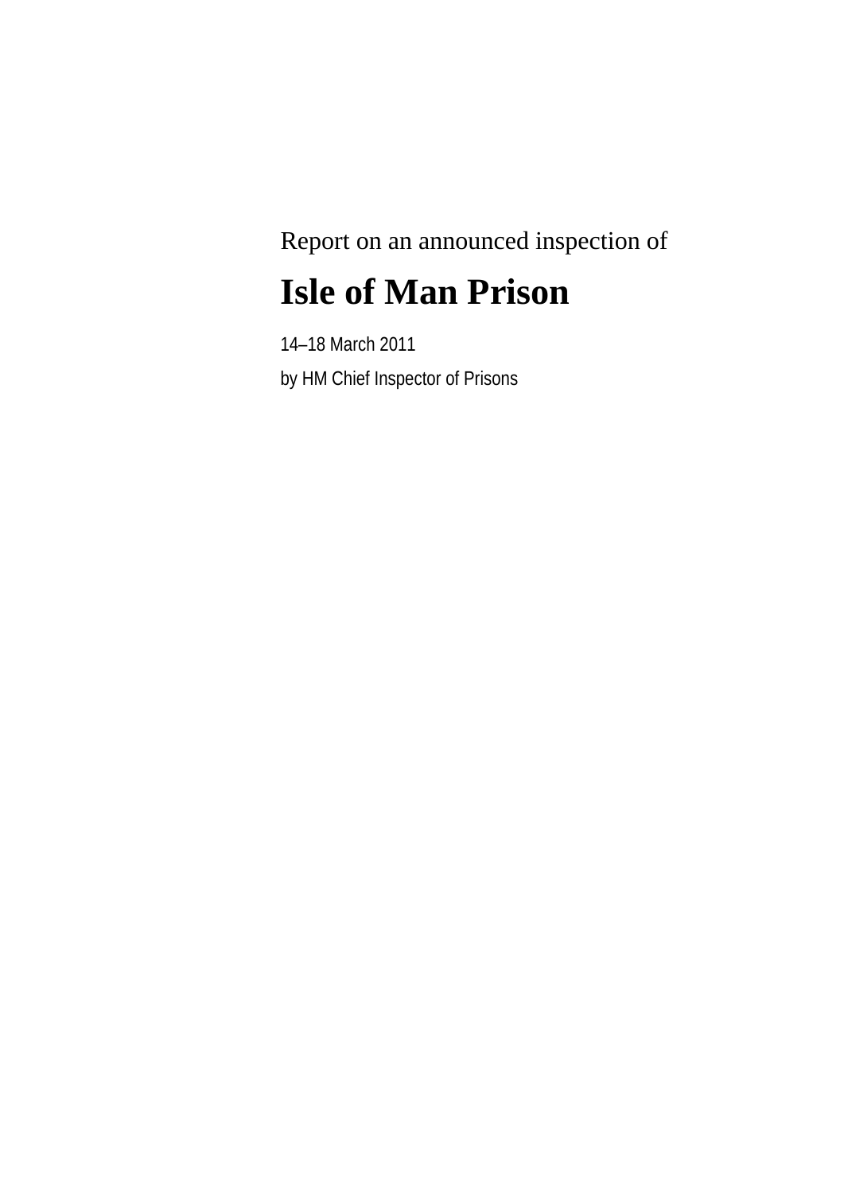Report on an announced inspection of

# Isle of Man Prison

14–18 March 2011

by HM Chief Inspector of Prisons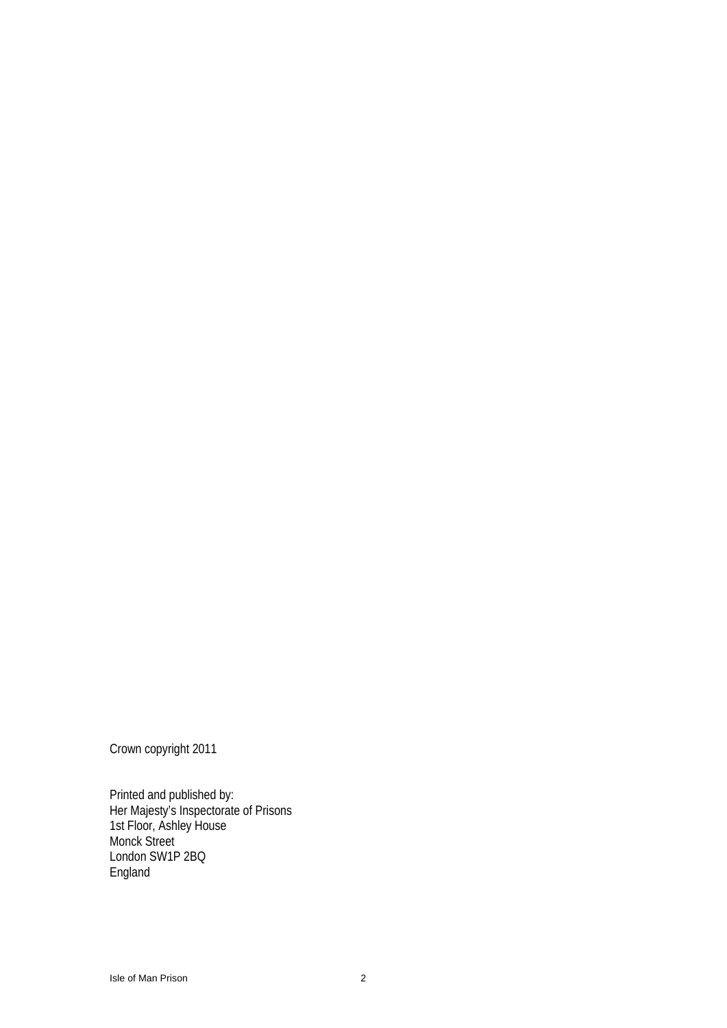Crown copyright 2011

Printed and published by:
Her Majesty's Inspectorate of Prisons
1st Floor, Ashley House
Monck Street
London SW1P 2BQ
England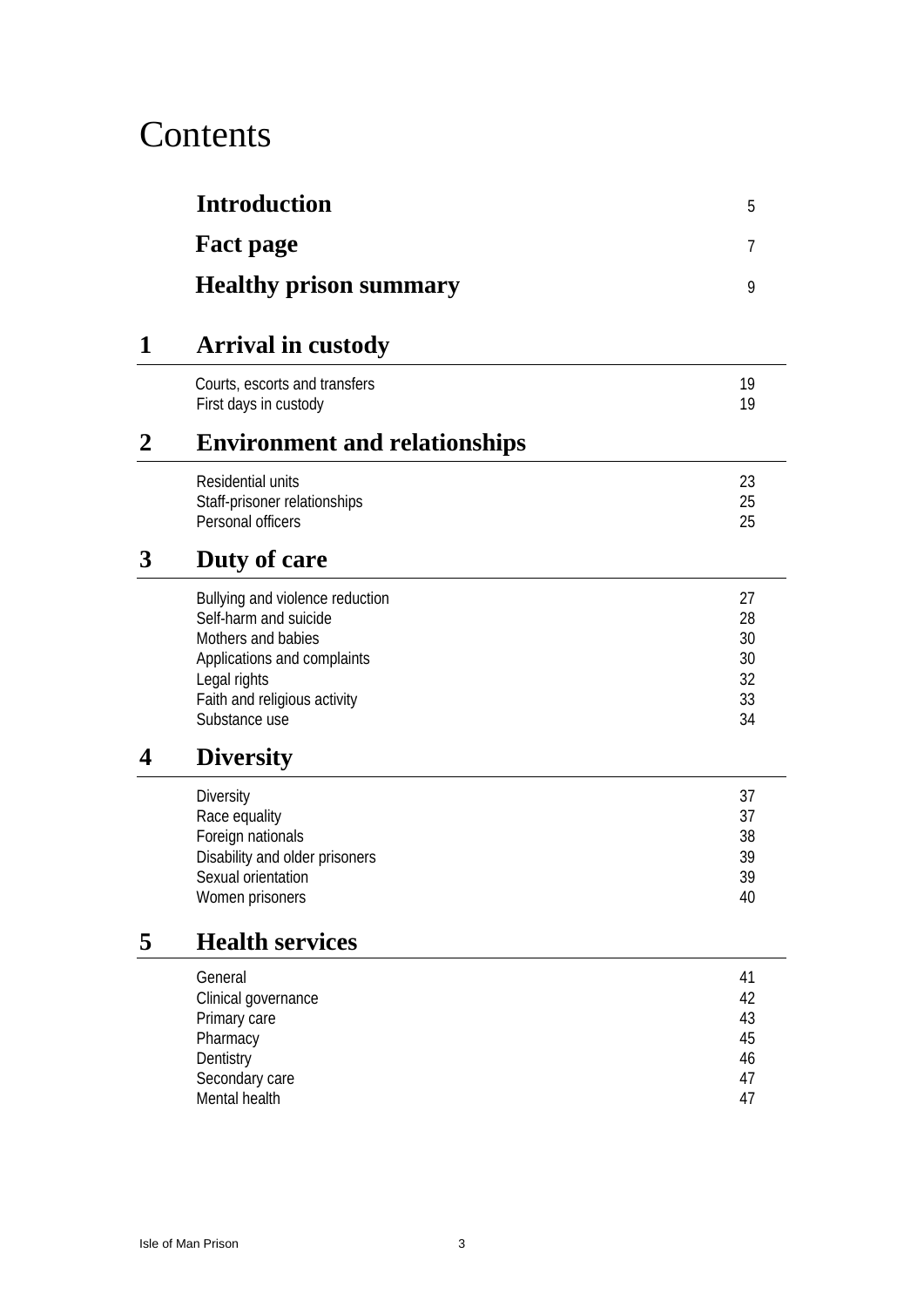# Contents

| | | |
|---|---|---|
| | **Introduction** | 5 |
| | **Fact page** | 7 |
| | **Healthy prison summary** | 9 |

## 1 Arrival in custody

| | |
|---|---|
| Courts, escorts and transfers | 19 |
| First days in custody | 19 |

## 2 Environment and relationships

| | |
|---|---|
| Residential units | 23 |
| Staff-prisoner relationships | 25 |
| Personal officers | 25 |

## 3 Duty of care

| | |
|---|---|
| Bullying and violence reduction | 27 |
| Self-harm and suicide | 28 |
| Mothers and babies | 30 |
| Applications and complaints | 30 |
| Legal rights | 32 |
| Faith and religious activity | 33 |
| Substance use | 34 |

## 4 Diversity

| | |
|---|---|
| Diversity | 37 |
| Race equality | 37 |
| Foreign nationals | 38 |
| Disability and older prisoners | 39 |
| Sexual orientation | 39 |
| Women prisoners | 40 |

## 5 Health services

| | |
|---|---|
| General | 41 |
| Clinical governance | 42 |
| Primary care | 43 |
| Pharmacy | 45 |
| Dentistry | 46 |
| Secondary care | 47 |
| Mental health | 47 |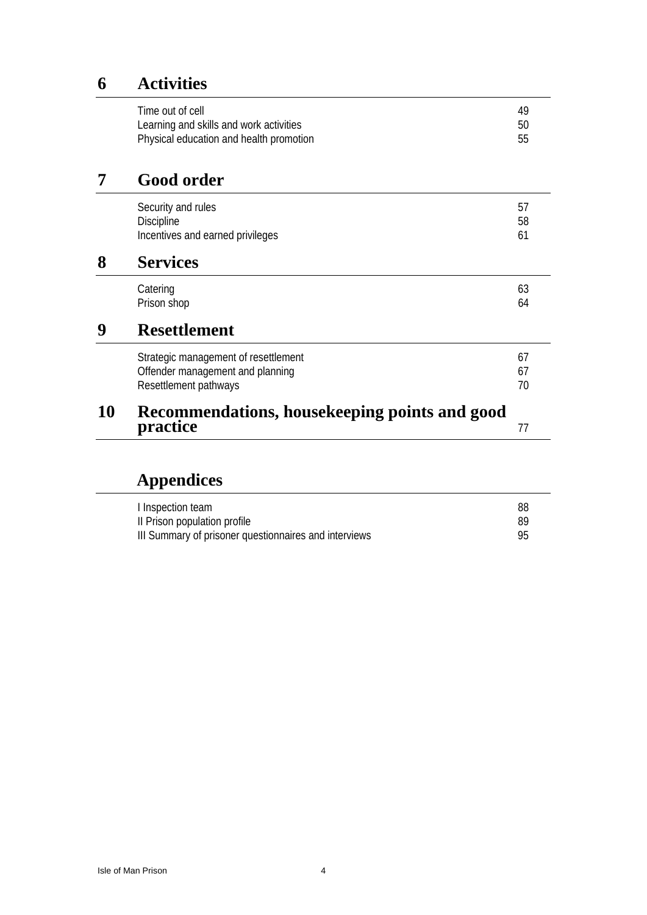## 6 Activities

| | |
|---|---|
| Time out of cell | 49 |
| Learning and skills and work activities | 50 |
| Physical education and health promotion | 55 |

## 7 Good order

| | |
|---|---|
| Security and rules | 57 |
| Discipline | 58 |
| Incentives and earned privileges | 61 |

## 8 Services

| | |
|---|---|
| Catering | 63 |
| Prison shop | 64 |

## 9 Resettlement

| | |
|---|---|
| Strategic management of resettlement | 67 |
| Offender management and planning | 67 |
| Resettlement pathways | 70 |

## 10 Recommendations, housekeeping points and good practice — 77

## Appendices

| | |
|---|---|
| I Inspection team | 88 |
| II Prison population profile | 89 |
| III Summary of prisoner questionnaires and interviews | 95 |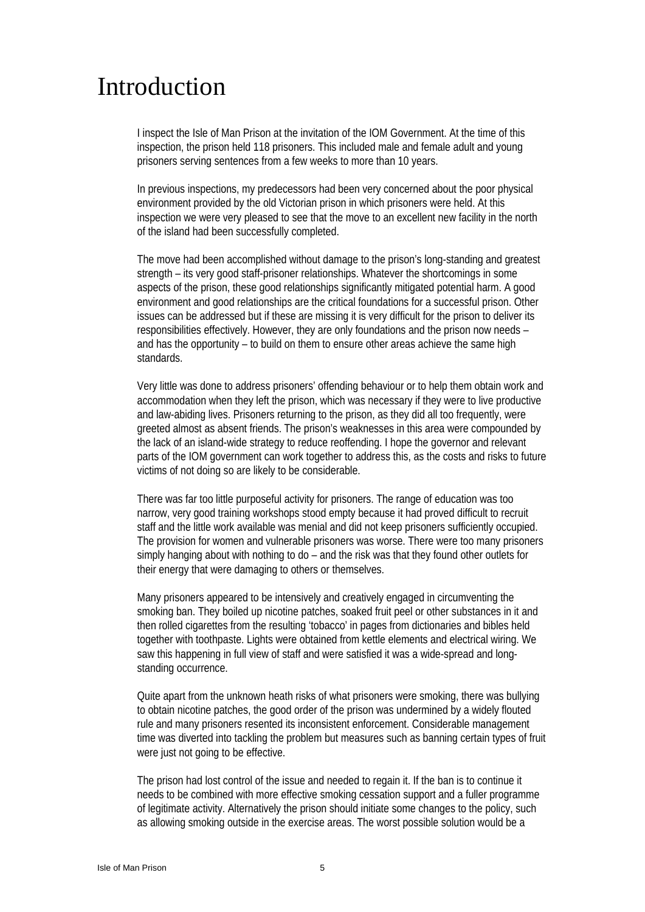# Introduction

I inspect the Isle of Man Prison at the invitation of the IOM Government. At the time of this inspection, the prison held 118 prisoners. This included male and female adult and young prisoners serving sentences from a few weeks to more than 10 years.

In previous inspections, my predecessors had been very concerned about the poor physical environment provided by the old Victorian prison in which prisoners were held. At this inspection we were very pleased to see that the move to an excellent new facility in the north of the island had been successfully completed.

The move had been accomplished without damage to the prison's long-standing and greatest strength – its very good staff-prisoner relationships. Whatever the shortcomings in some aspects of the prison, these good relationships significantly mitigated potential harm. A good environment and good relationships are the critical foundations for a successful prison. Other issues can be addressed but if these are missing it is very difficult for the prison to deliver its responsibilities effectively. However, they are only foundations and the prison now needs – and has the opportunity – to build on them to ensure other areas achieve the same high standards.

Very little was done to address prisoners' offending behaviour or to help them obtain work and accommodation when they left the prison, which was necessary if they were to live productive and law-abiding lives. Prisoners returning to the prison, as they did all too frequently, were greeted almost as absent friends. The prison's weaknesses in this area were compounded by the lack of an island-wide strategy to reduce reoffending. I hope the governor and relevant parts of the IOM government can work together to address this, as the costs and risks to future victims of not doing so are likely to be considerable.

There was far too little purposeful activity for prisoners. The range of education was too narrow, very good training workshops stood empty because it had proved difficult to recruit staff and the little work available was menial and did not keep prisoners sufficiently occupied. The provision for women and vulnerable prisoners was worse. There were too many prisoners simply hanging about with nothing to do – and the risk was that they found other outlets for their energy that were damaging to others or themselves.

Many prisoners appeared to be intensively and creatively engaged in circumventing the smoking ban. They boiled up nicotine patches, soaked fruit peel or other substances in it and then rolled cigarettes from the resulting 'tobacco' in pages from dictionaries and bibles held together with toothpaste. Lights were obtained from kettle elements and electrical wiring. We saw this happening in full view of staff and were satisfied it was a wide-spread and long-standing occurrence.

Quite apart from the unknown heath risks of what prisoners were smoking, there was bullying to obtain nicotine patches, the good order of the prison was undermined by a widely flouted rule and many prisoners resented its inconsistent enforcement. Considerable management time was diverted into tackling the problem but measures such as banning certain types of fruit were just not going to be effective.

The prison had lost control of the issue and needed to regain it. If the ban is to continue it needs to be combined with more effective smoking cessation support and a fuller programme of legitimate activity. Alternatively the prison should initiate some changes to the policy, such as allowing smoking outside in the exercise areas. The worst possible solution would be a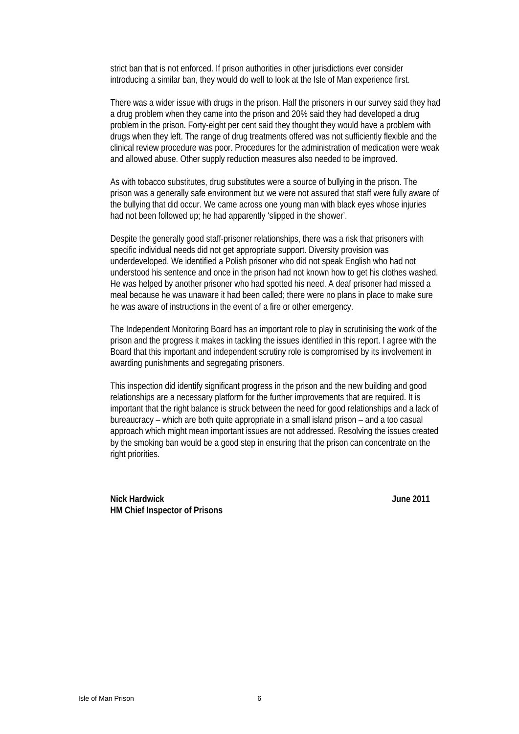strict ban that is not enforced. If prison authorities in other jurisdictions ever consider introducing a similar ban, they would do well to look at the Isle of Man experience first.

There was a wider issue with drugs in the prison. Half the prisoners in our survey said they had a drug problem when they came into the prison and 20% said they had developed a drug problem in the prison. Forty-eight per cent said they thought they would have a problem with drugs when they left. The range of drug treatments offered was not sufficiently flexible and the clinical review procedure was poor. Procedures for the administration of medication were weak and allowed abuse. Other supply reduction measures also needed to be improved.

As with tobacco substitutes, drug substitutes were a source of bullying in the prison. The prison was a generally safe environment but we were not assured that staff were fully aware of the bullying that did occur. We came across one young man with black eyes whose injuries had not been followed up; he had apparently 'slipped in the shower'.

Despite the generally good staff-prisoner relationships, there was a risk that prisoners with specific individual needs did not get appropriate support. Diversity provision was underdeveloped. We identified a Polish prisoner who did not speak English who had not understood his sentence and once in the prison had not known how to get his clothes washed. He was helped by another prisoner who had spotted his need. A deaf prisoner had missed a meal because he was unaware it had been called; there were no plans in place to make sure he was aware of instructions in the event of a fire or other emergency.

The Independent Monitoring Board has an important role to play in scrutinising the work of the prison and the progress it makes in tackling the issues identified in this report. I agree with the Board that this important and independent scrutiny role is compromised by its involvement in awarding punishments and segregating prisoners.

This inspection did identify significant progress in the prison and the new building and good relationships are a necessary platform for the further improvements that are required. It is important that the right balance is struck between the need for good relationships and a lack of bureaucracy – which are both quite appropriate in a small island prison – and a too casual approach which might mean important issues are not addressed. Resolving the issues created by the smoking ban would be a good step in ensuring that the prison can concentrate on the right priorities.

**Nick Hardwick** **June 2011**
**HM Chief Inspector of Prisons**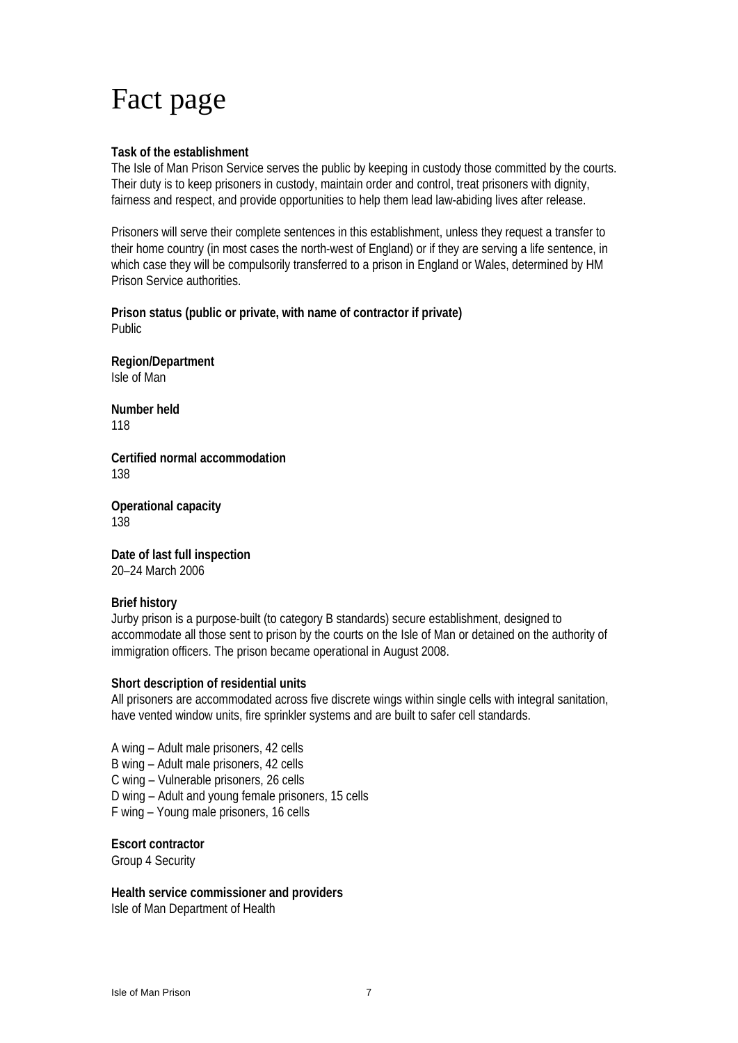# Fact page

**Task of the establishment**

The Isle of Man Prison Service serves the public by keeping in custody those committed by the courts. Their duty is to keep prisoners in custody, maintain order and control, treat prisoners with dignity, fairness and respect, and provide opportunities to help them lead law-abiding lives after release.

Prisoners will serve their complete sentences in this establishment, unless they request a transfer to their home country (in most cases the north-west of England) or if they are serving a life sentence, in which case they will be compulsorily transferred to a prison in England or Wales, determined by HM Prison Service authorities.

**Prison status (public or private, with name of contractor if private)**

Public

**Region/Department**

Isle of Man

**Number held**

118

**Certified normal accommodation**

138

**Operational capacity**

138

**Date of last full inspection**

20–24 March 2006

**Brief history**

Jurby prison is a purpose-built (to category B standards) secure establishment, designed to accommodate all those sent to prison by the courts on the Isle of Man or detained on the authority of immigration officers. The prison became operational in August 2008.

**Short description of residential units**

All prisoners are accommodated across five discrete wings within single cells with integral sanitation, have vented window units, fire sprinkler systems and are built to safer cell standards.

A wing – Adult male prisoners, 42 cells
B wing – Adult male prisoners, 42 cells
C wing – Vulnerable prisoners, 26 cells
D wing – Adult and young female prisoners, 15 cells
F wing – Young male prisoners, 16 cells

**Escort contractor**

Group 4 Security

**Health service commissioner and providers**

Isle of Man Department of Health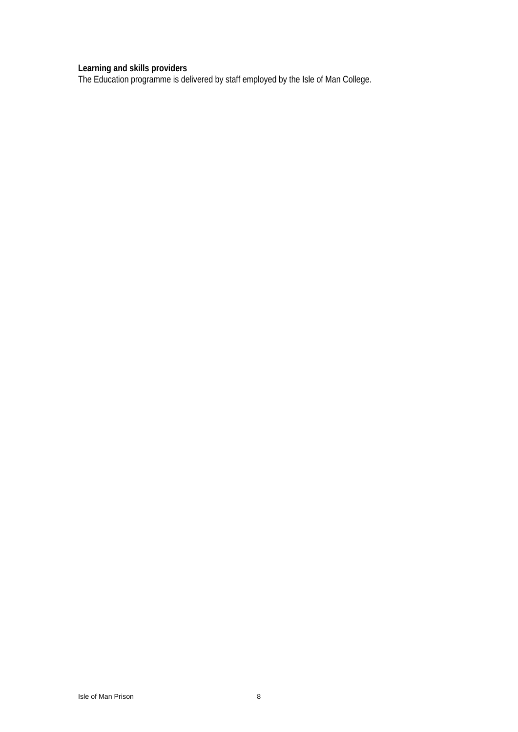**Learning and skills providers**
The Education programme is delivered by staff employed by the Isle of Man College.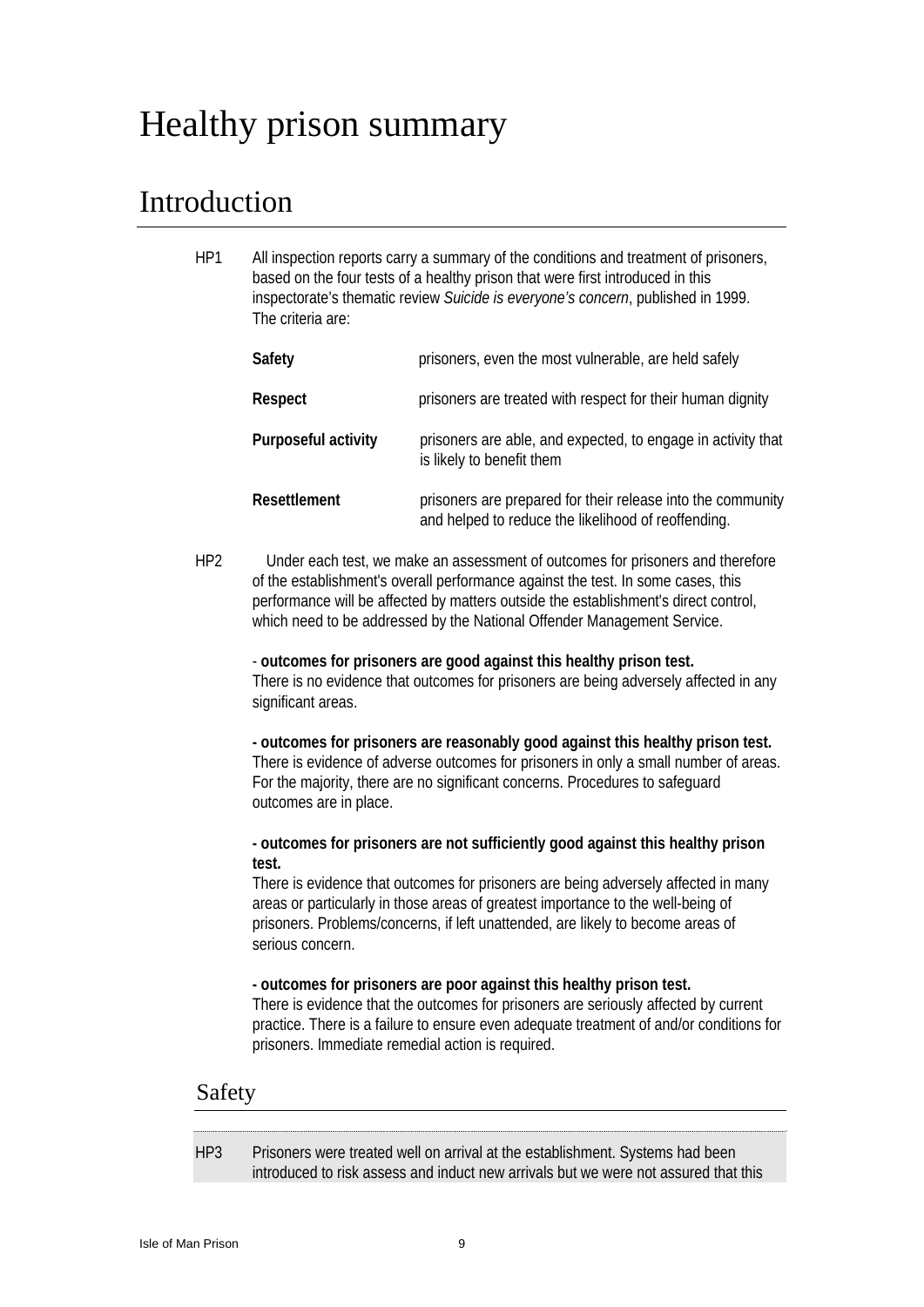# Healthy prison summary

## Introduction

HP1 All inspection reports carry a summary of the conditions and treatment of prisoners, based on the four tests of a healthy prison that were first introduced in this inspectorate's thematic review *Suicide is everyone's concern*, published in 1999. The criteria are:

| | |
|---|---|
| **Safety** | prisoners, even the most vulnerable, are held safely |
| **Respect** | prisoners are treated with respect for their human dignity |
| **Purposeful activity** | prisoners are able, and expected, to engage in activity that is likely to benefit them |
| **Resettlement** | prisoners are prepared for their release into the community and helped to reduce the likelihood of reoffending. |

HP2 Under each test, we make an assessment of outcomes for prisoners and therefore of the establishment's overall performance against the test. In some cases, this performance will be affected by matters outside the establishment's direct control, which need to be addressed by the National Offender Management Service.

- **outcomes for prisoners are good against this healthy prison test.**
There is no evidence that outcomes for prisoners are being adversely affected in any significant areas.

**- outcomes for prisoners are reasonably good against this healthy prison test.**
There is evidence of adverse outcomes for prisoners in only a small number of areas. For the majority, there are no significant concerns. Procedures to safeguard outcomes are in place.

**- outcomes for prisoners are not sufficiently good against this healthy prison test.**
There is evidence that outcomes for prisoners are being adversely affected in many areas or particularly in those areas of greatest importance to the well-being of prisoners. Problems/concerns, if left unattended, are likely to become areas of serious concern.

**- outcomes for prisoners are poor against this healthy prison test.**
There is evidence that the outcomes for prisoners are seriously affected by current practice. There is a failure to ensure even adequate treatment of and/or conditions for prisoners. Immediate remedial action is required.

### Safety

HP3 Prisoners were treated well on arrival at the establishment. Systems had been introduced to risk assess and induct new arrivals but we were not assured that this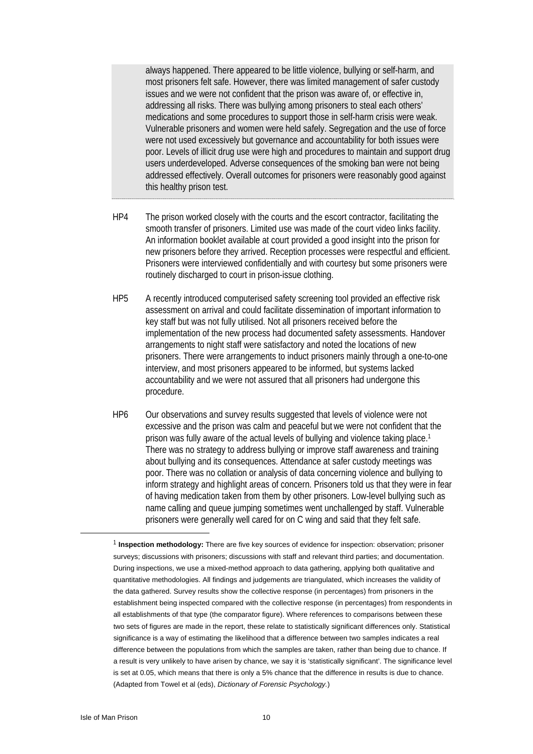always happened. There appeared to be little violence, bullying or self-harm, and most prisoners felt safe. However, there was limited management of safer custody issues and we were not confident that the prison was aware of, or effective in, addressing all risks. There was bullying among prisoners to steal each others' medications and some procedures to support those in self-harm crisis were weak. Vulnerable prisoners and women were held safely. Segregation and the use of force were not used excessively but governance and accountability for both issues were poor. Levels of illicit drug use were high and procedures to maintain and support drug users underdeveloped. Adverse consequences of the smoking ban were not being addressed effectively. Overall outcomes for prisoners were reasonably good against this healthy prison test.

HP4 The prison worked closely with the courts and the escort contractor, facilitating the smooth transfer of prisoners. Limited use was made of the court video links facility. An information booklet available at court provided a good insight into the prison for new prisoners before they arrived. Reception processes were respectful and efficient. Prisoners were interviewed confidentially and with courtesy but some prisoners were routinely discharged to court in prison-issue clothing.

HP5 A recently introduced computerised safety screening tool provided an effective risk assessment on arrival and could facilitate dissemination of important information to key staff but was not fully utilised. Not all prisoners received before the implementation of the new process had documented safety assessments. Handover arrangements to night staff were satisfactory and noted the locations of new prisoners. There were arrangements to induct prisoners mainly through a one-to-one interview, and most prisoners appeared to be informed, but systems lacked accountability and we were not assured that all prisoners had undergone this procedure.

HP6 Our observations and survey results suggested that levels of violence were not excessive and the prison was calm and peaceful but we were not confident that the prison was fully aware of the actual levels of bullying and violence taking place.[1] There was no strategy to address bullying or improve staff awareness and training about bullying and its consequences. Attendance at safer custody meetings was poor. There was no collation or analysis of data concerning violence and bullying to inform strategy and highlight areas of concern. Prisoners told us that they were in fear of having medication taken from them by other prisoners. Low-level bullying such as name calling and queue jumping sometimes went unchallenged by staff. Vulnerable prisoners were generally well cared for on C wing and said that they felt safe.

[1] **Inspection methodology:** There are five key sources of evidence for inspection: observation; prisoner surveys; discussions with prisoners; discussions with staff and relevant third parties; and documentation. During inspections, we use a mixed-method approach to data gathering, applying both qualitative and quantitative methodologies. All findings and judgements are triangulated, which increases the validity of the data gathered. Survey results show the collective response (in percentages) from prisoners in the establishment being inspected compared with the collective response (in percentages) from respondents in all establishments of that type (the comparator figure). Where references to comparisons between these two sets of figures are made in the report, these relate to statistically significant differences only. Statistical significance is a way of estimating the likelihood that a difference between two samples indicates a real difference between the populations from which the samples are taken, rather than being due to chance. If a result is very unlikely to have arisen by chance, we say it is 'statistically significant'. The significance level is set at 0.05, which means that there is only a 5% chance that the difference in results is due to chance. (Adapted from Towel et al (eds), *Dictionary of Forensic Psychology.*)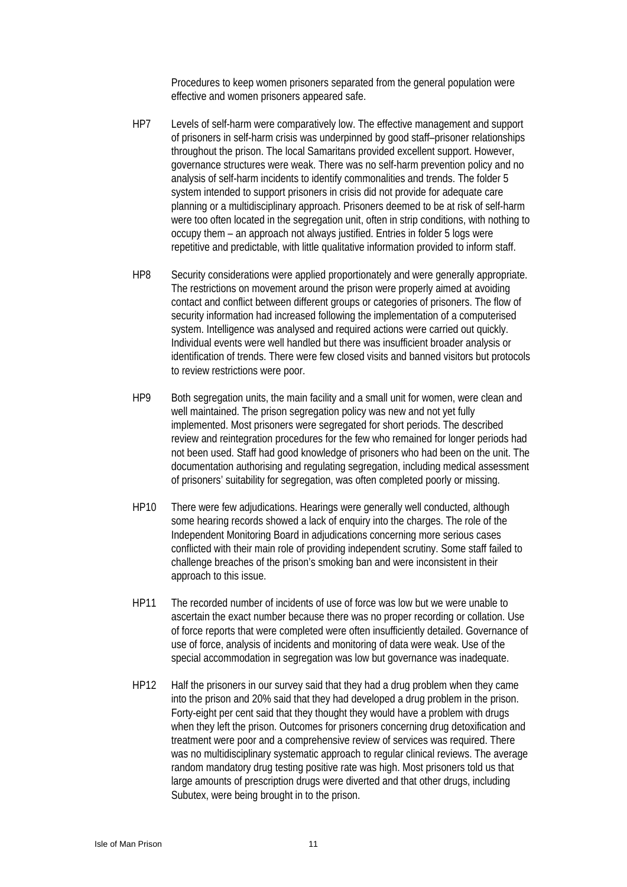Procedures to keep women prisoners separated from the general population were effective and women prisoners appeared safe.

HP7 Levels of self-harm were comparatively low. The effective management and support of prisoners in self-harm crisis was underpinned by good staff–prisoner relationships throughout the prison. The local Samaritans provided excellent support. However, governance structures were weak. There was no self-harm prevention policy and no analysis of self-harm incidents to identify commonalities and trends. The folder 5 system intended to support prisoners in crisis did not provide for adequate care planning or a multidisciplinary approach. Prisoners deemed to be at risk of self-harm were too often located in the segregation unit, often in strip conditions, with nothing to occupy them – an approach not always justified. Entries in folder 5 logs were repetitive and predictable, with little qualitative information provided to inform staff.

HP8 Security considerations were applied proportionately and were generally appropriate. The restrictions on movement around the prison were properly aimed at avoiding contact and conflict between different groups or categories of prisoners. The flow of security information had increased following the implementation of a computerised system. Intelligence was analysed and required actions were carried out quickly. Individual events were well handled but there was insufficient broader analysis or identification of trends. There were few closed visits and banned visitors but protocols to review restrictions were poor.

HP9 Both segregation units, the main facility and a small unit for women, were clean and well maintained. The prison segregation policy was new and not yet fully implemented. Most prisoners were segregated for short periods. The described review and reintegration procedures for the few who remained for longer periods had not been used. Staff had good knowledge of prisoners who had been on the unit. The documentation authorising and regulating segregation, including medical assessment of prisoners' suitability for segregation, was often completed poorly or missing.

HP10 There were few adjudications. Hearings were generally well conducted, although some hearing records showed a lack of enquiry into the charges. The role of the Independent Monitoring Board in adjudications concerning more serious cases conflicted with their main role of providing independent scrutiny. Some staff failed to challenge breaches of the prison's smoking ban and were inconsistent in their approach to this issue.

HP11 The recorded number of incidents of use of force was low but we were unable to ascertain the exact number because there was no proper recording or collation. Use of force reports that were completed were often insufficiently detailed. Governance of use of force, analysis of incidents and monitoring of data were weak. Use of the special accommodation in segregation was low but governance was inadequate.

HP12 Half the prisoners in our survey said that they had a drug problem when they came into the prison and 20% said that they had developed a drug problem in the prison. Forty-eight per cent said that they thought they would have a problem with drugs when they left the prison. Outcomes for prisoners concerning drug detoxification and treatment were poor and a comprehensive review of services was required. There was no multidisciplinary systematic approach to regular clinical reviews. The average random mandatory drug testing positive rate was high. Most prisoners told us that large amounts of prescription drugs were diverted and that other drugs, including Subutex, were being brought in to the prison.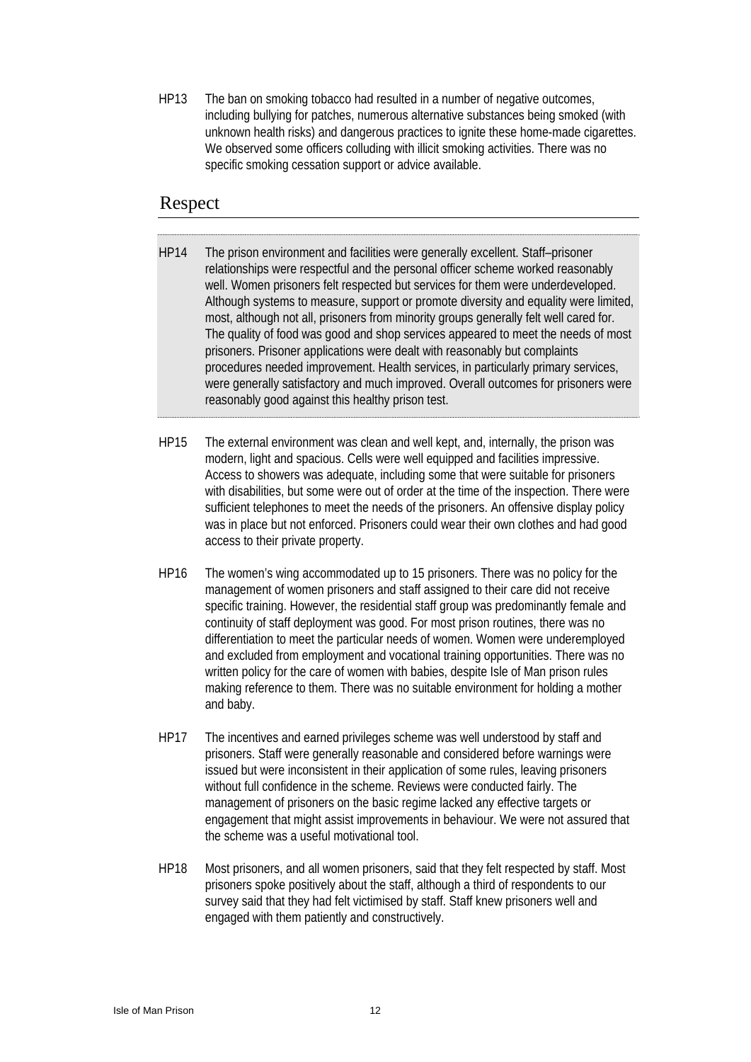HP13 The ban on smoking tobacco had resulted in a number of negative outcomes, including bullying for patches, numerous alternative substances being smoked (with unknown health risks) and dangerous practices to ignite these home-made cigarettes. We observed some officers colluding with illicit smoking activities. There was no specific smoking cessation support or advice available.

## Respect

HP14 The prison environment and facilities were generally excellent. Staff–prisoner relationships were respectful and the personal officer scheme worked reasonably well. Women prisoners felt respected but services for them were underdeveloped. Although systems to measure, support or promote diversity and equality were limited, most, although not all, prisoners from minority groups generally felt well cared for. The quality of food was good and shop services appeared to meet the needs of most prisoners. Prisoner applications were dealt with reasonably but complaints procedures needed improvement. Health services, in particularly primary services, were generally satisfactory and much improved. Overall outcomes for prisoners were reasonably good against this healthy prison test.

HP15 The external environment was clean and well kept, and, internally, the prison was modern, light and spacious. Cells were well equipped and facilities impressive. Access to showers was adequate, including some that were suitable for prisoners with disabilities, but some were out of order at the time of the inspection. There were sufficient telephones to meet the needs of the prisoners. An offensive display policy was in place but not enforced. Prisoners could wear their own clothes and had good access to their private property.

HP16 The women's wing accommodated up to 15 prisoners. There was no policy for the management of women prisoners and staff assigned to their care did not receive specific training. However, the residential staff group was predominantly female and continuity of staff deployment was good. For most prison routines, there was no differentiation to meet the particular needs of women. Women were underemployed and excluded from employment and vocational training opportunities. There was no written policy for the care of women with babies, despite Isle of Man prison rules making reference to them. There was no suitable environment for holding a mother and baby.

HP17 The incentives and earned privileges scheme was well understood by staff and prisoners. Staff were generally reasonable and considered before warnings were issued but were inconsistent in their application of some rules, leaving prisoners without full confidence in the scheme. Reviews were conducted fairly. The management of prisoners on the basic regime lacked any effective targets or engagement that might assist improvements in behaviour. We were not assured that the scheme was a useful motivational tool.

HP18 Most prisoners, and all women prisoners, said that they felt respected by staff. Most prisoners spoke positively about the staff, although a third of respondents to our survey said that they had felt victimised by staff. Staff knew prisoners well and engaged with them patiently and constructively.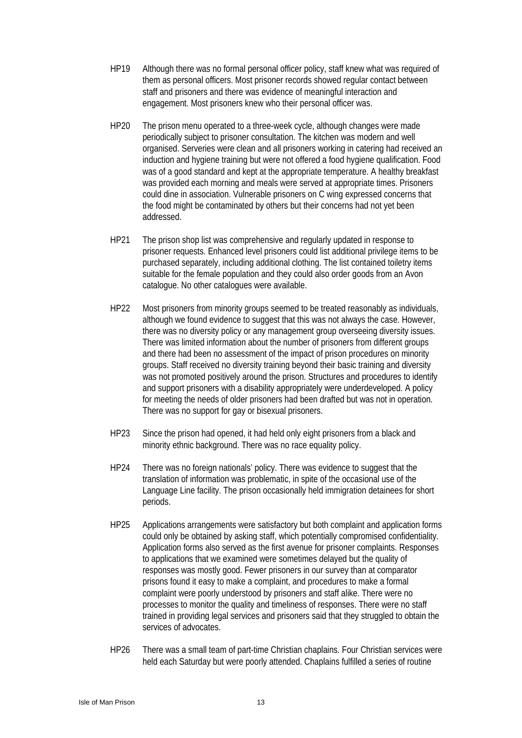HP19 Although there was no formal personal officer policy, staff knew what was required of them as personal officers. Most prisoner records showed regular contact between staff and prisoners and there was evidence of meaningful interaction and engagement. Most prisoners knew who their personal officer was.

HP20 The prison menu operated to a three-week cycle, although changes were made periodically subject to prisoner consultation. The kitchen was modern and well organised. Serveries were clean and all prisoners working in catering had received an induction and hygiene training but were not offered a food hygiene qualification. Food was of a good standard and kept at the appropriate temperature. A healthy breakfast was provided each morning and meals were served at appropriate times. Prisoners could dine in association. Vulnerable prisoners on C wing expressed concerns that the food might be contaminated by others but their concerns had not yet been addressed.

HP21 The prison shop list was comprehensive and regularly updated in response to prisoner requests. Enhanced level prisoners could list additional privilege items to be purchased separately, including additional clothing. The list contained toiletry items suitable for the female population and they could also order goods from an Avon catalogue. No other catalogues were available.

HP22 Most prisoners from minority groups seemed to be treated reasonably as individuals, although we found evidence to suggest that this was not always the case. However, there was no diversity policy or any management group overseeing diversity issues. There was limited information about the number of prisoners from different groups and there had been no assessment of the impact of prison procedures on minority groups. Staff received no diversity training beyond their basic training and diversity was not promoted positively around the prison. Structures and procedures to identify and support prisoners with a disability appropriately were underdeveloped. A policy for meeting the needs of older prisoners had been drafted but was not in operation. There was no support for gay or bisexual prisoners.

HP23 Since the prison had opened, it had held only eight prisoners from a black and minority ethnic background. There was no race equality policy.

HP24 There was no foreign nationals' policy. There was evidence to suggest that the translation of information was problematic, in spite of the occasional use of the Language Line facility. The prison occasionally held immigration detainees for short periods.

HP25 Applications arrangements were satisfactory but both complaint and application forms could only be obtained by asking staff, which potentially compromised confidentiality. Application forms also served as the first avenue for prisoner complaints. Responses to applications that we examined were sometimes delayed but the quality of responses was mostly good. Fewer prisoners in our survey than at comparator prisons found it easy to make a complaint, and procedures to make a formal complaint were poorly understood by prisoners and staff alike. There were no processes to monitor the quality and timeliness of responses. There were no staff trained in providing legal services and prisoners said that they struggled to obtain the services of advocates.

HP26 There was a small team of part-time Christian chaplains. Four Christian services were held each Saturday but were poorly attended. Chaplains fulfilled a series of routine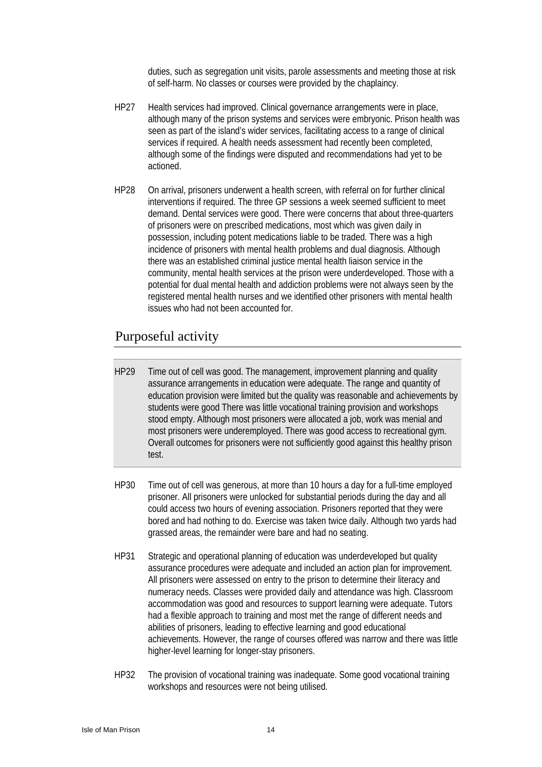duties, such as segregation unit visits, parole assessments and meeting those at risk of self-harm. No classes or courses were provided by the chaplaincy.

HP27 Health services had improved. Clinical governance arrangements were in place, although many of the prison systems and services were embryonic. Prison health was seen as part of the island's wider services, facilitating access to a range of clinical services if required. A health needs assessment had recently been completed, although some of the findings were disputed and recommendations had yet to be actioned.

HP28 On arrival, prisoners underwent a health screen, with referral on for further clinical interventions if required. The three GP sessions a week seemed sufficient to meet demand. Dental services were good. There were concerns that about three-quarters of prisoners were on prescribed medications, most which was given daily in possession, including potent medications liable to be traded. There was a high incidence of prisoners with mental health problems and dual diagnosis. Although there was an established criminal justice mental health liaison service in the community, mental health services at the prison were underdeveloped. Those with a potential for dual mental health and addiction problems were not always seen by the registered mental health nurses and we identified other prisoners with mental health issues who had not been accounted for.

## Purposeful activity

HP29 Time out of cell was good. The management, improvement planning and quality assurance arrangements in education were adequate. The range and quantity of education provision were limited but the quality was reasonable and achievements by students were good There was little vocational training provision and workshops stood empty. Although most prisoners were allocated a job, work was menial and most prisoners were underemployed. There was good access to recreational gym. Overall outcomes for prisoners were not sufficiently good against this healthy prison test.

HP30 Time out of cell was generous, at more than 10 hours a day for a full-time employed prisoner. All prisoners were unlocked for substantial periods during the day and all could access two hours of evening association. Prisoners reported that they were bored and had nothing to do. Exercise was taken twice daily. Although two yards had grassed areas, the remainder were bare and had no seating.

HP31 Strategic and operational planning of education was underdeveloped but quality assurance procedures were adequate and included an action plan for improvement. All prisoners were assessed on entry to the prison to determine their literacy and numeracy needs. Classes were provided daily and attendance was high. Classroom accommodation was good and resources to support learning were adequate. Tutors had a flexible approach to training and most met the range of different needs and abilities of prisoners, leading to effective learning and good educational achievements. However, the range of courses offered was narrow and there was little higher-level learning for longer-stay prisoners.

HP32 The provision of vocational training was inadequate. Some good vocational training workshops and resources were not being utilised.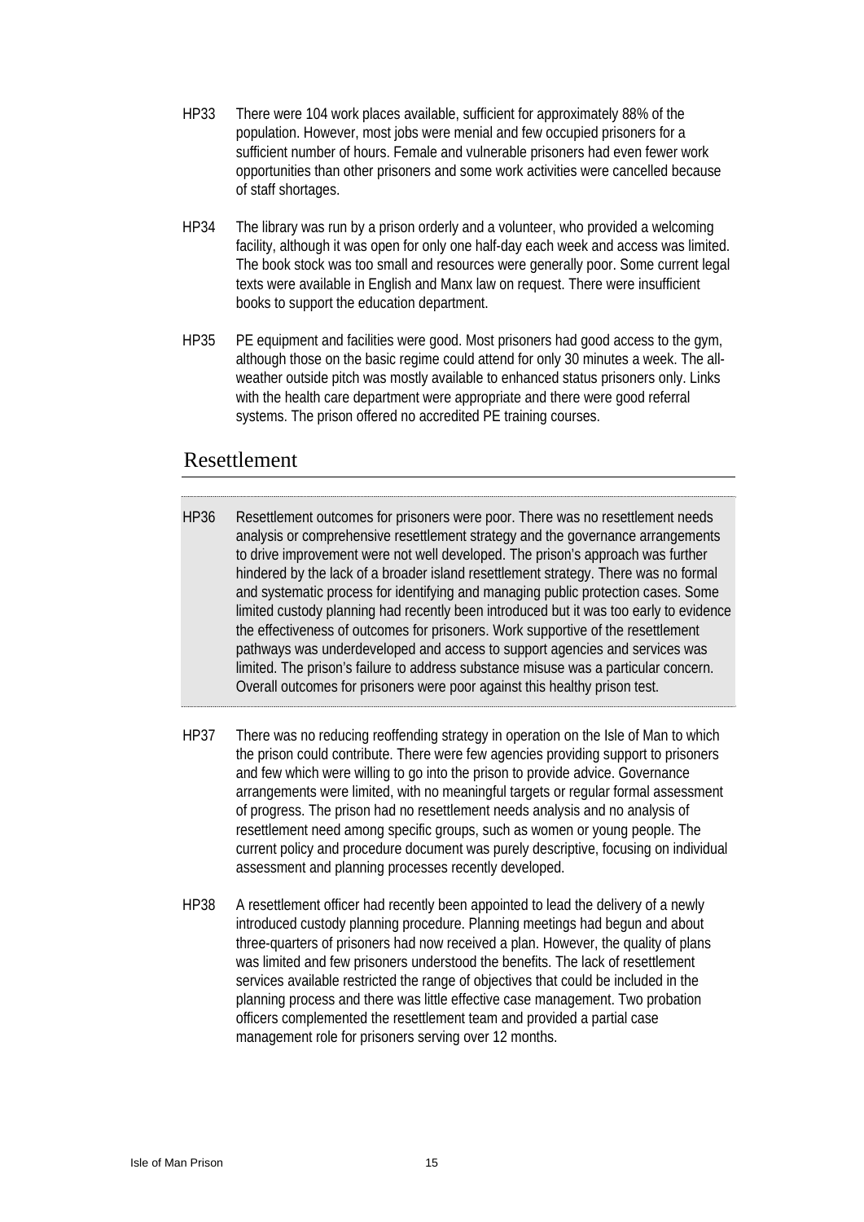HP33 There were 104 work places available, sufficient for approximately 88% of the population. However, most jobs were menial and few occupied prisoners for a sufficient number of hours. Female and vulnerable prisoners had even fewer work opportunities than other prisoners and some work activities were cancelled because of staff shortages.

HP34 The library was run by a prison orderly and a volunteer, who provided a welcoming facility, although it was open for only one half-day each week and access was limited. The book stock was too small and resources were generally poor. Some current legal texts were available in English and Manx law on request. There were insufficient books to support the education department.

HP35 PE equipment and facilities were good. Most prisoners had good access to the gym, although those on the basic regime could attend for only 30 minutes a week. The all-weather outside pitch was mostly available to enhanced status prisoners only. Links with the health care department were appropriate and there were good referral systems. The prison offered no accredited PE training courses.

## Resettlement

HP36 Resettlement outcomes for prisoners were poor. There was no resettlement needs analysis or comprehensive resettlement strategy and the governance arrangements to drive improvement were not well developed. The prison's approach was further hindered by the lack of a broader island resettlement strategy. There was no formal and systematic process for identifying and managing public protection cases. Some limited custody planning had recently been introduced but it was too early to evidence the effectiveness of outcomes for prisoners. Work supportive of the resettlement pathways was underdeveloped and access to support agencies and services was limited. The prison's failure to address substance misuse was a particular concern. Overall outcomes for prisoners were poor against this healthy prison test.

HP37 There was no reducing reoffending strategy in operation on the Isle of Man to which the prison could contribute. There were few agencies providing support to prisoners and few which were willing to go into the prison to provide advice. Governance arrangements were limited, with no meaningful targets or regular formal assessment of progress. The prison had no resettlement needs analysis and no analysis of resettlement need among specific groups, such as women or young people. The current policy and procedure document was purely descriptive, focusing on individual assessment and planning processes recently developed.

HP38 A resettlement officer had recently been appointed to lead the delivery of a newly introduced custody planning procedure. Planning meetings had begun and about three-quarters of prisoners had now received a plan. However, the quality of plans was limited and few prisoners understood the benefits. The lack of resettlement services available restricted the range of objectives that could be included in the planning process and there was little effective case management. Two probation officers complemented the resettlement team and provided a partial case management role for prisoners serving over 12 months.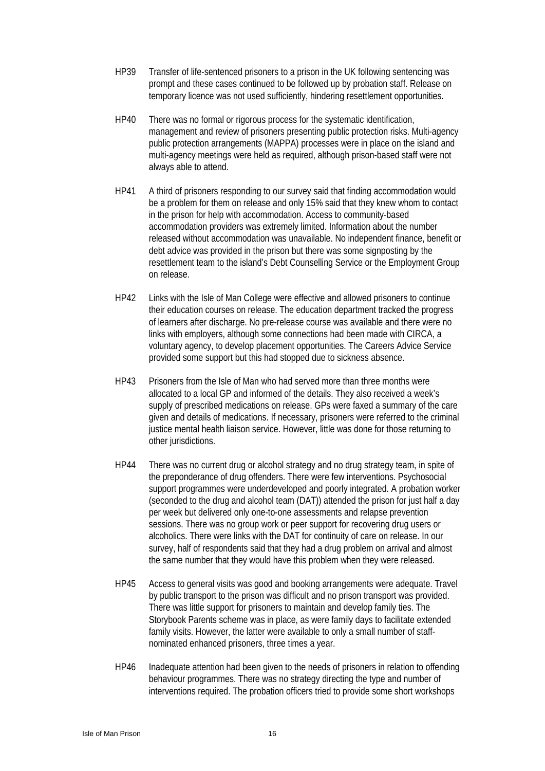HP39 Transfer of life-sentenced prisoners to a prison in the UK following sentencing was prompt and these cases continued to be followed up by probation staff. Release on temporary licence was not used sufficiently, hindering resettlement opportunities.

HP40 There was no formal or rigorous process for the systematic identification, management and review of prisoners presenting public protection risks. Multi-agency public protection arrangements (MAPPA) processes were in place on the island and multi-agency meetings were held as required, although prison-based staff were not always able to attend.

HP41 A third of prisoners responding to our survey said that finding accommodation would be a problem for them on release and only 15% said that they knew whom to contact in the prison for help with accommodation. Access to community-based accommodation providers was extremely limited. Information about the number released without accommodation was unavailable. No independent finance, benefit or debt advice was provided in the prison but there was some signposting by the resettlement team to the island's Debt Counselling Service or the Employment Group on release.

HP42 Links with the Isle of Man College were effective and allowed prisoners to continue their education courses on release. The education department tracked the progress of learners after discharge. No pre-release course was available and there were no links with employers, although some connections had been made with CIRCA, a voluntary agency, to develop placement opportunities. The Careers Advice Service provided some support but this had stopped due to sickness absence.

HP43 Prisoners from the Isle of Man who had served more than three months were allocated to a local GP and informed of the details. They also received a week's supply of prescribed medications on release. GPs were faxed a summary of the care given and details of medications. If necessary, prisoners were referred to the criminal justice mental health liaison service. However, little was done for those returning to other jurisdictions.

HP44 There was no current drug or alcohol strategy and no drug strategy team, in spite of the preponderance of drug offenders. There were few interventions. Psychosocial support programmes were underdeveloped and poorly integrated. A probation worker (seconded to the drug and alcohol team (DAT)) attended the prison for just half a day per week but delivered only one-to-one assessments and relapse prevention sessions. There was no group work or peer support for recovering drug users or alcoholics. There were links with the DAT for continuity of care on release. In our survey, half of respondents said that they had a drug problem on arrival and almost the same number that they would have this problem when they were released.

HP45 Access to general visits was good and booking arrangements were adequate. Travel by public transport to the prison was difficult and no prison transport was provided. There was little support for prisoners to maintain and develop family ties. The Storybook Parents scheme was in place, as were family days to facilitate extended family visits. However, the latter were available to only a small number of staff-nominated enhanced prisoners, three times a year.

HP46 Inadequate attention had been given to the needs of prisoners in relation to offending behaviour programmes. There was no strategy directing the type and number of interventions required. The probation officers tried to provide some short workshops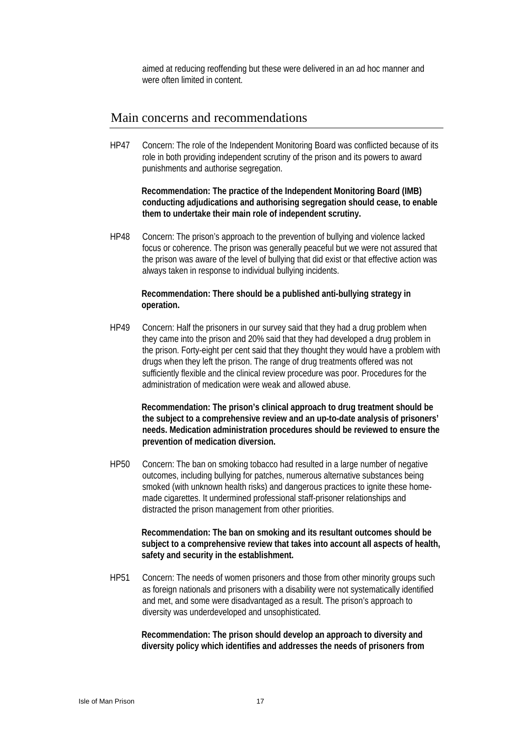aimed at reducing reoffending but these were delivered in an ad hoc manner and were often limited in content.

## Main concerns and recommendations

HP47 Concern: The role of the Independent Monitoring Board was conflicted because of its role in both providing independent scrutiny of the prison and its powers to award punishments and authorise segregation.

**Recommendation: The practice of the Independent Monitoring Board (IMB) conducting adjudications and authorising segregation should cease, to enable them to undertake their main role of independent scrutiny.**

HP48 Concern: The prison's approach to the prevention of bullying and violence lacked focus or coherence. The prison was generally peaceful but we were not assured that the prison was aware of the level of bullying that did exist or that effective action was always taken in response to individual bullying incidents.

**Recommendation: There should be a published anti-bullying strategy in operation.**

HP49 Concern: Half the prisoners in our survey said that they had a drug problem when they came into the prison and 20% said that they had developed a drug problem in the prison. Forty-eight per cent said that they thought they would have a problem with drugs when they left the prison. The range of drug treatments offered was not sufficiently flexible and the clinical review procedure was poor. Procedures for the administration of medication were weak and allowed abuse.

**Recommendation: The prison's clinical approach to drug treatment should be the subject to a comprehensive review and an up-to-date analysis of prisoners' needs. Medication administration procedures should be reviewed to ensure the prevention of medication diversion.**

HP50 Concern: The ban on smoking tobacco had resulted in a large number of negative outcomes, including bullying for patches, numerous alternative substances being smoked (with unknown health risks) and dangerous practices to ignite these home-made cigarettes. It undermined professional staff-prisoner relationships and distracted the prison management from other priorities.

**Recommendation: The ban on smoking and its resultant outcomes should be subject to a comprehensive review that takes into account all aspects of health, safety and security in the establishment.**

HP51 Concern: The needs of women prisoners and those from other minority groups such as foreign nationals and prisoners with a disability were not systematically identified and met, and some were disadvantaged as a result. The prison's approach to diversity was underdeveloped and unsophisticated.

**Recommendation: The prison should develop an approach to diversity and diversity policy which identifies and addresses the needs of prisoners from**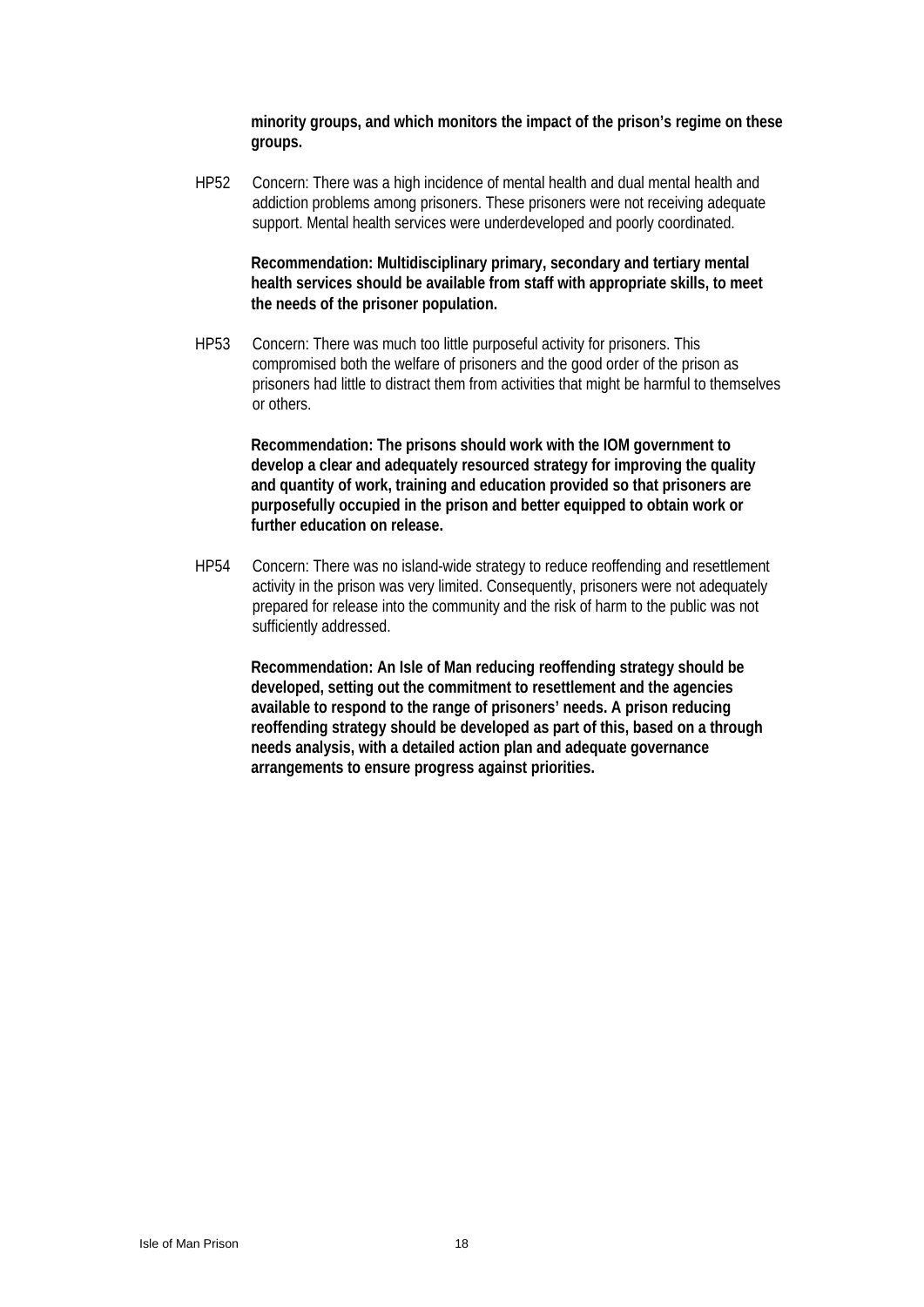**minority groups, and which monitors the impact of the prison's regime on these groups.**

HP52 Concern: There was a high incidence of mental health and dual mental health and addiction problems among prisoners. These prisoners were not receiving adequate support. Mental health services were underdeveloped and poorly coordinated.

**Recommendation: Multidisciplinary primary, secondary and tertiary mental health services should be available from staff with appropriate skills, to meet the needs of the prisoner population.**

HP53 Concern: There was much too little purposeful activity for prisoners. This compromised both the welfare of prisoners and the good order of the prison as prisoners had little to distract them from activities that might be harmful to themselves or others.

**Recommendation: The prisons should work with the IOM government to develop a clear and adequately resourced strategy for improving the quality and quantity of work, training and education provided so that prisoners are purposefully occupied in the prison and better equipped to obtain work or further education on release.**

HP54 Concern: There was no island-wide strategy to reduce reoffending and resettlement activity in the prison was very limited. Consequently, prisoners were not adequately prepared for release into the community and the risk of harm to the public was not sufficiently addressed.

**Recommendation: An Isle of Man reducing reoffending strategy should be developed, setting out the commitment to resettlement and the agencies available to respond to the range of prisoners' needs. A prison reducing reoffending strategy should be developed as part of this, based on a through needs analysis, with a detailed action plan and adequate governance arrangements to ensure progress against priorities.**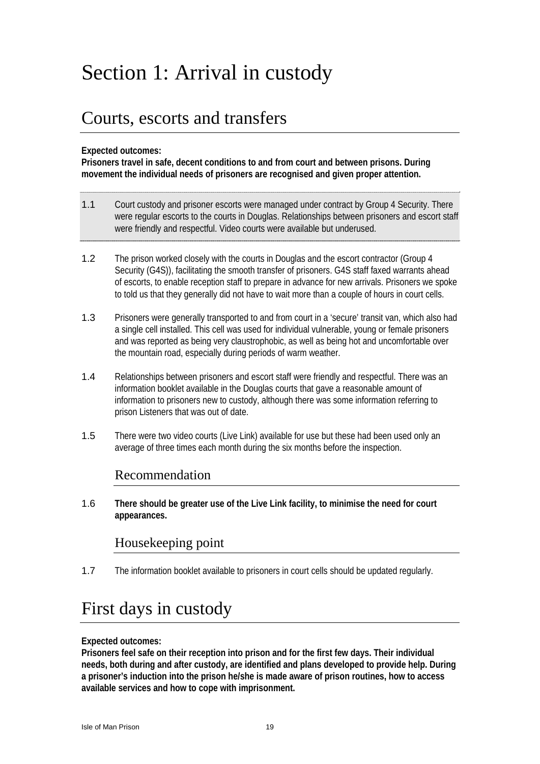# Section 1: Arrival in custody

## Courts, escorts and transfers

**Expected outcomes:**
**Prisoners travel in safe, decent conditions to and from court and between prisons. During movement the individual needs of prisoners are recognised and given proper attention.**

1.1 Court custody and prisoner escorts were managed under contract by Group 4 Security. There were regular escorts to the courts in Douglas. Relationships between prisoners and escort staff were friendly and respectful. Video courts were available but underused.

1.2 The prison worked closely with the courts in Douglas and the escort contractor (Group 4 Security (G4S)), facilitating the smooth transfer of prisoners. G4S staff faxed warrants ahead of escorts, to enable reception staff to prepare in advance for new arrivals. Prisoners we spoke to told us that they generally did not have to wait more than a couple of hours in court cells.

1.3 Prisoners were generally transported to and from court in a 'secure' transit van, which also had a single cell installed. This cell was used for individual vulnerable, young or female prisoners and was reported as being very claustrophobic, as well as being hot and uncomfortable over the mountain road, especially during periods of warm weather.

1.4 Relationships between prisoners and escort staff were friendly and respectful. There was an information booklet available in the Douglas courts that gave a reasonable amount of information to prisoners new to custody, although there was some information referring to prison Listeners that was out of date.

1.5 There were two video courts (Live Link) available for use but these had been used only an average of three times each month during the six months before the inspection.

### Recommendation

1.6 **There should be greater use of the Live Link facility, to minimise the need for court appearances.**

### Housekeeping point

1.7 The information booklet available to prisoners in court cells should be updated regularly.

## First days in custody

**Expected outcomes:**
**Prisoners feel safe on their reception into prison and for the first few days. Their individual needs, both during and after custody, are identified and plans developed to provide help. During a prisoner's induction into the prison he/she is made aware of prison routines, how to access available services and how to cope with imprisonment.**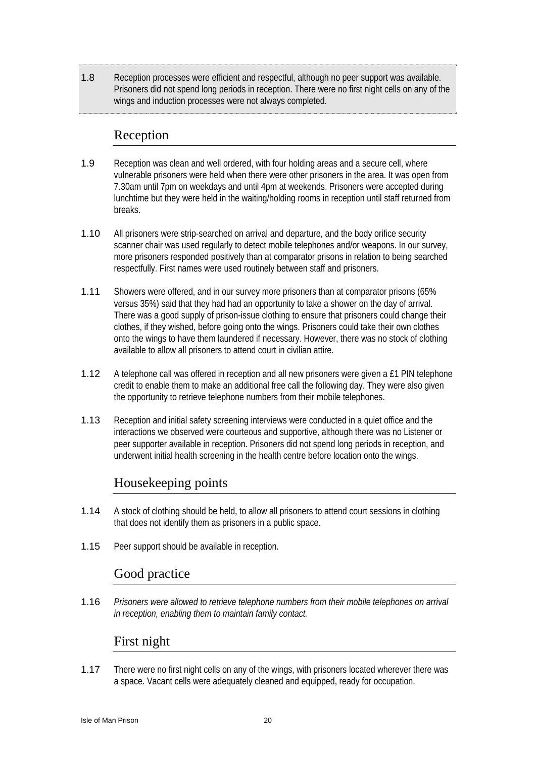1.8 Reception processes were efficient and respectful, although no peer support was available. Prisoners did not spend long periods in reception. There were no first night cells on any of the wings and induction processes were not always completed.

## Reception

1.9 Reception was clean and well ordered, with four holding areas and a secure cell, where vulnerable prisoners were held when there were other prisoners in the area. It was open from 7.30am until 7pm on weekdays and until 4pm at weekends. Prisoners were accepted during lunchtime but they were held in the waiting/holding rooms in reception until staff returned from breaks.

1.10 All prisoners were strip-searched on arrival and departure, and the body orifice security scanner chair was used regularly to detect mobile telephones and/or weapons. In our survey, more prisoners responded positively than at comparator prisons in relation to being searched respectfully. First names were used routinely between staff and prisoners.

1.11 Showers were offered, and in our survey more prisoners than at comparator prisons (65% versus 35%) said that they had had an opportunity to take a shower on the day of arrival. There was a good supply of prison-issue clothing to ensure that prisoners could change their clothes, if they wished, before going onto the wings. Prisoners could take their own clothes onto the wings to have them laundered if necessary. However, there was no stock of clothing available to allow all prisoners to attend court in civilian attire.

1.12 A telephone call was offered in reception and all new prisoners were given a £1 PIN telephone credit to enable them to make an additional free call the following day. They were also given the opportunity to retrieve telephone numbers from their mobile telephones.

1.13 Reception and initial safety screening interviews were conducted in a quiet office and the interactions we observed were courteous and supportive, although there was no Listener or peer supporter available in reception. Prisoners did not spend long periods in reception, and underwent initial health screening in the health centre before location onto the wings.

## Housekeeping points

1.14 A stock of clothing should be held, to allow all prisoners to attend court sessions in clothing that does not identify them as prisoners in a public space.

1.15 Peer support should be available in reception.

## Good practice

1.16 *Prisoners were allowed to retrieve telephone numbers from their mobile telephones on arrival in reception, enabling them to maintain family contact.*

## First night

1.17 There were no first night cells on any of the wings, with prisoners located wherever there was a space. Vacant cells were adequately cleaned and equipped, ready for occupation.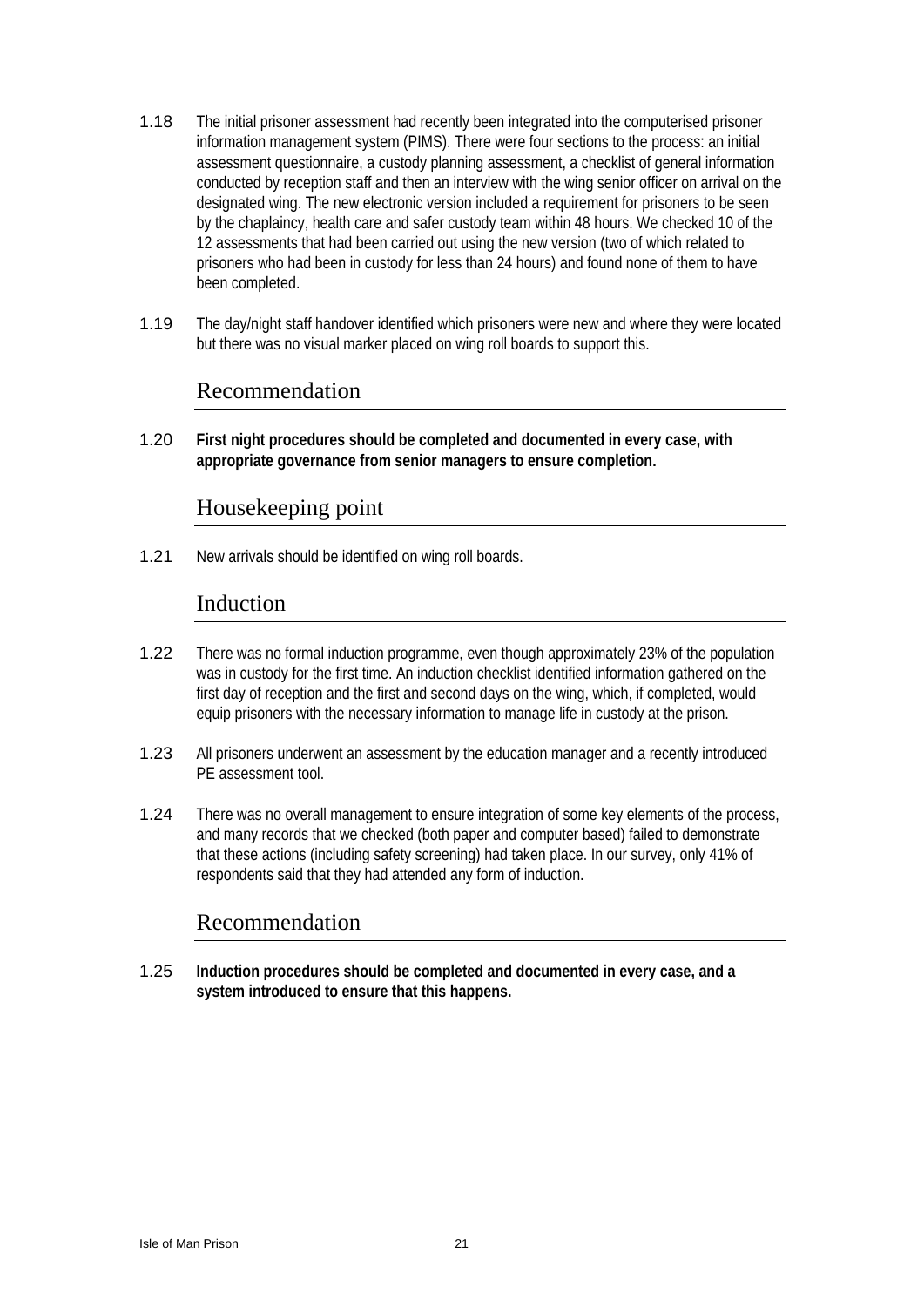1.18 The initial prisoner assessment had recently been integrated into the computerised prisoner information management system (PIMS). There were four sections to the process: an initial assessment questionnaire, a custody planning assessment, a checklist of general information conducted by reception staff and then an interview with the wing senior officer on arrival on the designated wing. The new electronic version included a requirement for prisoners to be seen by the chaplaincy, health care and safer custody team within 48 hours. We checked 10 of the 12 assessments that had been carried out using the new version (two of which related to prisoners who had been in custody for less than 24 hours) and found none of them to have been completed.

1.19 The day/night staff handover identified which prisoners were new and where they were located but there was no visual marker placed on wing roll boards to support this.

## Recommendation

1.20 **First night procedures should be completed and documented in every case, with appropriate governance from senior managers to ensure completion.**

## Housekeeping point

1.21 New arrivals should be identified on wing roll boards.

## Induction

1.22 There was no formal induction programme, even though approximately 23% of the population was in custody for the first time. An induction checklist identified information gathered on the first day of reception and the first and second days on the wing, which, if completed, would equip prisoners with the necessary information to manage life in custody at the prison.

1.23 All prisoners underwent an assessment by the education manager and a recently introduced PE assessment tool.

1.24 There was no overall management to ensure integration of some key elements of the process, and many records that we checked (both paper and computer based) failed to demonstrate that these actions (including safety screening) had taken place. In our survey, only 41% of respondents said that they had attended any form of induction.

## Recommendation

1.25 **Induction procedures should be completed and documented in every case, and a system introduced to ensure that this happens.**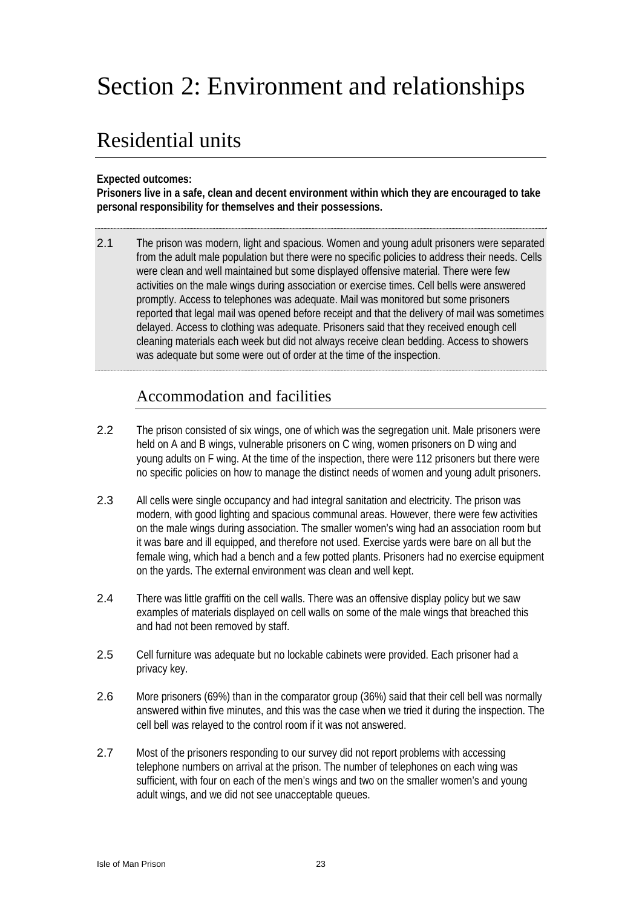# Section 2: Environment and relationships

## Residential units

**Expected outcomes:**
**Prisoners live in a safe, clean and decent environment within which they are encouraged to take personal responsibility for themselves and their possessions.**

2.1 The prison was modern, light and spacious. Women and young adult prisoners were separated from the adult male population but there were no specific policies to address their needs. Cells were clean and well maintained but some displayed offensive material. There were few activities on the male wings during association or exercise times. Cell bells were answered promptly. Access to telephones was adequate. Mail was monitored but some prisoners reported that legal mail was opened before receipt and that the delivery of mail was sometimes delayed. Access to clothing was adequate. Prisoners said that they received enough cell cleaning materials each week but did not always receive clean bedding. Access to showers was adequate but some were out of order at the time of the inspection.

### Accommodation and facilities

2.2 The prison consisted of six wings, one of which was the segregation unit. Male prisoners were held on A and B wings, vulnerable prisoners on C wing, women prisoners on D wing and young adults on F wing. At the time of the inspection, there were 112 prisoners but there were no specific policies on how to manage the distinct needs of women and young adult prisoners.

2.3 All cells were single occupancy and had integral sanitation and electricity. The prison was modern, with good lighting and spacious communal areas. However, there were few activities on the male wings during association. The smaller women's wing had an association room but it was bare and ill equipped, and therefore not used. Exercise yards were bare on all but the female wing, which had a bench and a few potted plants. Prisoners had no exercise equipment on the yards. The external environment was clean and well kept.

2.4 There was little graffiti on the cell walls. There was an offensive display policy but we saw examples of materials displayed on cell walls on some of the male wings that breached this and had not been removed by staff.

2.5 Cell furniture was adequate but no lockable cabinets were provided. Each prisoner had a privacy key.

2.6 More prisoners (69%) than in the comparator group (36%) said that their cell bell was normally answered within five minutes, and this was the case when we tried it during the inspection. The cell bell was relayed to the control room if it was not answered.

2.7 Most of the prisoners responding to our survey did not report problems with accessing telephone numbers on arrival at the prison. The number of telephones on each wing was sufficient, with four on each of the men's wings and two on the smaller women's and young adult wings, and we did not see unacceptable queues.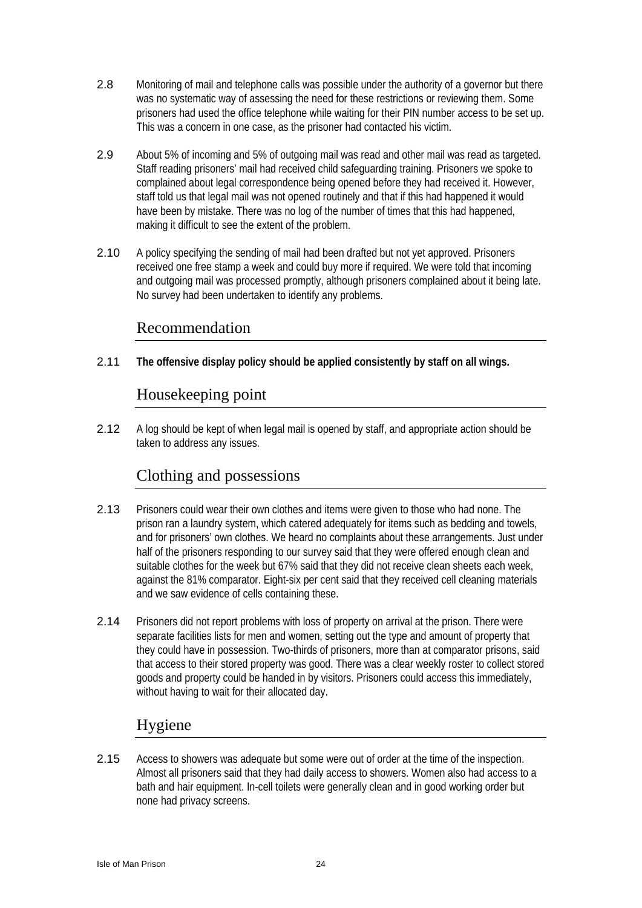2.8 Monitoring of mail and telephone calls was possible under the authority of a governor but there was no systematic way of assessing the need for these restrictions or reviewing them. Some prisoners had used the office telephone while waiting for their PIN number access to be set up. This was a concern in one case, as the prisoner had contacted his victim.

2.9 About 5% of incoming and 5% of outgoing mail was read and other mail was read as targeted. Staff reading prisoners' mail had received child safeguarding training. Prisoners we spoke to complained about legal correspondence being opened before they had received it. However, staff told us that legal mail was not opened routinely and that if this had happened it would have been by mistake. There was no log of the number of times that this had happened, making it difficult to see the extent of the problem.

2.10 A policy specifying the sending of mail had been drafted but not yet approved. Prisoners received one free stamp a week and could buy more if required. We were told that incoming and outgoing mail was processed promptly, although prisoners complained about it being late. No survey had been undertaken to identify any problems.

## Recommendation

2.11 **The offensive display policy should be applied consistently by staff on all wings.**

## Housekeeping point

2.12 A log should be kept of when legal mail is opened by staff, and appropriate action should be taken to address any issues.

## Clothing and possessions

2.13 Prisoners could wear their own clothes and items were given to those who had none. The prison ran a laundry system, which catered adequately for items such as bedding and towels, and for prisoners' own clothes. We heard no complaints about these arrangements. Just under half of the prisoners responding to our survey said that they were offered enough clean and suitable clothes for the week but 67% said that they did not receive clean sheets each week, against the 81% comparator. Eight-six per cent said that they received cell cleaning materials and we saw evidence of cells containing these.

2.14 Prisoners did not report problems with loss of property on arrival at the prison. There were separate facilities lists for men and women, setting out the type and amount of property that they could have in possession. Two-thirds of prisoners, more than at comparator prisons, said that access to their stored property was good. There was a clear weekly roster to collect stored goods and property could be handed in by visitors. Prisoners could access this immediately, without having to wait for their allocated day.

## Hygiene

2.15 Access to showers was adequate but some were out of order at the time of the inspection. Almost all prisoners said that they had daily access to showers. Women also had access to a bath and hair equipment. In-cell toilets were generally clean and in good working order but none had privacy screens.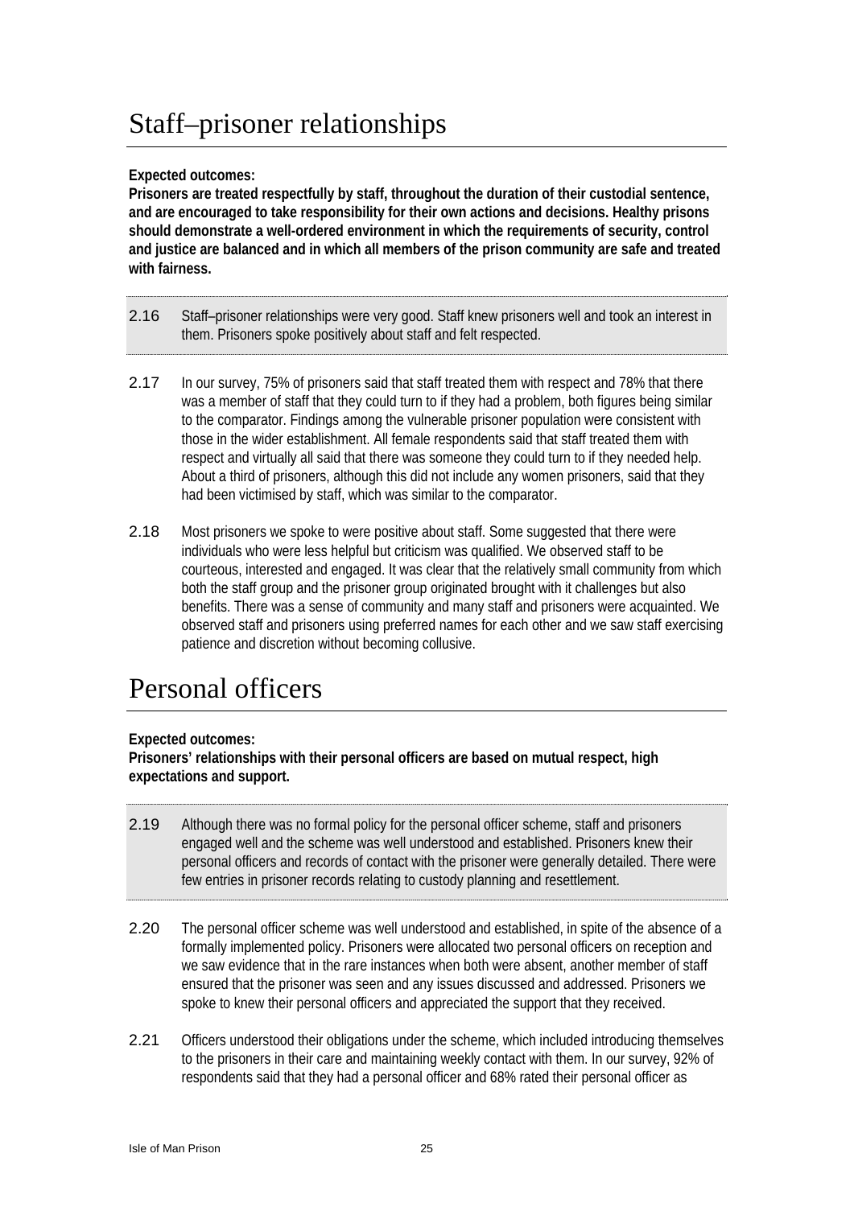# Staff–prisoner relationships

**Expected outcomes:**
**Prisoners are treated respectfully by staff, throughout the duration of their custodial sentence, and are encouraged to take responsibility for their own actions and decisions. Healthy prisons should demonstrate a well-ordered environment in which the requirements of security, control and justice are balanced and in which all members of the prison community are safe and treated with fairness.**

2.16 Staff–prisoner relationships were very good. Staff knew prisoners well and took an interest in them. Prisoners spoke positively about staff and felt respected.

2.17 In our survey, 75% of prisoners said that staff treated them with respect and 78% that there was a member of staff that they could turn to if they had a problem, both figures being similar to the comparator. Findings among the vulnerable prisoner population were consistent with those in the wider establishment. All female respondents said that staff treated them with respect and virtually all said that there was someone they could turn to if they needed help. About a third of prisoners, although this did not include any women prisoners, said that they had been victimised by staff, which was similar to the comparator.

2.18 Most prisoners we spoke to were positive about staff. Some suggested that there were individuals who were less helpful but criticism was qualified. We observed staff to be courteous, interested and engaged. It was clear that the relatively small community from which both the staff group and the prisoner group originated brought with it challenges but also benefits. There was a sense of community and many staff and prisoners were acquainted. We observed staff and prisoners using preferred names for each other and we saw staff exercising patience and discretion without becoming collusive.

# Personal officers

**Expected outcomes:**
**Prisoners' relationships with their personal officers are based on mutual respect, high expectations and support.**

2.19 Although there was no formal policy for the personal officer scheme, staff and prisoners engaged well and the scheme was well understood and established. Prisoners knew their personal officers and records of contact with the prisoner were generally detailed. There were few entries in prisoner records relating to custody planning and resettlement.

2.20 The personal officer scheme was well understood and established, in spite of the absence of a formally implemented policy. Prisoners were allocated two personal officers on reception and we saw evidence that in the rare instances when both were absent, another member of staff ensured that the prisoner was seen and any issues discussed and addressed. Prisoners we spoke to knew their personal officers and appreciated the support that they received.

2.21 Officers understood their obligations under the scheme, which included introducing themselves to the prisoners in their care and maintaining weekly contact with them. In our survey, 92% of respondents said that they had a personal officer and 68% rated their personal officer as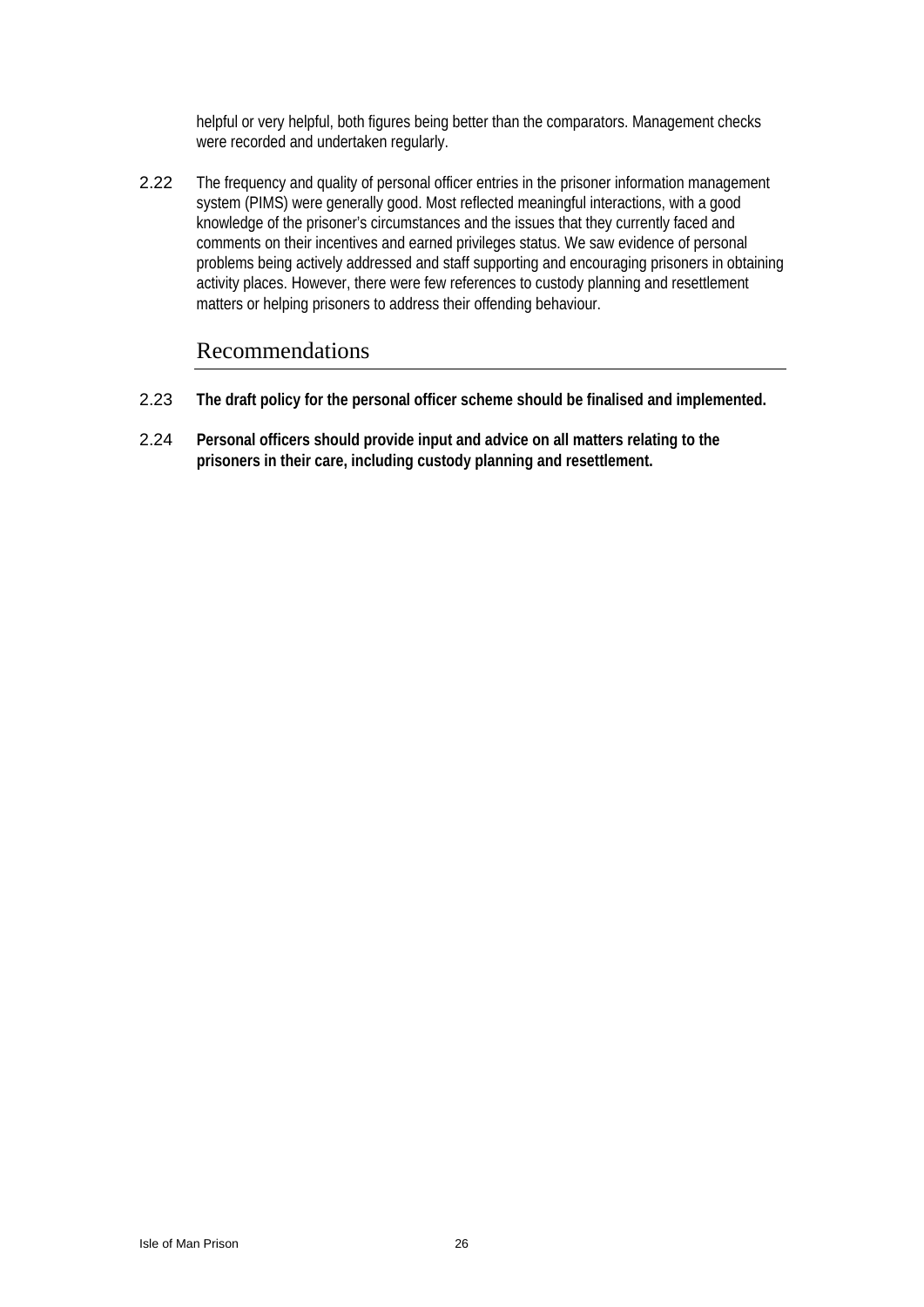helpful or very helpful, both figures being better than the comparators. Management checks were recorded and undertaken regularly.

2.22 The frequency and quality of personal officer entries in the prisoner information management system (PIMS) were generally good. Most reflected meaningful interactions, with a good knowledge of the prisoner's circumstances and the issues that they currently faced and comments on their incentives and earned privileges status. We saw evidence of personal problems being actively addressed and staff supporting and encouraging prisoners in obtaining activity places. However, there were few references to custody planning and resettlement matters or helping prisoners to address their offending behaviour.

## Recommendations

2.23 **The draft policy for the personal officer scheme should be finalised and implemented.**

2.24 **Personal officers should provide input and advice on all matters relating to the prisoners in their care, including custody planning and resettlement.**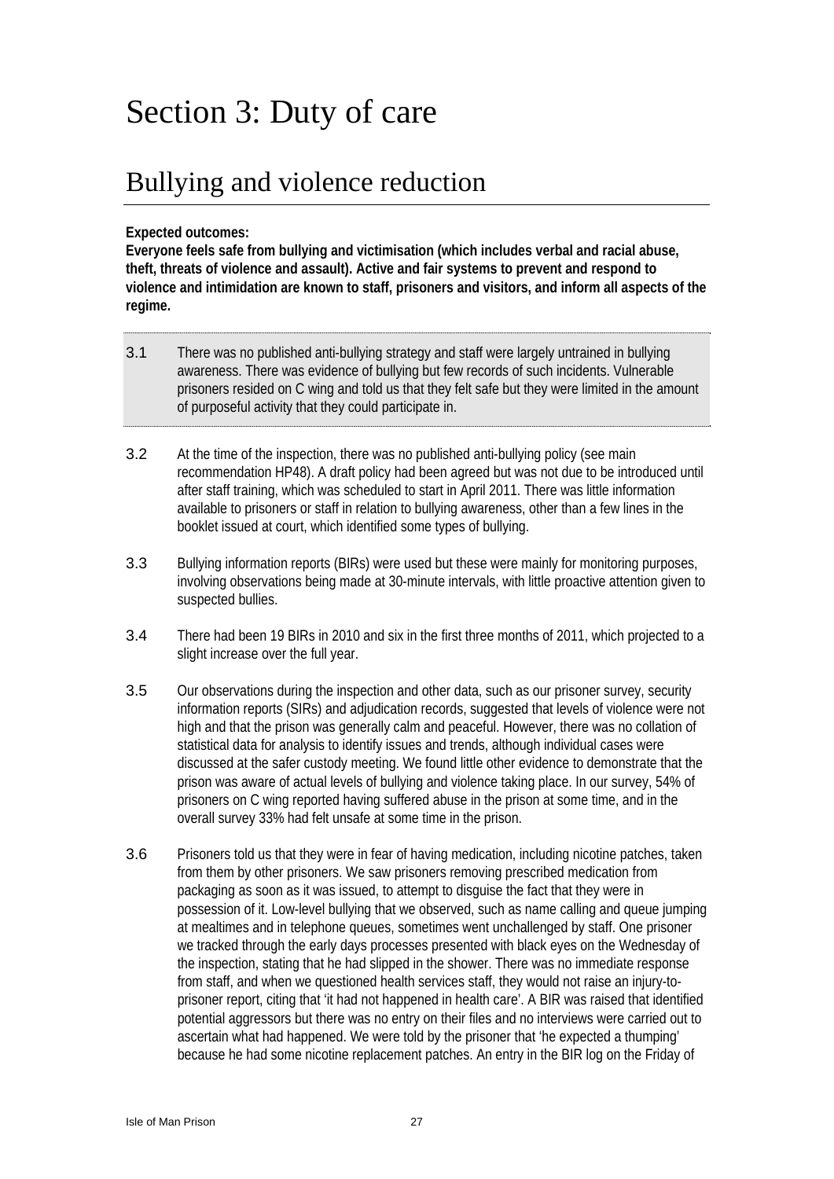# Section 3: Duty of care

## Bullying and violence reduction

**Expected outcomes:**
**Everyone feels safe from bullying and victimisation (which includes verbal and racial abuse, theft, threats of violence and assault). Active and fair systems to prevent and respond to violence and intimidation are known to staff, prisoners and visitors, and inform all aspects of the regime.**

3.1 There was no published anti-bullying strategy and staff were largely untrained in bullying awareness. There was evidence of bullying but few records of such incidents. Vulnerable prisoners resided on C wing and told us that they felt safe but they were limited in the amount of purposeful activity that they could participate in.

3.2 At the time of the inspection, there was no published anti-bullying policy (see main recommendation HP48). A draft policy had been agreed but was not due to be introduced until after staff training, which was scheduled to start in April 2011. There was little information available to prisoners or staff in relation to bullying awareness, other than a few lines in the booklet issued at court, which identified some types of bullying.

3.3 Bullying information reports (BIRs) were used but these were mainly for monitoring purposes, involving observations being made at 30-minute intervals, with little proactive attention given to suspected bullies.

3.4 There had been 19 BIRs in 2010 and six in the first three months of 2011, which projected to a slight increase over the full year.

3.5 Our observations during the inspection and other data, such as our prisoner survey, security information reports (SIRs) and adjudication records, suggested that levels of violence were not high and that the prison was generally calm and peaceful. However, there was no collation of statistical data for analysis to identify issues and trends, although individual cases were discussed at the safer custody meeting. We found little other evidence to demonstrate that the prison was aware of actual levels of bullying and violence taking place. In our survey, 54% of prisoners on C wing reported having suffered abuse in the prison at some time, and in the overall survey 33% had felt unsafe at some time in the prison.

3.6 Prisoners told us that they were in fear of having medication, including nicotine patches, taken from them by other prisoners. We saw prisoners removing prescribed medication from packaging as soon as it was issued, to attempt to disguise the fact that they were in possession of it. Low-level bullying that we observed, such as name calling and queue jumping at mealtimes and in telephone queues, sometimes went unchallenged by staff. One prisoner we tracked through the early days processes presented with black eyes on the Wednesday of the inspection, stating that he had slipped in the shower. There was no immediate response from staff, and when we questioned health services staff, they would not raise an injury-to-prisoner report, citing that 'it had not happened in health care'. A BIR was raised that identified potential aggressors but there was no entry on their files and no interviews were carried out to ascertain what had happened. We were told by the prisoner that 'he expected a thumping' because he had some nicotine replacement patches. An entry in the BIR log on the Friday of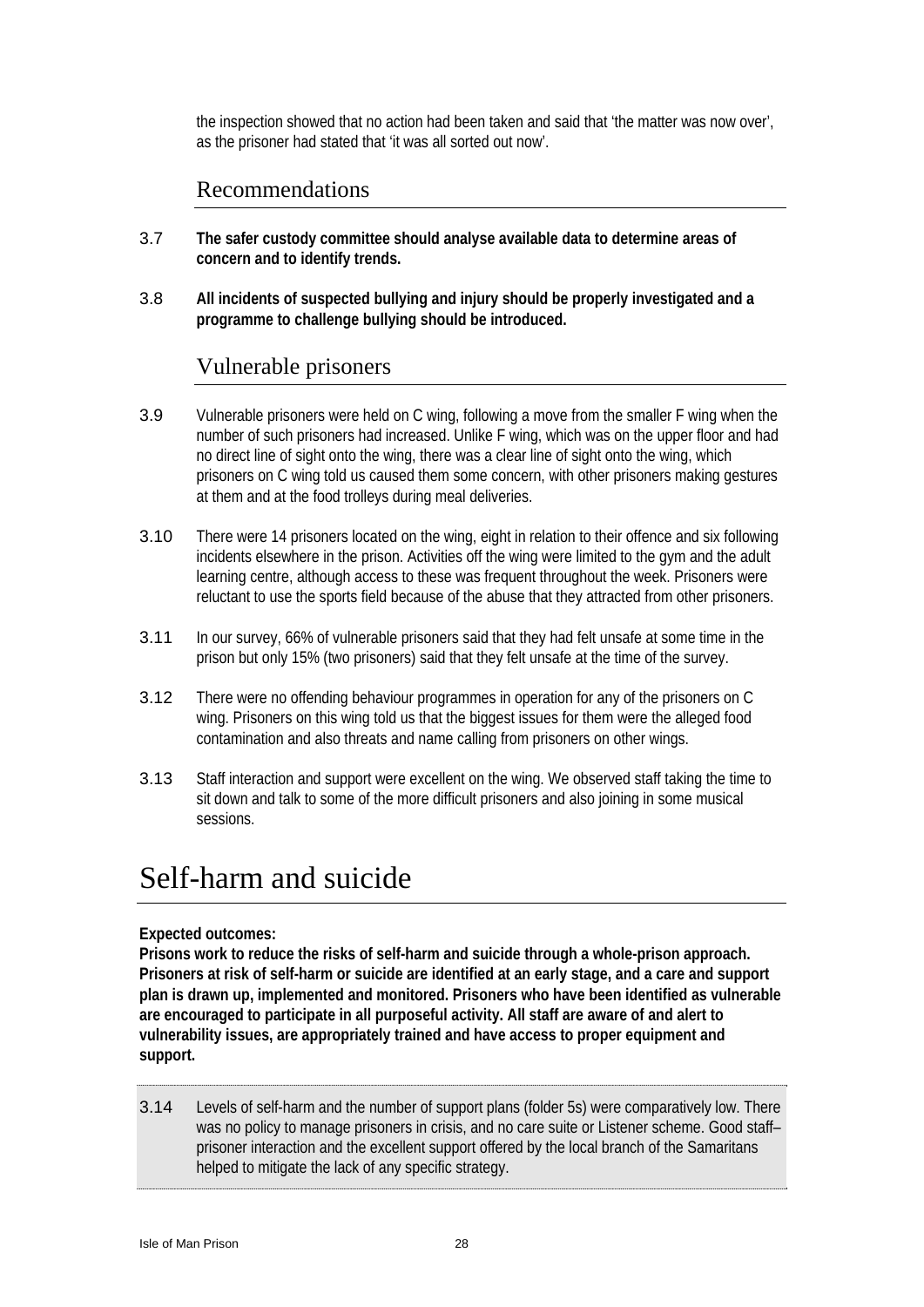the inspection showed that no action had been taken and said that 'the matter was now over', as the prisoner had stated that 'it was all sorted out now'.

### Recommendations

3.7 **The safer custody committee should analyse available data to determine areas of concern and to identify trends.**

3.8 **All incidents of suspected bullying and injury should be properly investigated and a programme to challenge bullying should be introduced.**

### Vulnerable prisoners

3.9 Vulnerable prisoners were held on C wing, following a move from the smaller F wing when the number of such prisoners had increased. Unlike F wing, which was on the upper floor and had no direct line of sight onto the wing, there was a clear line of sight onto the wing, which prisoners on C wing told us caused them some concern, with other prisoners making gestures at them and at the food trolleys during meal deliveries.

3.10 There were 14 prisoners located on the wing, eight in relation to their offence and six following incidents elsewhere in the prison. Activities off the wing were limited to the gym and the adult learning centre, although access to these was frequent throughout the week. Prisoners were reluctant to use the sports field because of the abuse that they attracted from other prisoners.

3.11 In our survey, 66% of vulnerable prisoners said that they had felt unsafe at some time in the prison but only 15% (two prisoners) said that they felt unsafe at the time of the survey.

3.12 There were no offending behaviour programmes in operation for any of the prisoners on C wing. Prisoners on this wing told us that the biggest issues for them were the alleged food contamination and also threats and name calling from prisoners on other wings.

3.13 Staff interaction and support were excellent on the wing. We observed staff taking the time to sit down and talk to some of the more difficult prisoners and also joining in some musical sessions.

## Self-harm and suicide

**Expected outcomes:**
**Prisons work to reduce the risks of self-harm and suicide through a whole-prison approach. Prisoners at risk of self-harm or suicide are identified at an early stage, and a care and support plan is drawn up, implemented and monitored. Prisoners who have been identified as vulnerable are encouraged to participate in all purposeful activity. All staff are aware of and alert to vulnerability issues, are appropriately trained and have access to proper equipment and support.**

3.14 Levels of self-harm and the number of support plans (folder 5s) were comparatively low. There was no policy to manage prisoners in crisis, and no care suite or Listener scheme. Good staff–prisoner interaction and the excellent support offered by the local branch of the Samaritans helped to mitigate the lack of any specific strategy.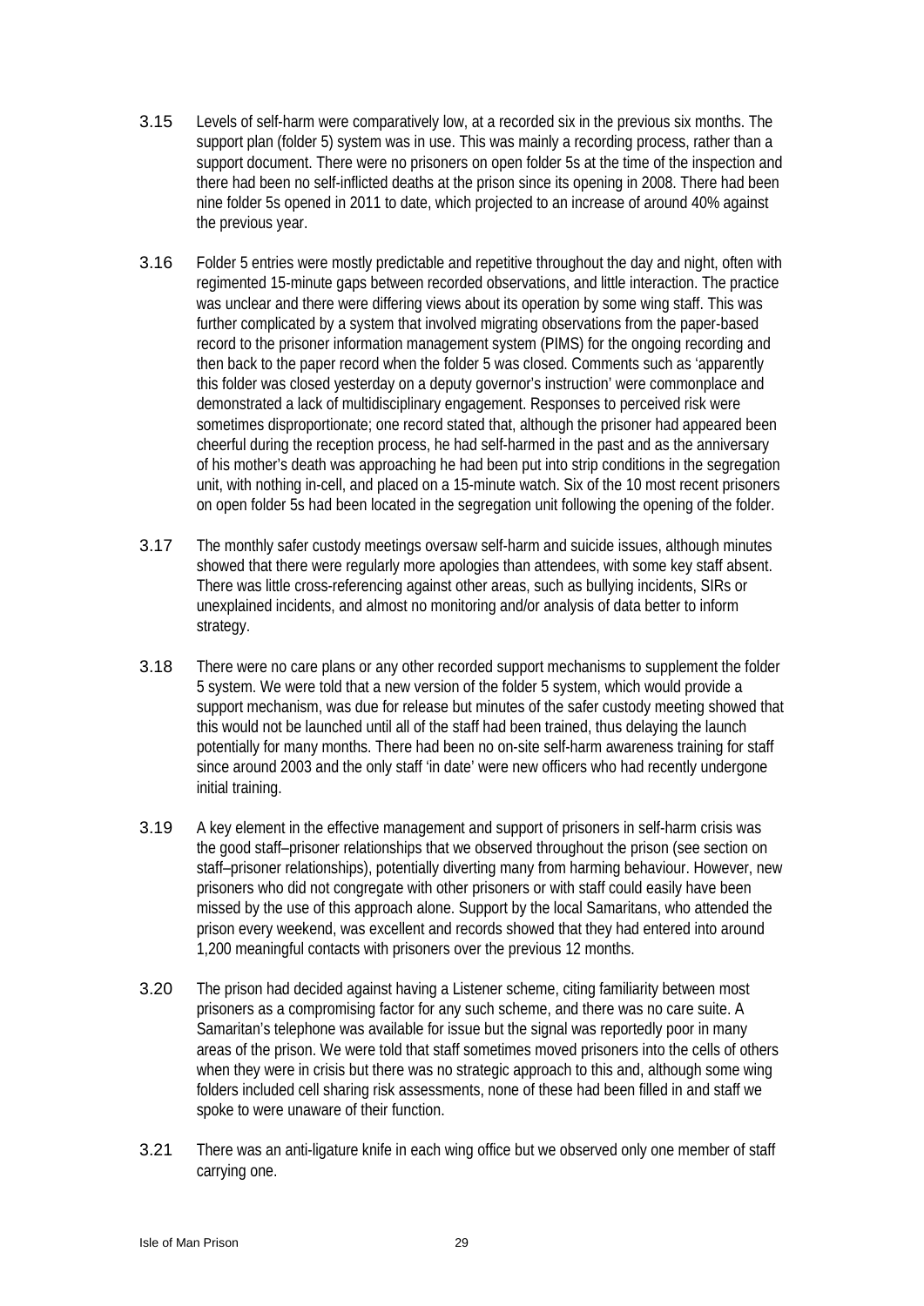3.15 Levels of self-harm were comparatively low, at a recorded six in the previous six months. The support plan (folder 5) system was in use. This was mainly a recording process, rather than a support document. There were no prisoners on open folder 5s at the time of the inspection and there had been no self-inflicted deaths at the prison since its opening in 2008. There had been nine folder 5s opened in 2011 to date, which projected to an increase of around 40% against the previous year.

3.16 Folder 5 entries were mostly predictable and repetitive throughout the day and night, often with regimented 15-minute gaps between recorded observations, and little interaction. The practice was unclear and there were differing views about its operation by some wing staff. This was further complicated by a system that involved migrating observations from the paper-based record to the prisoner information management system (PIMS) for the ongoing recording and then back to the paper record when the folder 5 was closed. Comments such as 'apparently this folder was closed yesterday on a deputy governor's instruction' were commonplace and demonstrated a lack of multidisciplinary engagement. Responses to perceived risk were sometimes disproportionate; one record stated that, although the prisoner had appeared been cheerful during the reception process, he had self-harmed in the past and as the anniversary of his mother's death was approaching he had been put into strip conditions in the segregation unit, with nothing in-cell, and placed on a 15-minute watch. Six of the 10 most recent prisoners on open folder 5s had been located in the segregation unit following the opening of the folder.

3.17 The monthly safer custody meetings oversaw self-harm and suicide issues, although minutes showed that there were regularly more apologies than attendees, with some key staff absent. There was little cross-referencing against other areas, such as bullying incidents, SIRs or unexplained incidents, and almost no monitoring and/or analysis of data better to inform strategy.

3.18 There were no care plans or any other recorded support mechanisms to supplement the folder 5 system. We were told that a new version of the folder 5 system, which would provide a support mechanism, was due for release but minutes of the safer custody meeting showed that this would not be launched until all of the staff had been trained, thus delaying the launch potentially for many months. There had been no on-site self-harm awareness training for staff since around 2003 and the only staff 'in date' were new officers who had recently undergone initial training.

3.19 A key element in the effective management and support of prisoners in self-harm crisis was the good staff–prisoner relationships that we observed throughout the prison (see section on staff–prisoner relationships), potentially diverting many from harming behaviour. However, new prisoners who did not congregate with other prisoners or with staff could easily have been missed by the use of this approach alone. Support by the local Samaritans, who attended the prison every weekend, was excellent and records showed that they had entered into around 1,200 meaningful contacts with prisoners over the previous 12 months.

3.20 The prison had decided against having a Listener scheme, citing familiarity between most prisoners as a compromising factor for any such scheme, and there was no care suite. A Samaritan's telephone was available for issue but the signal was reportedly poor in many areas of the prison. We were told that staff sometimes moved prisoners into the cells of others when they were in crisis but there was no strategic approach to this and, although some wing folders included cell sharing risk assessments, none of these had been filled in and staff we spoke to were unaware of their function.

3.21 There was an anti-ligature knife in each wing office but we observed only one member of staff carrying one.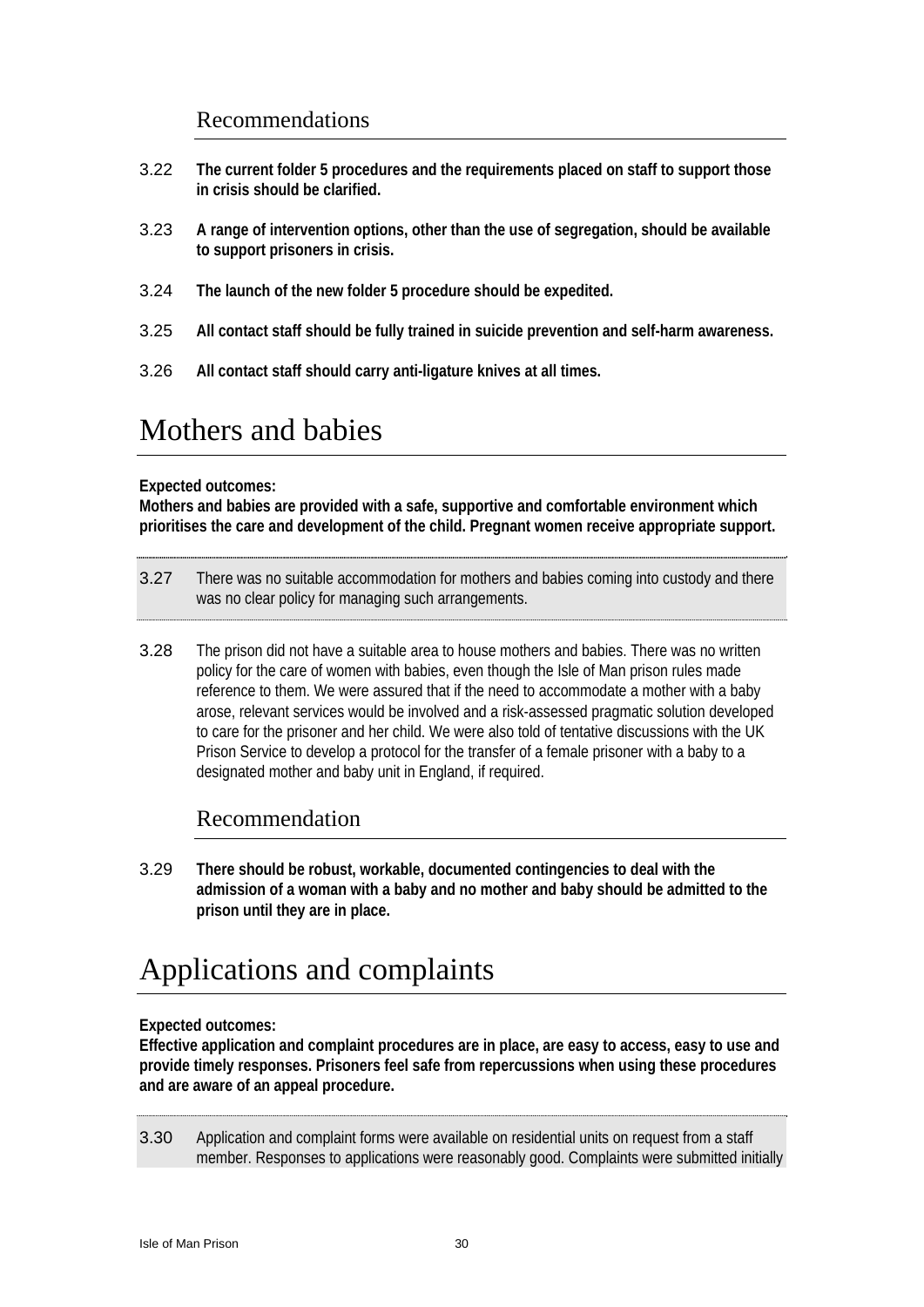### Recommendations

3.22 **The current folder 5 procedures and the requirements placed on staff to support those in crisis should be clarified.**

3.23 **A range of intervention options, other than the use of segregation, should be available to support prisoners in crisis.**

3.24 **The launch of the new folder 5 procedure should be expedited.**

3.25 **All contact staff should be fully trained in suicide prevention and self-harm awareness.**

3.26 **All contact staff should carry anti-ligature knives at all times.**

## Mothers and babies

**Expected outcomes:**
**Mothers and babies are provided with a safe, supportive and comfortable environment which prioritises the care and development of the child. Pregnant women receive appropriate support.**

3.27 There was no suitable accommodation for mothers and babies coming into custody and there was no clear policy for managing such arrangements.

3.28 The prison did not have a suitable area to house mothers and babies. There was no written policy for the care of women with babies, even though the Isle of Man prison rules made reference to them. We were assured that if the need to accommodate a mother with a baby arose, relevant services would be involved and a risk-assessed pragmatic solution developed to care for the prisoner and her child. We were also told of tentative discussions with the UK Prison Service to develop a protocol for the transfer of a female prisoner with a baby to a designated mother and baby unit in England, if required.

### Recommendation

3.29 **There should be robust, workable, documented contingencies to deal with the admission of a woman with a baby and no mother and baby should be admitted to the prison until they are in place.**

## Applications and complaints

**Expected outcomes:**
**Effective application and complaint procedures are in place, are easy to access, easy to use and provide timely responses. Prisoners feel safe from repercussions when using these procedures and are aware of an appeal procedure.**

3.30 Application and complaint forms were available on residential units on request from a staff member. Responses to applications were reasonably good. Complaints were submitted initially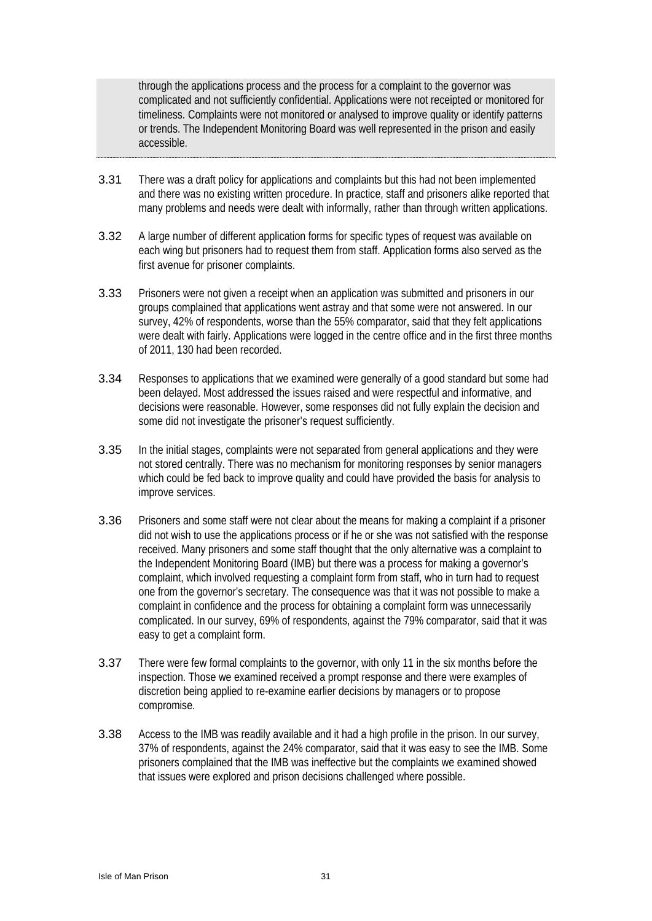through the applications process and the process for a complaint to the governor was complicated and not sufficiently confidential. Applications were not receipted or monitored for timeliness. Complaints were not monitored or analysed to improve quality or identify patterns or trends. The Independent Monitoring Board was well represented in the prison and easily accessible.

3.31 There was a draft policy for applications and complaints but this had not been implemented and there was no existing written procedure. In practice, staff and prisoners alike reported that many problems and needs were dealt with informally, rather than through written applications.

3.32 A large number of different application forms for specific types of request was available on each wing but prisoners had to request them from staff. Application forms also served as the first avenue for prisoner complaints.

3.33 Prisoners were not given a receipt when an application was submitted and prisoners in our groups complained that applications went astray and that some were not answered. In our survey, 42% of respondents, worse than the 55% comparator, said that they felt applications were dealt with fairly. Applications were logged in the centre office and in the first three months of 2011, 130 had been recorded.

3.34 Responses to applications that we examined were generally of a good standard but some had been delayed. Most addressed the issues raised and were respectful and informative, and decisions were reasonable. However, some responses did not fully explain the decision and some did not investigate the prisoner's request sufficiently.

3.35 In the initial stages, complaints were not separated from general applications and they were not stored centrally. There was no mechanism for monitoring responses by senior managers which could be fed back to improve quality and could have provided the basis for analysis to improve services.

3.36 Prisoners and some staff were not clear about the means for making a complaint if a prisoner did not wish to use the applications process or if he or she was not satisfied with the response received. Many prisoners and some staff thought that the only alternative was a complaint to the Independent Monitoring Board (IMB) but there was a process for making a governor's complaint, which involved requesting a complaint form from staff, who in turn had to request one from the governor's secretary. The consequence was that it was not possible to make a complaint in confidence and the process for obtaining a complaint form was unnecessarily complicated. In our survey, 69% of respondents, against the 79% comparator, said that it was easy to get a complaint form.

3.37 There were few formal complaints to the governor, with only 11 in the six months before the inspection. Those we examined received a prompt response and there were examples of discretion being applied to re-examine earlier decisions by managers or to propose compromise.

3.38 Access to the IMB was readily available and it had a high profile in the prison. In our survey, 37% of respondents, against the 24% comparator, said that it was easy to see the IMB. Some prisoners complained that the IMB was ineffective but the complaints we examined showed that issues were explored and prison decisions challenged where possible.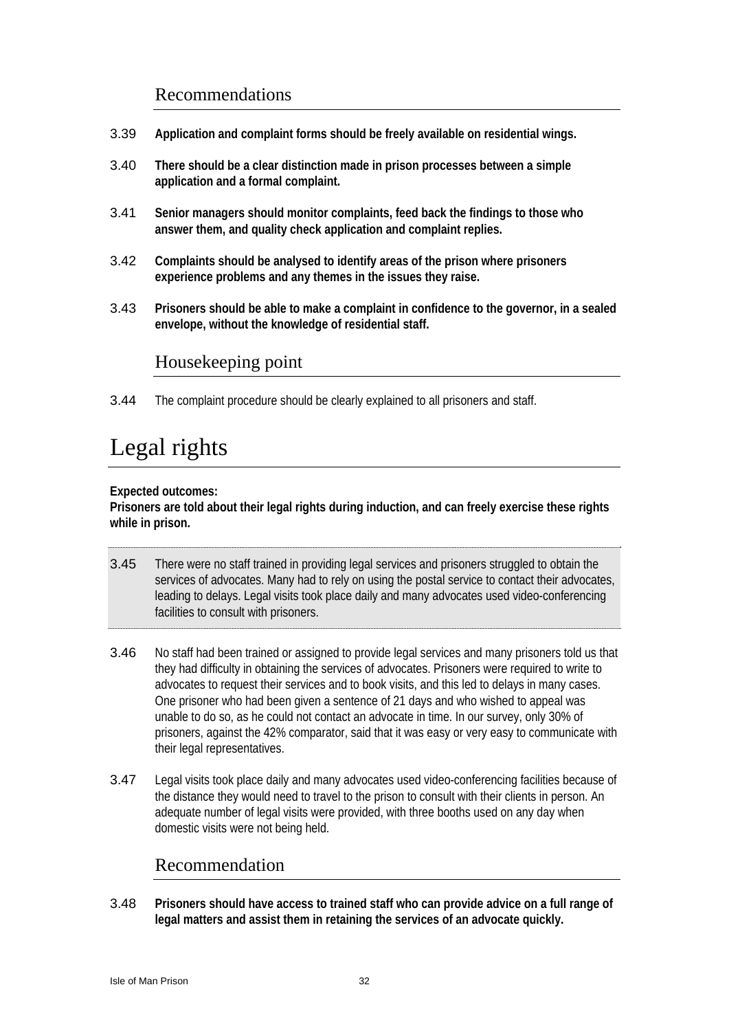### Recommendations

3.39 **Application and complaint forms should be freely available on residential wings.**

3.40 **There should be a clear distinction made in prison processes between a simple application and a formal complaint.**

3.41 **Senior managers should monitor complaints, feed back the findings to those who answer them, and quality check application and complaint replies.**

3.42 **Complaints should be analysed to identify areas of the prison where prisoners experience problems and any themes in the issues they raise.**

3.43 **Prisoners should be able to make a complaint in confidence to the governor, in a sealed envelope, without the knowledge of residential staff.**

### Housekeeping point

3.44 The complaint procedure should be clearly explained to all prisoners and staff.

## Legal rights

**Expected outcomes:**
**Prisoners are told about their legal rights during induction, and can freely exercise these rights while in prison.**

3.45 There were no staff trained in providing legal services and prisoners struggled to obtain the services of advocates. Many had to rely on using the postal service to contact their advocates, leading to delays. Legal visits took place daily and many advocates used video-conferencing facilities to consult with prisoners.

3.46 No staff had been trained or assigned to provide legal services and many prisoners told us that they had difficulty in obtaining the services of advocates. Prisoners were required to write to advocates to request their services and to book visits, and this led to delays in many cases. One prisoner who had been given a sentence of 21 days and who wished to appeal was unable to do so, as he could not contact an advocate in time. In our survey, only 30% of prisoners, against the 42% comparator, said that it was easy or very easy to communicate with their legal representatives.

3.47 Legal visits took place daily and many advocates used video-conferencing facilities because of the distance they would need to travel to the prison to consult with their clients in person. An adequate number of legal visits were provided, with three booths used on any day when domestic visits were not being held.

### Recommendation

3.48 **Prisoners should have access to trained staff who can provide advice on a full range of legal matters and assist them in retaining the services of an advocate quickly.**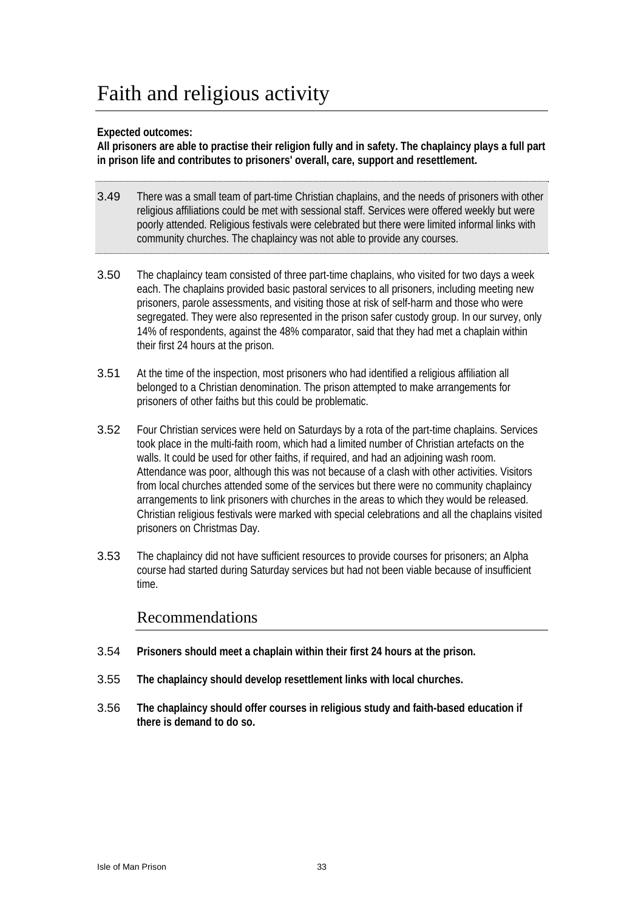# Faith and religious activity

**Expected outcomes:**
**All prisoners are able to practise their religion fully and in safety. The chaplaincy plays a full part in prison life and contributes to prisoners' overall, care, support and resettlement.**

3.49 There was a small team of part-time Christian chaplains, and the needs of prisoners with other religious affiliations could be met with sessional staff. Services were offered weekly but were poorly attended. Religious festivals were celebrated but there were limited informal links with community churches. The chaplaincy was not able to provide any courses.

3.50 The chaplaincy team consisted of three part-time chaplains, who visited for two days a week each. The chaplains provided basic pastoral services to all prisoners, including meeting new prisoners, parole assessments, and visiting those at risk of self-harm and those who were segregated. They were also represented in the prison safer custody group. In our survey, only 14% of respondents, against the 48% comparator, said that they had met a chaplain within their first 24 hours at the prison.

3.51 At the time of the inspection, most prisoners who had identified a religious affiliation all belonged to a Christian denomination. The prison attempted to make arrangements for prisoners of other faiths but this could be problematic.

3.52 Four Christian services were held on Saturdays by a rota of the part-time chaplains. Services took place in the multi-faith room, which had a limited number of Christian artefacts on the walls. It could be used for other faiths, if required, and had an adjoining wash room. Attendance was poor, although this was not because of a clash with other activities. Visitors from local churches attended some of the services but there were no community chaplaincy arrangements to link prisoners with churches in the areas to which they would be released. Christian religious festivals were marked with special celebrations and all the chaplains visited prisoners on Christmas Day.

3.53 The chaplaincy did not have sufficient resources to provide courses for prisoners; an Alpha course had started during Saturday services but had not been viable because of insufficient time.

## Recommendations

3.54 **Prisoners should meet a chaplain within their first 24 hours at the prison.**

3.55 **The chaplaincy should develop resettlement links with local churches.**

3.56 **The chaplaincy should offer courses in religious study and faith-based education if there is demand to do so.**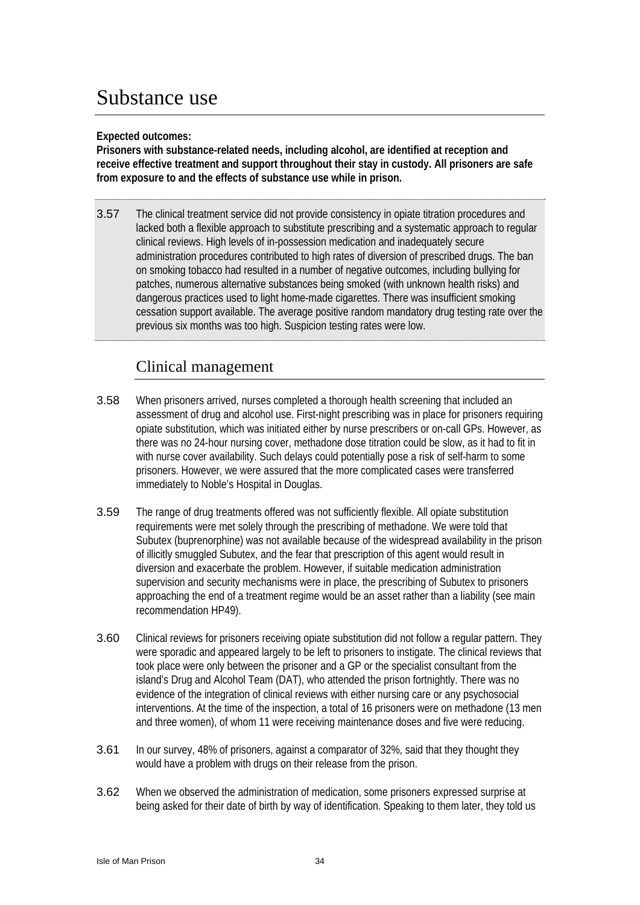# Substance use

**Expected outcomes:**
**Prisoners with substance-related needs, including alcohol, are identified at reception and receive effective treatment and support throughout their stay in custody. All prisoners are safe from exposure to and the effects of substance use while in prison.**

3.57 The clinical treatment service did not provide consistency in opiate titration procedures and lacked both a flexible approach to substitute prescribing and a systematic approach to regular clinical reviews. High levels of in-possession medication and inadequately secure administration procedures contributed to high rates of diversion of prescribed drugs. The ban on smoking tobacco had resulted in a number of negative outcomes, including bullying for patches, numerous alternative substances being smoked (with unknown health risks) and dangerous practices used to light home-made cigarettes. There was insufficient smoking cessation support available. The average positive random mandatory drug testing rate over the previous six months was too high. Suspicion testing rates were low.

## Clinical management

3.58 When prisoners arrived, nurses completed a thorough health screening that included an assessment of drug and alcohol use. First-night prescribing was in place for prisoners requiring opiate substitution, which was initiated either by nurse prescribers or on-call GPs. However, as there was no 24-hour nursing cover, methadone dose titration could be slow, as it had to fit in with nurse cover availability. Such delays could potentially pose a risk of self-harm to some prisoners. However, we were assured that the more complicated cases were transferred immediately to Noble's Hospital in Douglas.

3.59 The range of drug treatments offered was not sufficiently flexible. All opiate substitution requirements were met solely through the prescribing of methadone. We were told that Subutex (buprenorphine) was not available because of the widespread availability in the prison of illicitly smuggled Subutex, and the fear that prescription of this agent would result in diversion and exacerbate the problem. However, if suitable medication administration supervision and security mechanisms were in place, the prescribing of Subutex to prisoners approaching the end of a treatment regime would be an asset rather than a liability (see main recommendation HP49).

3.60 Clinical reviews for prisoners receiving opiate substitution did not follow a regular pattern. They were sporadic and appeared largely to be left to prisoners to instigate. The clinical reviews that took place were only between the prisoner and a GP or the specialist consultant from the island's Drug and Alcohol Team (DAT), who attended the prison fortnightly. There was no evidence of the integration of clinical reviews with either nursing care or any psychosocial interventions. At the time of the inspection, a total of 16 prisoners were on methadone (13 men and three women), of whom 11 were receiving maintenance doses and five were reducing.

3.61 In our survey, 48% of prisoners, against a comparator of 32%, said that they thought they would have a problem with drugs on their release from the prison.

3.62 When we observed the administration of medication, some prisoners expressed surprise at being asked for their date of birth by way of identification. Speaking to them later, they told us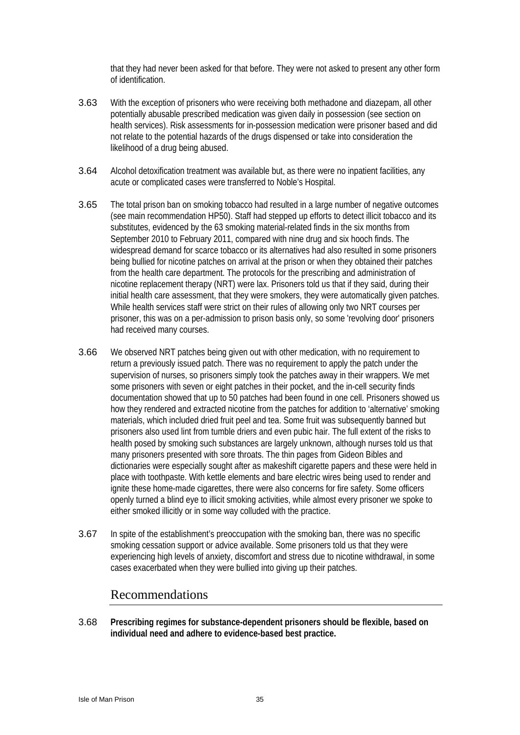that they had never been asked for that before. They were not asked to present any other form of identification.

3.63 With the exception of prisoners who were receiving both methadone and diazepam, all other potentially abusable prescribed medication was given daily in possession (see section on health services). Risk assessments for in-possession medication were prisoner based and did not relate to the potential hazards of the drugs dispensed or take into consideration the likelihood of a drug being abused.

3.64 Alcohol detoxification treatment was available but, as there were no inpatient facilities, any acute or complicated cases were transferred to Noble's Hospital.

3.65 The total prison ban on smoking tobacco had resulted in a large number of negative outcomes (see main recommendation HP50). Staff had stepped up efforts to detect illicit tobacco and its substitutes, evidenced by the 63 smoking material-related finds in the six months from September 2010 to February 2011, compared with nine drug and six hooch finds. The widespread demand for scarce tobacco or its alternatives had also resulted in some prisoners being bullied for nicotine patches on arrival at the prison or when they obtained their patches from the health care department. The protocols for the prescribing and administration of nicotine replacement therapy (NRT) were lax. Prisoners told us that if they said, during their initial health care assessment, that they were smokers, they were automatically given patches. While health services staff were strict on their rules of allowing only two NRT courses per prisoner, this was on a per-admission to prison basis only, so some 'revolving door' prisoners had received many courses.

3.66 We observed NRT patches being given out with other medication, with no requirement to return a previously issued patch. There was no requirement to apply the patch under the supervision of nurses, so prisoners simply took the patches away in their wrappers. We met some prisoners with seven or eight patches in their pocket, and the in-cell security finds documentation showed that up to 50 patches had been found in one cell. Prisoners showed us how they rendered and extracted nicotine from the patches for addition to 'alternative' smoking materials, which included dried fruit peel and tea. Some fruit was subsequently banned but prisoners also used lint from tumble driers and even pubic hair. The full extent of the risks to health posed by smoking such substances are largely unknown, although nurses told us that many prisoners presented with sore throats. The thin pages from Gideon Bibles and dictionaries were especially sought after as makeshift cigarette papers and these were held in place with toothpaste. With kettle elements and bare electric wires being used to render and ignite these home-made cigarettes, there were also concerns for fire safety. Some officers openly turned a blind eye to illicit smoking activities, while almost every prisoner we spoke to either smoked illicitly or in some way colluded with the practice.

3.67 In spite of the establishment's preoccupation with the smoking ban, there was no specific smoking cessation support or advice available. Some prisoners told us that they were experiencing high levels of anxiety, discomfort and stress due to nicotine withdrawal, in some cases exacerbated when they were bullied into giving up their patches.

## Recommendations

3.68 **Prescribing regimes for substance-dependent prisoners should be flexible, based on individual need and adhere to evidence-based best practice.**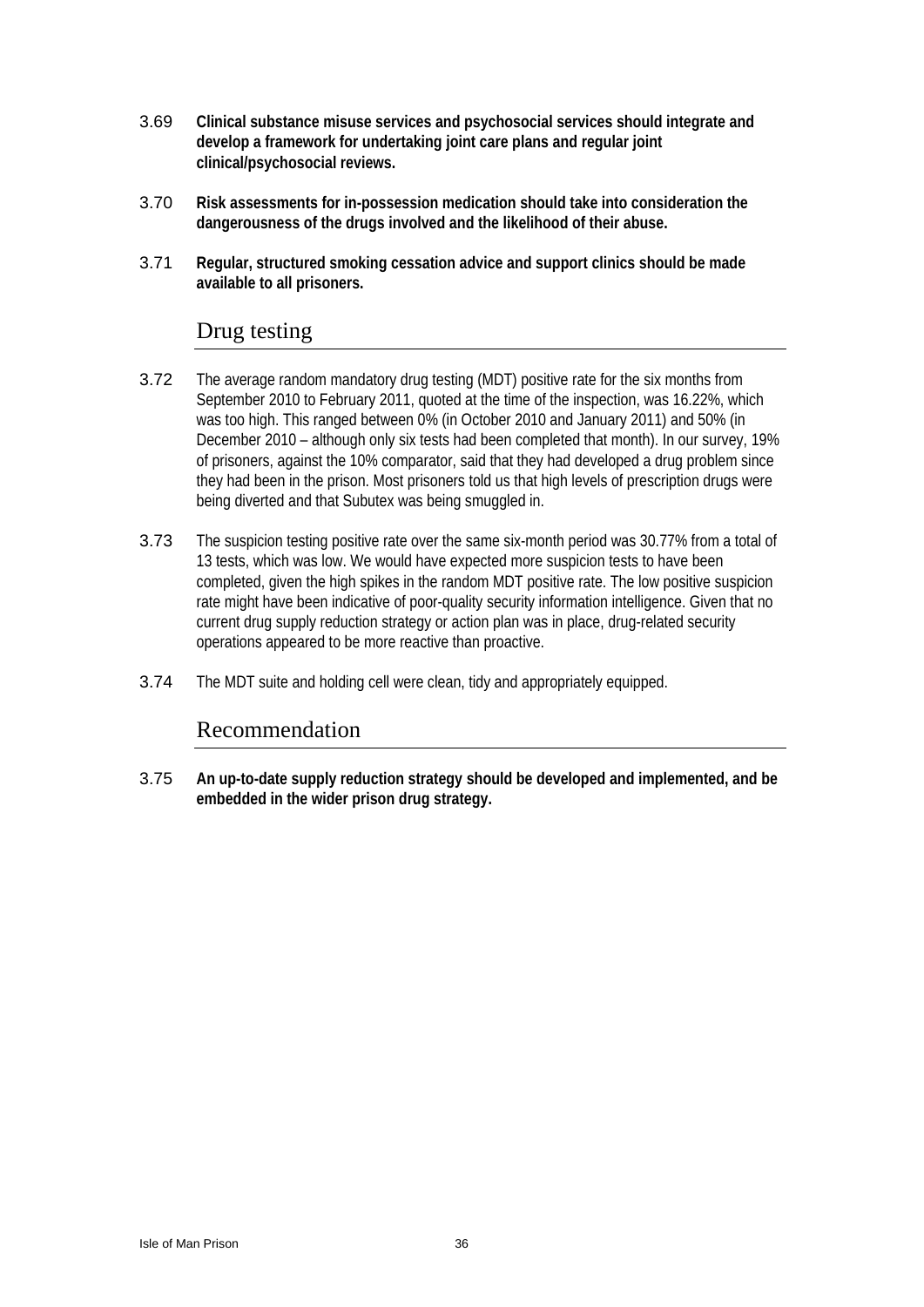3.69 **Clinical substance misuse services and psychosocial services should integrate and develop a framework for undertaking joint care plans and regular joint clinical/psychosocial reviews.**

3.70 **Risk assessments for in-possession medication should take into consideration the dangerousness of the drugs involved and the likelihood of their abuse.**

3.71 **Regular, structured smoking cessation advice and support clinics should be made available to all prisoners.**

## Drug testing

3.72 The average random mandatory drug testing (MDT) positive rate for the six months from September 2010 to February 2011, quoted at the time of the inspection, was 16.22%, which was too high. This ranged between 0% (in October 2010 and January 2011) and 50% (in December 2010 – although only six tests had been completed that month). In our survey, 19% of prisoners, against the 10% comparator, said that they had developed a drug problem since they had been in the prison. Most prisoners told us that high levels of prescription drugs were being diverted and that Subutex was being smuggled in.

3.73 The suspicion testing positive rate over the same six-month period was 30.77% from a total of 13 tests, which was low. We would have expected more suspicion tests to have been completed, given the high spikes in the random MDT positive rate. The low positive suspicion rate might have been indicative of poor-quality security information intelligence. Given that no current drug supply reduction strategy or action plan was in place, drug-related security operations appeared to be more reactive than proactive.

3.74 The MDT suite and holding cell were clean, tidy and appropriately equipped.

## Recommendation

3.75 **An up-to-date supply reduction strategy should be developed and implemented, and be embedded in the wider prison drug strategy.**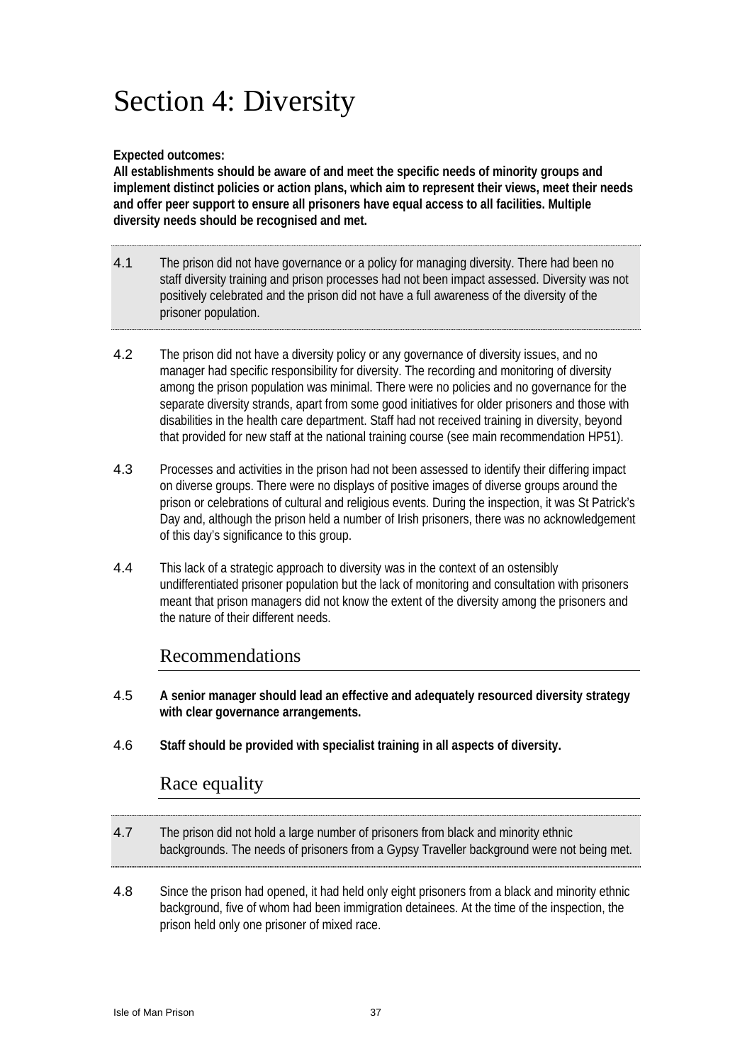# Section 4: Diversity

**Expected outcomes:**
**All establishments should be aware of and meet the specific needs of minority groups and implement distinct policies or action plans, which aim to represent their views, meet their needs and offer peer support to ensure all prisoners have equal access to all facilities. Multiple diversity needs should be recognised and met.**

4.1 The prison did not have governance or a policy for managing diversity. There had been no staff diversity training and prison processes had not been impact assessed. Diversity was not positively celebrated and the prison did not have a full awareness of the diversity of the prisoner population.

4.2 The prison did not have a diversity policy or any governance of diversity issues, and no manager had specific responsibility for diversity. The recording and monitoring of diversity among the prison population was minimal. There were no policies and no governance for the separate diversity strands, apart from some good initiatives for older prisoners and those with disabilities in the health care department. Staff had not received training in diversity, beyond that provided for new staff at the national training course (see main recommendation HP51).

4.3 Processes and activities in the prison had not been assessed to identify their differing impact on diverse groups. There were no displays of positive images of diverse groups around the prison or celebrations of cultural and religious events. During the inspection, it was St Patrick's Day and, although the prison held a number of Irish prisoners, there was no acknowledgement of this day's significance to this group.

4.4 This lack of a strategic approach to diversity was in the context of an ostensibly undifferentiated prisoner population but the lack of monitoring and consultation with prisoners meant that prison managers did not know the extent of the diversity among the prisoners and the nature of their different needs.

## Recommendations

4.5 **A senior manager should lead an effective and adequately resourced diversity strategy with clear governance arrangements.**

4.6 **Staff should be provided with specialist training in all aspects of diversity.**

## Race equality

4.7 The prison did not hold a large number of prisoners from black and minority ethnic backgrounds. The needs of prisoners from a Gypsy Traveller background were not being met.

4.8 Since the prison had opened, it had held only eight prisoners from a black and minority ethnic background, five of whom had been immigration detainees. At the time of the inspection, the prison held only one prisoner of mixed race.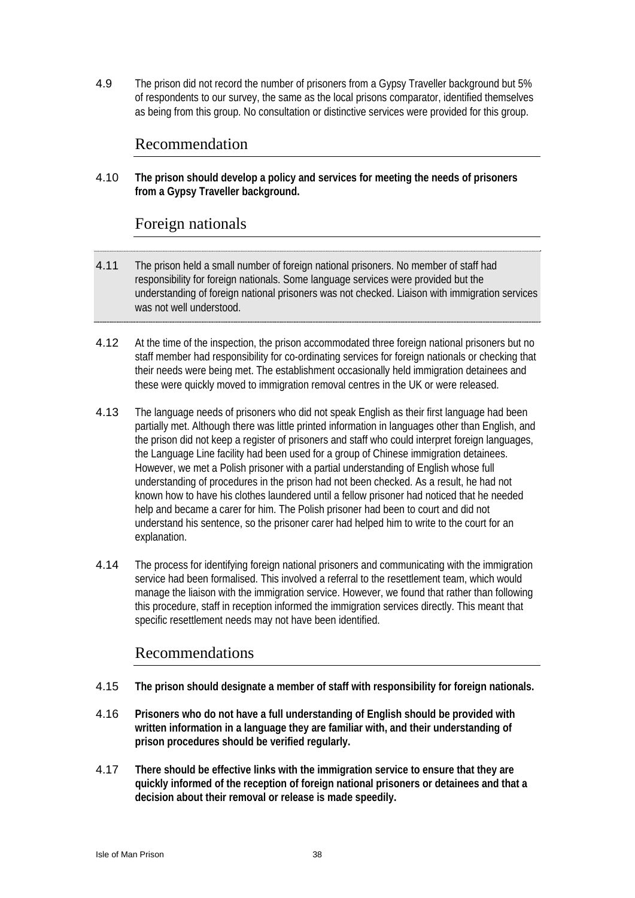4.9 The prison did not record the number of prisoners from a Gypsy Traveller background but 5% of respondents to our survey, the same as the local prisons comparator, identified themselves as being from this group. No consultation or distinctive services were provided for this group.

## Recommendation

4.10 **The prison should develop a policy and services for meeting the needs of prisoners from a Gypsy Traveller background.**

## Foreign nationals

4.11 The prison held a small number of foreign national prisoners. No member of staff had responsibility for foreign nationals. Some language services were provided but the understanding of foreign national prisoners was not checked. Liaison with immigration services was not well understood.

4.12 At the time of the inspection, the prison accommodated three foreign national prisoners but no staff member had responsibility for co-ordinating services for foreign nationals or checking that their needs were being met. The establishment occasionally held immigration detainees and these were quickly moved to immigration removal centres in the UK or were released.

4.13 The language needs of prisoners who did not speak English as their first language had been partially met. Although there was little printed information in languages other than English, and the prison did not keep a register of prisoners and staff who could interpret foreign languages, the Language Line facility had been used for a group of Chinese immigration detainees. However, we met a Polish prisoner with a partial understanding of English whose full understanding of procedures in the prison had not been checked. As a result, he had not known how to have his clothes laundered until a fellow prisoner had noticed that he needed help and became a carer for him. The Polish prisoner had been to court and did not understand his sentence, so the prisoner carer had helped him to write to the court for an explanation.

4.14 The process for identifying foreign national prisoners and communicating with the immigration service had been formalised. This involved a referral to the resettlement team, which would manage the liaison with the immigration service. However, we found that rather than following this procedure, staff in reception informed the immigration services directly. This meant that specific resettlement needs may not have been identified.

## Recommendations

4.15 **The prison should designate a member of staff with responsibility for foreign nationals.**

4.16 **Prisoners who do not have a full understanding of English should be provided with written information in a language they are familiar with, and their understanding of prison procedures should be verified regularly.**

4.17 **There should be effective links with the immigration service to ensure that they are quickly informed of the reception of foreign national prisoners or detainees and that a decision about their removal or release is made speedily.**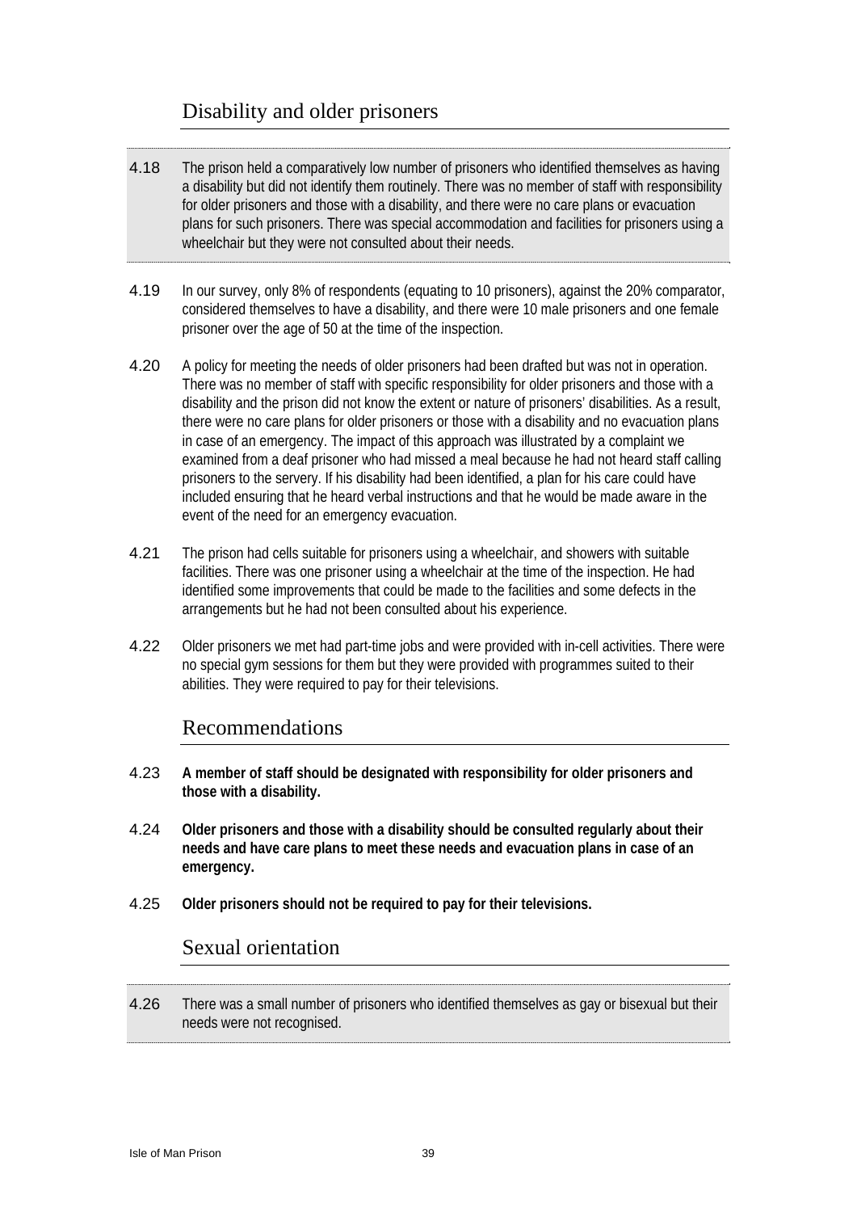## Disability and older prisoners

4.18 The prison held a comparatively low number of prisoners who identified themselves as having a disability but did not identify them routinely. There was no member of staff with responsibility for older prisoners and those with a disability, and there were no care plans or evacuation plans for such prisoners. There was special accommodation and facilities for prisoners using a wheelchair but they were not consulted about their needs.

4.19 In our survey, only 8% of respondents (equating to 10 prisoners), against the 20% comparator, considered themselves to have a disability, and there were 10 male prisoners and one female prisoner over the age of 50 at the time of the inspection.

4.20 A policy for meeting the needs of older prisoners had been drafted but was not in operation. There was no member of staff with specific responsibility for older prisoners and those with a disability and the prison did not know the extent or nature of prisoners' disabilities. As a result, there were no care plans for older prisoners or those with a disability and no evacuation plans in case of an emergency. The impact of this approach was illustrated by a complaint we examined from a deaf prisoner who had missed a meal because he had not heard staff calling prisoners to the servery. If his disability had been identified, a plan for his care could have included ensuring that he heard verbal instructions and that he would be made aware in the event of the need for an emergency evacuation.

4.21 The prison had cells suitable for prisoners using a wheelchair, and showers with suitable facilities. There was one prisoner using a wheelchair at the time of the inspection. He had identified some improvements that could be made to the facilities and some defects in the arrangements but he had not been consulted about his experience.

4.22 Older prisoners we met had part-time jobs and were provided with in-cell activities. There were no special gym sessions for them but they were provided with programmes suited to their abilities. They were required to pay for their televisions.

## Recommendations

4.23 **A member of staff should be designated with responsibility for older prisoners and those with a disability.**

4.24 **Older prisoners and those with a disability should be consulted regularly about their needs and have care plans to meet these needs and evacuation plans in case of an emergency.**

4.25 **Older prisoners should not be required to pay for their televisions.**

## Sexual orientation

4.26 There was a small number of prisoners who identified themselves as gay or bisexual but their needs were not recognised.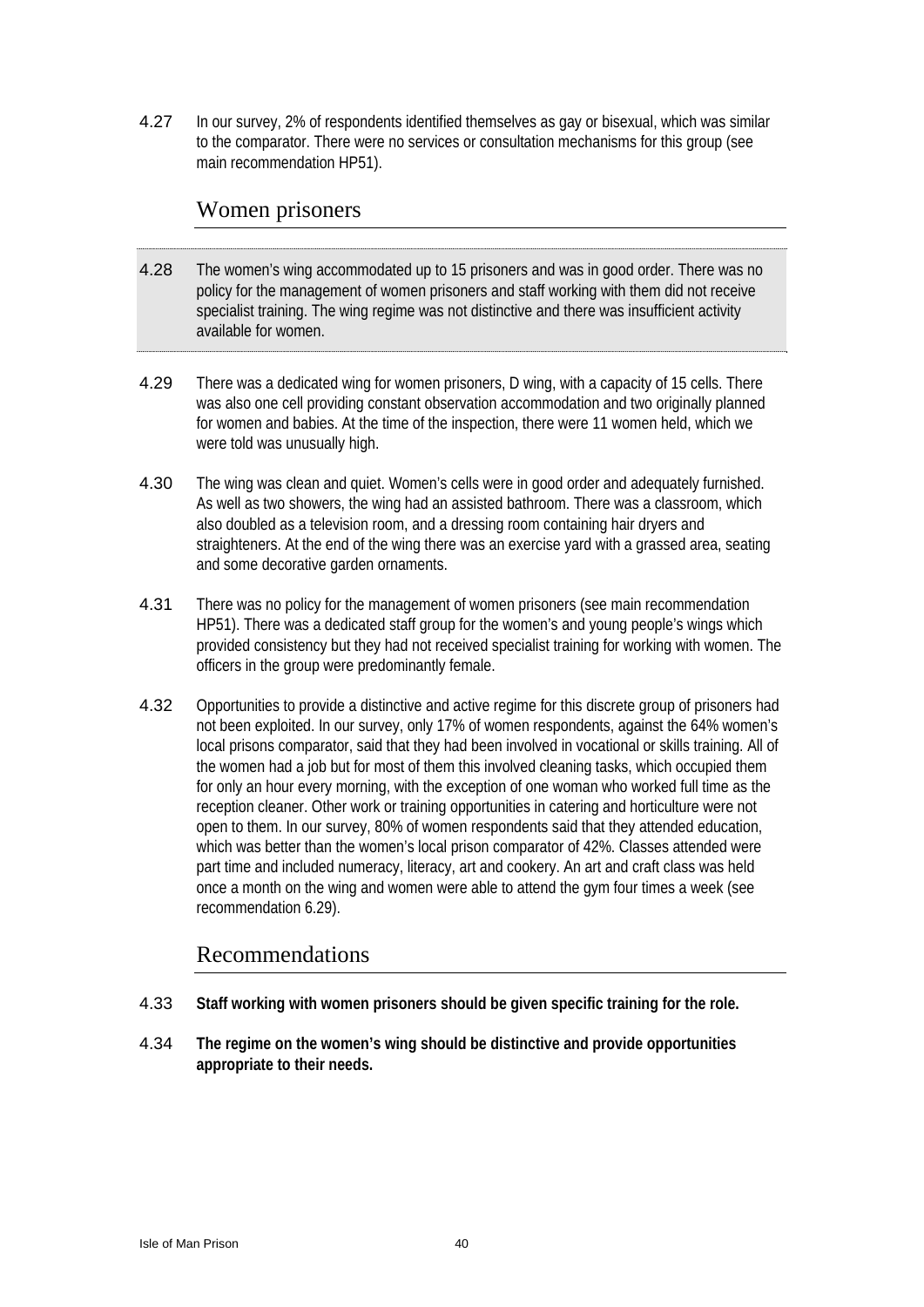4.27 In our survey, 2% of respondents identified themselves as gay or bisexual, which was similar to the comparator. There were no services or consultation mechanisms for this group (see main recommendation HP51).

## Women prisoners

4.28 The women's wing accommodated up to 15 prisoners and was in good order. There was no policy for the management of women prisoners and staff working with them did not receive specialist training. The wing regime was not distinctive and there was insufficient activity available for women.

4.29 There was a dedicated wing for women prisoners, D wing, with a capacity of 15 cells. There was also one cell providing constant observation accommodation and two originally planned for women and babies. At the time of the inspection, there were 11 women held, which we were told was unusually high.

4.30 The wing was clean and quiet. Women's cells were in good order and adequately furnished. As well as two showers, the wing had an assisted bathroom. There was a classroom, which also doubled as a television room, and a dressing room containing hair dryers and straighteners. At the end of the wing there was an exercise yard with a grassed area, seating and some decorative garden ornaments.

4.31 There was no policy for the management of women prisoners (see main recommendation HP51). There was a dedicated staff group for the women's and young people's wings which provided consistency but they had not received specialist training for working with women. The officers in the group were predominantly female.

4.32 Opportunities to provide a distinctive and active regime for this discrete group of prisoners had not been exploited. In our survey, only 17% of women respondents, against the 64% women's local prisons comparator, said that they had been involved in vocational or skills training. All of the women had a job but for most of them this involved cleaning tasks, which occupied them for only an hour every morning, with the exception of one woman who worked full time as the reception cleaner. Other work or training opportunities in catering and horticulture were not open to them. In our survey, 80% of women respondents said that they attended education, which was better than the women's local prison comparator of 42%. Classes attended were part time and included numeracy, literacy, art and cookery. An art and craft class was held once a month on the wing and women were able to attend the gym four times a week (see recommendation 6.29).

## Recommendations

4.33 **Staff working with women prisoners should be given specific training for the role.**

4.34 **The regime on the women's wing should be distinctive and provide opportunities appropriate to their needs.**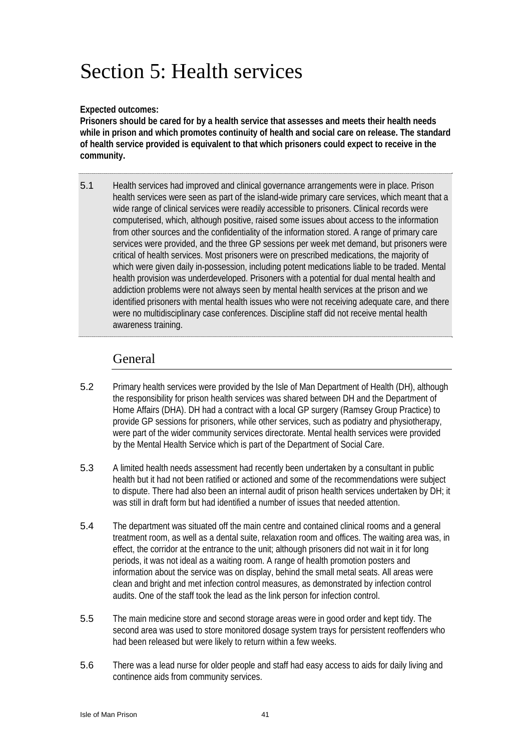# Section 5: Health services

**Expected outcomes:**
**Prisoners should be cared for by a health service that assesses and meets their health needs while in prison and which promotes continuity of health and social care on release. The standard of health service provided is equivalent to that which prisoners could expect to receive in the community.**

5.1 Health services had improved and clinical governance arrangements were in place. Prison health services were seen as part of the island-wide primary care services, which meant that a wide range of clinical services were readily accessible to prisoners. Clinical records were computerised, which, although positive, raised some issues about access to the information from other sources and the confidentiality of the information stored. A range of primary care services were provided, and the three GP sessions per week met demand, but prisoners were critical of health services. Most prisoners were on prescribed medications, the majority of which were given daily in-possession, including potent medications liable to be traded. Mental health provision was underdeveloped. Prisoners with a potential for dual mental health and addiction problems were not always seen by mental health services at the prison and we identified prisoners with mental health issues who were not receiving adequate care, and there were no multidisciplinary case conferences. Discipline staff did not receive mental health awareness training.

## General

5.2 Primary health services were provided by the Isle of Man Department of Health (DH), although the responsibility for prison health services was shared between DH and the Department of Home Affairs (DHA). DH had a contract with a local GP surgery (Ramsey Group Practice) to provide GP sessions for prisoners, while other services, such as podiatry and physiotherapy, were part of the wider community services directorate. Mental health services were provided by the Mental Health Service which is part of the Department of Social Care.

5.3 A limited health needs assessment had recently been undertaken by a consultant in public health but it had not been ratified or actioned and some of the recommendations were subject to dispute. There had also been an internal audit of prison health services undertaken by DH; it was still in draft form but had identified a number of issues that needed attention.

5.4 The department was situated off the main centre and contained clinical rooms and a general treatment room, as well as a dental suite, relaxation room and offices. The waiting area was, in effect, the corridor at the entrance to the unit; although prisoners did not wait in it for long periods, it was not ideal as a waiting room. A range of health promotion posters and information about the service was on display, behind the small metal seats. All areas were clean and bright and met infection control measures, as demonstrated by infection control audits. One of the staff took the lead as the link person for infection control.

5.5 The main medicine store and second storage areas were in good order and kept tidy. The second area was used to store monitored dosage system trays for persistent reoffenders who had been released but were likely to return within a few weeks.

5.6 There was a lead nurse for older people and staff had easy access to aids for daily living and continence aids from community services.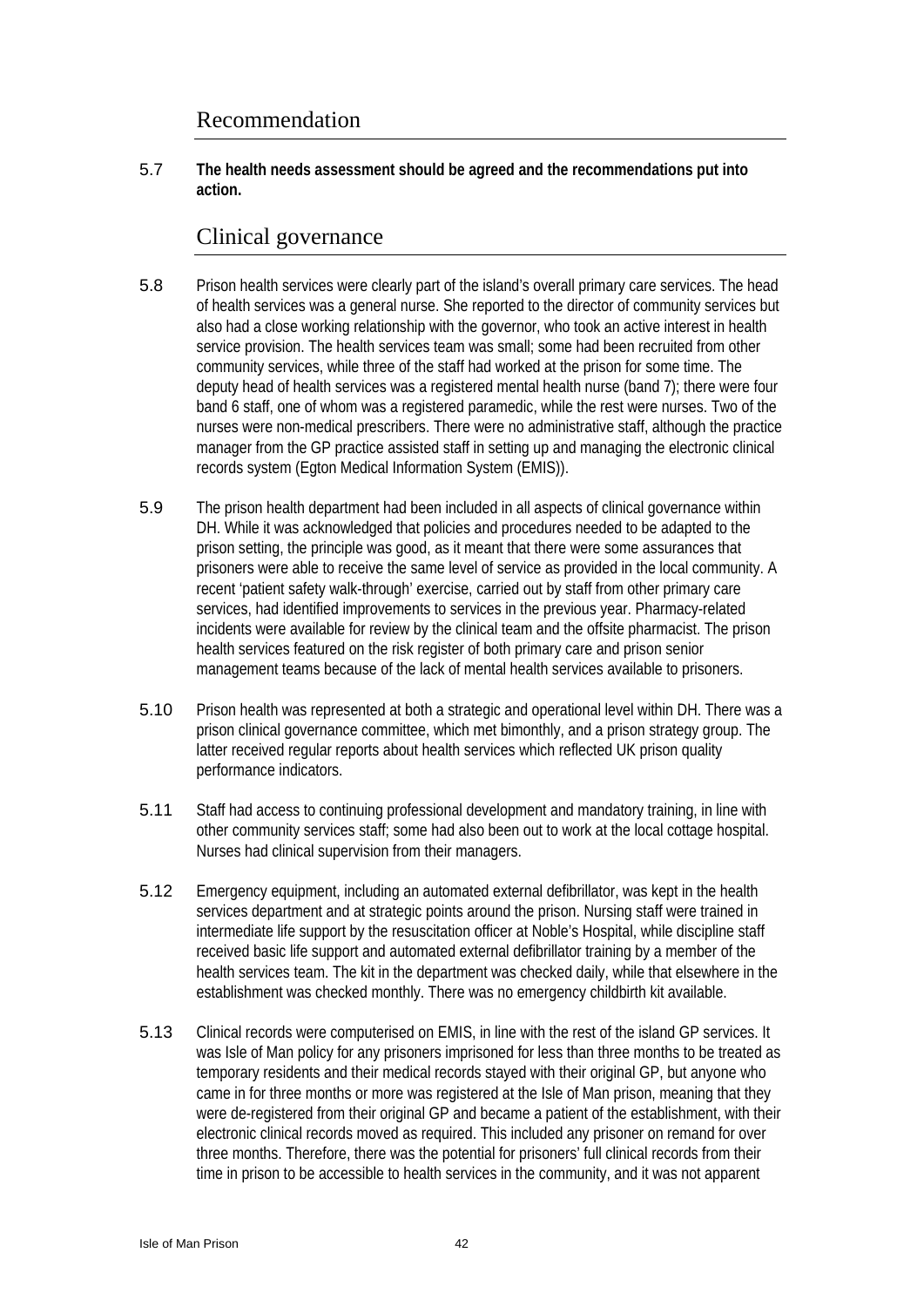## Recommendation

5.7 **The health needs assessment should be agreed and the recommendations put into action.**

## Clinical governance

5.8 Prison health services were clearly part of the island's overall primary care services. The head of health services was a general nurse. She reported to the director of community services but also had a close working relationship with the governor, who took an active interest in health service provision. The health services team was small; some had been recruited from other community services, while three of the staff had worked at the prison for some time. The deputy head of health services was a registered mental health nurse (band 7); there were four band 6 staff, one of whom was a registered paramedic, while the rest were nurses. Two of the nurses were non-medical prescribers. There were no administrative staff, although the practice manager from the GP practice assisted staff in setting up and managing the electronic clinical records system (Egton Medical Information System (EMIS)).

5.9 The prison health department had been included in all aspects of clinical governance within DH. While it was acknowledged that policies and procedures needed to be adapted to the prison setting, the principle was good, as it meant that there were some assurances that prisoners were able to receive the same level of service as provided in the local community. A recent 'patient safety walk-through' exercise, carried out by staff from other primary care services, had identified improvements to services in the previous year. Pharmacy-related incidents were available for review by the clinical team and the offsite pharmacist. The prison health services featured on the risk register of both primary care and prison senior management teams because of the lack of mental health services available to prisoners.

5.10 Prison health was represented at both a strategic and operational level within DH. There was a prison clinical governance committee, which met bimonthly, and a prison strategy group. The latter received regular reports about health services which reflected UK prison quality performance indicators.

5.11 Staff had access to continuing professional development and mandatory training, in line with other community services staff; some had also been out to work at the local cottage hospital. Nurses had clinical supervision from their managers.

5.12 Emergency equipment, including an automated external defibrillator, was kept in the health services department and at strategic points around the prison. Nursing staff were trained in intermediate life support by the resuscitation officer at Noble's Hospital, while discipline staff received basic life support and automated external defibrillator training by a member of the health services team. The kit in the department was checked daily, while that elsewhere in the establishment was checked monthly. There was no emergency childbirth kit available.

5.13 Clinical records were computerised on EMIS, in line with the rest of the island GP services. It was Isle of Man policy for any prisoners imprisoned for less than three months to be treated as temporary residents and their medical records stayed with their original GP, but anyone who came in for three months or more was registered at the Isle of Man prison, meaning that they were de-registered from their original GP and became a patient of the establishment, with their electronic clinical records moved as required. This included any prisoner on remand for over three months. Therefore, there was the potential for prisoners' full clinical records from their time in prison to be accessible to health services in the community, and it was not apparent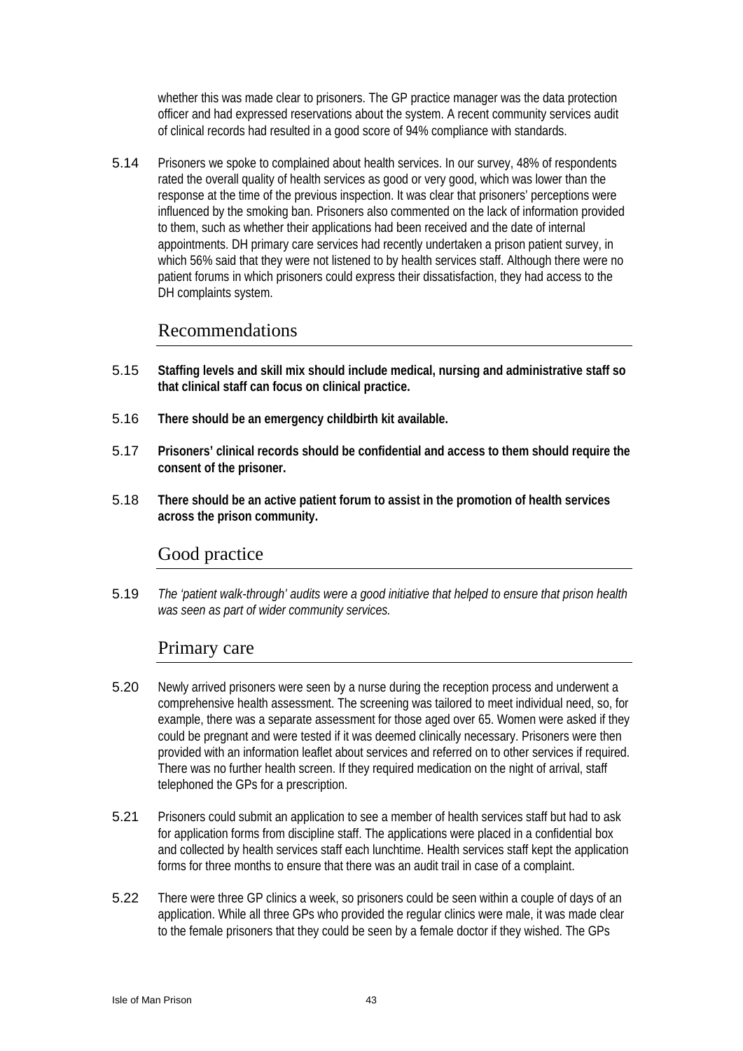whether this was made clear to prisoners. The GP practice manager was the data protection officer and had expressed reservations about the system. A recent community services audit of clinical records had resulted in a good score of 94% compliance with standards.

5.14 Prisoners we spoke to complained about health services. In our survey, 48% of respondents rated the overall quality of health services as good or very good, which was lower than the response at the time of the previous inspection. It was clear that prisoners' perceptions were influenced by the smoking ban. Prisoners also commented on the lack of information provided to them, such as whether their applications had been received and the date of internal appointments. DH primary care services had recently undertaken a prison patient survey, in which 56% said that they were not listened to by health services staff. Although there were no patient forums in which prisoners could express their dissatisfaction, they had access to the DH complaints system.

## Recommendations

5.15 **Staffing levels and skill mix should include medical, nursing and administrative staff so that clinical staff can focus on clinical practice.**

5.16 **There should be an emergency childbirth kit available.**

5.17 **Prisoners' clinical records should be confidential and access to them should require the consent of the prisoner.**

5.18 **There should be an active patient forum to assist in the promotion of health services across the prison community.**

## Good practice

5.19 *The 'patient walk-through' audits were a good initiative that helped to ensure that prison health was seen as part of wider community services.*

## Primary care

5.20 Newly arrived prisoners were seen by a nurse during the reception process and underwent a comprehensive health assessment. The screening was tailored to meet individual need, so, for example, there was a separate assessment for those aged over 65. Women were asked if they could be pregnant and were tested if it was deemed clinically necessary. Prisoners were then provided with an information leaflet about services and referred on to other services if required. There was no further health screen. If they required medication on the night of arrival, staff telephoned the GPs for a prescription.

5.21 Prisoners could submit an application to see a member of health services staff but had to ask for application forms from discipline staff. The applications were placed in a confidential box and collected by health services staff each lunchtime. Health services staff kept the application forms for three months to ensure that there was an audit trail in case of a complaint.

5.22 There were three GP clinics a week, so prisoners could be seen within a couple of days of an application. While all three GPs who provided the regular clinics were male, it was made clear to the female prisoners that they could be seen by a female doctor if they wished. The GPs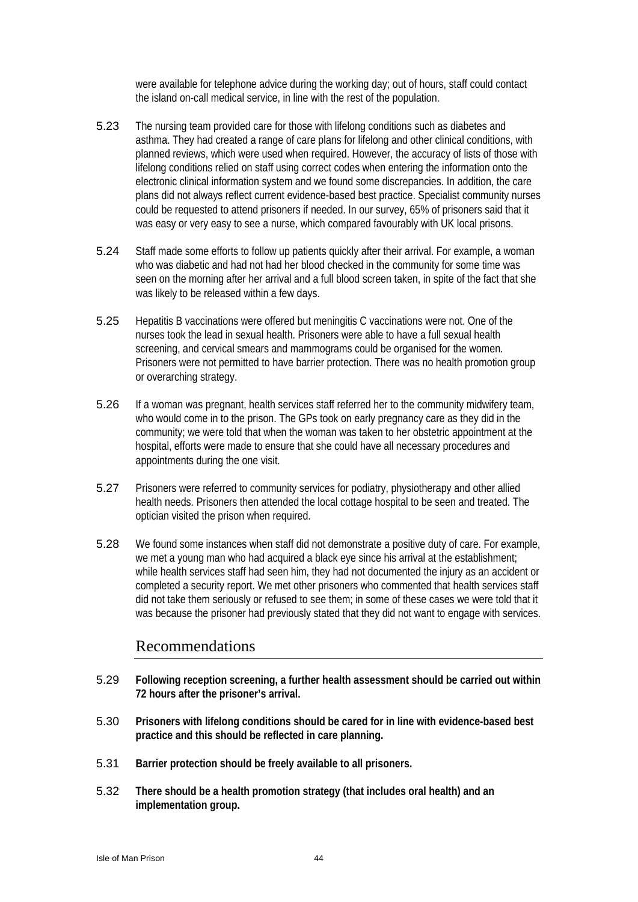were available for telephone advice during the working day; out of hours, staff could contact the island on-call medical service, in line with the rest of the population.

5.23 The nursing team provided care for those with lifelong conditions such as diabetes and asthma. They had created a range of care plans for lifelong and other clinical conditions, with planned reviews, which were used when required. However, the accuracy of lists of those with lifelong conditions relied on staff using correct codes when entering the information onto the electronic clinical information system and we found some discrepancies. In addition, the care plans did not always reflect current evidence-based best practice. Specialist community nurses could be requested to attend prisoners if needed. In our survey, 65% of prisoners said that it was easy or very easy to see a nurse, which compared favourably with UK local prisons.

5.24 Staff made some efforts to follow up patients quickly after their arrival. For example, a woman who was diabetic and had not had her blood checked in the community for some time was seen on the morning after her arrival and a full blood screen taken, in spite of the fact that she was likely to be released within a few days.

5.25 Hepatitis B vaccinations were offered but meningitis C vaccinations were not. One of the nurses took the lead in sexual health. Prisoners were able to have a full sexual health screening, and cervical smears and mammograms could be organised for the women. Prisoners were not permitted to have barrier protection. There was no health promotion group or overarching strategy.

5.26 If a woman was pregnant, health services staff referred her to the community midwifery team, who would come in to the prison. The GPs took on early pregnancy care as they did in the community; we were told that when the woman was taken to her obstetric appointment at the hospital, efforts were made to ensure that she could have all necessary procedures and appointments during the one visit.

5.27 Prisoners were referred to community services for podiatry, physiotherapy and other allied health needs. Prisoners then attended the local cottage hospital to be seen and treated. The optician visited the prison when required.

5.28 We found some instances when staff did not demonstrate a positive duty of care. For example, we met a young man who had acquired a black eye since his arrival at the establishment; while health services staff had seen him, they had not documented the injury as an accident or completed a security report. We met other prisoners who commented that health services staff did not take them seriously or refused to see them; in some of these cases we were told that it was because the prisoner had previously stated that they did not want to engage with services.

## Recommendations

5.29 **Following reception screening, a further health assessment should be carried out within 72 hours after the prisoner's arrival.**

5.30 **Prisoners with lifelong conditions should be cared for in line with evidence-based best practice and this should be reflected in care planning.**

5.31 **Barrier protection should be freely available to all prisoners.**

5.32 **There should be a health promotion strategy (that includes oral health) and an implementation group.**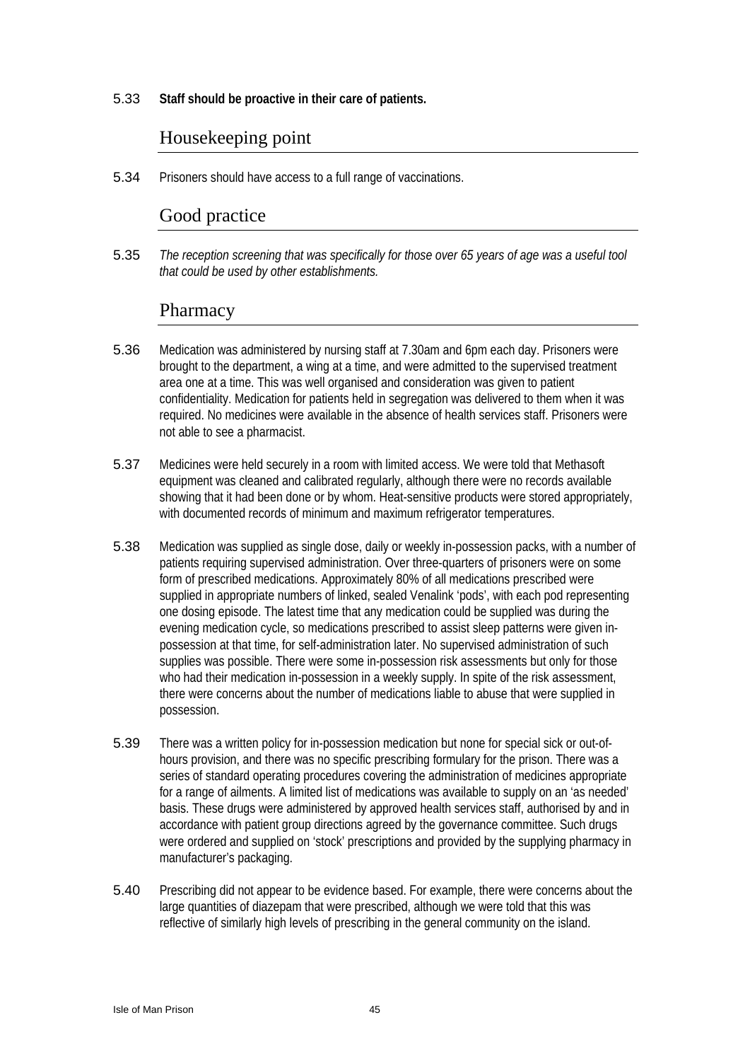5.33 **Staff should be proactive in their care of patients.**

## Housekeeping point

5.34 Prisoners should have access to a full range of vaccinations.

## Good practice

5.35 *The reception screening that was specifically for those over 65 years of age was a useful tool that could be used by other establishments.*

## Pharmacy

5.36 Medication was administered by nursing staff at 7.30am and 6pm each day. Prisoners were brought to the department, a wing at a time, and were admitted to the supervised treatment area one at a time. This was well organised and consideration was given to patient confidentiality. Medication for patients held in segregation was delivered to them when it was required. No medicines were available in the absence of health services staff. Prisoners were not able to see a pharmacist.

5.37 Medicines were held securely in a room with limited access. We were told that Methasoft equipment was cleaned and calibrated regularly, although there were no records available showing that it had been done or by whom. Heat-sensitive products were stored appropriately, with documented records of minimum and maximum refrigerator temperatures.

5.38 Medication was supplied as single dose, daily or weekly in-possession packs, with a number of patients requiring supervised administration. Over three-quarters of prisoners were on some form of prescribed medications. Approximately 80% of all medications prescribed were supplied in appropriate numbers of linked, sealed Venalink 'pods', with each pod representing one dosing episode. The latest time that any medication could be supplied was during the evening medication cycle, so medications prescribed to assist sleep patterns were given in-possession at that time, for self-administration later. No supervised administration of such supplies was possible. There were some in-possession risk assessments but only for those who had their medication in-possession in a weekly supply. In spite of the risk assessment, there were concerns about the number of medications liable to abuse that were supplied in possession.

5.39 There was a written policy for in-possession medication but none for special sick or out-of-hours provision, and there was no specific prescribing formulary for the prison. There was a series of standard operating procedures covering the administration of medicines appropriate for a range of ailments. A limited list of medications was available to supply on an 'as needed' basis. These drugs were administered by approved health services staff, authorised by and in accordance with patient group directions agreed by the governance committee. Such drugs were ordered and supplied on 'stock' prescriptions and provided by the supplying pharmacy in manufacturer's packaging.

5.40 Prescribing did not appear to be evidence based. For example, there were concerns about the large quantities of diazepam that were prescribed, although we were told that this was reflective of similarly high levels of prescribing in the general community on the island.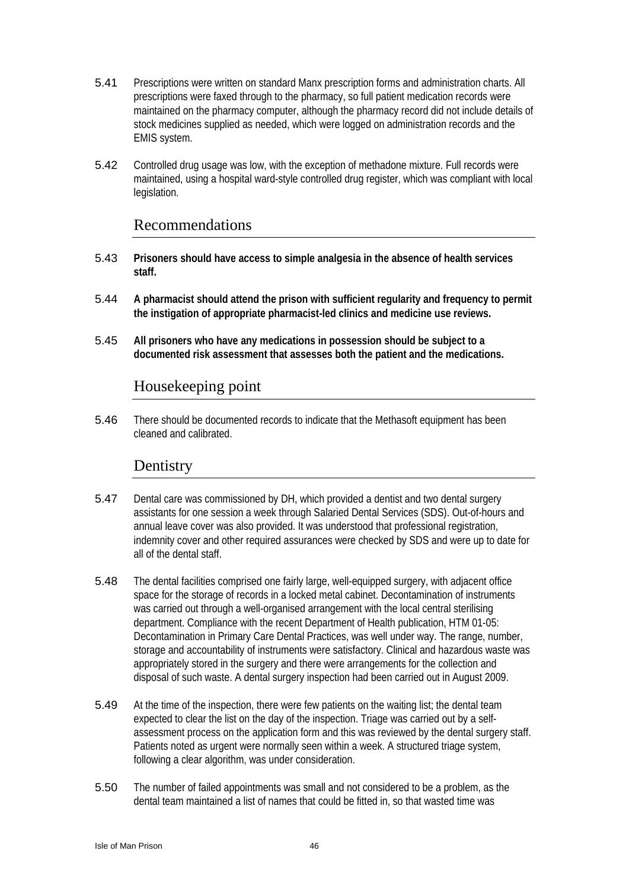5.41 Prescriptions were written on standard Manx prescription forms and administration charts. All prescriptions were faxed through to the pharmacy, so full patient medication records were maintained on the pharmacy computer, although the pharmacy record did not include details of stock medicines supplied as needed, which were logged on administration records and the EMIS system.

5.42 Controlled drug usage was low, with the exception of methadone mixture. Full records were maintained, using a hospital ward-style controlled drug register, which was compliant with local legislation.

## Recommendations

5.43 **Prisoners should have access to simple analgesia in the absence of health services staff.**

5.44 **A pharmacist should attend the prison with sufficient regularity and frequency to permit the instigation of appropriate pharmacist-led clinics and medicine use reviews.**

5.45 **All prisoners who have any medications in possession should be subject to a documented risk assessment that assesses both the patient and the medications.**

## Housekeeping point

5.46 There should be documented records to indicate that the Methasoft equipment has been cleaned and calibrated.

## Dentistry

5.47 Dental care was commissioned by DH, which provided a dentist and two dental surgery assistants for one session a week through Salaried Dental Services (SDS). Out-of-hours and annual leave cover was also provided. It was understood that professional registration, indemnity cover and other required assurances were checked by SDS and were up to date for all of the dental staff.

5.48 The dental facilities comprised one fairly large, well-equipped surgery, with adjacent office space for the storage of records in a locked metal cabinet. Decontamination of instruments was carried out through a well-organised arrangement with the local central sterilising department. Compliance with the recent Department of Health publication, HTM 01-05: Decontamination in Primary Care Dental Practices, was well under way. The range, number, storage and accountability of instruments were satisfactory. Clinical and hazardous waste was appropriately stored in the surgery and there were arrangements for the collection and disposal of such waste. A dental surgery inspection had been carried out in August 2009.

5.49 At the time of the inspection, there were few patients on the waiting list; the dental team expected to clear the list on the day of the inspection. Triage was carried out by a self-assessment process on the application form and this was reviewed by the dental surgery staff. Patients noted as urgent were normally seen within a week. A structured triage system, following a clear algorithm, was under consideration.

5.50 The number of failed appointments was small and not considered to be a problem, as the dental team maintained a list of names that could be fitted in, so that wasted time was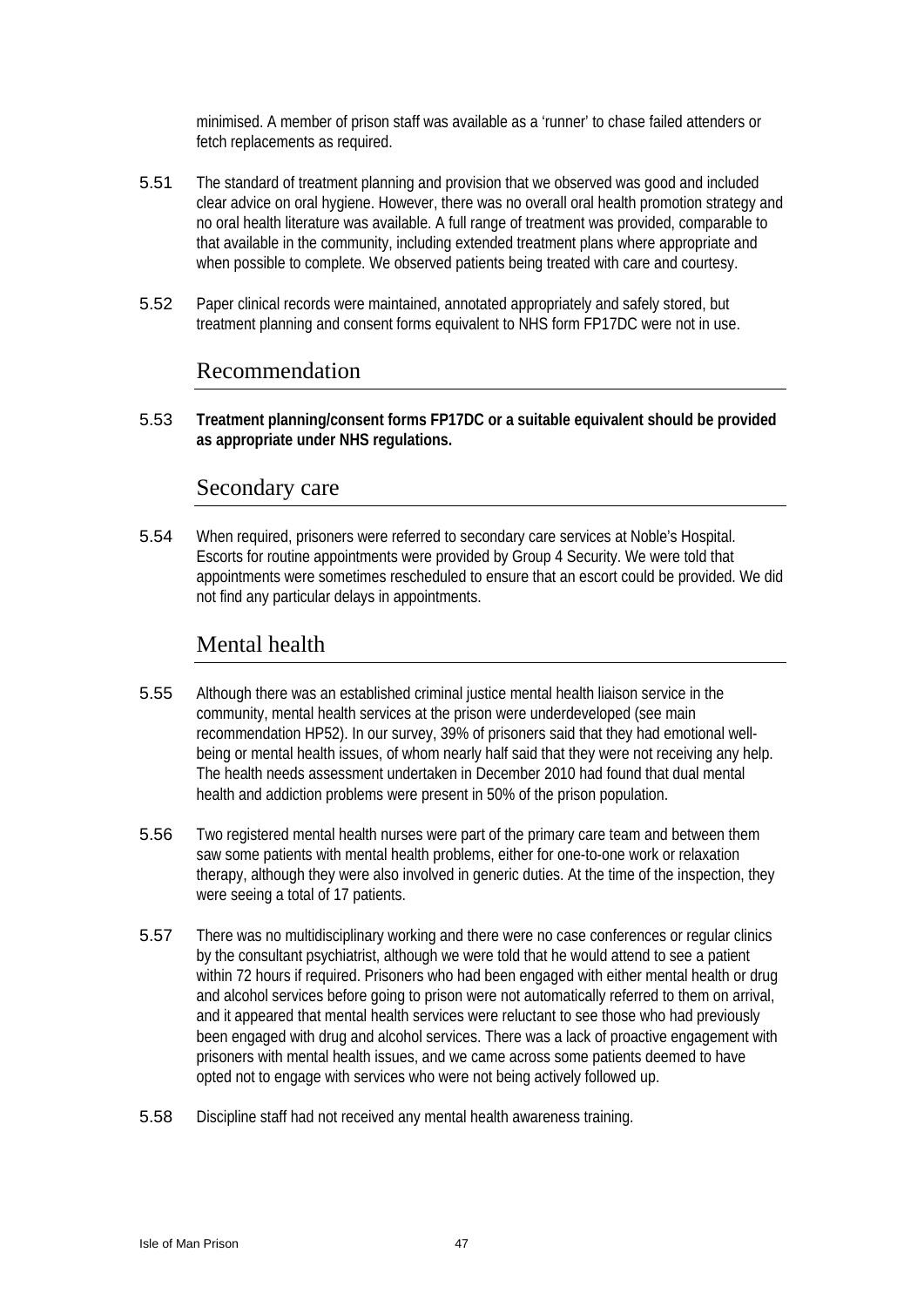minimised. A member of prison staff was available as a 'runner' to chase failed attenders or fetch replacements as required.

5.51 The standard of treatment planning and provision that we observed was good and included clear advice on oral hygiene. However, there was no overall oral health promotion strategy and no oral health literature was available. A full range of treatment was provided, comparable to that available in the community, including extended treatment plans where appropriate and when possible to complete. We observed patients being treated with care and courtesy.

5.52 Paper clinical records were maintained, annotated appropriately and safely stored, but treatment planning and consent forms equivalent to NHS form FP17DC were not in use.

## Recommendation

5.53 **Treatment planning/consent forms FP17DC or a suitable equivalent should be provided as appropriate under NHS regulations.**

## Secondary care

5.54 When required, prisoners were referred to secondary care services at Noble's Hospital. Escorts for routine appointments were provided by Group 4 Security. We were told that appointments were sometimes rescheduled to ensure that an escort could be provided. We did not find any particular delays in appointments.

## Mental health

5.55 Although there was an established criminal justice mental health liaison service in the community, mental health services at the prison were underdeveloped (see main recommendation HP52). In our survey, 39% of prisoners said that they had emotional well-being or mental health issues, of whom nearly half said that they were not receiving any help. The health needs assessment undertaken in December 2010 had found that dual mental health and addiction problems were present in 50% of the prison population.

5.56 Two registered mental health nurses were part of the primary care team and between them saw some patients with mental health problems, either for one-to-one work or relaxation therapy, although they were also involved in generic duties. At the time of the inspection, they were seeing a total of 17 patients.

5.57 There was no multidisciplinary working and there were no case conferences or regular clinics by the consultant psychiatrist, although we were told that he would attend to see a patient within 72 hours if required. Prisoners who had been engaged with either mental health or drug and alcohol services before going to prison were not automatically referred to them on arrival, and it appeared that mental health services were reluctant to see those who had previously been engaged with drug and alcohol services. There was a lack of proactive engagement with prisoners with mental health issues, and we came across some patients deemed to have opted not to engage with services who were not being actively followed up.

5.58 Discipline staff had not received any mental health awareness training.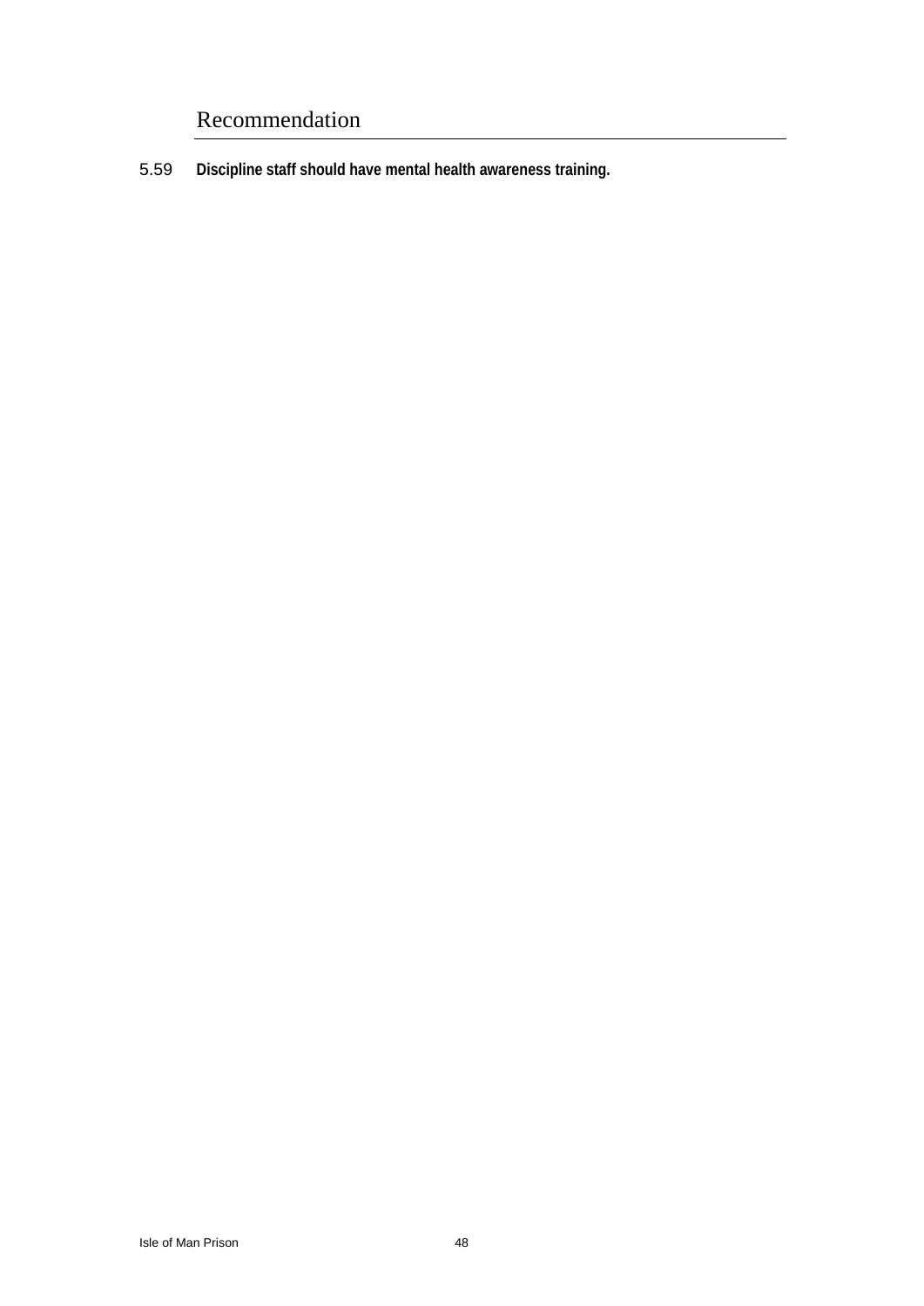## Recommendation

5.59 **Discipline staff should have mental health awareness training.**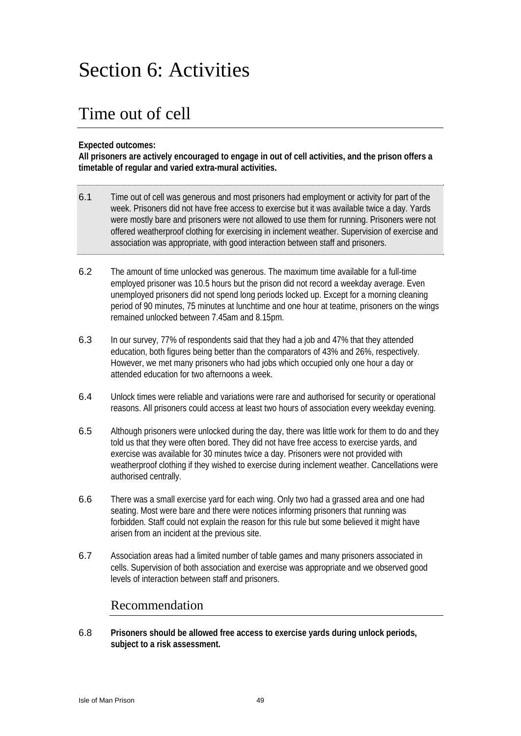# Section 6: Activities

## Time out of cell

**Expected outcomes:**
**All prisoners are actively encouraged to engage in out of cell activities, and the prison offers a timetable of regular and varied extra-mural activities.**

6.1 Time out of cell was generous and most prisoners had employment or activity for part of the week. Prisoners did not have free access to exercise but it was available twice a day. Yards were mostly bare and prisoners were not allowed to use them for running. Prisoners were not offered weatherproof clothing for exercising in inclement weather. Supervision of exercise and association was appropriate, with good interaction between staff and prisoners.

6.2 The amount of time unlocked was generous. The maximum time available for a full-time employed prisoner was 10.5 hours but the prison did not record a weekday average. Even unemployed prisoners did not spend long periods locked up. Except for a morning cleaning period of 90 minutes, 75 minutes at lunchtime and one hour at teatime, prisoners on the wings remained unlocked between 7.45am and 8.15pm.

6.3 In our survey, 77% of respondents said that they had a job and 47% that they attended education, both figures being better than the comparators of 43% and 26%, respectively. However, we met many prisoners who had jobs which occupied only one hour a day or attended education for two afternoons a week.

6.4 Unlock times were reliable and variations were rare and authorised for security or operational reasons. All prisoners could access at least two hours of association every weekday evening.

6.5 Although prisoners were unlocked during the day, there was little work for them to do and they told us that they were often bored. They did not have free access to exercise yards, and exercise was available for 30 minutes twice a day. Prisoners were not provided with weatherproof clothing if they wished to exercise during inclement weather. Cancellations were authorised centrally.

6.6 There was a small exercise yard for each wing. Only two had a grassed area and one had seating. Most were bare and there were notices informing prisoners that running was forbidden. Staff could not explain the reason for this rule but some believed it might have arisen from an incident at the previous site.

6.7 Association areas had a limited number of table games and many prisoners associated in cells. Supervision of both association and exercise was appropriate and we observed good levels of interaction between staff and prisoners.

### Recommendation

6.8 **Prisoners should be allowed free access to exercise yards during unlock periods, subject to a risk assessment.**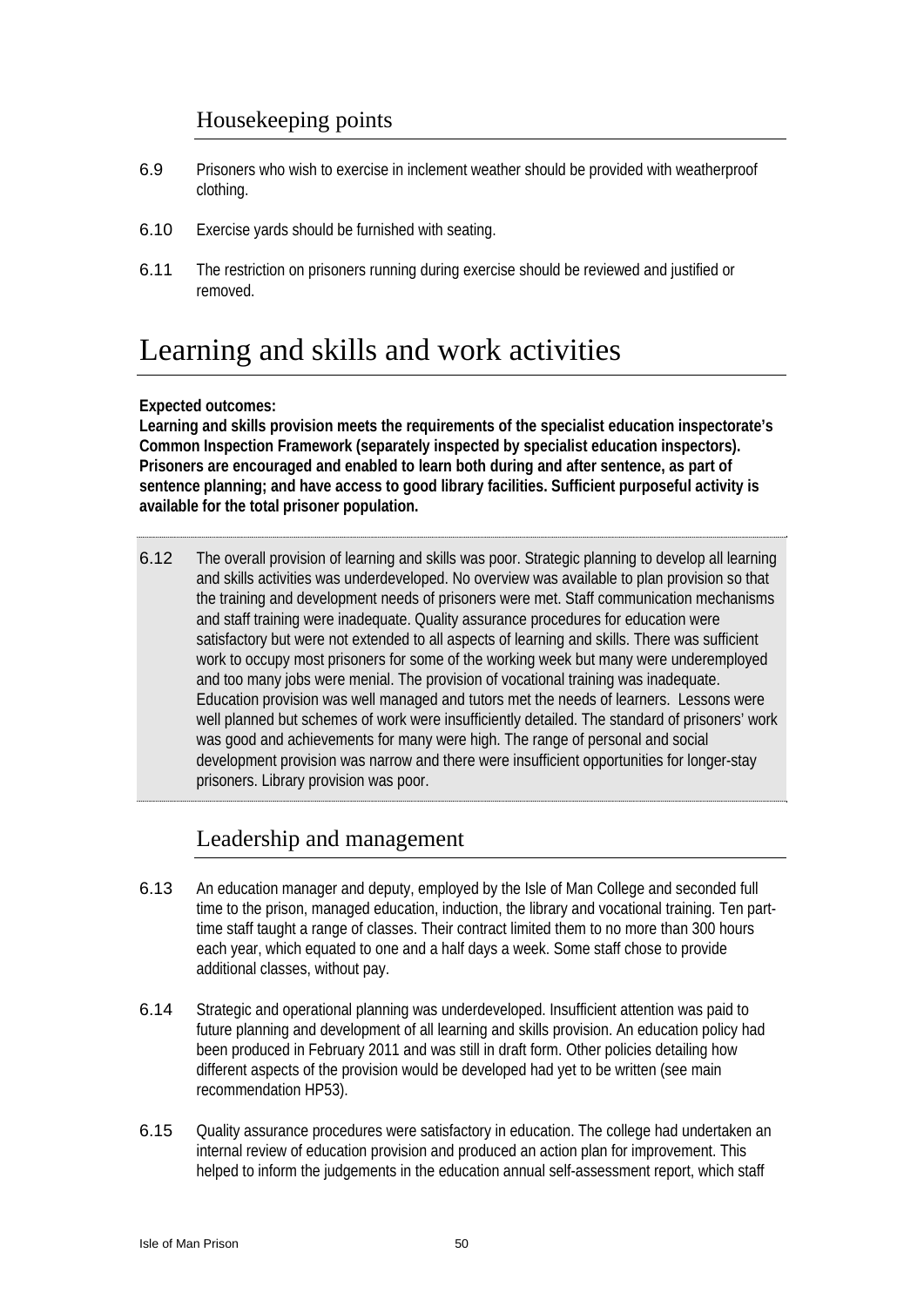## Housekeeping points

6.9 Prisoners who wish to exercise in inclement weather should be provided with weatherproof clothing.

6.10 Exercise yards should be furnished with seating.

6.11 The restriction on prisoners running during exercise should be reviewed and justified or removed.

# Learning and skills and work activities

**Expected outcomes:**
**Learning and skills provision meets the requirements of the specialist education inspectorate's Common Inspection Framework (separately inspected by specialist education inspectors). Prisoners are encouraged and enabled to learn both during and after sentence, as part of sentence planning; and have access to good library facilities. Sufficient purposeful activity is available for the total prisoner population.**

6.12 The overall provision of learning and skills was poor. Strategic planning to develop all learning and skills activities was underdeveloped. No overview was available to plan provision so that the training and development needs of prisoners were met. Staff communication mechanisms and staff training were inadequate. Quality assurance procedures for education were satisfactory but were not extended to all aspects of learning and skills. There was sufficient work to occupy most prisoners for some of the working week but many were underemployed and too many jobs were menial. The provision of vocational training was inadequate. Education provision was well managed and tutors met the needs of learners. Lessons were well planned but schemes of work were insufficiently detailed. The standard of prisoners' work was good and achievements for many were high. The range of personal and social development provision was narrow and there were insufficient opportunities for longer-stay prisoners. Library provision was poor.

## Leadership and management

6.13 An education manager and deputy, employed by the Isle of Man College and seconded full time to the prison, managed education, induction, the library and vocational training. Ten part-time staff taught a range of classes. Their contract limited them to no more than 300 hours each year, which equated to one and a half days a week. Some staff chose to provide additional classes, without pay.

6.14 Strategic and operational planning was underdeveloped. Insufficient attention was paid to future planning and development of all learning and skills provision. An education policy had been produced in February 2011 and was still in draft form. Other policies detailing how different aspects of the provision would be developed had yet to be written (see main recommendation HP53).

6.15 Quality assurance procedures were satisfactory in education. The college had undertaken an internal review of education provision and produced an action plan for improvement. This helped to inform the judgements in the education annual self-assessment report, which staff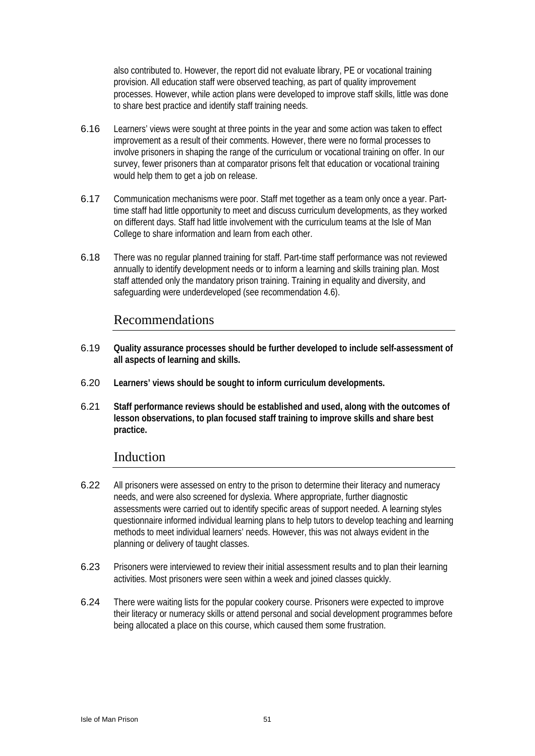also contributed to. However, the report did not evaluate library, PE or vocational training provision. All education staff were observed teaching, as part of quality improvement processes. However, while action plans were developed to improve staff skills, little was done to share best practice and identify staff training needs.

6.16 Learners' views were sought at three points in the year and some action was taken to effect improvement as a result of their comments. However, there were no formal processes to involve prisoners in shaping the range of the curriculum or vocational training on offer. In our survey, fewer prisoners than at comparator prisons felt that education or vocational training would help them to get a job on release.

6.17 Communication mechanisms were poor. Staff met together as a team only once a year. Part-time staff had little opportunity to meet and discuss curriculum developments, as they worked on different days. Staff had little involvement with the curriculum teams at the Isle of Man College to share information and learn from each other.

6.18 There was no regular planned training for staff. Part-time staff performance was not reviewed annually to identify development needs or to inform a learning and skills training plan. Most staff attended only the mandatory prison training. Training in equality and diversity, and safeguarding were underdeveloped (see recommendation 4.6).

## Recommendations

6.19 **Quality assurance processes should be further developed to include self-assessment of all aspects of learning and skills.**

6.20 **Learners' views should be sought to inform curriculum developments.**

6.21 **Staff performance reviews should be established and used, along with the outcomes of lesson observations, to plan focused staff training to improve skills and share best practice.**

## Induction

6.22 All prisoners were assessed on entry to the prison to determine their literacy and numeracy needs, and were also screened for dyslexia. Where appropriate, further diagnostic assessments were carried out to identify specific areas of support needed. A learning styles questionnaire informed individual learning plans to help tutors to develop teaching and learning methods to meet individual learners' needs. However, this was not always evident in the planning or delivery of taught classes.

6.23 Prisoners were interviewed to review their initial assessment results and to plan their learning activities. Most prisoners were seen within a week and joined classes quickly.

6.24 There were waiting lists for the popular cookery course. Prisoners were expected to improve their literacy or numeracy skills or attend personal and social development programmes before being allocated a place on this course, which caused them some frustration.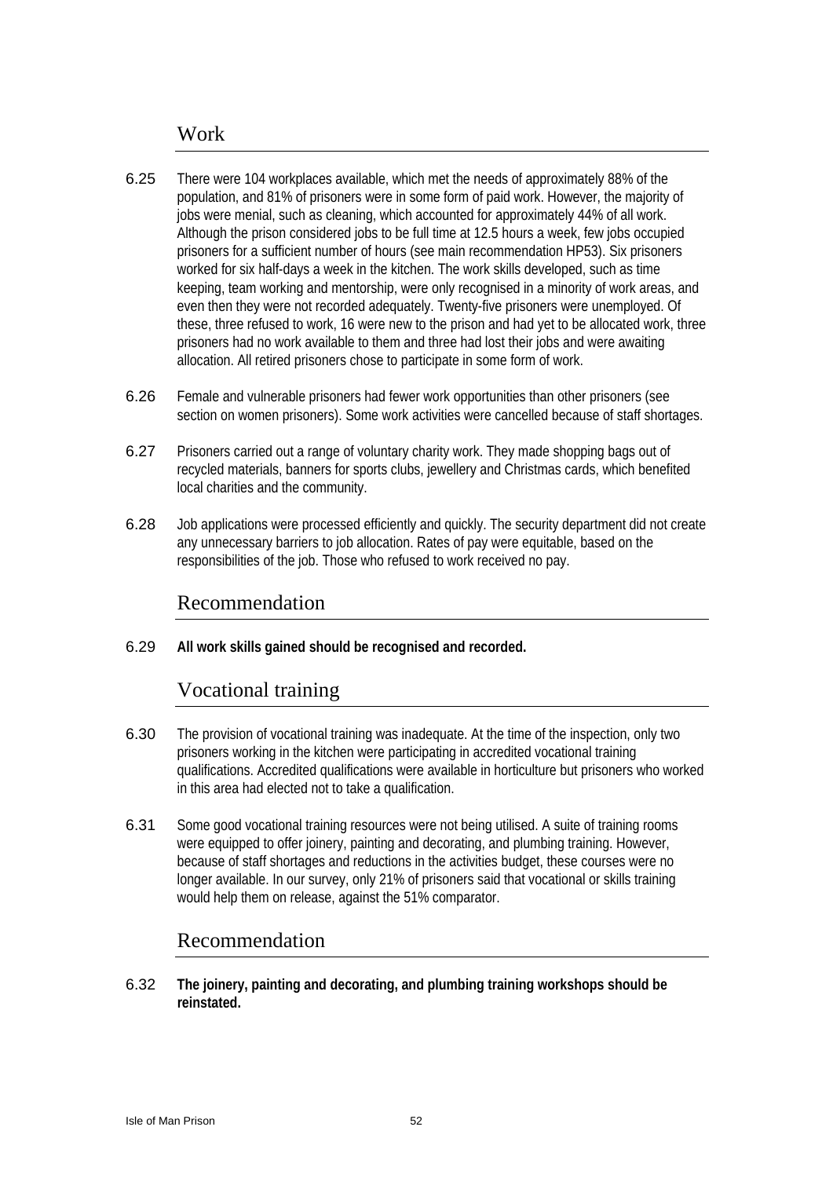## Work

6.25 There were 104 workplaces available, which met the needs of approximately 88% of the population, and 81% of prisoners were in some form of paid work. However, the majority of jobs were menial, such as cleaning, which accounted for approximately 44% of all work. Although the prison considered jobs to be full time at 12.5 hours a week, few jobs occupied prisoners for a sufficient number of hours (see main recommendation HP53). Six prisoners worked for six half-days a week in the kitchen. The work skills developed, such as time keeping, team working and mentorship, were only recognised in a minority of work areas, and even then they were not recorded adequately. Twenty-five prisoners were unemployed. Of these, three refused to work, 16 were new to the prison and had yet to be allocated work, three prisoners had no work available to them and three had lost their jobs and were awaiting allocation. All retired prisoners chose to participate in some form of work.

6.26 Female and vulnerable prisoners had fewer work opportunities than other prisoners (see section on women prisoners). Some work activities were cancelled because of staff shortages.

6.27 Prisoners carried out a range of voluntary charity work. They made shopping bags out of recycled materials, banners for sports clubs, jewellery and Christmas cards, which benefited local charities and the community.

6.28 Job applications were processed efficiently and quickly. The security department did not create any unnecessary barriers to job allocation. Rates of pay were equitable, based on the responsibilities of the job. Those who refused to work received no pay.

## Recommendation

6.29 **All work skills gained should be recognised and recorded.**

## Vocational training

6.30 The provision of vocational training was inadequate. At the time of the inspection, only two prisoners working in the kitchen were participating in accredited vocational training qualifications. Accredited qualifications were available in horticulture but prisoners who worked in this area had elected not to take a qualification.

6.31 Some good vocational training resources were not being utilised. A suite of training rooms were equipped to offer joinery, painting and decorating, and plumbing training. However, because of staff shortages and reductions in the activities budget, these courses were no longer available. In our survey, only 21% of prisoners said that vocational or skills training would help them on release, against the 51% comparator.

## Recommendation

6.32 **The joinery, painting and decorating, and plumbing training workshops should be reinstated.**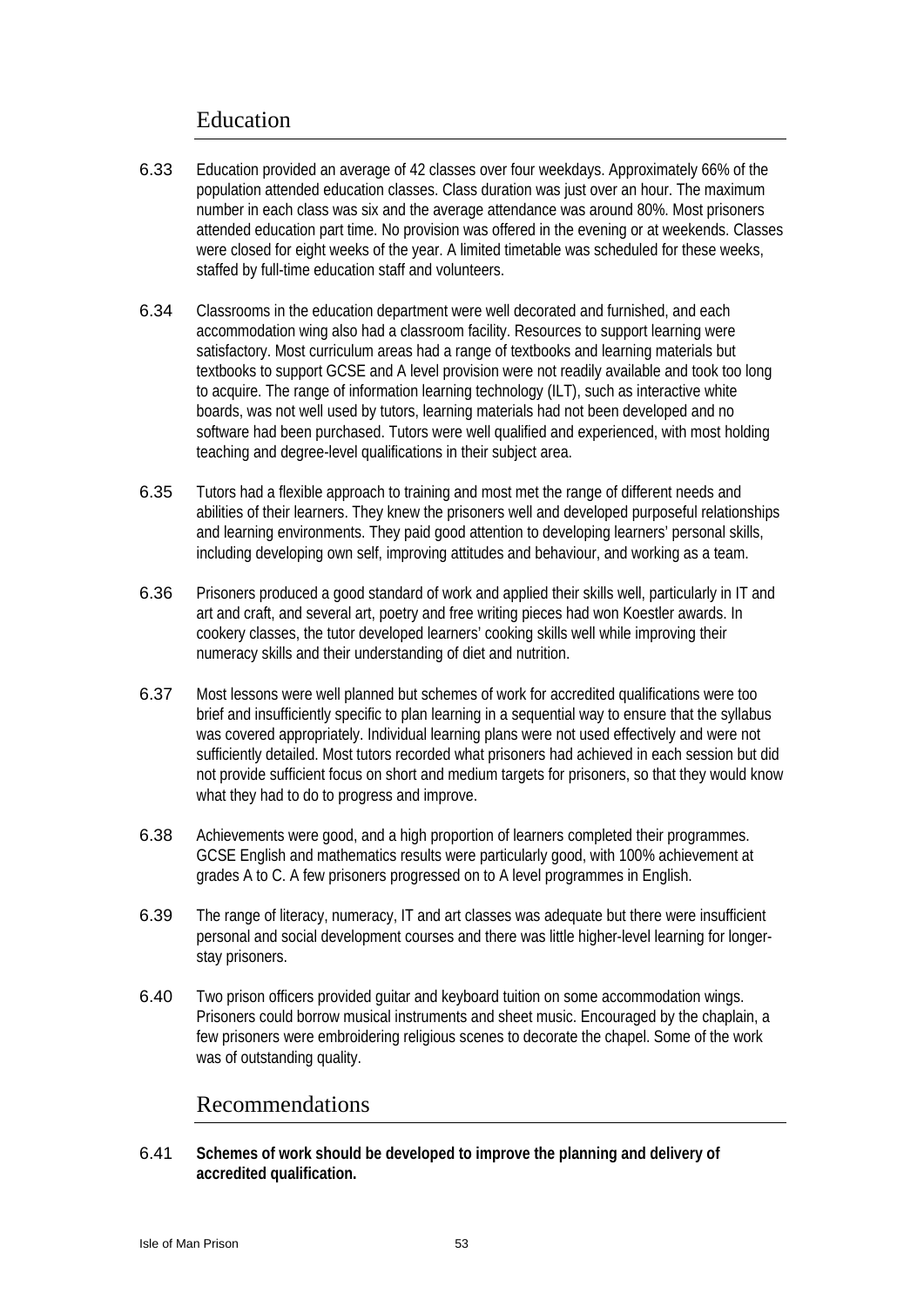## Education

6.33 Education provided an average of 42 classes over four weekdays. Approximately 66% of the population attended education classes. Class duration was just over an hour. The maximum number in each class was six and the average attendance was around 80%. Most prisoners attended education part time. No provision was offered in the evening or at weekends. Classes were closed for eight weeks of the year. A limited timetable was scheduled for these weeks, staffed by full-time education staff and volunteers.

6.34 Classrooms in the education department were well decorated and furnished, and each accommodation wing also had a classroom facility. Resources to support learning were satisfactory. Most curriculum areas had a range of textbooks and learning materials but textbooks to support GCSE and A level provision were not readily available and took too long to acquire. The range of information learning technology (ILT), such as interactive white boards, was not well used by tutors, learning materials had not been developed and no software had been purchased. Tutors were well qualified and experienced, with most holding teaching and degree-level qualifications in their subject area.

6.35 Tutors had a flexible approach to training and most met the range of different needs and abilities of their learners. They knew the prisoners well and developed purposeful relationships and learning environments. They paid good attention to developing learners' personal skills, including developing own self, improving attitudes and behaviour, and working as a team.

6.36 Prisoners produced a good standard of work and applied their skills well, particularly in IT and art and craft, and several art, poetry and free writing pieces had won Koestler awards. In cookery classes, the tutor developed learners' cooking skills well while improving their numeracy skills and their understanding of diet and nutrition.

6.37 Most lessons were well planned but schemes of work for accredited qualifications were too brief and insufficiently specific to plan learning in a sequential way to ensure that the syllabus was covered appropriately. Individual learning plans were not used effectively and were not sufficiently detailed. Most tutors recorded what prisoners had achieved in each session but did not provide sufficient focus on short and medium targets for prisoners, so that they would know what they had to do to progress and improve.

6.38 Achievements were good, and a high proportion of learners completed their programmes. GCSE English and mathematics results were particularly good, with 100% achievement at grades A to C. A few prisoners progressed on to A level programmes in English.

6.39 The range of literacy, numeracy, IT and art classes was adequate but there were insufficient personal and social development courses and there was little higher-level learning for longer-stay prisoners.

6.40 Two prison officers provided guitar and keyboard tuition on some accommodation wings. Prisoners could borrow musical instruments and sheet music. Encouraged by the chaplain, a few prisoners were embroidering religious scenes to decorate the chapel. Some of the work was of outstanding quality.

## Recommendations

6.41 **Schemes of work should be developed to improve the planning and delivery of accredited qualification.**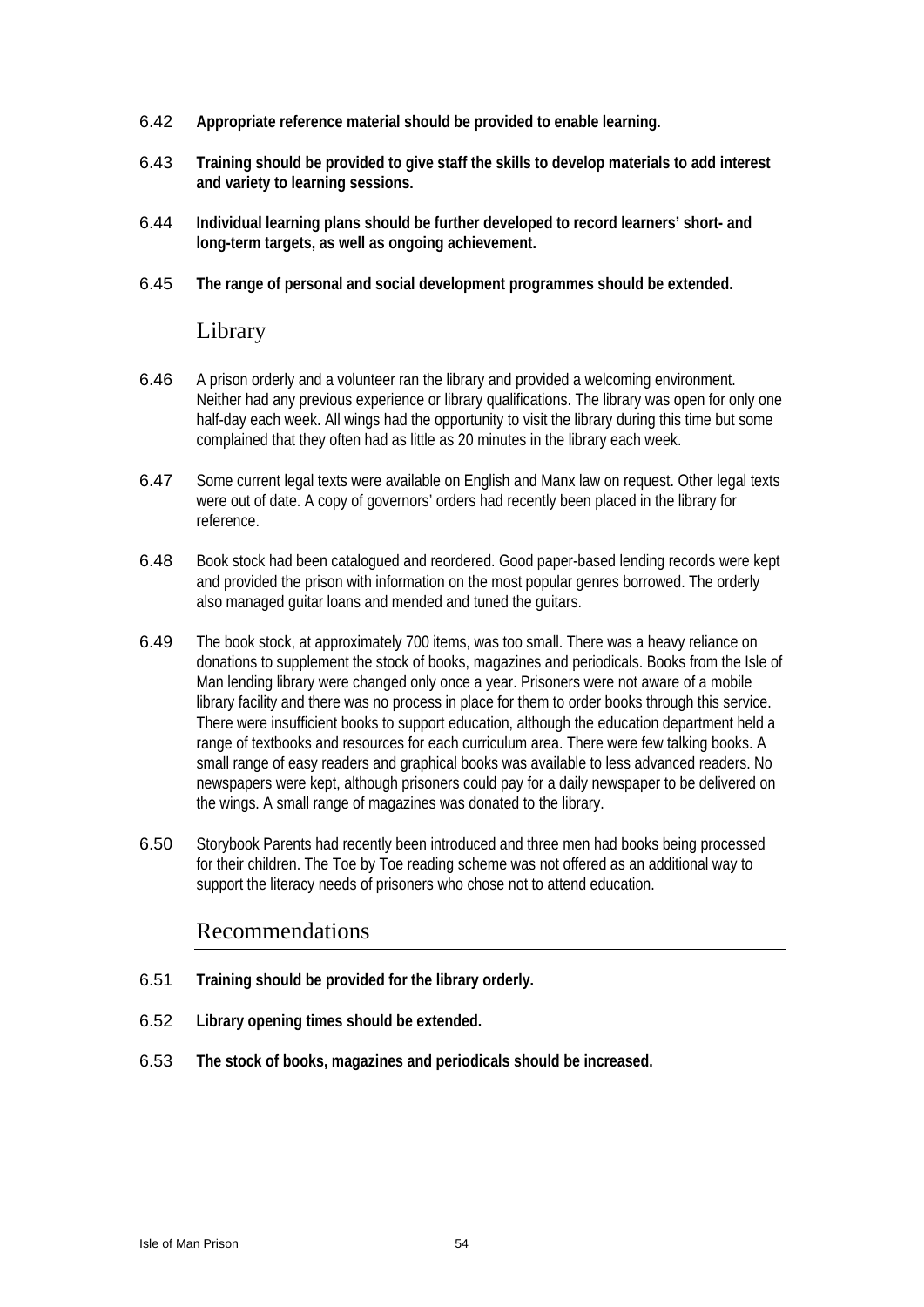6.42 **Appropriate reference material should be provided to enable learning.**

6.43 **Training should be provided to give staff the skills to develop materials to add interest and variety to learning sessions.**

6.44 **Individual learning plans should be further developed to record learners' short- and long-term targets, as well as ongoing achievement.**

6.45 **The range of personal and social development programmes should be extended.**

## Library

6.46 A prison orderly and a volunteer ran the library and provided a welcoming environment. Neither had any previous experience or library qualifications. The library was open for only one half-day each week. All wings had the opportunity to visit the library during this time but some complained that they often had as little as 20 minutes in the library each week.

6.47 Some current legal texts were available on English and Manx law on request. Other legal texts were out of date. A copy of governors' orders had recently been placed in the library for reference.

6.48 Book stock had been catalogued and reordered. Good paper-based lending records were kept and provided the prison with information on the most popular genres borrowed. The orderly also managed guitar loans and mended and tuned the guitars.

6.49 The book stock, at approximately 700 items, was too small. There was a heavy reliance on donations to supplement the stock of books, magazines and periodicals. Books from the Isle of Man lending library were changed only once a year. Prisoners were not aware of a mobile library facility and there was no process in place for them to order books through this service. There were insufficient books to support education, although the education department held a range of textbooks and resources for each curriculum area. There were few talking books. A small range of easy readers and graphical books was available to less advanced readers. No newspapers were kept, although prisoners could pay for a daily newspaper to be delivered on the wings. A small range of magazines was donated to the library.

6.50 Storybook Parents had recently been introduced and three men had books being processed for their children. The Toe by Toe reading scheme was not offered as an additional way to support the literacy needs of prisoners who chose not to attend education.

## Recommendations

6.51 **Training should be provided for the library orderly.**

6.52 **Library opening times should be extended.**

6.53 **The stock of books, magazines and periodicals should be increased.**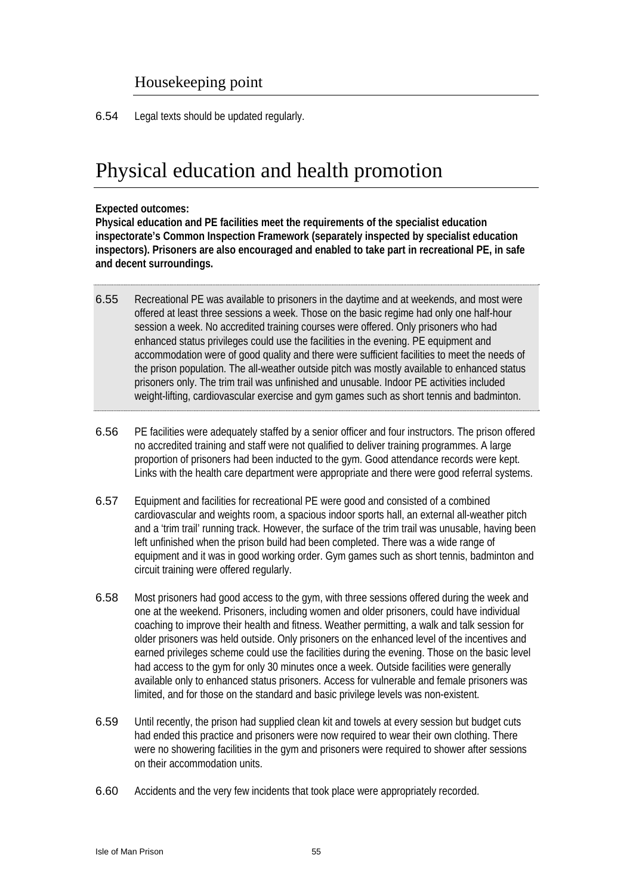### Housekeeping point

6.54 Legal texts should be updated regularly.

## Physical education and health promotion

**Expected outcomes:**
**Physical education and PE facilities meet the requirements of the specialist education inspectorate's Common Inspection Framework (separately inspected by specialist education inspectors). Prisoners are also encouraged and enabled to take part in recreational PE, in safe and decent surroundings.**

6.55 Recreational PE was available to prisoners in the daytime and at weekends, and most were offered at least three sessions a week. Those on the basic regime had only one half-hour session a week. No accredited training courses were offered. Only prisoners who had enhanced status privileges could use the facilities in the evening. PE equipment and accommodation were of good quality and there were sufficient facilities to meet the needs of the prison population. The all-weather outside pitch was mostly available to enhanced status prisoners only. The trim trail was unfinished and unusable. Indoor PE activities included weight-lifting, cardiovascular exercise and gym games such as short tennis and badminton.

6.56 PE facilities were adequately staffed by a senior officer and four instructors. The prison offered no accredited training and staff were not qualified to deliver training programmes. A large proportion of prisoners had been inducted to the gym. Good attendance records were kept. Links with the health care department were appropriate and there were good referral systems.

6.57 Equipment and facilities for recreational PE were good and consisted of a combined cardiovascular and weights room, a spacious indoor sports hall, an external all-weather pitch and a 'trim trail' running track. However, the surface of the trim trail was unusable, having been left unfinished when the prison build had been completed. There was a wide range of equipment and it was in good working order. Gym games such as short tennis, badminton and circuit training were offered regularly.

6.58 Most prisoners had good access to the gym, with three sessions offered during the week and one at the weekend. Prisoners, including women and older prisoners, could have individual coaching to improve their health and fitness. Weather permitting, a walk and talk session for older prisoners was held outside. Only prisoners on the enhanced level of the incentives and earned privileges scheme could use the facilities during the evening. Those on the basic level had access to the gym for only 30 minutes once a week. Outside facilities were generally available only to enhanced status prisoners. Access for vulnerable and female prisoners was limited, and for those on the standard and basic privilege levels was non-existent.

6.59 Until recently, the prison had supplied clean kit and towels at every session but budget cuts had ended this practice and prisoners were now required to wear their own clothing. There were no showering facilities in the gym and prisoners were required to shower after sessions on their accommodation units.

6.60 Accidents and the very few incidents that took place were appropriately recorded.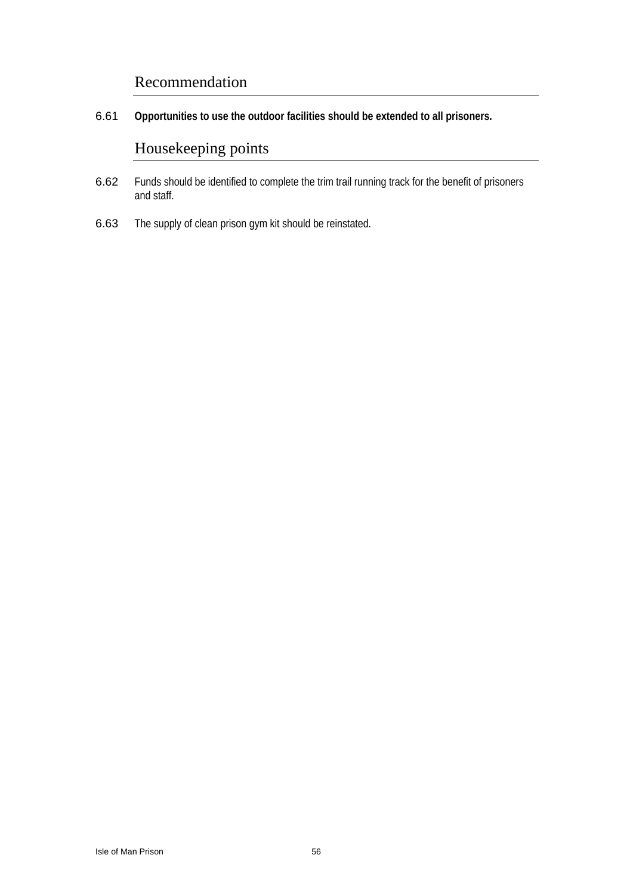## Recommendation

6.61 **Opportunities to use the outdoor facilities should be extended to all prisoners.**

## Housekeeping points

6.62 Funds should be identified to complete the trim trail running track for the benefit of prisoners and staff.

6.63 The supply of clean prison gym kit should be reinstated.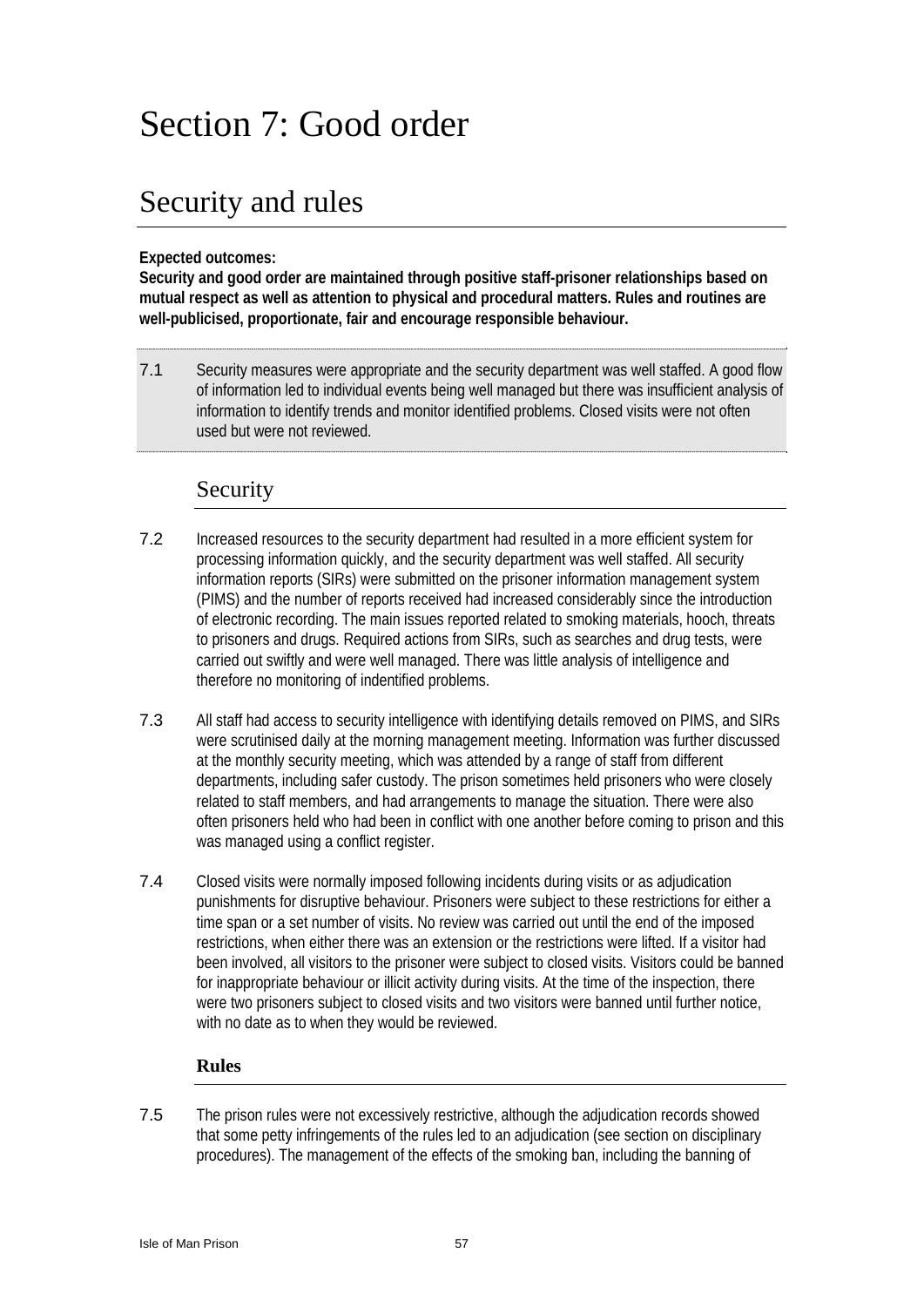# Section 7: Good order

## Security and rules

**Expected outcomes:**
**Security and good order are maintained through positive staff-prisoner relationships based on mutual respect as well as attention to physical and procedural matters. Rules and routines are well-publicised, proportionate, fair and encourage responsible behaviour.**

7.1 Security measures were appropriate and the security department was well staffed. A good flow of information led to individual events being well managed but there was insufficient analysis of information to identify trends and monitor identified problems. Closed visits were not often used but were not reviewed.

### Security

7.2 Increased resources to the security department had resulted in a more efficient system for processing information quickly, and the security department was well staffed. All security information reports (SIRs) were submitted on the prisoner information management system (PIMS) and the number of reports received had increased considerably since the introduction of electronic recording. The main issues reported related to smoking materials, hooch, threats to prisoners and drugs. Required actions from SIRs, such as searches and drug tests, were carried out swiftly and were well managed. There was little analysis of intelligence and therefore no monitoring of indentified problems.

7.3 All staff had access to security intelligence with identifying details removed on PIMS, and SIRs were scrutinised daily at the morning management meeting. Information was further discussed at the monthly security meeting, which was attended by a range of staff from different departments, including safer custody. The prison sometimes held prisoners who were closely related to staff members, and had arrangements to manage the situation. There were also often prisoners held who had been in conflict with one another before coming to prison and this was managed using a conflict register.

7.4 Closed visits were normally imposed following incidents during visits or as adjudication punishments for disruptive behaviour. Prisoners were subject to these restrictions for either a time span or a set number of visits. No review was carried out until the end of the imposed restrictions, when either there was an extension or the restrictions were lifted. If a visitor had been involved, all visitors to the prisoner were subject to closed visits. Visitors could be banned for inappropriate behaviour or illicit activity during visits. At the time of the inspection, there were two prisoners subject to closed visits and two visitors were banned until further notice, with no date as to when they would be reviewed.

#### Rules

7.5 The prison rules were not excessively restrictive, although the adjudication records showed that some petty infringements of the rules led to an adjudication (see section on disciplinary procedures). The management of the effects of the smoking ban, including the banning of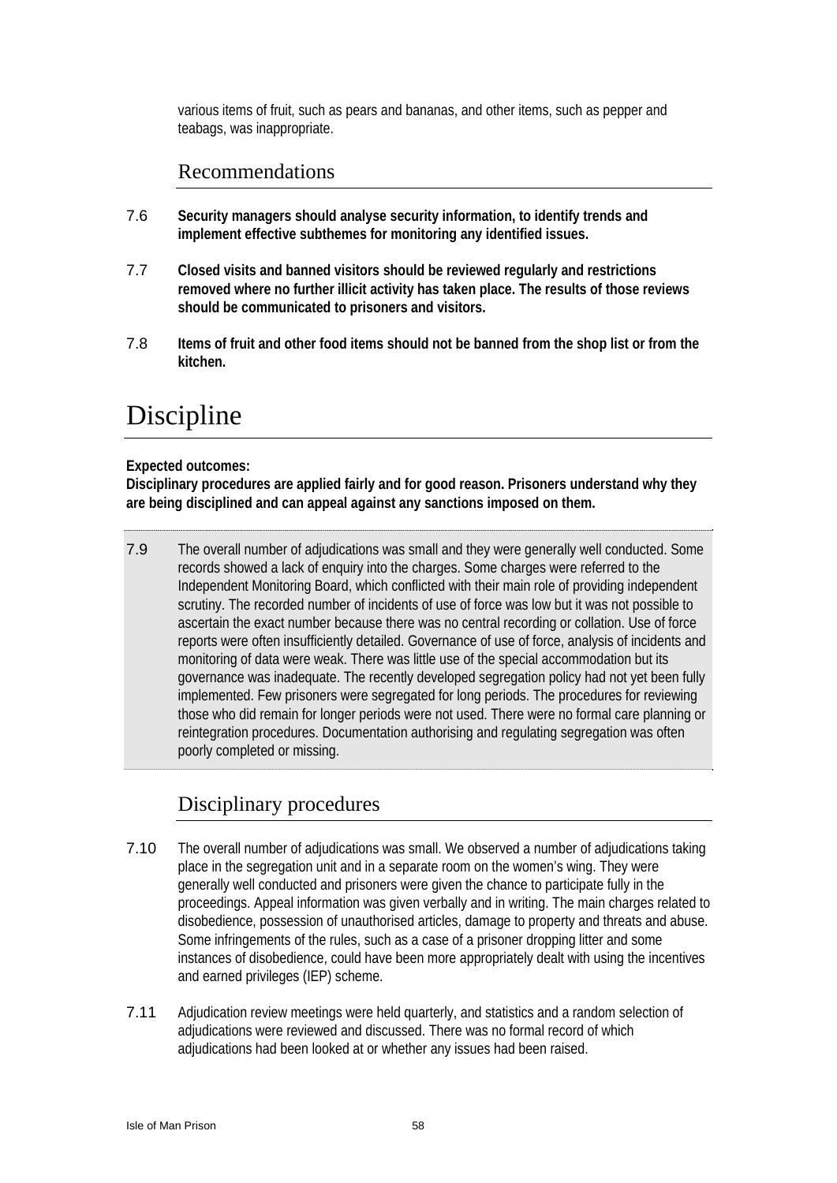various items of fruit, such as pears and bananas, and other items, such as pepper and teabags, was inappropriate.

### Recommendations

7.6 **Security managers should analyse security information, to identify trends and implement effective subthemes for monitoring any identified issues.**

7.7 **Closed visits and banned visitors should be reviewed regularly and restrictions removed where no further illicit activity has taken place. The results of those reviews should be communicated to prisoners and visitors.**

7.8 **Items of fruit and other food items should not be banned from the shop list or from the kitchen.**

## Discipline

**Expected outcomes:**
**Disciplinary procedures are applied fairly and for good reason. Prisoners understand why they are being disciplined and can appeal against any sanctions imposed on them.**

7.9 The overall number of adjudications was small and they were generally well conducted. Some records showed a lack of enquiry into the charges. Some charges were referred to the Independent Monitoring Board, which conflicted with their main role of providing independent scrutiny. The recorded number of incidents of use of force was low but it was not possible to ascertain the exact number because there was no central recording or collation. Use of force reports were often insufficiently detailed. Governance of use of force, analysis of incidents and monitoring of data were weak. There was little use of the special accommodation but its governance was inadequate. The recently developed segregation policy had not yet been fully implemented. Few prisoners were segregated for long periods. The procedures for reviewing those who did remain for longer periods were not used. There were no formal care planning or reintegration procedures. Documentation authorising and regulating segregation was often poorly completed or missing.

### Disciplinary procedures

7.10 The overall number of adjudications was small. We observed a number of adjudications taking place in the segregation unit and in a separate room on the women's wing. They were generally well conducted and prisoners were given the chance to participate fully in the proceedings. Appeal information was given verbally and in writing. The main charges related to disobedience, possession of unauthorised articles, damage to property and threats and abuse. Some infringements of the rules, such as a case of a prisoner dropping litter and some instances of disobedience, could have been more appropriately dealt with using the incentives and earned privileges (IEP) scheme.

7.11 Adjudication review meetings were held quarterly, and statistics and a random selection of adjudications were reviewed and discussed. There was no formal record of which adjudications had been looked at or whether any issues had been raised.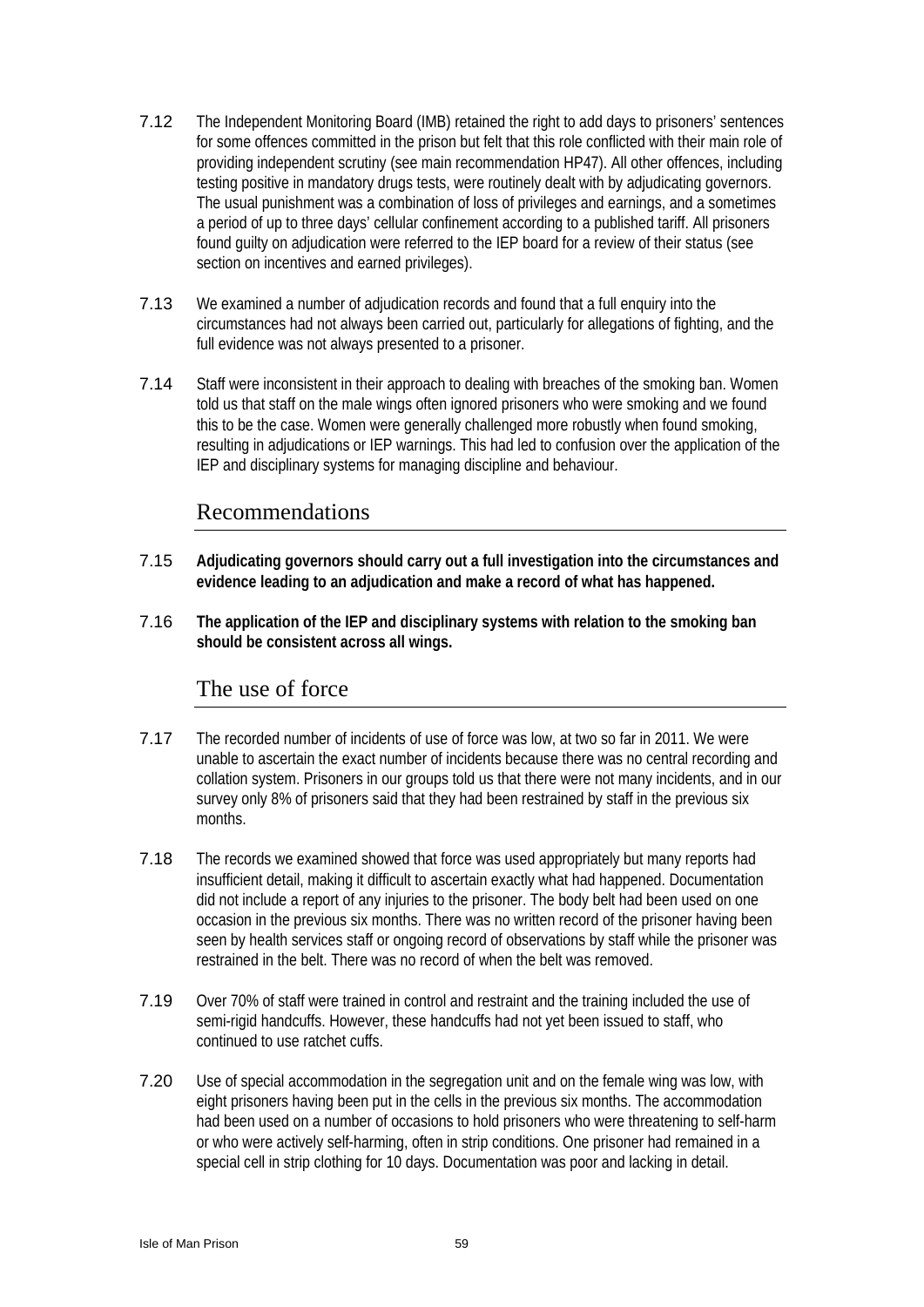7.12 The Independent Monitoring Board (IMB) retained the right to add days to prisoners' sentences for some offences committed in the prison but felt that this role conflicted with their main role of providing independent scrutiny (see main recommendation HP47). All other offences, including testing positive in mandatory drugs tests, were routinely dealt with by adjudicating governors. The usual punishment was a combination of loss of privileges and earnings, and a sometimes a period of up to three days' cellular confinement according to a published tariff. All prisoners found guilty on adjudication were referred to the IEP board for a review of their status (see section on incentives and earned privileges).

7.13 We examined a number of adjudication records and found that a full enquiry into the circumstances had not always been carried out, particularly for allegations of fighting, and the full evidence was not always presented to a prisoner.

7.14 Staff were inconsistent in their approach to dealing with breaches of the smoking ban. Women told us that staff on the male wings often ignored prisoners who were smoking and we found this to be the case. Women were generally challenged more robustly when found smoking, resulting in adjudications or IEP warnings. This had led to confusion over the application of the IEP and disciplinary systems for managing discipline and behaviour.

## Recommendations

7.15 **Adjudicating governors should carry out a full investigation into the circumstances and evidence leading to an adjudication and make a record of what has happened.**

7.16 **The application of the IEP and disciplinary systems with relation to the smoking ban should be consistent across all wings.**

## The use of force

7.17 The recorded number of incidents of use of force was low, at two so far in 2011. We were unable to ascertain the exact number of incidents because there was no central recording and collation system. Prisoners in our groups told us that there were not many incidents, and in our survey only 8% of prisoners said that they had been restrained by staff in the previous six months.

7.18 The records we examined showed that force was used appropriately but many reports had insufficient detail, making it difficult to ascertain exactly what had happened. Documentation did not include a report of any injuries to the prisoner. The body belt had been used on one occasion in the previous six months. There was no written record of the prisoner having been seen by health services staff or ongoing record of observations by staff while the prisoner was restrained in the belt. There was no record of when the belt was removed.

7.19 Over 70% of staff were trained in control and restraint and the training included the use of semi-rigid handcuffs. However, these handcuffs had not yet been issued to staff, who continued to use ratchet cuffs.

7.20 Use of special accommodation in the segregation unit and on the female wing was low, with eight prisoners having been put in the cells in the previous six months. The accommodation had been used on a number of occasions to hold prisoners who were threatening to self-harm or who were actively self-harming, often in strip conditions. One prisoner had remained in a special cell in strip clothing for 10 days. Documentation was poor and lacking in detail.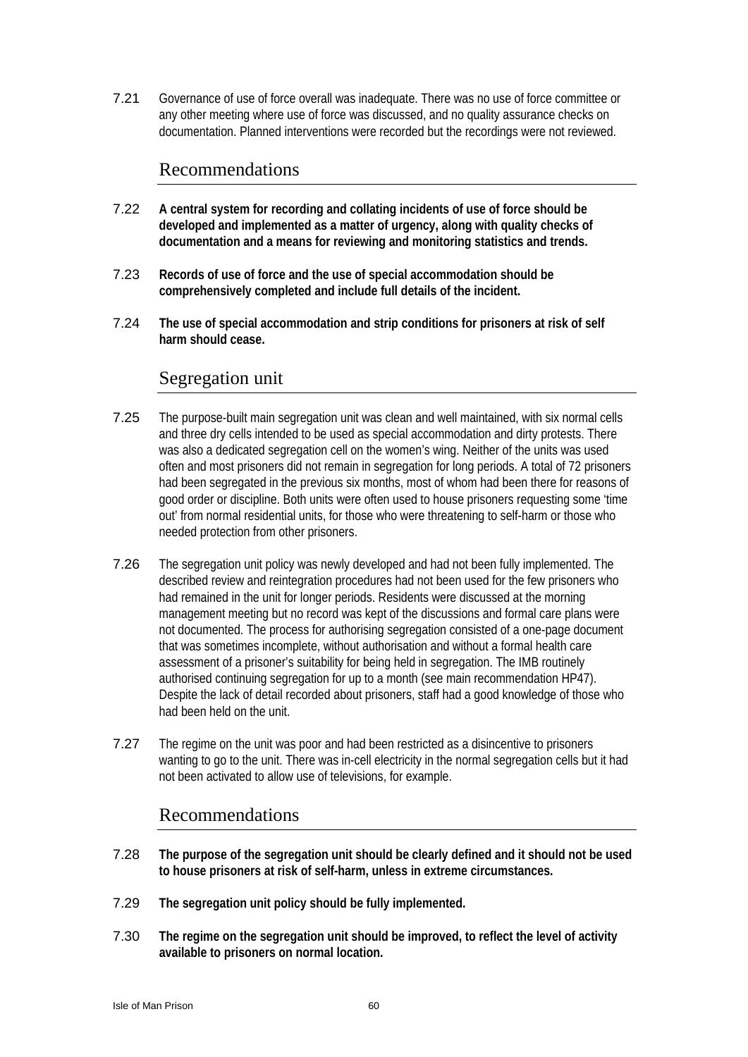7.21 Governance of use of force overall was inadequate. There was no use of force committee or any other meeting where use of force was discussed, and no quality assurance checks on documentation. Planned interventions were recorded but the recordings were not reviewed.

## Recommendations

7.22 **A central system for recording and collating incidents of use of force should be developed and implemented as a matter of urgency, along with quality checks of documentation and a means for reviewing and monitoring statistics and trends.**

7.23 **Records of use of force and the use of special accommodation should be comprehensively completed and include full details of the incident.**

7.24 **The use of special accommodation and strip conditions for prisoners at risk of self harm should cease.**

## Segregation unit

7.25 The purpose-built main segregation unit was clean and well maintained, with six normal cells and three dry cells intended to be used as special accommodation and dirty protests. There was also a dedicated segregation cell on the women's wing. Neither of the units was used often and most prisoners did not remain in segregation for long periods. A total of 72 prisoners had been segregated in the previous six months, most of whom had been there for reasons of good order or discipline. Both units were often used to house prisoners requesting some 'time out' from normal residential units, for those who were threatening to self-harm or those who needed protection from other prisoners.

7.26 The segregation unit policy was newly developed and had not been fully implemented. The described review and reintegration procedures had not been used for the few prisoners who had remained in the unit for longer periods. Residents were discussed at the morning management meeting but no record was kept of the discussions and formal care plans were not documented. The process for authorising segregation consisted of a one-page document that was sometimes incomplete, without authorisation and without a formal health care assessment of a prisoner's suitability for being held in segregation. The IMB routinely authorised continuing segregation for up to a month (see main recommendation HP47). Despite the lack of detail recorded about prisoners, staff had a good knowledge of those who had been held on the unit.

7.27 The regime on the unit was poor and had been restricted as a disincentive to prisoners wanting to go to the unit. There was in-cell electricity in the normal segregation cells but it had not been activated to allow use of televisions, for example.

## Recommendations

7.28 **The purpose of the segregation unit should be clearly defined and it should not be used to house prisoners at risk of self-harm, unless in extreme circumstances.**

7.29 **The segregation unit policy should be fully implemented.**

7.30 **The regime on the segregation unit should be improved, to reflect the level of activity available to prisoners on normal location.**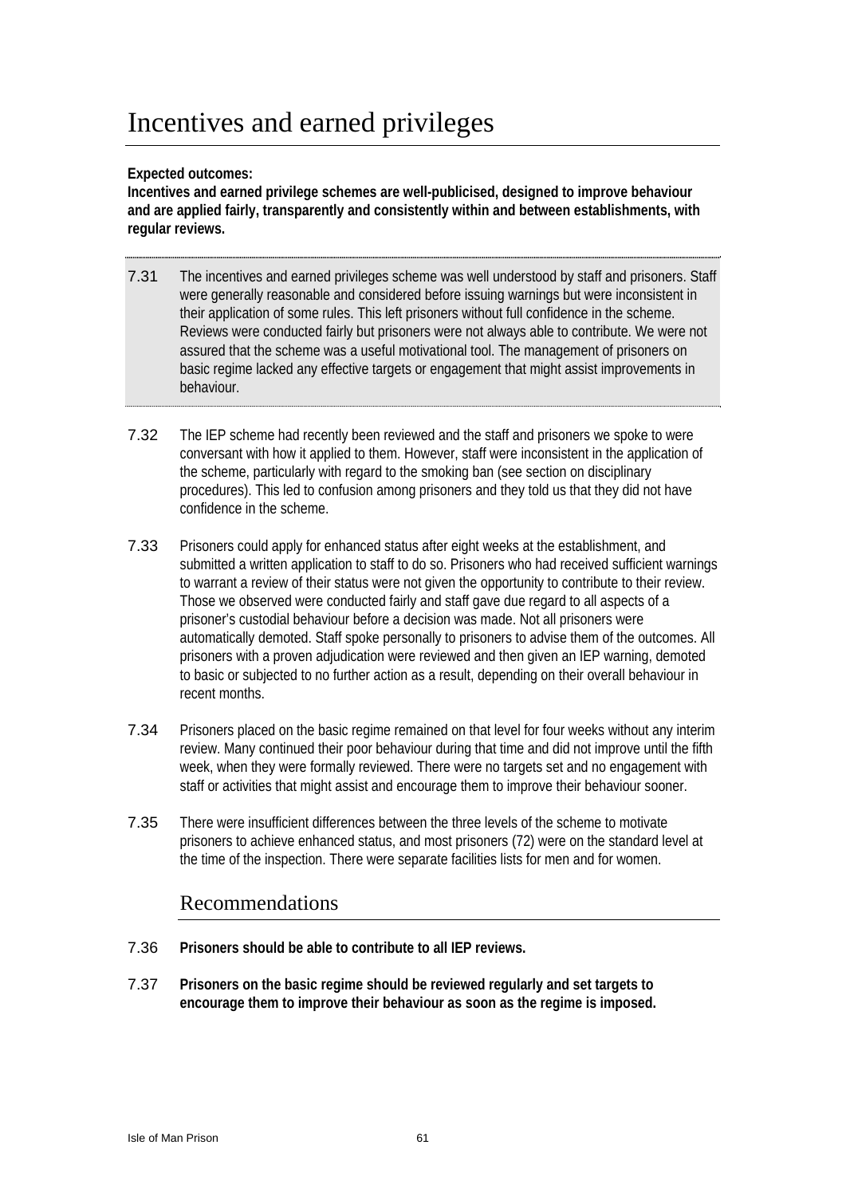# Incentives and earned privileges

**Expected outcomes:**
**Incentives and earned privilege schemes are well-publicised, designed to improve behaviour and are applied fairly, transparently and consistently within and between establishments, with regular reviews.**

7.31 The incentives and earned privileges scheme was well understood by staff and prisoners. Staff were generally reasonable and considered before issuing warnings but were inconsistent in their application of some rules. This left prisoners without full confidence in the scheme. Reviews were conducted fairly but prisoners were not always able to contribute. We were not assured that the scheme was a useful motivational tool. The management of prisoners on basic regime lacked any effective targets or engagement that might assist improvements in behaviour.

7.32 The IEP scheme had recently been reviewed and the staff and prisoners we spoke to were conversant with how it applied to them. However, staff were inconsistent in the application of the scheme, particularly with regard to the smoking ban (see section on disciplinary procedures). This led to confusion among prisoners and they told us that they did not have confidence in the scheme.

7.33 Prisoners could apply for enhanced status after eight weeks at the establishment, and submitted a written application to staff to do so. Prisoners who had received sufficient warnings to warrant a review of their status were not given the opportunity to contribute to their review. Those we observed were conducted fairly and staff gave due regard to all aspects of a prisoner's custodial behaviour before a decision was made. Not all prisoners were automatically demoted. Staff spoke personally to prisoners to advise them of the outcomes. All prisoners with a proven adjudication were reviewed and then given an IEP warning, demoted to basic or subjected to no further action as a result, depending on their overall behaviour in recent months.

7.34 Prisoners placed on the basic regime remained on that level for four weeks without any interim review. Many continued their poor behaviour during that time and did not improve until the fifth week, when they were formally reviewed. There were no targets set and no engagement with staff or activities that might assist and encourage them to improve their behaviour sooner.

7.35 There were insufficient differences between the three levels of the scheme to motivate prisoners to achieve enhanced status, and most prisoners (72) were on the standard level at the time of the inspection. There were separate facilities lists for men and for women.

## Recommendations

7.36 **Prisoners should be able to contribute to all IEP reviews.**

7.37 **Prisoners on the basic regime should be reviewed regularly and set targets to encourage them to improve their behaviour as soon as the regime is imposed.**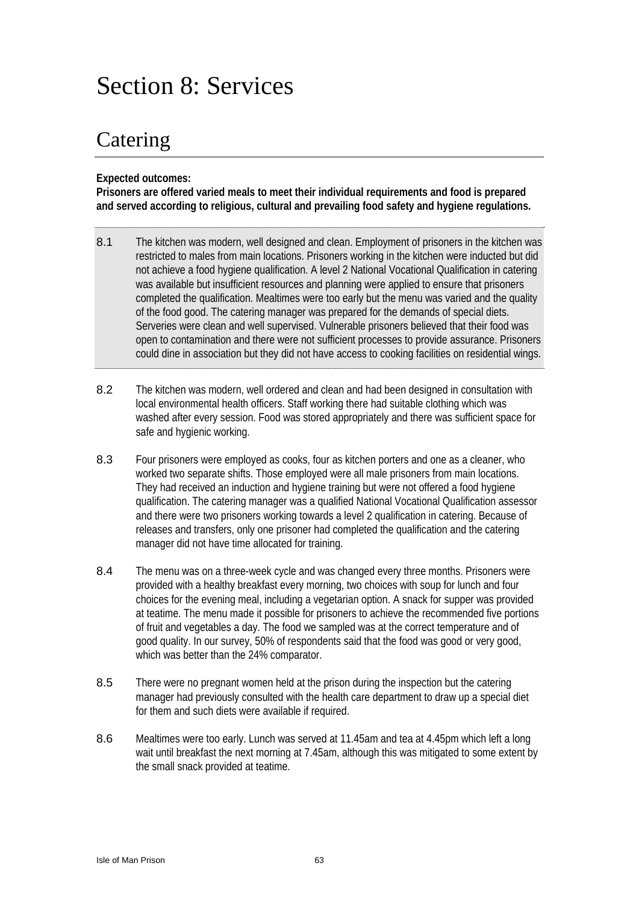# Section 8: Services

## Catering

**Expected outcomes:**
**Prisoners are offered varied meals to meet their individual requirements and food is prepared and served according to religious, cultural and prevailing food safety and hygiene regulations.**

8.1 The kitchen was modern, well designed and clean. Employment of prisoners in the kitchen was restricted to males from main locations. Prisoners working in the kitchen were inducted but did not achieve a food hygiene qualification. A level 2 National Vocational Qualification in catering was available but insufficient resources and planning were applied to ensure that prisoners completed the qualification. Mealtimes were too early but the menu was varied and the quality of the food good. The catering manager was prepared for the demands of special diets. Serveries were clean and well supervised. Vulnerable prisoners believed that their food was open to contamination and there were not sufficient processes to provide assurance. Prisoners could dine in association but they did not have access to cooking facilities on residential wings.

8.2 The kitchen was modern, well ordered and clean and had been designed in consultation with local environmental health officers. Staff working there had suitable clothing which was washed after every session. Food was stored appropriately and there was sufficient space for safe and hygienic working.

8.3 Four prisoners were employed as cooks, four as kitchen porters and one as a cleaner, who worked two separate shifts. Those employed were all male prisoners from main locations. They had received an induction and hygiene training but were not offered a food hygiene qualification. The catering manager was a qualified National Vocational Qualification assessor and there were two prisoners working towards a level 2 qualification in catering. Because of releases and transfers, only one prisoner had completed the qualification and the catering manager did not have time allocated for training.

8.4 The menu was on a three-week cycle and was changed every three months. Prisoners were provided with a healthy breakfast every morning, two choices with soup for lunch and four choices for the evening meal, including a vegetarian option. A snack for supper was provided at teatime. The menu made it possible for prisoners to achieve the recommended five portions of fruit and vegetables a day. The food we sampled was at the correct temperature and of good quality. In our survey, 50% of respondents said that the food was good or very good, which was better than the 24% comparator.

8.5 There were no pregnant women held at the prison during the inspection but the catering manager had previously consulted with the health care department to draw up a special diet for them and such diets were available if required.

8.6 Mealtimes were too early. Lunch was served at 11.45am and tea at 4.45pm which left a long wait until breakfast the next morning at 7.45am, although this was mitigated to some extent by the small snack provided at teatime.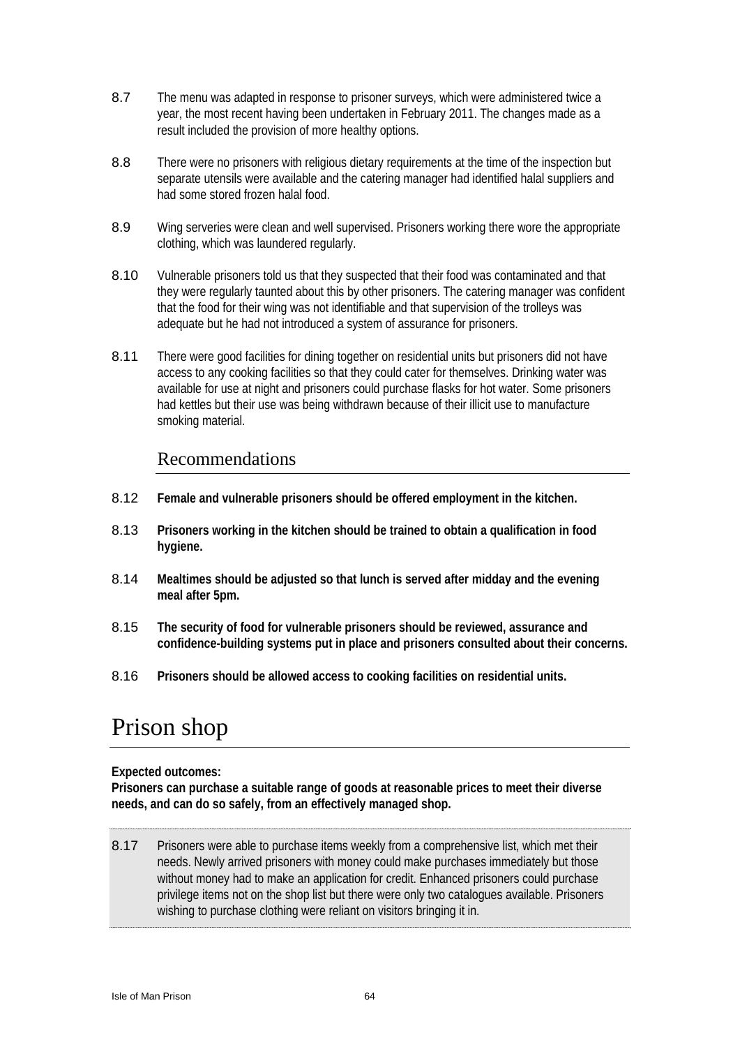8.7 The menu was adapted in response to prisoner surveys, which were administered twice a year, the most recent having been undertaken in February 2011. The changes made as a result included the provision of more healthy options.

8.8 There were no prisoners with religious dietary requirements at the time of the inspection but separate utensils were available and the catering manager had identified halal suppliers and had some stored frozen halal food.

8.9 Wing serveries were clean and well supervised. Prisoners working there wore the appropriate clothing, which was laundered regularly.

8.10 Vulnerable prisoners told us that they suspected that their food was contaminated and that they were regularly taunted about this by other prisoners. The catering manager was confident that the food for their wing was not identifiable and that supervision of the trolleys was adequate but he had not introduced a system of assurance for prisoners.

8.11 There were good facilities for dining together on residential units but prisoners did not have access to any cooking facilities so that they could cater for themselves. Drinking water was available for use at night and prisoners could purchase flasks for hot water. Some prisoners had kettles but their use was being withdrawn because of their illicit use to manufacture smoking material.

### Recommendations

8.12 **Female and vulnerable prisoners should be offered employment in the kitchen.**

8.13 **Prisoners working in the kitchen should be trained to obtain a qualification in food hygiene.**

8.14 **Mealtimes should be adjusted so that lunch is served after midday and the evening meal after 5pm.**

8.15 **The security of food for vulnerable prisoners should be reviewed, assurance and confidence-building systems put in place and prisoners consulted about their concerns.**

8.16 **Prisoners should be allowed access to cooking facilities on residential units.**

## Prison shop

**Expected outcomes:**
**Prisoners can purchase a suitable range of goods at reasonable prices to meet their diverse needs, and can do so safely, from an effectively managed shop.**

8.17 Prisoners were able to purchase items weekly from a comprehensive list, which met their needs. Newly arrived prisoners with money could make purchases immediately but those without money had to make an application for credit. Enhanced prisoners could purchase privilege items not on the shop list but there were only two catalogues available. Prisoners wishing to purchase clothing were reliant on visitors bringing it in.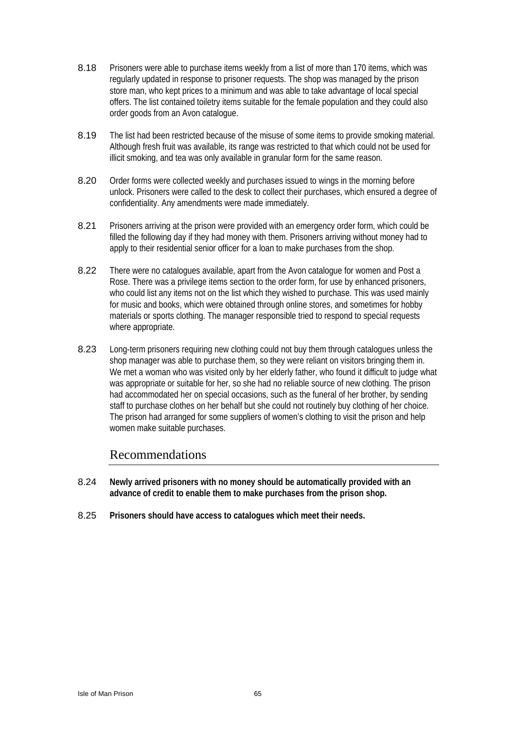8.18 Prisoners were able to purchase items weekly from a list of more than 170 items, which was regularly updated in response to prisoner requests. The shop was managed by the prison store man, who kept prices to a minimum and was able to take advantage of local special offers. The list contained toiletry items suitable for the female population and they could also order goods from an Avon catalogue.

8.19 The list had been restricted because of the misuse of some items to provide smoking material. Although fresh fruit was available, its range was restricted to that which could not be used for illicit smoking, and tea was only available in granular form for the same reason.

8.20 Order forms were collected weekly and purchases issued to wings in the morning before unlock. Prisoners were called to the desk to collect their purchases, which ensured a degree of confidentiality. Any amendments were made immediately.

8.21 Prisoners arriving at the prison were provided with an emergency order form, which could be filled the following day if they had money with them. Prisoners arriving without money had to apply to their residential senior officer for a loan to make purchases from the shop.

8.22 There were no catalogues available, apart from the Avon catalogue for women and Post a Rose. There was a privilege items section to the order form, for use by enhanced prisoners, who could list any items not on the list which they wished to purchase. This was used mainly for music and books, which were obtained through online stores, and sometimes for hobby materials or sports clothing. The manager responsible tried to respond to special requests where appropriate.

8.23 Long-term prisoners requiring new clothing could not buy them through catalogues unless the shop manager was able to purchase them, so they were reliant on visitors bringing them in. We met a woman who was visited only by her elderly father, who found it difficult to judge what was appropriate or suitable for her, so she had no reliable source of new clothing. The prison had accommodated her on special occasions, such as the funeral of her brother, by sending staff to purchase clothes on her behalf but she could not routinely buy clothing of her choice. The prison had arranged for some suppliers of women's clothing to visit the prison and help women make suitable purchases.

## Recommendations

8.24 **Newly arrived prisoners with no money should be automatically provided with an advance of credit to enable them to make purchases from the prison shop.**

8.25 **Prisoners should have access to catalogues which meet their needs.**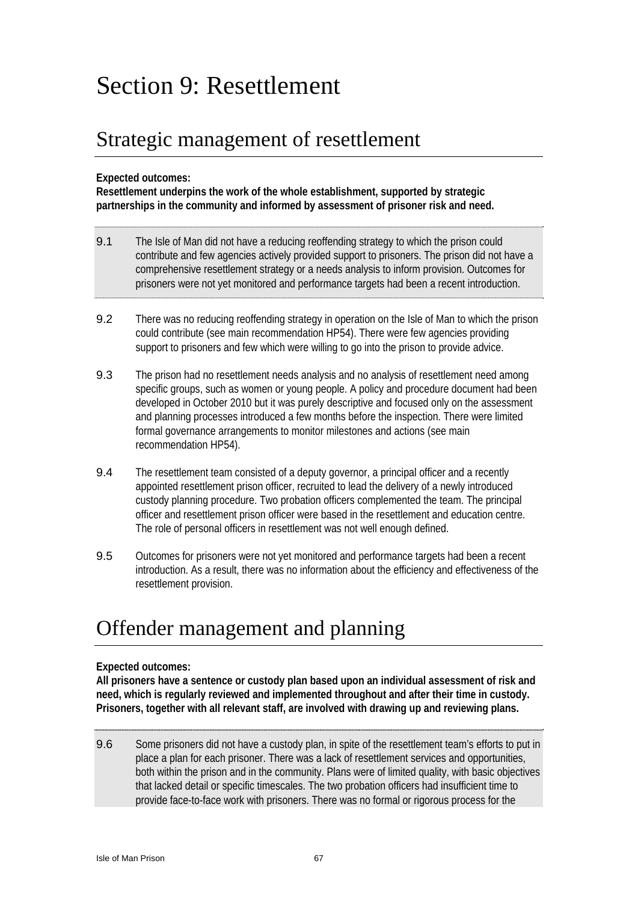# Section 9: Resettlement

## Strategic management of resettlement

**Expected outcomes:**
**Resettlement underpins the work of the whole establishment, supported by strategic partnerships in the community and informed by assessment of prisoner risk and need.**

9.1 The Isle of Man did not have a reducing reoffending strategy to which the prison could contribute and few agencies actively provided support to prisoners. The prison did not have a comprehensive resettlement strategy or a needs analysis to inform provision. Outcomes for prisoners were not yet monitored and performance targets had been a recent introduction.

9.2 There was no reducing reoffending strategy in operation on the Isle of Man to which the prison could contribute (see main recommendation HP54). There were few agencies providing support to prisoners and few which were willing to go into the prison to provide advice.

9.3 The prison had no resettlement needs analysis and no analysis of resettlement need among specific groups, such as women or young people. A policy and procedure document had been developed in October 2010 but it was purely descriptive and focused only on the assessment and planning processes introduced a few months before the inspection. There were limited formal governance arrangements to monitor milestones and actions (see main recommendation HP54).

9.4 The resettlement team consisted of a deputy governor, a principal officer and a recently appointed resettlement prison officer, recruited to lead the delivery of a newly introduced custody planning procedure. Two probation officers complemented the team. The principal officer and resettlement prison officer were based in the resettlement and education centre. The role of personal officers in resettlement was not well enough defined.

9.5 Outcomes for prisoners were not yet monitored and performance targets had been a recent introduction. As a result, there was no information about the efficiency and effectiveness of the resettlement provision.

## Offender management and planning

**Expected outcomes:**
**All prisoners have a sentence or custody plan based upon an individual assessment of risk and need, which is regularly reviewed and implemented throughout and after their time in custody. Prisoners, together with all relevant staff, are involved with drawing up and reviewing plans.**

9.6 Some prisoners did not have a custody plan, in spite of the resettlement team's efforts to put in place a plan for each prisoner. There was a lack of resettlement services and opportunities, both within the prison and in the community. Plans were of limited quality, with basic objectives that lacked detail or specific timescales. The two probation officers had insufficient time to provide face-to-face work with prisoners. There was no formal or rigorous process for the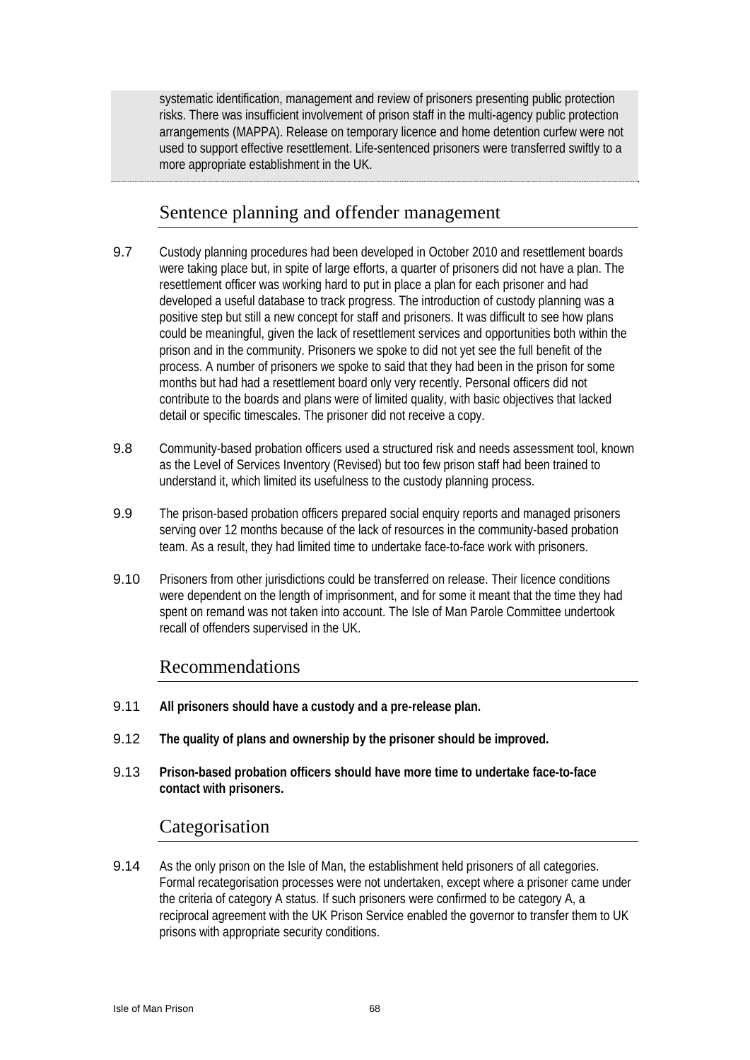systematic identification, management and review of prisoners presenting public protection risks. There was insufficient involvement of prison staff in the multi-agency public protection arrangements (MAPPA). Release on temporary licence and home detention curfew were not used to support effective resettlement. Life-sentenced prisoners were transferred swiftly to a more appropriate establishment in the UK.

## Sentence planning and offender management

9.7 Custody planning procedures had been developed in October 2010 and resettlement boards were taking place but, in spite of large efforts, a quarter of prisoners did not have a plan. The resettlement officer was working hard to put in place a plan for each prisoner and had developed a useful database to track progress. The introduction of custody planning was a positive step but still a new concept for staff and prisoners. It was difficult to see how plans could be meaningful, given the lack of resettlement services and opportunities both within the prison and in the community. Prisoners we spoke to did not yet see the full benefit of the process. A number of prisoners we spoke to said that they had been in the prison for some months but had had a resettlement board only very recently. Personal officers did not contribute to the boards and plans were of limited quality, with basic objectives that lacked detail or specific timescales. The prisoner did not receive a copy.

9.8 Community-based probation officers used a structured risk and needs assessment tool, known as the Level of Services Inventory (Revised) but too few prison staff had been trained to understand it, which limited its usefulness to the custody planning process.

9.9 The prison-based probation officers prepared social enquiry reports and managed prisoners serving over 12 months because of the lack of resources in the community-based probation team. As a result, they had limited time to undertake face-to-face work with prisoners.

9.10 Prisoners from other jurisdictions could be transferred on release. Their licence conditions were dependent on the length of imprisonment, and for some it meant that the time they had spent on remand was not taken into account. The Isle of Man Parole Committee undertook recall of offenders supervised in the UK.

## Recommendations

9.11 **All prisoners should have a custody and a pre-release plan.**

9.12 **The quality of plans and ownership by the prisoner should be improved.**

9.13 **Prison-based probation officers should have more time to undertake face-to-face contact with prisoners.**

## Categorisation

9.14 As the only prison on the Isle of Man, the establishment held prisoners of all categories. Formal recategorisation processes were not undertaken, except where a prisoner came under the criteria of category A status. If such prisoners were confirmed to be category A, a reciprocal agreement with the UK Prison Service enabled the governor to transfer them to UK prisons with appropriate security conditions.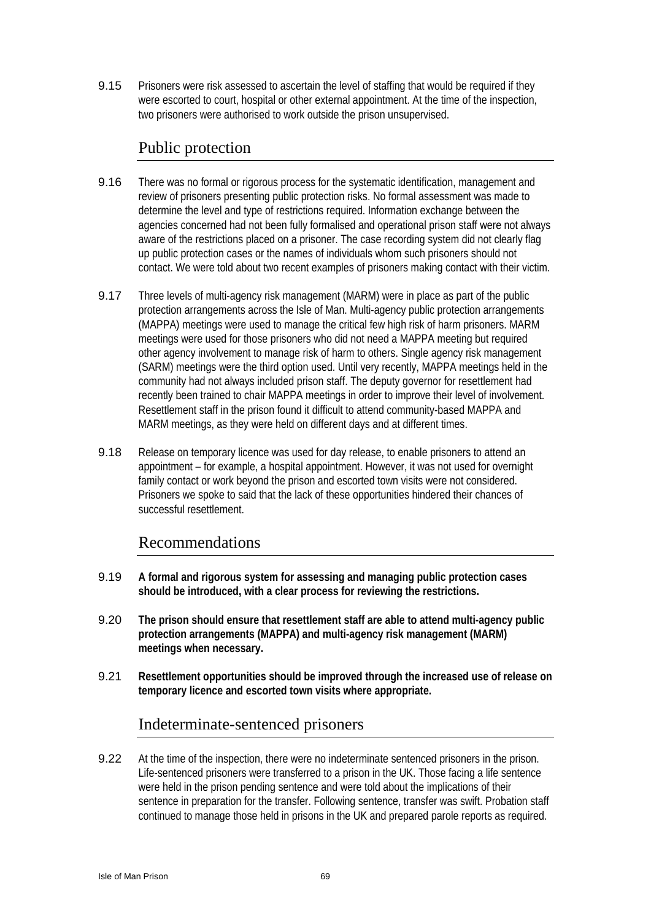9.15 Prisoners were risk assessed to ascertain the level of staffing that would be required if they were escorted to court, hospital or other external appointment. At the time of the inspection, two prisoners were authorised to work outside the prison unsupervised.

## Public protection

9.16 There was no formal or rigorous process for the systematic identification, management and review of prisoners presenting public protection risks. No formal assessment was made to determine the level and type of restrictions required. Information exchange between the agencies concerned had not been fully formalised and operational prison staff were not always aware of the restrictions placed on a prisoner. The case recording system did not clearly flag up public protection cases or the names of individuals whom such prisoners should not contact. We were told about two recent examples of prisoners making contact with their victim.

9.17 Three levels of multi-agency risk management (MARM) were in place as part of the public protection arrangements across the Isle of Man. Multi-agency public protection arrangements (MAPPA) meetings were used to manage the critical few high risk of harm prisoners. MARM meetings were used for those prisoners who did not need a MAPPA meeting but required other agency involvement to manage risk of harm to others. Single agency risk management (SARM) meetings were the third option used. Until very recently, MAPPA meetings held in the community had not always included prison staff. The deputy governor for resettlement had recently been trained to chair MAPPA meetings in order to improve their level of involvement. Resettlement staff in the prison found it difficult to attend community-based MAPPA and MARM meetings, as they were held on different days and at different times.

9.18 Release on temporary licence was used for day release, to enable prisoners to attend an appointment – for example, a hospital appointment. However, it was not used for overnight family contact or work beyond the prison and escorted town visits were not considered. Prisoners we spoke to said that the lack of these opportunities hindered their chances of successful resettlement.

## Recommendations

9.19 **A formal and rigorous system for assessing and managing public protection cases should be introduced, with a clear process for reviewing the restrictions.**

9.20 **The prison should ensure that resettlement staff are able to attend multi-agency public protection arrangements (MAPPA) and multi-agency risk management (MARM) meetings when necessary.**

9.21 **Resettlement opportunities should be improved through the increased use of release on temporary licence and escorted town visits where appropriate.**

## Indeterminate-sentenced prisoners

9.22 At the time of the inspection, there were no indeterminate sentenced prisoners in the prison. Life-sentenced prisoners were transferred to a prison in the UK. Those facing a life sentence were held in the prison pending sentence and were told about the implications of their sentence in preparation for the transfer. Following sentence, transfer was swift. Probation staff continued to manage those held in prisons in the UK and prepared parole reports as required.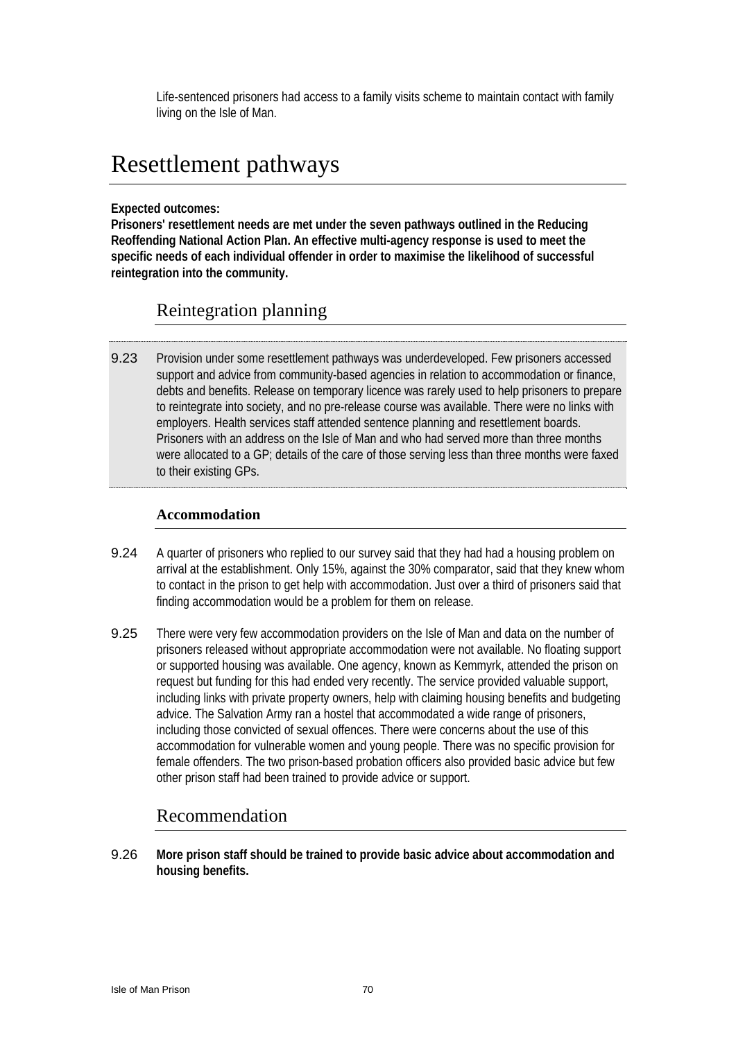Life-sentenced prisoners had access to a family visits scheme to maintain contact with family living on the Isle of Man.

# Resettlement pathways

**Expected outcomes:**
**Prisoners' resettlement needs are met under the seven pathways outlined in the Reducing Reoffending National Action Plan. An effective multi-agency response is used to meet the specific needs of each individual offender in order to maximise the likelihood of successful reintegration into the community.**

## Reintegration planning

9.23 Provision under some resettlement pathways was underdeveloped. Few prisoners accessed support and advice from community-based agencies in relation to accommodation or finance, debts and benefits. Release on temporary licence was rarely used to help prisoners to prepare to reintegrate into society, and no pre-release course was available. There were no links with employers. Health services staff attended sentence planning and resettlement boards. Prisoners with an address on the Isle of Man and who had served more than three months were allocated to a GP; details of the care of those serving less than three months were faxed to their existing GPs.

### Accommodation

9.24 A quarter of prisoners who replied to our survey said that they had had a housing problem on arrival at the establishment. Only 15%, against the 30% comparator, said that they knew whom to contact in the prison to get help with accommodation. Just over a third of prisoners said that finding accommodation would be a problem for them on release.

9.25 There were very few accommodation providers on the Isle of Man and data on the number of prisoners released without appropriate accommodation were not available. No floating support or supported housing was available. One agency, known as Kemmyrk, attended the prison on request but funding for this had ended very recently. The service provided valuable support, including links with private property owners, help with claiming housing benefits and budgeting advice. The Salvation Army ran a hostel that accommodated a wide range of prisoners, including those convicted of sexual offences. There were concerns about the use of this accommodation for vulnerable women and young people. There was no specific provision for female offenders. The two prison-based probation officers also provided basic advice but few other prison staff had been trained to provide advice or support.

## Recommendation

9.26 **More prison staff should be trained to provide basic advice about accommodation and housing benefits.**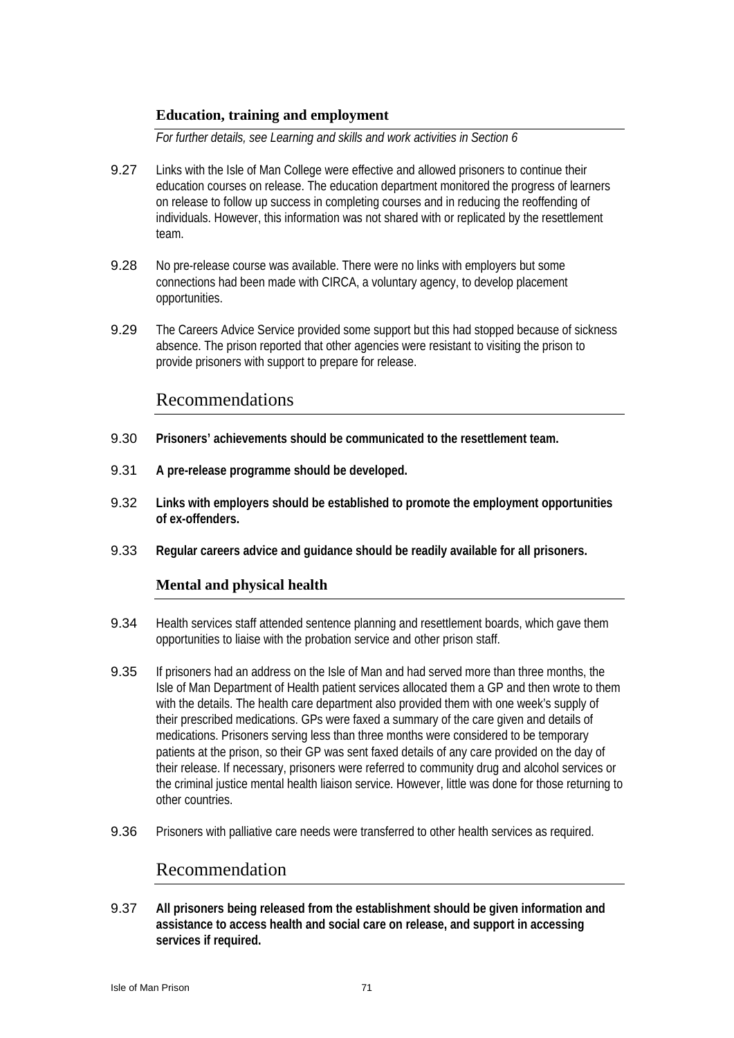### Education, training and employment

*For further details, see Learning and skills and work activities in Section 6*

9.27 Links with the Isle of Man College were effective and allowed prisoners to continue their education courses on release. The education department monitored the progress of learners on release to follow up success in completing courses and in reducing the reoffending of individuals. However, this information was not shared with or replicated by the resettlement team.

9.28 No pre-release course was available. There were no links with employers but some connections had been made with CIRCA, a voluntary agency, to develop placement opportunities.

9.29 The Careers Advice Service provided some support but this had stopped because of sickness absence. The prison reported that other agencies were resistant to visiting the prison to provide prisoners with support to prepare for release.

## Recommendations

9.30 **Prisoners' achievements should be communicated to the resettlement team.**

9.31 **A pre-release programme should be developed.**

9.32 **Links with employers should be established to promote the employment opportunities of ex-offenders.**

9.33 **Regular careers advice and guidance should be readily available for all prisoners.**

### Mental and physical health

9.34 Health services staff attended sentence planning and resettlement boards, which gave them opportunities to liaise with the probation service and other prison staff.

9.35 If prisoners had an address on the Isle of Man and had served more than three months, the Isle of Man Department of Health patient services allocated them a GP and then wrote to them with the details. The health care department also provided them with one week's supply of their prescribed medications. GPs were faxed a summary of the care given and details of medications. Prisoners serving less than three months were considered to be temporary patients at the prison, so their GP was sent faxed details of any care provided on the day of their release. If necessary, prisoners were referred to community drug and alcohol services or the criminal justice mental health liaison service. However, little was done for those returning to other countries.

9.36 Prisoners with palliative care needs were transferred to other health services as required.

## Recommendation

9.37 **All prisoners being released from the establishment should be given information and assistance to access health and social care on release, and support in accessing services if required.**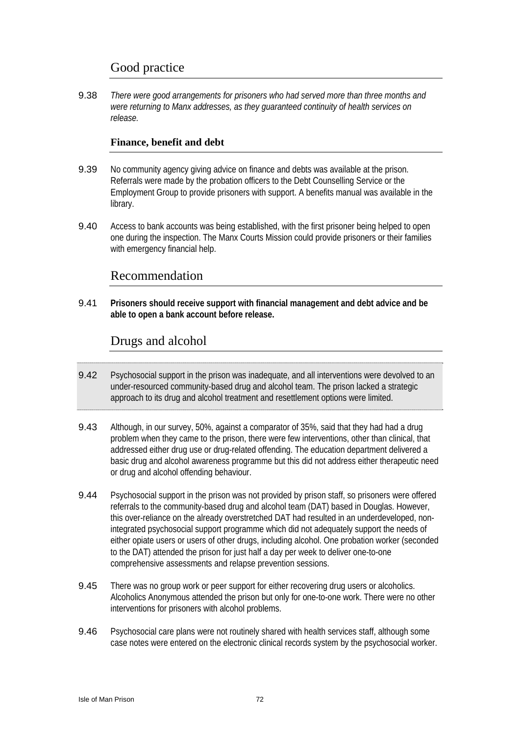## Good practice

9.38 *There were good arrangements for prisoners who had served more than three months and were returning to Manx addresses, as they guaranteed continuity of health services on release.*

### Finance, benefit and debt

9.39 No community agency giving advice on finance and debts was available at the prison. Referrals were made by the probation officers to the Debt Counselling Service or the Employment Group to provide prisoners with support. A benefits manual was available in the library.

9.40 Access to bank accounts was being established, with the first prisoner being helped to open one during the inspection. The Manx Courts Mission could provide prisoners or their families with emergency financial help.

## Recommendation

9.41 **Prisoners should receive support with financial management and debt advice and be able to open a bank account before release.**

## Drugs and alcohol

9.42 Psychosocial support in the prison was inadequate, and all interventions were devolved to an under-resourced community-based drug and alcohol team. The prison lacked a strategic approach to its drug and alcohol treatment and resettlement options were limited.

9.43 Although, in our survey, 50%, against a comparator of 35%, said that they had had a drug problem when they came to the prison, there were few interventions, other than clinical, that addressed either drug use or drug-related offending. The education department delivered a basic drug and alcohol awareness programme but this did not address either therapeutic need or drug and alcohol offending behaviour.

9.44 Psychosocial support in the prison was not provided by prison staff, so prisoners were offered referrals to the community-based drug and alcohol team (DAT) based in Douglas. However, this over-reliance on the already overstretched DAT had resulted in an underdeveloped, non-integrated psychosocial support programme which did not adequately support the needs of either opiate users or users of other drugs, including alcohol. One probation worker (seconded to the DAT) attended the prison for just half a day per week to deliver one-to-one comprehensive assessments and relapse prevention sessions.

9.45 There was no group work or peer support for either recovering drug users or alcoholics. Alcoholics Anonymous attended the prison but only for one-to-one work. There were no other interventions for prisoners with alcohol problems.

9.46 Psychosocial care plans were not routinely shared with health services staff, although some case notes were entered on the electronic clinical records system by the psychosocial worker.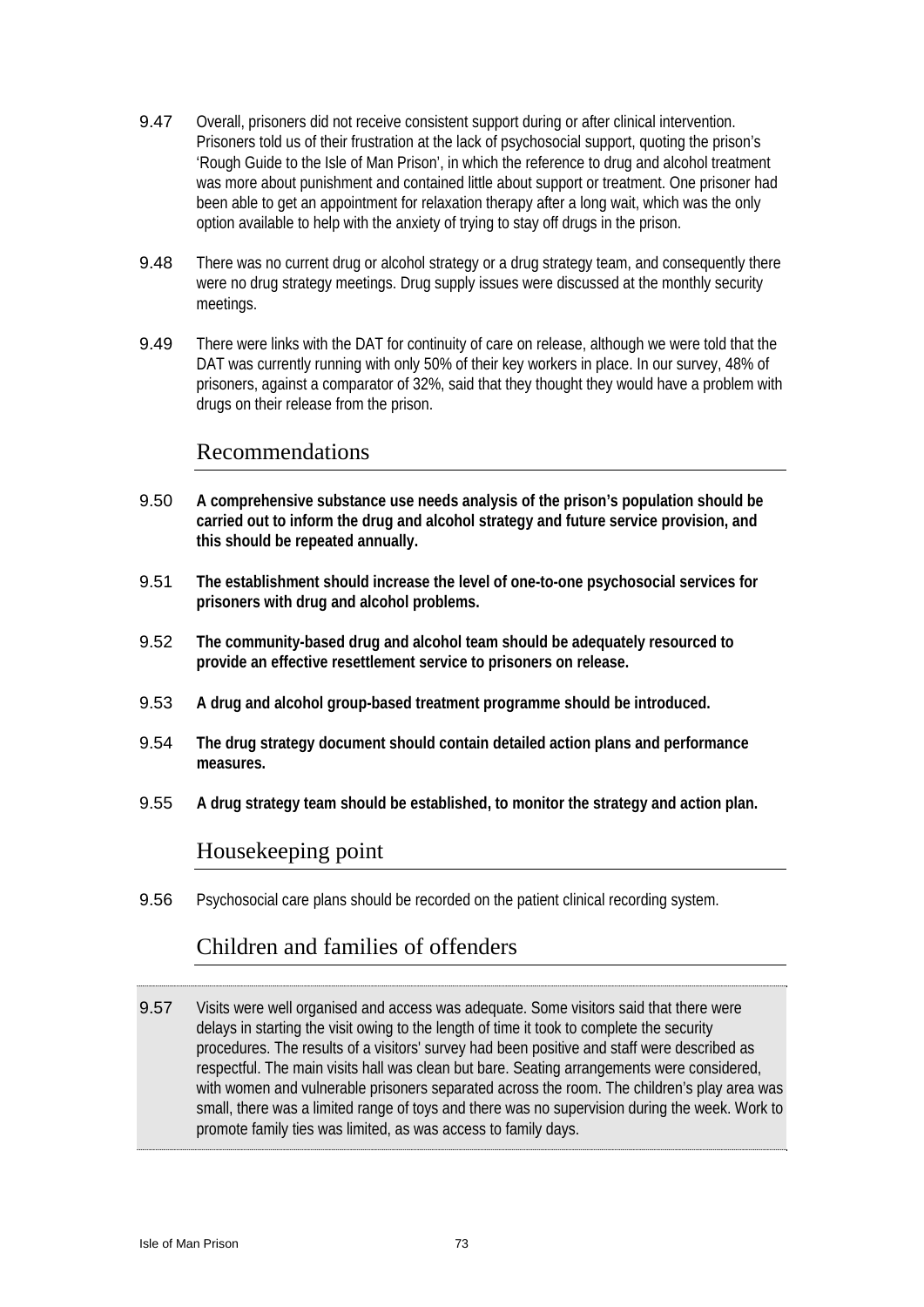9.47 Overall, prisoners did not receive consistent support during or after clinical intervention. Prisoners told us of their frustration at the lack of psychosocial support, quoting the prison's 'Rough Guide to the Isle of Man Prison', in which the reference to drug and alcohol treatment was more about punishment and contained little about support or treatment. One prisoner had been able to get an appointment for relaxation therapy after a long wait, which was the only option available to help with the anxiety of trying to stay off drugs in the prison.

9.48 There was no current drug or alcohol strategy or a drug strategy team, and consequently there were no drug strategy meetings. Drug supply issues were discussed at the monthly security meetings.

9.49 There were links with the DAT for continuity of care on release, although we were told that the DAT was currently running with only 50% of their key workers in place. In our survey, 48% of prisoners, against a comparator of 32%, said that they thought they would have a problem with drugs on their release from the prison.

## Recommendations

9.50 **A comprehensive substance use needs analysis of the prison's population should be carried out to inform the drug and alcohol strategy and future service provision, and this should be repeated annually.**

9.51 **The establishment should increase the level of one-to-one psychosocial services for prisoners with drug and alcohol problems.**

9.52 **The community-based drug and alcohol team should be adequately resourced to provide an effective resettlement service to prisoners on release.**

9.53 **A drug and alcohol group-based treatment programme should be introduced.**

9.54 **The drug strategy document should contain detailed action plans and performance measures.**

9.55 **A drug strategy team should be established, to monitor the strategy and action plan.**

## Housekeeping point

9.56 Psychosocial care plans should be recorded on the patient clinical recording system.

## Children and families of offenders

9.57 Visits were well organised and access was adequate. Some visitors said that there were delays in starting the visit owing to the length of time it took to complete the security procedures. The results of a visitors' survey had been positive and staff were described as respectful. The main visits hall was clean but bare. Seating arrangements were considered, with women and vulnerable prisoners separated across the room. The children's play area was small, there was a limited range of toys and there was no supervision during the week. Work to promote family ties was limited, as was access to family days.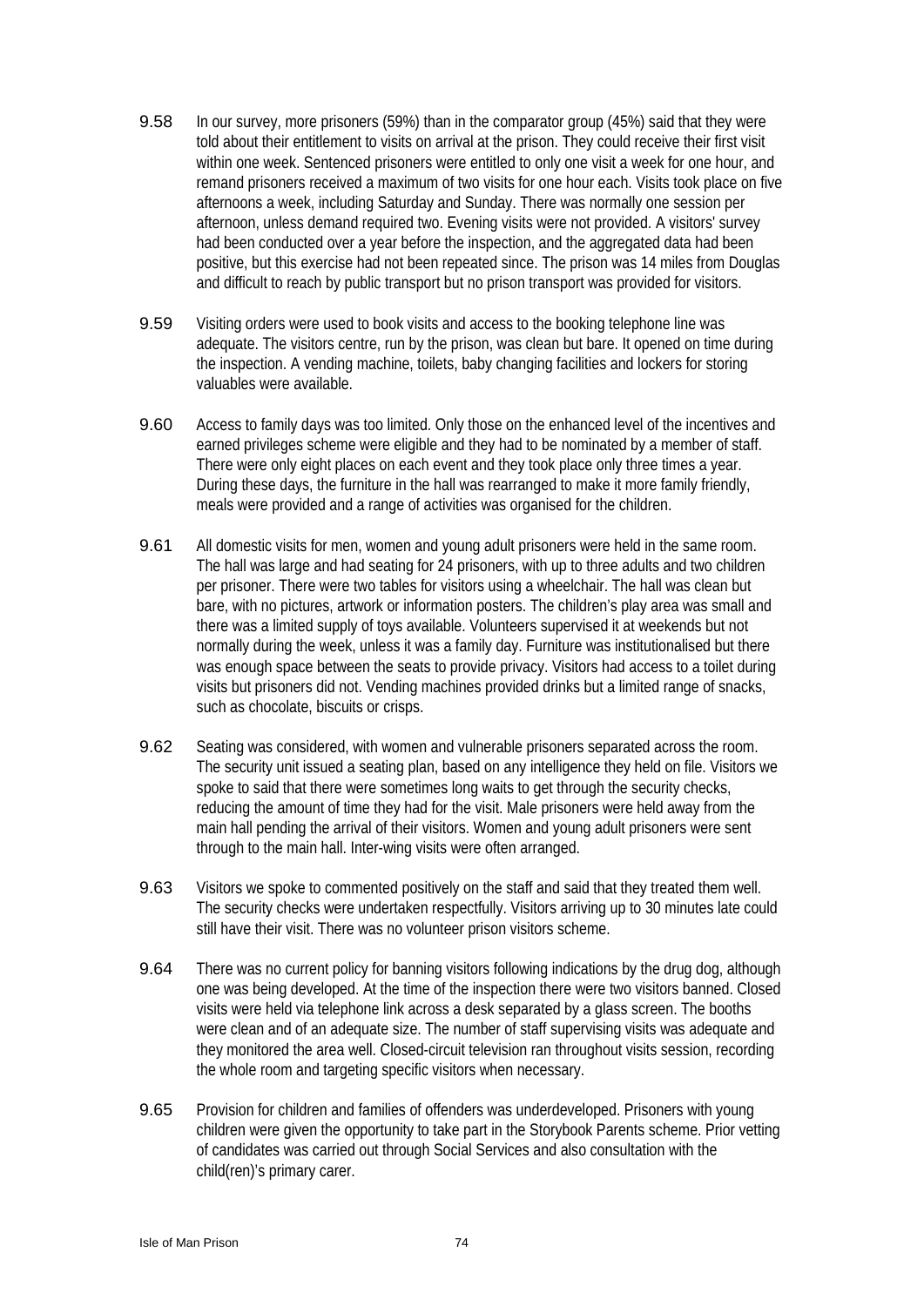9.58 In our survey, more prisoners (59%) than in the comparator group (45%) said that they were told about their entitlement to visits on arrival at the prison. They could receive their first visit within one week. Sentenced prisoners were entitled to only one visit a week for one hour, and remand prisoners received a maximum of two visits for one hour each. Visits took place on five afternoons a week, including Saturday and Sunday. There was normally one session per afternoon, unless demand required two. Evening visits were not provided. A visitors' survey had been conducted over a year before the inspection, and the aggregated data had been positive, but this exercise had not been repeated since. The prison was 14 miles from Douglas and difficult to reach by public transport but no prison transport was provided for visitors.

9.59 Visiting orders were used to book visits and access to the booking telephone line was adequate. The visitors centre, run by the prison, was clean but bare. It opened on time during the inspection. A vending machine, toilets, baby changing facilities and lockers for storing valuables were available.

9.60 Access to family days was too limited. Only those on the enhanced level of the incentives and earned privileges scheme were eligible and they had to be nominated by a member of staff. There were only eight places on each event and they took place only three times a year. During these days, the furniture in the hall was rearranged to make it more family friendly, meals were provided and a range of activities was organised for the children.

9.61 All domestic visits for men, women and young adult prisoners were held in the same room. The hall was large and had seating for 24 prisoners, with up to three adults and two children per prisoner. There were two tables for visitors using a wheelchair. The hall was clean but bare, with no pictures, artwork or information posters. The children's play area was small and there was a limited supply of toys available. Volunteers supervised it at weekends but not normally during the week, unless it was a family day. Furniture was institutionalised but there was enough space between the seats to provide privacy. Visitors had access to a toilet during visits but prisoners did not. Vending machines provided drinks but a limited range of snacks, such as chocolate, biscuits or crisps.

9.62 Seating was considered, with women and vulnerable prisoners separated across the room. The security unit issued a seating plan, based on any intelligence they held on file. Visitors we spoke to said that there were sometimes long waits to get through the security checks, reducing the amount of time they had for the visit. Male prisoners were held away from the main hall pending the arrival of their visitors. Women and young adult prisoners were sent through to the main hall. Inter-wing visits were often arranged.

9.63 Visitors we spoke to commented positively on the staff and said that they treated them well. The security checks were undertaken respectfully. Visitors arriving up to 30 minutes late could still have their visit. There was no volunteer prison visitors scheme.

9.64 There was no current policy for banning visitors following indications by the drug dog, although one was being developed. At the time of the inspection there were two visitors banned. Closed visits were held via telephone link across a desk separated by a glass screen. The booths were clean and of an adequate size. The number of staff supervising visits was adequate and they monitored the area well. Closed-circuit television ran throughout visits session, recording the whole room and targeting specific visitors when necessary.

9.65 Provision for children and families of offenders was underdeveloped. Prisoners with young children were given the opportunity to take part in the Storybook Parents scheme. Prior vetting of candidates was carried out through Social Services and also consultation with the child(ren)'s primary carer.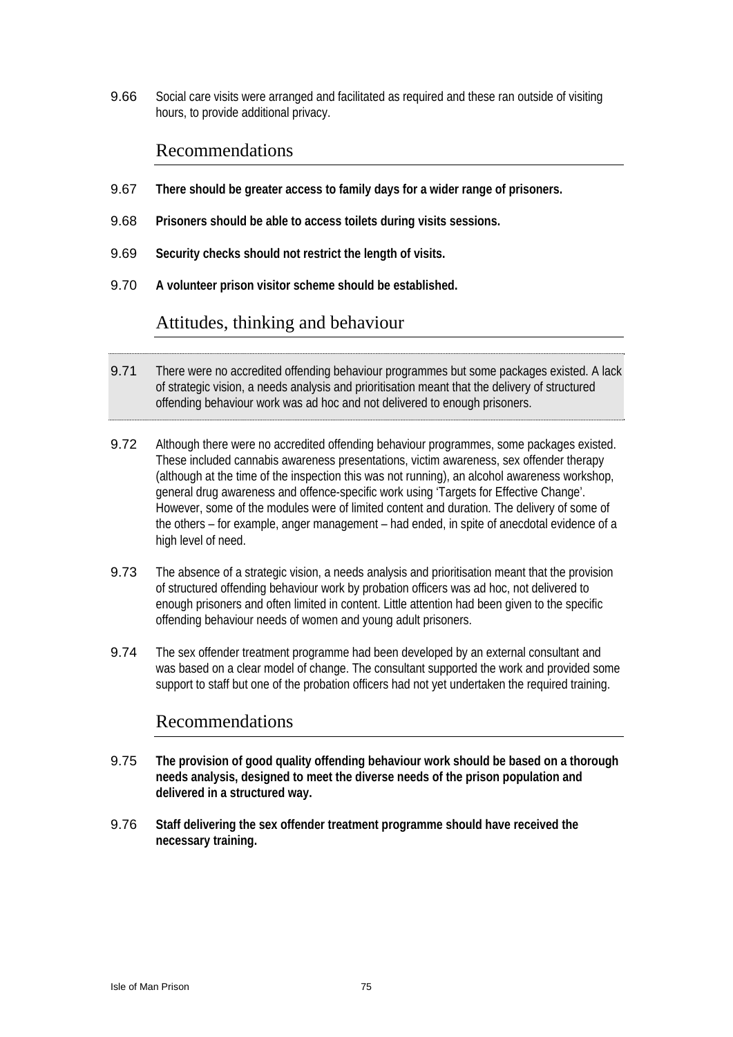9.66 Social care visits were arranged and facilitated as required and these ran outside of visiting hours, to provide additional privacy.

## Recommendations

9.67 **There should be greater access to family days for a wider range of prisoners.**

9.68 **Prisoners should be able to access toilets during visits sessions.**

9.69 **Security checks should not restrict the length of visits.**

9.70 **A volunteer prison visitor scheme should be established.**

## Attitudes, thinking and behaviour

9.71 There were no accredited offending behaviour programmes but some packages existed. A lack of strategic vision, a needs analysis and prioritisation meant that the delivery of structured offending behaviour work was ad hoc and not delivered to enough prisoners.

9.72 Although there were no accredited offending behaviour programmes, some packages existed. These included cannabis awareness presentations, victim awareness, sex offender therapy (although at the time of the inspection this was not running), an alcohol awareness workshop, general drug awareness and offence-specific work using 'Targets for Effective Change'. However, some of the modules were of limited content and duration. The delivery of some of the others – for example, anger management – had ended, in spite of anecdotal evidence of a high level of need.

9.73 The absence of a strategic vision, a needs analysis and prioritisation meant that the provision of structured offending behaviour work by probation officers was ad hoc, not delivered to enough prisoners and often limited in content. Little attention had been given to the specific offending behaviour needs of women and young adult prisoners.

9.74 The sex offender treatment programme had been developed by an external consultant and was based on a clear model of change. The consultant supported the work and provided some support to staff but one of the probation officers had not yet undertaken the required training.

## Recommendations

9.75 **The provision of good quality offending behaviour work should be based on a thorough needs analysis, designed to meet the diverse needs of the prison population and delivered in a structured way.**

9.76 **Staff delivering the sex offender treatment programme should have received the necessary training.**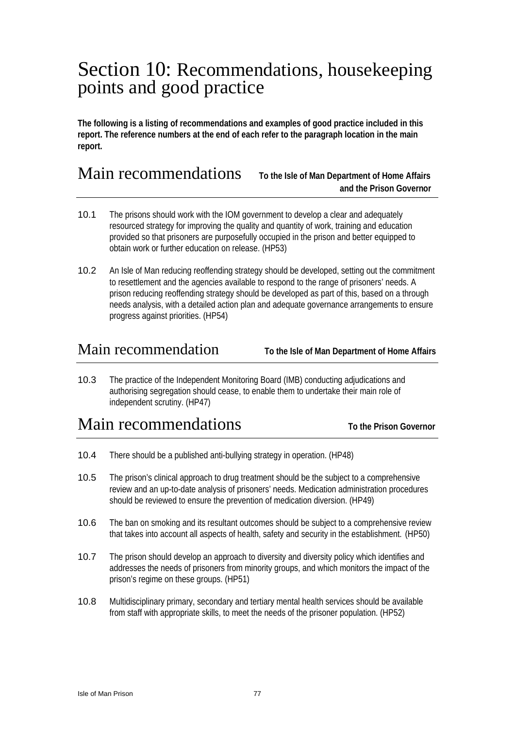# Section 10: Recommendations, housekeeping points and good practice

**The following is a listing of recommendations and examples of good practice included in this report. The reference numbers at the end of each refer to the paragraph location in the main report.**

## Main recommendations — To the Isle of Man Department of Home Affairs and the Prison Governor

10.1 The prisons should work with the IOM government to develop a clear and adequately resourced strategy for improving the quality and quantity of work, training and education provided so that prisoners are purposefully occupied in the prison and better equipped to obtain work or further education on release. (HP53)

10.2 An Isle of Man reducing reoffending strategy should be developed, setting out the commitment to resettlement and the agencies available to respond to the range of prisoners' needs. A prison reducing reoffending strategy should be developed as part of this, based on a through needs analysis, with a detailed action plan and adequate governance arrangements to ensure progress against priorities. (HP54)

## Main recommendation — To the Isle of Man Department of Home Affairs

10.3 The practice of the Independent Monitoring Board (IMB) conducting adjudications and authorising segregation should cease, to enable them to undertake their main role of independent scrutiny. (HP47)

## Main recommendations — To the Prison Governor

10.4 There should be a published anti-bullying strategy in operation. (HP48)

10.5 The prison's clinical approach to drug treatment should be the subject to a comprehensive review and an up-to-date analysis of prisoners' needs. Medication administration procedures should be reviewed to ensure the prevention of medication diversion. (HP49)

10.6 The ban on smoking and its resultant outcomes should be subject to a comprehensive review that takes into account all aspects of health, safety and security in the establishment. (HP50)

10.7 The prison should develop an approach to diversity and diversity policy which identifies and addresses the needs of prisoners from minority groups, and which monitors the impact of the prison's regime on these groups. (HP51)

10.8 Multidisciplinary primary, secondary and tertiary mental health services should be available from staff with appropriate skills, to meet the needs of the prisoner population. (HP52)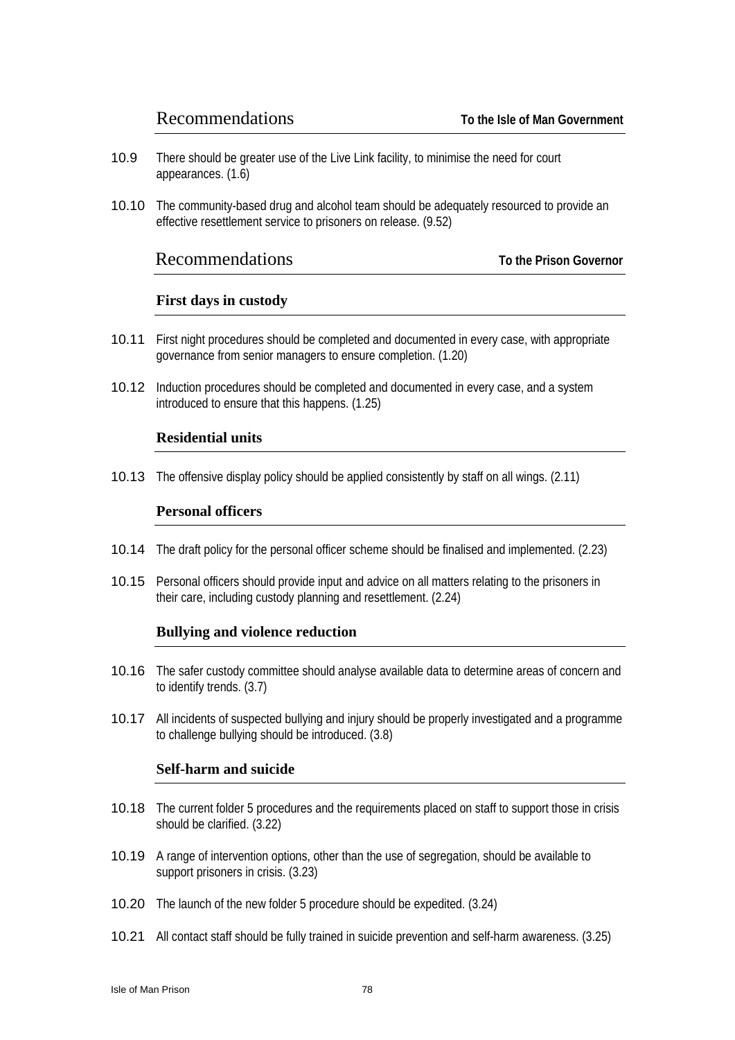## Recommendations — To the Isle of Man Government

10.9 There should be greater use of the Live Link facility, to minimise the need for court appearances. (1.6)

10.10 The community-based drug and alcohol team should be adequately resourced to provide an effective resettlement service to prisoners on release. (9.52)

## Recommendations — To the Prison Governor

### First days in custody

10.11 First night procedures should be completed and documented in every case, with appropriate governance from senior managers to ensure completion. (1.20)

10.12 Induction procedures should be completed and documented in every case, and a system introduced to ensure that this happens. (1.25)

### Residential units

10.13 The offensive display policy should be applied consistently by staff on all wings. (2.11)

### Personal officers

10.14 The draft policy for the personal officer scheme should be finalised and implemented. (2.23)

10.15 Personal officers should provide input and advice on all matters relating to the prisoners in their care, including custody planning and resettlement. (2.24)

### Bullying and violence reduction

10.16 The safer custody committee should analyse available data to determine areas of concern and to identify trends. (3.7)

10.17 All incidents of suspected bullying and injury should be properly investigated and a programme to challenge bullying should be introduced. (3.8)

### Self-harm and suicide

10.18 The current folder 5 procedures and the requirements placed on staff to support those in crisis should be clarified. (3.22)

10.19 A range of intervention options, other than the use of segregation, should be available to support prisoners in crisis. (3.23)

10.20 The launch of the new folder 5 procedure should be expedited. (3.24)

10.21 All contact staff should be fully trained in suicide prevention and self-harm awareness. (3.25)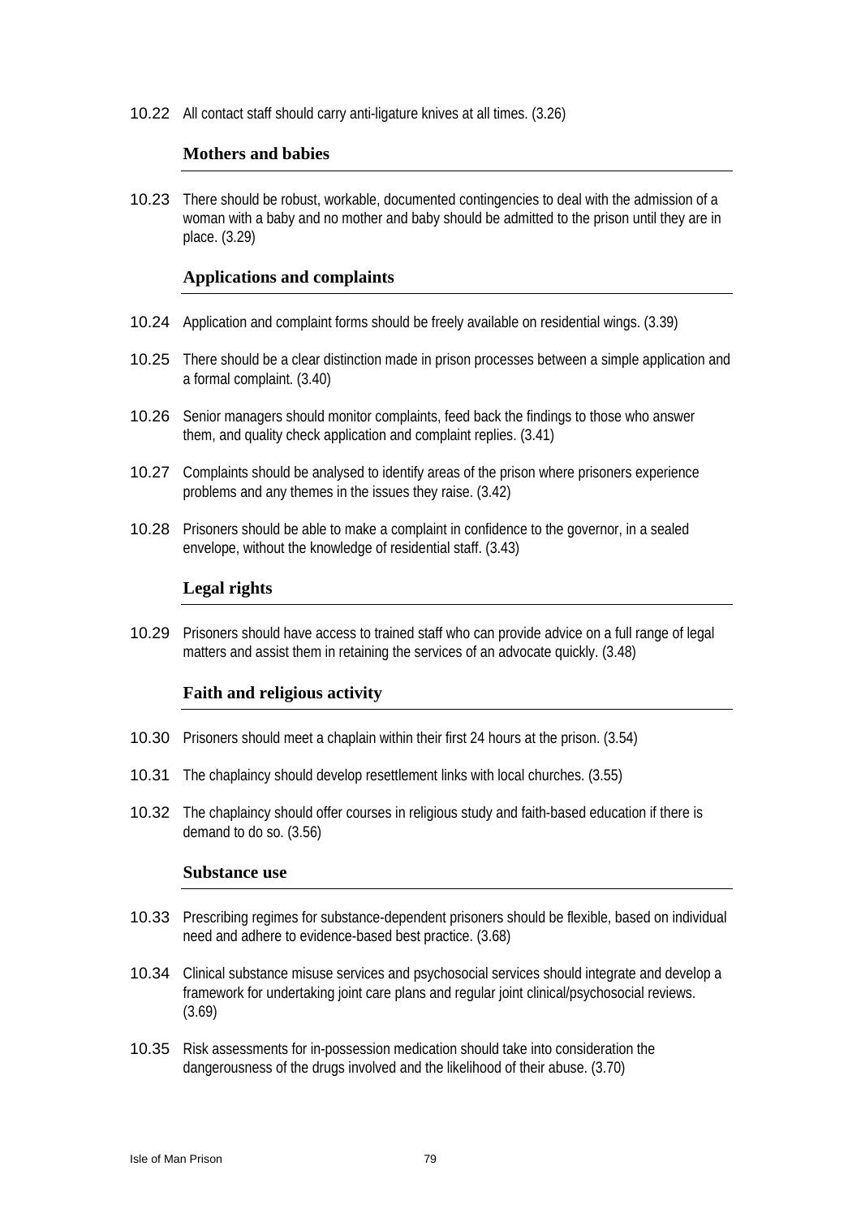10.22 All contact staff should carry anti-ligature knives at all times. (3.26)

### Mothers and babies

10.23 There should be robust, workable, documented contingencies to deal with the admission of a woman with a baby and no mother and baby should be admitted to the prison until they are in place. (3.29)

### Applications and complaints

10.24 Application and complaint forms should be freely available on residential wings. (3.39)

10.25 There should be a clear distinction made in prison processes between a simple application and a formal complaint. (3.40)

10.26 Senior managers should monitor complaints, feed back the findings to those who answer them, and quality check application and complaint replies. (3.41)

10.27 Complaints should be analysed to identify areas of the prison where prisoners experience problems and any themes in the issues they raise. (3.42)

10.28 Prisoners should be able to make a complaint in confidence to the governor, in a sealed envelope, without the knowledge of residential staff. (3.43)

### Legal rights

10.29 Prisoners should have access to trained staff who can provide advice on a full range of legal matters and assist them in retaining the services of an advocate quickly. (3.48)

### Faith and religious activity

10.30 Prisoners should meet a chaplain within their first 24 hours at the prison. (3.54)

10.31 The chaplaincy should develop resettlement links with local churches. (3.55)

10.32 The chaplaincy should offer courses in religious study and faith-based education if there is demand to do so. (3.56)

### Substance use

10.33 Prescribing regimes for substance-dependent prisoners should be flexible, based on individual need and adhere to evidence-based best practice. (3.68)

10.34 Clinical substance misuse services and psychosocial services should integrate and develop a framework for undertaking joint care plans and regular joint clinical/psychosocial reviews. (3.69)

10.35 Risk assessments for in-possession medication should take into consideration the dangerousness of the drugs involved and the likelihood of their abuse. (3.70)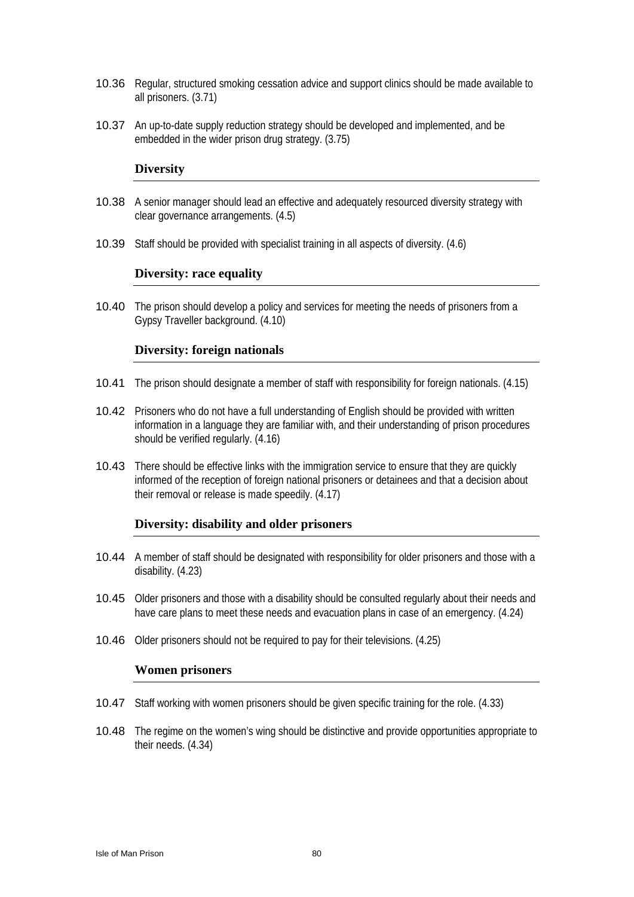10.36 Regular, structured smoking cessation advice and support clinics should be made available to all prisoners. (3.71)

10.37 An up-to-date supply reduction strategy should be developed and implemented, and be embedded in the wider prison drug strategy. (3.75)

### Diversity

10.38 A senior manager should lead an effective and adequately resourced diversity strategy with clear governance arrangements. (4.5)

10.39 Staff should be provided with specialist training in all aspects of diversity. (4.6)

### Diversity: race equality

10.40 The prison should develop a policy and services for meeting the needs of prisoners from a Gypsy Traveller background. (4.10)

### Diversity: foreign nationals

10.41 The prison should designate a member of staff with responsibility for foreign nationals. (4.15)

10.42 Prisoners who do not have a full understanding of English should be provided with written information in a language they are familiar with, and their understanding of prison procedures should be verified regularly. (4.16)

10.43 There should be effective links with the immigration service to ensure that they are quickly informed of the reception of foreign national prisoners or detainees and that a decision about their removal or release is made speedily. (4.17)

### Diversity: disability and older prisoners

10.44 A member of staff should be designated with responsibility for older prisoners and those with a disability. (4.23)

10.45 Older prisoners and those with a disability should be consulted regularly about their needs and have care plans to meet these needs and evacuation plans in case of an emergency. (4.24)

10.46 Older prisoners should not be required to pay for their televisions. (4.25)

### Women prisoners

10.47 Staff working with women prisoners should be given specific training for the role. (4.33)

10.48 The regime on the women's wing should be distinctive and provide opportunities appropriate to their needs. (4.34)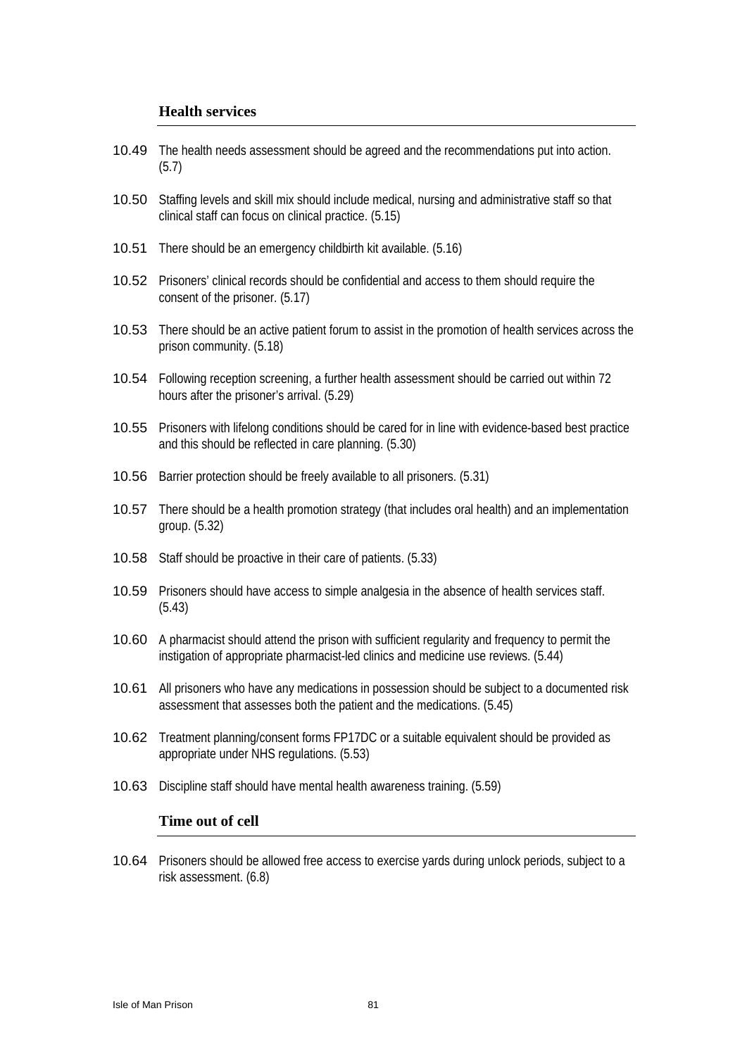### Health services

10.49 The health needs assessment should be agreed and the recommendations put into action. (5.7)

10.50 Staffing levels and skill mix should include medical, nursing and administrative staff so that clinical staff can focus on clinical practice. (5.15)

10.51 There should be an emergency childbirth kit available. (5.16)

10.52 Prisoners' clinical records should be confidential and access to them should require the consent of the prisoner. (5.17)

10.53 There should be an active patient forum to assist in the promotion of health services across the prison community. (5.18)

10.54 Following reception screening, a further health assessment should be carried out within 72 hours after the prisoner's arrival. (5.29)

10.55 Prisoners with lifelong conditions should be cared for in line with evidence-based best practice and this should be reflected in care planning. (5.30)

10.56 Barrier protection should be freely available to all prisoners. (5.31)

10.57 There should be a health promotion strategy (that includes oral health) and an implementation group. (5.32)

10.58 Staff should be proactive in their care of patients. (5.33)

10.59 Prisoners should have access to simple analgesia in the absence of health services staff. (5.43)

10.60 A pharmacist should attend the prison with sufficient regularity and frequency to permit the instigation of appropriate pharmacist-led clinics and medicine use reviews. (5.44)

10.61 All prisoners who have any medications in possession should be subject to a documented risk assessment that assesses both the patient and the medications. (5.45)

10.62 Treatment planning/consent forms FP17DC or a suitable equivalent should be provided as appropriate under NHS regulations. (5.53)

10.63 Discipline staff should have mental health awareness training. (5.59)

### Time out of cell

10.64 Prisoners should be allowed free access to exercise yards during unlock periods, subject to a risk assessment. (6.8)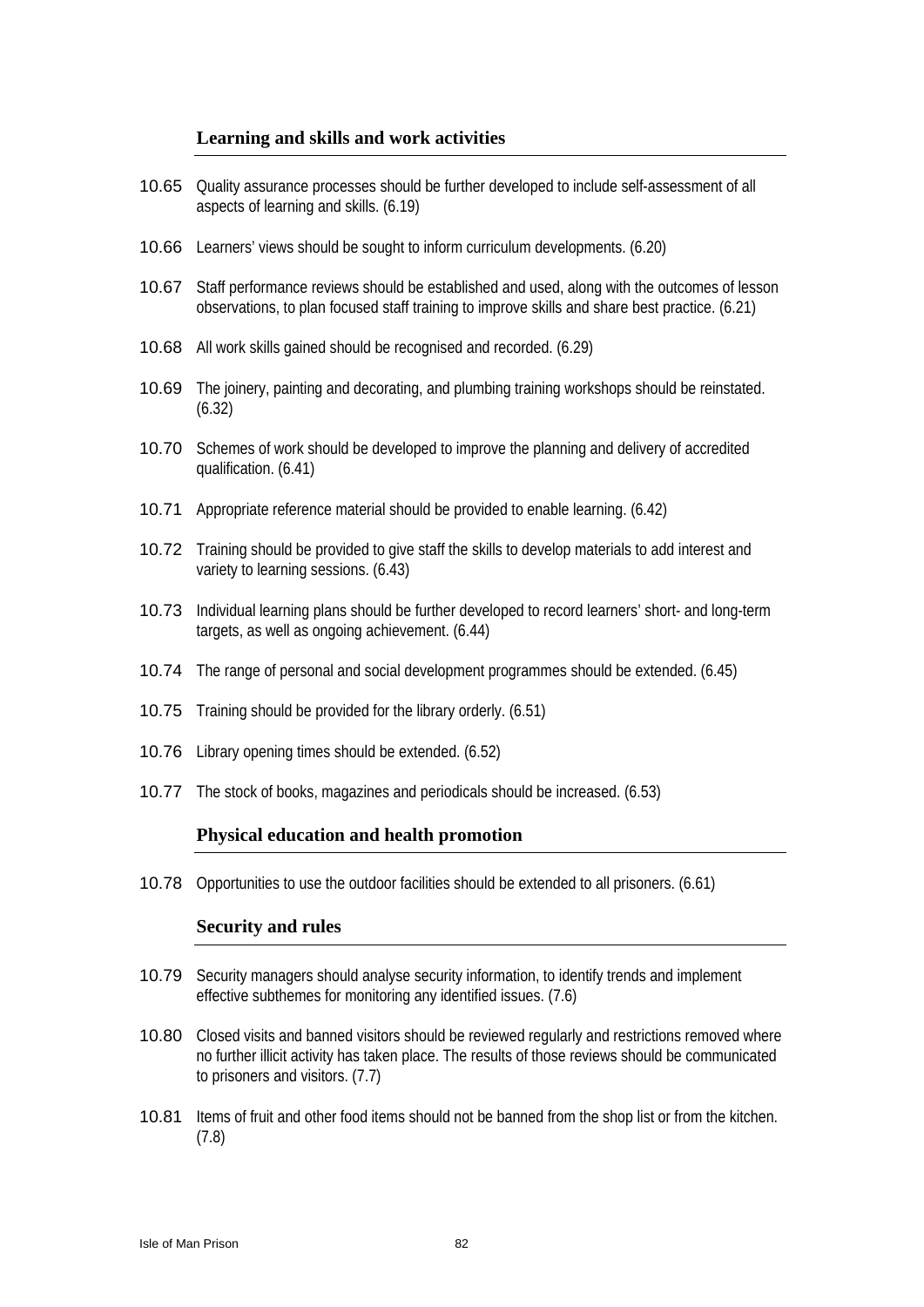### Learning and skills and work activities

10.65 Quality assurance processes should be further developed to include self-assessment of all aspects of learning and skills. (6.19)

10.66 Learners' views should be sought to inform curriculum developments. (6.20)

10.67 Staff performance reviews should be established and used, along with the outcomes of lesson observations, to plan focused staff training to improve skills and share best practice. (6.21)

10.68 All work skills gained should be recognised and recorded. (6.29)

10.69 The joinery, painting and decorating, and plumbing training workshops should be reinstated. (6.32)

10.70 Schemes of work should be developed to improve the planning and delivery of accredited qualification. (6.41)

10.71 Appropriate reference material should be provided to enable learning. (6.42)

10.72 Training should be provided to give staff the skills to develop materials to add interest and variety to learning sessions. (6.43)

10.73 Individual learning plans should be further developed to record learners' short- and long-term targets, as well as ongoing achievement. (6.44)

10.74 The range of personal and social development programmes should be extended. (6.45)

10.75 Training should be provided for the library orderly. (6.51)

10.76 Library opening times should be extended. (6.52)

10.77 The stock of books, magazines and periodicals should be increased. (6.53)

### Physical education and health promotion

10.78 Opportunities to use the outdoor facilities should be extended to all prisoners. (6.61)

### Security and rules

10.79 Security managers should analyse security information, to identify trends and implement effective subthemes for monitoring any identified issues. (7.6)

10.80 Closed visits and banned visitors should be reviewed regularly and restrictions removed where no further illicit activity has taken place. The results of those reviews should be communicated to prisoners and visitors. (7.7)

10.81 Items of fruit and other food items should not be banned from the shop list or from the kitchen. (7.8)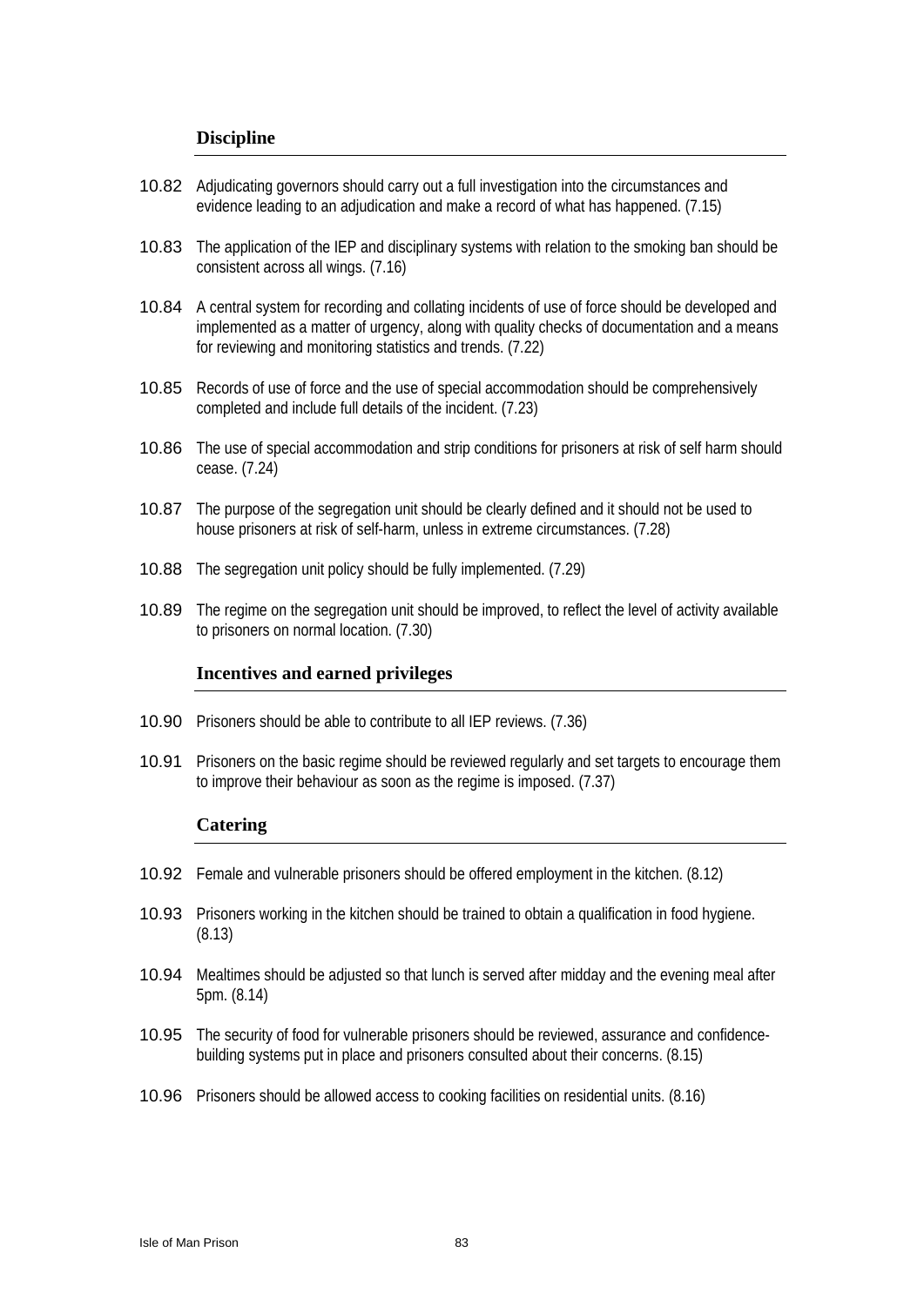### Discipline

10.82 Adjudicating governors should carry out a full investigation into the circumstances and evidence leading to an adjudication and make a record of what has happened. (7.15)

10.83 The application of the IEP and disciplinary systems with relation to the smoking ban should be consistent across all wings. (7.16)

10.84 A central system for recording and collating incidents of use of force should be developed and implemented as a matter of urgency, along with quality checks of documentation and a means for reviewing and monitoring statistics and trends. (7.22)

10.85 Records of use of force and the use of special accommodation should be comprehensively completed and include full details of the incident. (7.23)

10.86 The use of special accommodation and strip conditions for prisoners at risk of self harm should cease. (7.24)

10.87 The purpose of the segregation unit should be clearly defined and it should not be used to house prisoners at risk of self-harm, unless in extreme circumstances. (7.28)

10.88 The segregation unit policy should be fully implemented. (7.29)

10.89 The regime on the segregation unit should be improved, to reflect the level of activity available to prisoners on normal location. (7.30)

### Incentives and earned privileges

10.90 Prisoners should be able to contribute to all IEP reviews. (7.36)

10.91 Prisoners on the basic regime should be reviewed regularly and set targets to encourage them to improve their behaviour as soon as the regime is imposed. (7.37)

### Catering

10.92 Female and vulnerable prisoners should be offered employment in the kitchen. (8.12)

10.93 Prisoners working in the kitchen should be trained to obtain a qualification in food hygiene. (8.13)

10.94 Mealtimes should be adjusted so that lunch is served after midday and the evening meal after 5pm. (8.14)

10.95 The security of food for vulnerable prisoners should be reviewed, assurance and confidence-building systems put in place and prisoners consulted about their concerns. (8.15)

10.96 Prisoners should be allowed access to cooking facilities on residential units. (8.16)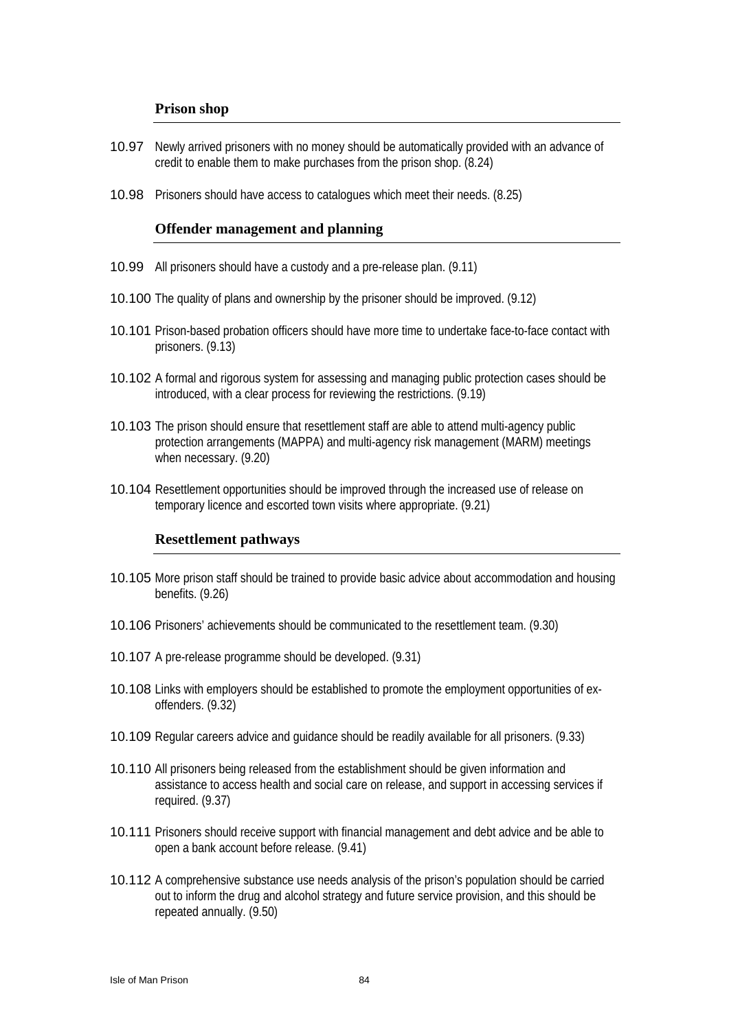### Prison shop

10.97 Newly arrived prisoners with no money should be automatically provided with an advance of credit to enable them to make purchases from the prison shop. (8.24)

10.98 Prisoners should have access to catalogues which meet their needs. (8.25)

### Offender management and planning

10.99 All prisoners should have a custody and a pre-release plan. (9.11)

10.100 The quality of plans and ownership by the prisoner should be improved. (9.12)

10.101 Prison-based probation officers should have more time to undertake face-to-face contact with prisoners. (9.13)

10.102 A formal and rigorous system for assessing and managing public protection cases should be introduced, with a clear process for reviewing the restrictions. (9.19)

10.103 The prison should ensure that resettlement staff are able to attend multi-agency public protection arrangements (MAPPA) and multi-agency risk management (MARM) meetings when necessary. (9.20)

10.104 Resettlement opportunities should be improved through the increased use of release on temporary licence and escorted town visits where appropriate. (9.21)

### Resettlement pathways

10.105 More prison staff should be trained to provide basic advice about accommodation and housing benefits. (9.26)

10.106 Prisoners' achievements should be communicated to the resettlement team. (9.30)

10.107 A pre-release programme should be developed. (9.31)

10.108 Links with employers should be established to promote the employment opportunities of ex-offenders. (9.32)

10.109 Regular careers advice and guidance should be readily available for all prisoners. (9.33)

10.110 All prisoners being released from the establishment should be given information and assistance to access health and social care on release, and support in accessing services if required. (9.37)

10.111 Prisoners should receive support with financial management and debt advice and be able to open a bank account before release. (9.41)

10.112 A comprehensive substance use needs analysis of the prison's population should be carried out to inform the drug and alcohol strategy and future service provision, and this should be repeated annually. (9.50)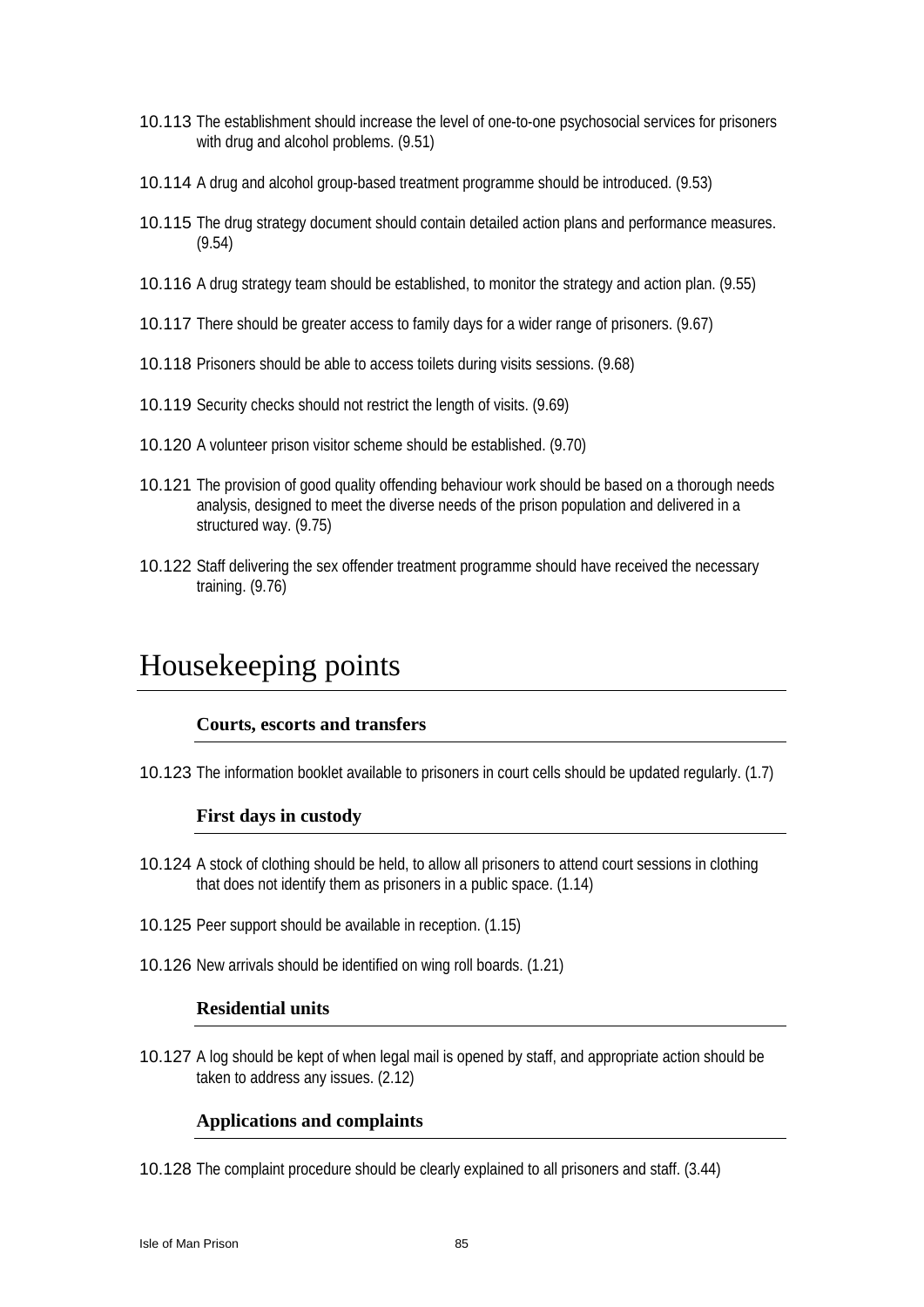10.113 The establishment should increase the level of one-to-one psychosocial services for prisoners with drug and alcohol problems. (9.51)

10.114 A drug and alcohol group-based treatment programme should be introduced. (9.53)

10.115 The drug strategy document should contain detailed action plans and performance measures. (9.54)

10.116 A drug strategy team should be established, to monitor the strategy and action plan. (9.55)

10.117 There should be greater access to family days for a wider range of prisoners. (9.67)

10.118 Prisoners should be able to access toilets during visits sessions. (9.68)

10.119 Security checks should not restrict the length of visits. (9.69)

10.120 A volunteer prison visitor scheme should be established. (9.70)

10.121 The provision of good quality offending behaviour work should be based on a thorough needs analysis, designed to meet the diverse needs of the prison population and delivered in a structured way. (9.75)

10.122 Staff delivering the sex offender treatment programme should have received the necessary training. (9.76)

# Housekeeping points

### Courts, escorts and transfers

10.123 The information booklet available to prisoners in court cells should be updated regularly. (1.7)

### First days in custody

10.124 A stock of clothing should be held, to allow all prisoners to attend court sessions in clothing that does not identify them as prisoners in a public space. (1.14)

10.125 Peer support should be available in reception. (1.15)

10.126 New arrivals should be identified on wing roll boards. (1.21)

### Residential units

10.127 A log should be kept of when legal mail is opened by staff, and appropriate action should be taken to address any issues. (2.12)

### Applications and complaints

10.128 The complaint procedure should be clearly explained to all prisoners and staff. (3.44)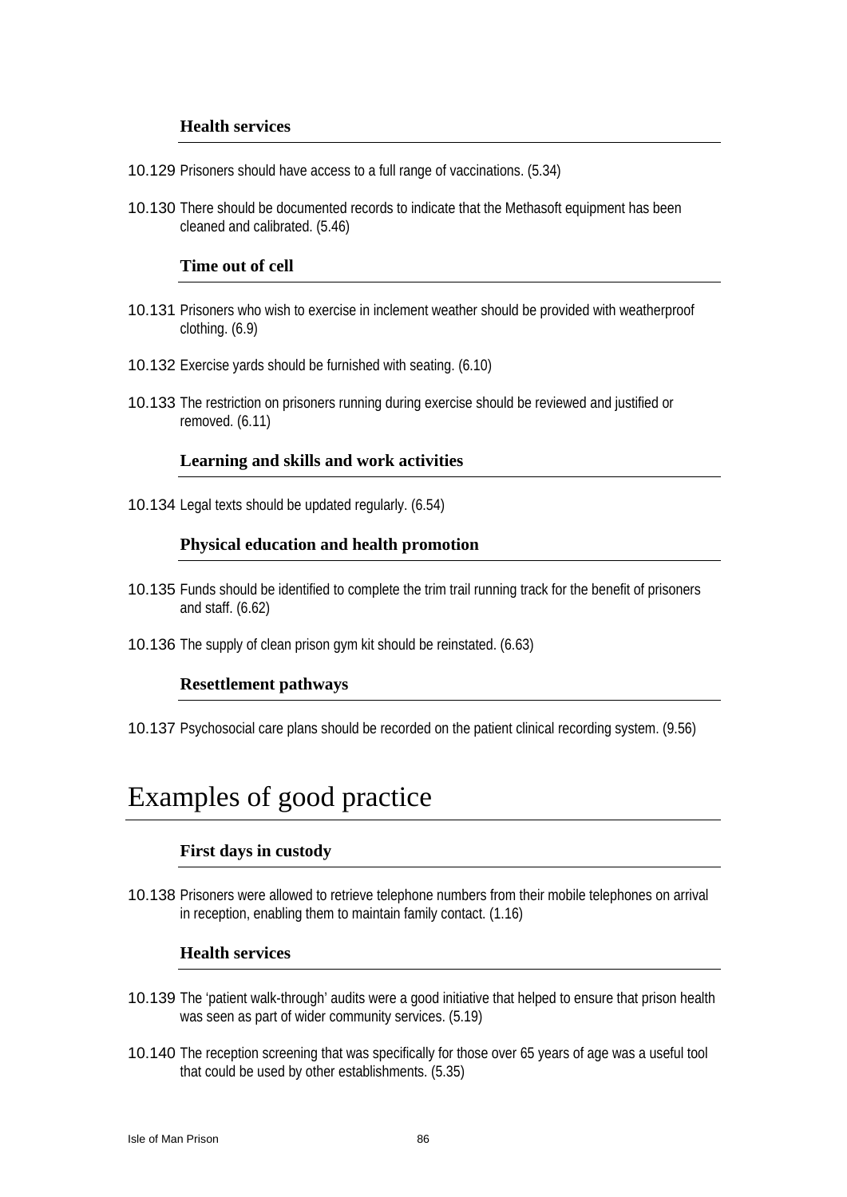### Health services

10.129 Prisoners should have access to a full range of vaccinations. (5.34)

10.130 There should be documented records to indicate that the Methasoft equipment has been cleaned and calibrated. (5.46)

### Time out of cell

10.131 Prisoners who wish to exercise in inclement weather should be provided with weatherproof clothing. (6.9)

10.132 Exercise yards should be furnished with seating. (6.10)

10.133 The restriction on prisoners running during exercise should be reviewed and justified or removed. (6.11)

### Learning and skills and work activities

10.134 Legal texts should be updated regularly. (6.54)

### Physical education and health promotion

10.135 Funds should be identified to complete the trim trail running track for the benefit of prisoners and staff. (6.62)

10.136 The supply of clean prison gym kit should be reinstated. (6.63)

### Resettlement pathways

10.137 Psychosocial care plans should be recorded on the patient clinical recording system. (9.56)

## Examples of good practice

### First days in custody

10.138 Prisoners were allowed to retrieve telephone numbers from their mobile telephones on arrival in reception, enabling them to maintain family contact. (1.16)

### Health services

10.139 The 'patient walk-through' audits were a good initiative that helped to ensure that prison health was seen as part of wider community services. (5.19)

10.140 The reception screening that was specifically for those over 65 years of age was a useful tool that could be used by other establishments. (5.35)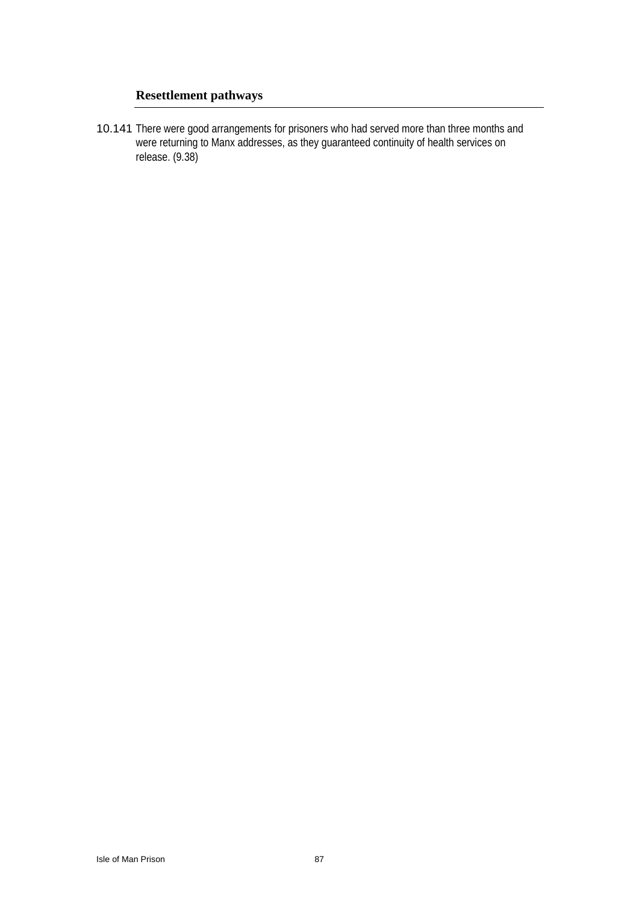### Resettlement pathways

10.141 There were good arrangements for prisoners who had served more than three months and were returning to Manx addresses, as they guaranteed continuity of health services on release. (9.38)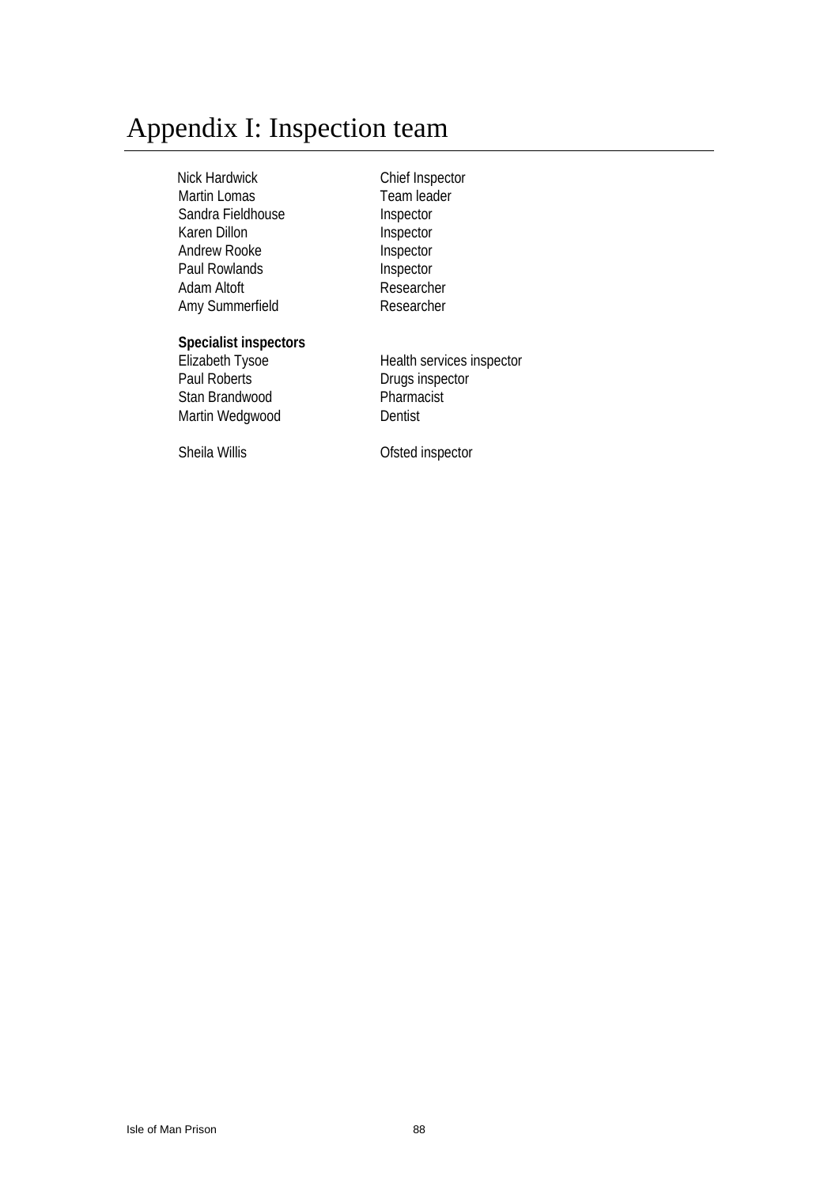# Appendix I: Inspection team

| | |
|---|---|
| Nick Hardwick | Chief Inspector |
| Martin Lomas | Team leader |
| Sandra Fieldhouse | Inspector |
| Karen Dillon | Inspector |
| Andrew Rooke | Inspector |
| Paul Rowlands | Inspector |
| Adam Altoft | Researcher |
| Amy Summerfield | Researcher |
| | |
| **Specialist inspectors** | |
| Elizabeth Tysoe | Health services inspector |
| Paul Roberts | Drugs inspector |
| Stan Brandwood | Pharmacist |
| Martin Wedgwood | Dentist |
| | |
| Sheila Willis | Ofsted inspector |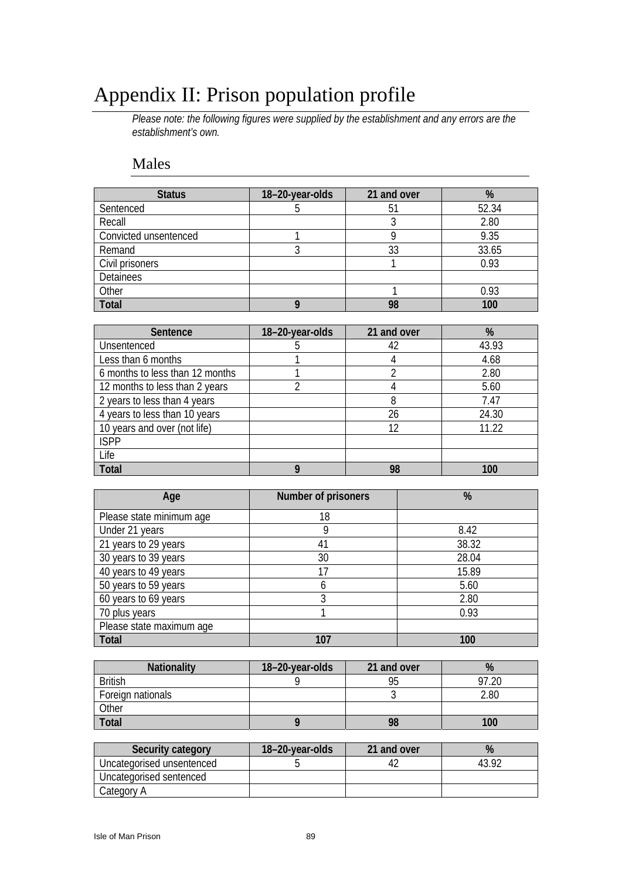# Appendix II: Prison population profile

*Please note: the following figures were supplied by the establishment and any errors are the establishment's own.*

## Males

| Status | 18–20-year-olds | 21 and over | % |
|---|---|---|---|
| Sentenced | 5 | 51 | 52.34 |
| Recall | | 3 | 2.80 |
| Convicted unsentenced | 1 | 9 | 9.35 |
| Remand | 3 | 33 | 33.65 |
| Civil prisoners | | 1 | 0.93 |
| Detainees | | | |
| Other | | 1 | 0.93 |
| **Total** | **9** | **98** | **100** |

| Sentence | 18–20-year-olds | 21 and over | % |
|---|---|---|---|
| Unsentenced | 5 | 42 | 43.93 |
| Less than 6 months | 1 | 4 | 4.68 |
| 6 months to less than 12 months | 1 | 2 | 2.80 |
| 12 months to less than 2 years | 2 | 4 | 5.60 |
| 2 years to less than 4 years | | 8 | 7.47 |
| 4 years to less than 10 years | | 26 | 24.30 |
| 10 years and over (not life) | | 12 | 11.22 |
| ISPP | | | |
| Life | | | |
| **Total** | **9** | **98** | **100** |

| Age | Number of prisoners | % |
|---|---|---|
| Please state minimum age | 18 | |
| Under 21 years | 9 | 8.42 |
| 21 years to 29 years | 41 | 38.32 |
| 30 years to 39 years | 30 | 28.04 |
| 40 years to 49 years | 17 | 15.89 |
| 50 years to 59 years | 6 | 5.60 |
| 60 years to 69 years | 3 | 2.80 |
| 70 plus years | 1 | 0.93 |
| Please state maximum age | | |
| **Total** | **107** | **100** |

| Nationality | 18–20-year-olds | 21 and over | % |
|---|---|---|---|
| British | 9 | 95 | 97.20 |
| Foreign nationals | | 3 | 2.80 |
| Other | | | |
| **Total** | **9** | **98** | **100** |

| Security category | 18–20-year-olds | 21 and over | % |
|---|---|---|---|
| Uncategorised unsentenced | 5 | 42 | 43.92 |
| Uncategorised sentenced | | | |
| Category A | | | |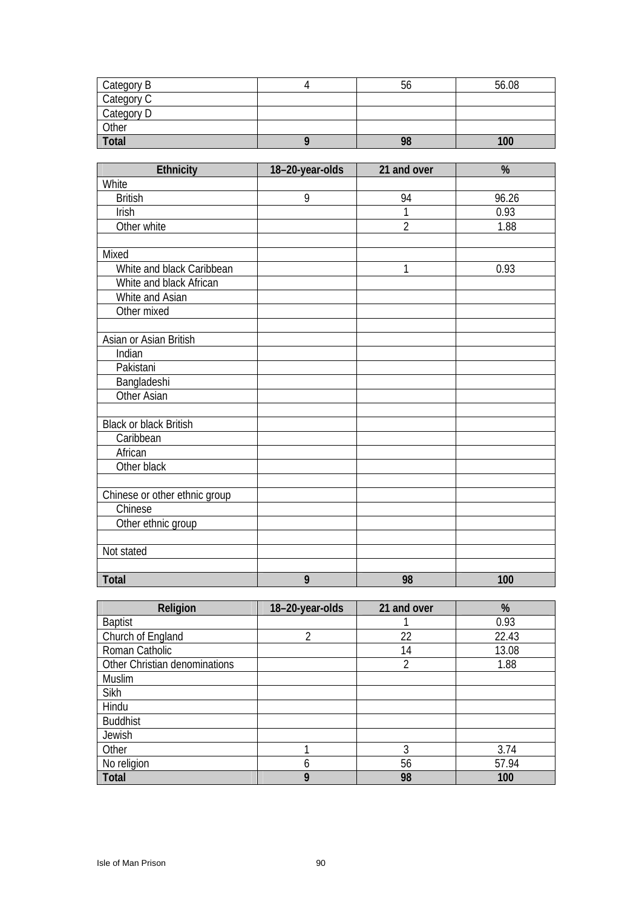| Category B | 4 | 56 | 56.08 |
|---|---|---|---|
| Category C | | | |
| Category D | | | |
| Other | | | |
| **Total** | **9** | **98** | **100** |

| Ethnicity | 18–20-year-olds | 21 and over | % |
|---|---|---|---|
| White | | | |
| British | 9 | 94 | 96.26 |
| Irish | | 1 | 0.93 |
| Other white | | 2 | 1.88 |
| | | | |
| Mixed | | | |
| White and black Caribbean | | 1 | 0.93 |
| White and black African | | | |
| White and Asian | | | |
| Other mixed | | | |
| | | | |
| Asian or Asian British | | | |
| Indian | | | |
| Pakistani | | | |
| Bangladeshi | | | |
| Other Asian | | | |
| | | | |
| Black or black British | | | |
| Caribbean | | | |
| African | | | |
| Other black | | | |
| | | | |
| Chinese or other ethnic group | | | |
| Chinese | | | |
| Other ethnic group | | | |
| | | | |
| Not stated | | | |
| | | | |
| **Total** | **9** | **98** | **100** |

| Religion | 18–20-year-olds | 21 and over | % |
|---|---|---|---|
| Baptist | | 1 | 0.93 |
| Church of England | 2 | 22 | 22.43 |
| Roman Catholic | | 14 | 13.08 |
| Other Christian denominations | | 2 | 1.88 |
| Muslim | | | |
| Sikh | | | |
| Hindu | | | |
| Buddhist | | | |
| Jewish | | | |
| Other | 1 | 3 | 3.74 |
| No religion | 6 | 56 | 57.94 |
| **Total** | **9** | **98** | **100** |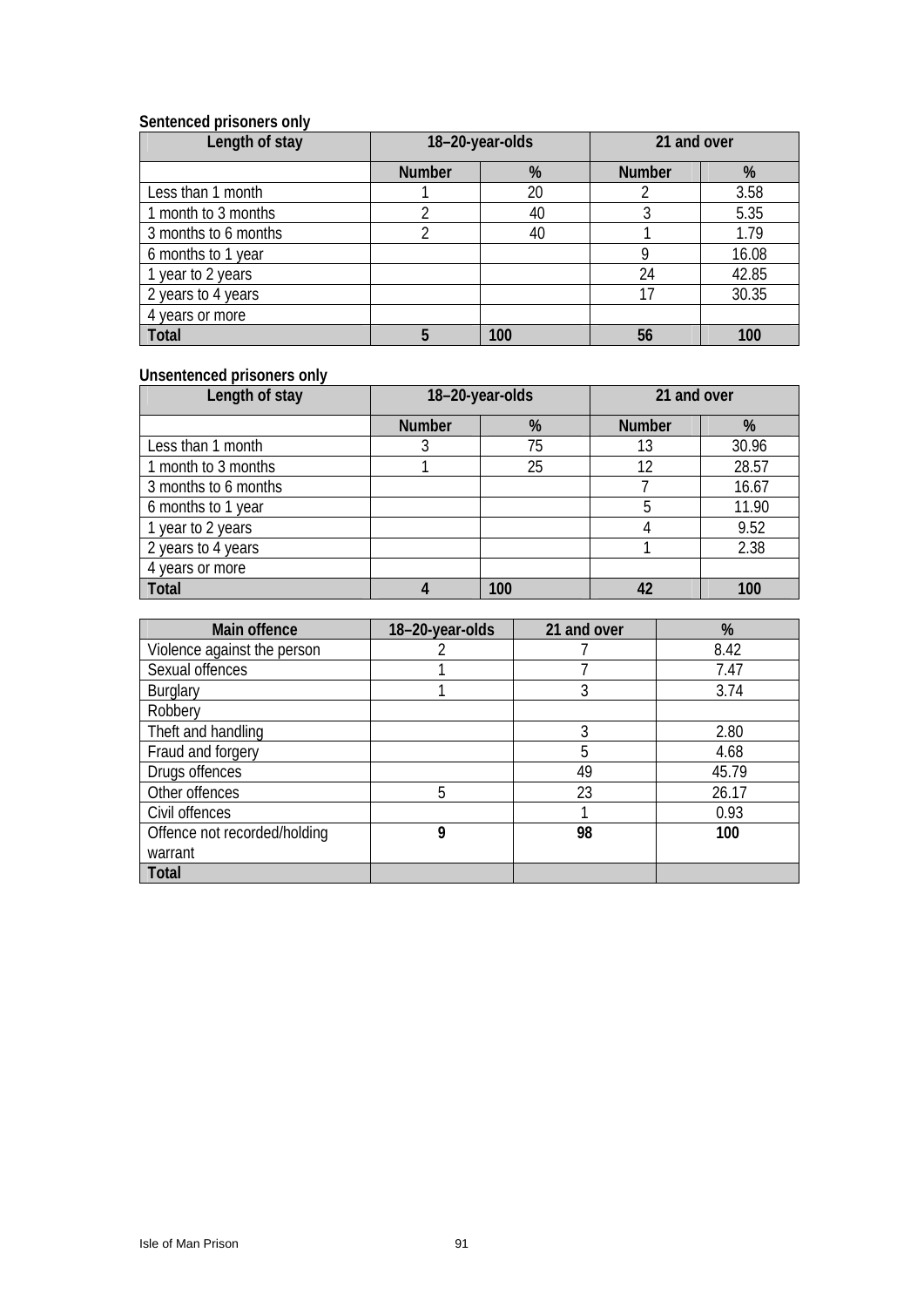**Sentenced prisoners only**

| Length of stay | 18–20-year-olds | | 21 and over | |
|---|---|---|---|---|
| | Number | % | Number | % |
| Less than 1 month | 1 | 20 | 2 | 3.58 |
| 1 month to 3 months | 2 | 40 | 3 | 5.35 |
| 3 months to 6 months | 2 | 40 | 1 | 1.79 |
| 6 months to 1 year | | | 9 | 16.08 |
| 1 year to 2 years | | | 24 | 42.85 |
| 2 years to 4 years | | | 17 | 30.35 |
| 4 years or more | | | | |
| **Total** | **5** | **100** | **56** | **100** |

**Unsentenced prisoners only**

| Length of stay | 18–20-year-olds | | 21 and over | |
|---|---|---|---|---|
| | Number | % | Number | % |
| Less than 1 month | 3 | 75 | 13 | 30.96 |
| 1 month to 3 months | 1 | 25 | 12 | 28.57 |
| 3 months to 6 months | | | 7 | 16.67 |
| 6 months to 1 year | | | 5 | 11.90 |
| 1 year to 2 years | | | 4 | 9.52 |
| 2 years to 4 years | | | 1 | 2.38 |
| 4 years or more | | | | |
| **Total** | **4** | **100** | **42** | **100** |

| Main offence | 18–20-year-olds | 21 and over | % |
|---|---|---|---|
| Violence against the person | 2 | 7 | 8.42 |
| Sexual offences | 1 | 7 | 7.47 |
| Burglary | 1 | 3 | 3.74 |
| Robbery | | | |
| Theft and handling | | 3 | 2.80 |
| Fraud and forgery | | 5 | 4.68 |
| Drugs offences | | 49 | 45.79 |
| Other offences | 5 | 23 | 26.17 |
| Civil offences | | 1 | 0.93 |
| Offence not recorded/holding warrant | **9** | **98** | **100** |
| **Total** | | | |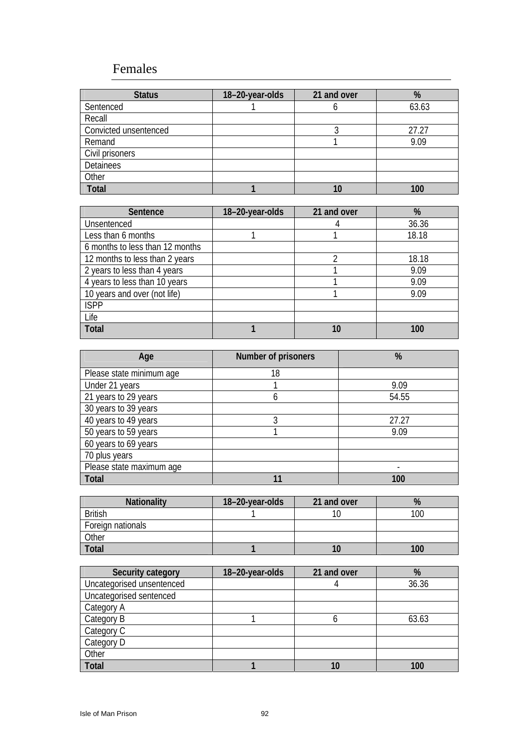## Females

| Status | 18–20-year-olds | 21 and over | % |
|---|---|---|---|
| Sentenced | 1 | 6 | 63.63 |
| Recall | | | |
| Convicted unsentenced | | 3 | 27.27 |
| Remand | | 1 | 9.09 |
| Civil prisoners | | | |
| Detainees | | | |
| Other | | | |
| **Total** | **1** | **10** | **100** |

| Sentence | 18–20-year-olds | 21 and over | % |
|---|---|---|---|
| Unsentenced | | 4 | 36.36 |
| Less than 6 months | 1 | 1 | 18.18 |
| 6 months to less than 12 months | | | |
| 12 months to less than 2 years | | 2 | 18.18 |
| 2 years to less than 4 years | | 1 | 9.09 |
| 4 years to less than 10 years | | 1 | 9.09 |
| 10 years and over (not life) | | 1 | 9.09 |
| ISPP | | | |
| Life | | | |
| **Total** | **1** | **10** | **100** |

| Age | Number of prisoners | % |
|---|---|---|
| Please state minimum age | 18 | |
| Under 21 years | 1 | 9.09 |
| 21 years to 29 years | 6 | 54.55 |
| 30 years to 39 years | | |
| 40 years to 49 years | 3 | 27.27 |
| 50 years to 59 years | 1 | 9.09 |
| 60 years to 69 years | | |
| 70 plus years | | |
| Please state maximum age | | - |
| **Total** | **11** | **100** |

| Nationality | 18–20-year-olds | 21 and over | % |
|---|---|---|---|
| British | 1 | 10 | 100 |
| Foreign nationals | | | |
| Other | | | |
| **Total** | **1** | **10** | **100** |

| Security category | 18–20-year-olds | 21 and over | % |
|---|---|---|---|
| Uncategorised unsentenced | | 4 | 36.36 |
| Uncategorised sentenced | | | |
| Category A | | | |
| Category B | 1 | 6 | 63.63 |
| Category C | | | |
| Category D | | | |
| Other | | | |
| **Total** | **1** | **10** | **100** |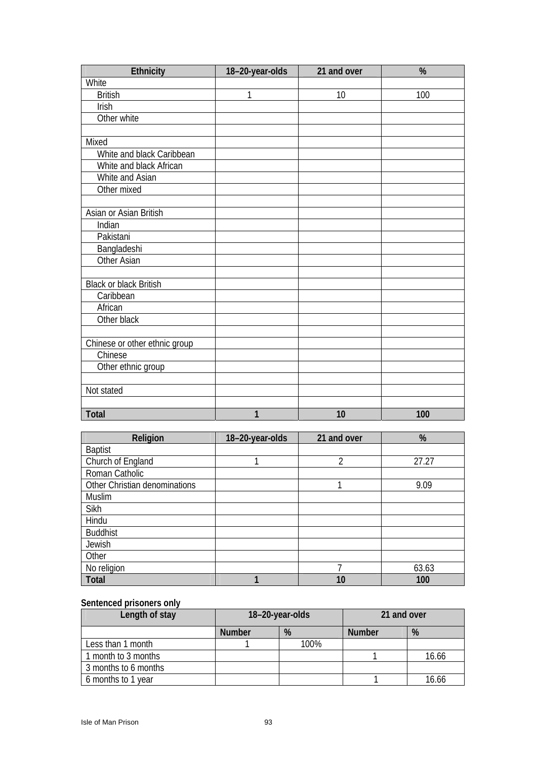| Ethnicity | 18–20-year-olds | 21 and over | % |
|---|---|---|---|
| White | | | |
| British | 1 | 10 | 100 |
| Irish | | | |
| Other white | | | |
| | | | |
| Mixed | | | |
| White and black Caribbean | | | |
| White and black African | | | |
| White and Asian | | | |
| Other mixed | | | |
| | | | |
| Asian or Asian British | | | |
| Indian | | | |
| Pakistani | | | |
| Bangladeshi | | | |
| Other Asian | | | |
| | | | |
| Black or black British | | | |
| Caribbean | | | |
| African | | | |
| Other black | | | |
| | | | |
| Chinese or other ethnic group | | | |
| Chinese | | | |
| Other ethnic group | | | |
| | | | |
| Not stated | | | |
| | | | |
| **Total** | **1** | **10** | **100** |

| Religion | 18–20-year-olds | 21 and over | % |
|---|---|---|---|
| Baptist | | | |
| Church of England | 1 | 2 | 27.27 |
| Roman Catholic | | | |
| Other Christian denominations | | 1 | 9.09 |
| Muslim | | | |
| Sikh | | | |
| Hindu | | | |
| Buddhist | | | |
| Jewish | | | |
| Other | | | |
| No religion | | 7 | 63.63 |
| **Total** | **1** | **10** | **100** |

**Sentenced prisoners only**

| Length of stay | 18–20-year-olds | | 21 and over | |
|---|---|---|---|---|
| | Number | % | Number | % |
| Less than 1 month | 1 | 100% | | |
| 1 month to 3 months | | | 1 | 16.66 |
| 3 months to 6 months | | | | |
| 6 months to 1 year | | | 1 | 16.66 |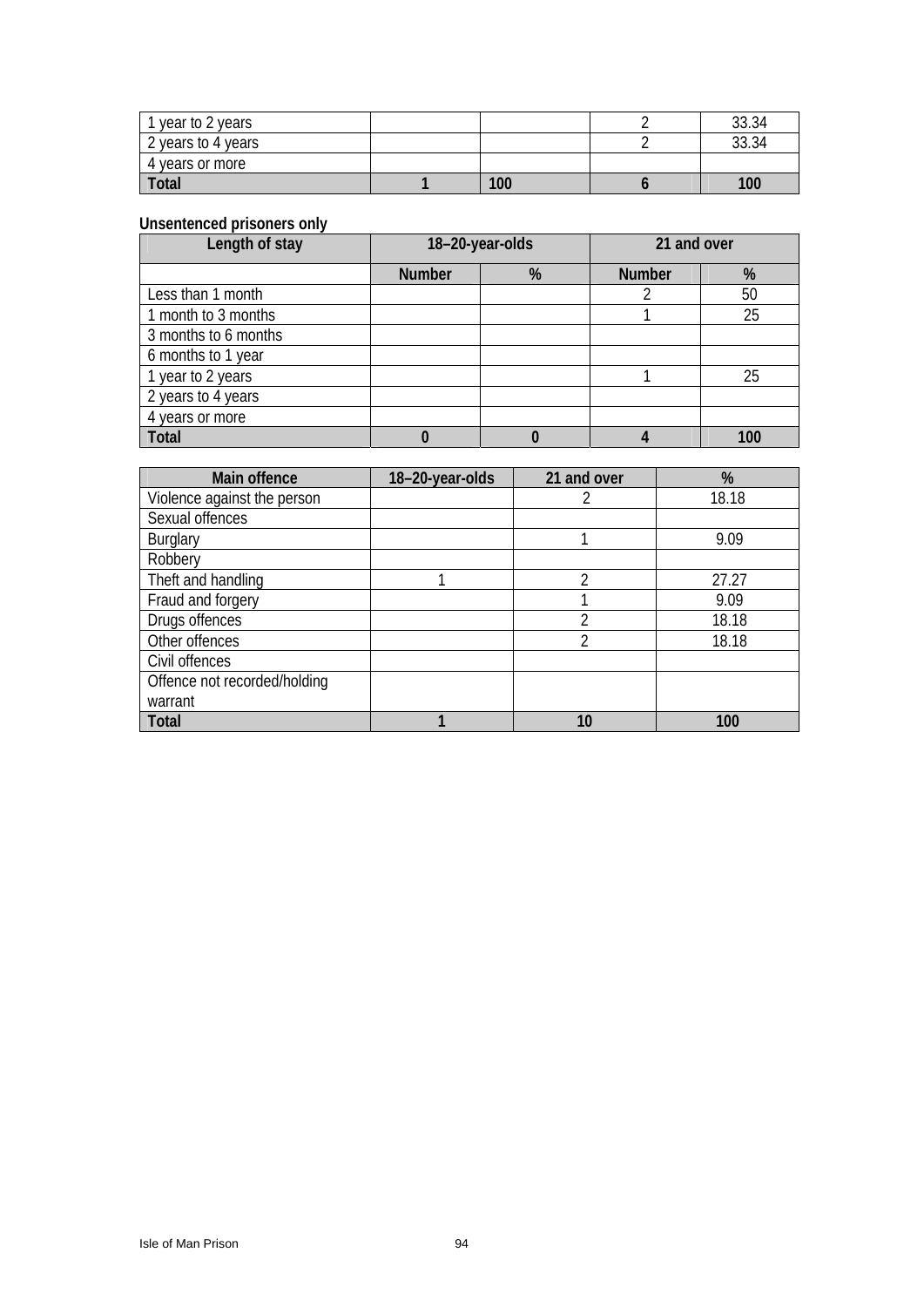| | | | | |
|---|---|---|---|---|
| 1 year to 2 years | | | 2 | 33.34 |
| 2 years to 4 years | | | 2 | 33.34 |
| 4 years or more | | | | |
| **Total** | **1** | **100** | **6** | **100** |

**Unsentenced prisoners only**

| Length of stay | 18–20-year-olds | | 21 and over | |
|---|---|---|---|---|
| | **Number** | **%** | **Number** | **%** |
| Less than 1 month | | | 2 | 50 |
| 1 month to 3 months | | | 1 | 25 |
| 3 months to 6 months | | | | |
| 6 months to 1 year | | | | |
| 1 year to 2 years | | | 1 | 25 |
| 2 years to 4 years | | | | |
| 4 years or more | | | | |
| **Total** | **0** | **0** | **4** | **100** |

| Main offence | 18–20-year-olds | 21 and over | % |
|---|---|---|---|
| Violence against the person | | 2 | 18.18 |
| Sexual offences | | | |
| Burglary | | 1 | 9.09 |
| Robbery | | | |
| Theft and handling | 1 | 2 | 27.27 |
| Fraud and forgery | | 1 | 9.09 |
| Drugs offences | | 2 | 18.18 |
| Other offences | | 2 | 18.18 |
| Civil offences | | | |
| Offence not recorded/holding warrant | | | |
| **Total** | **1** | **10** | **100** |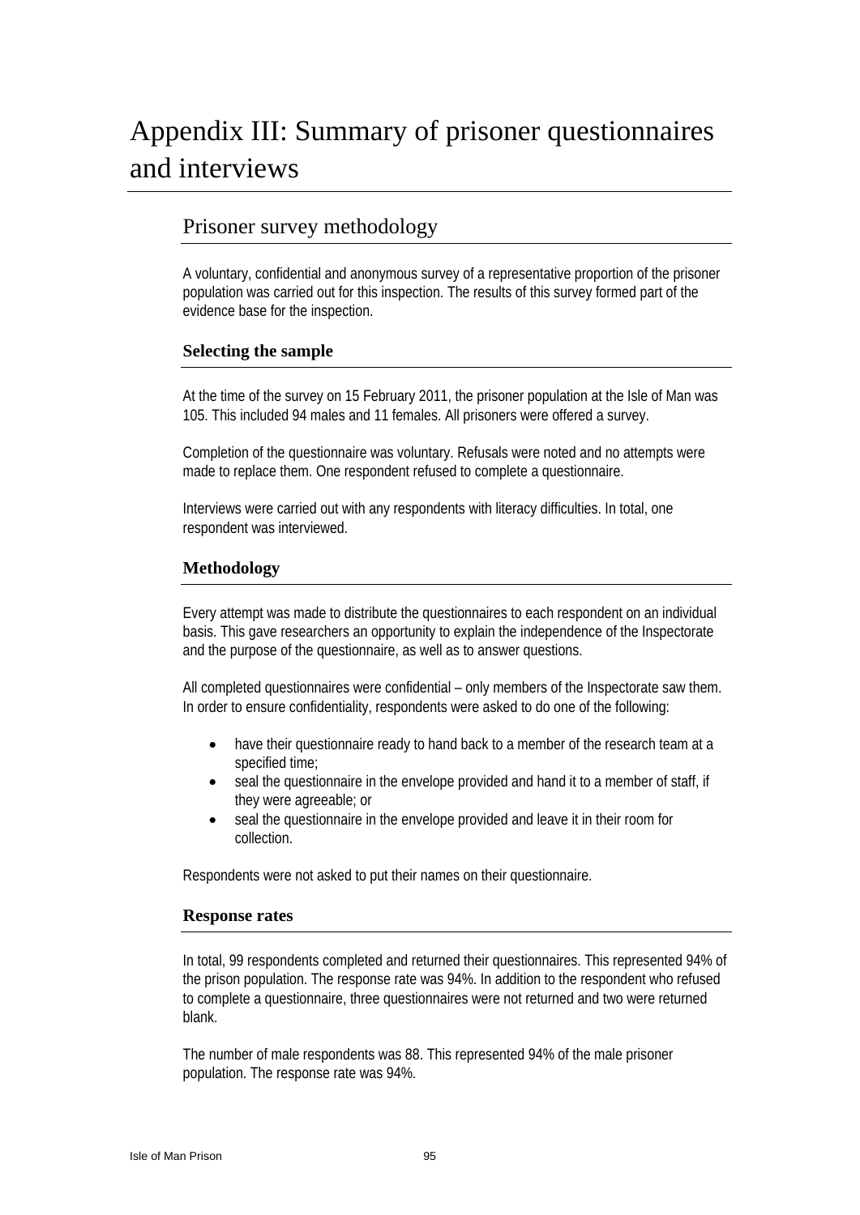# Appendix III: Summary of prisoner questionnaires and interviews

## Prisoner survey methodology

A voluntary, confidential and anonymous survey of a representative proportion of the prisoner population was carried out for this inspection. The results of this survey formed part of the evidence base for the inspection.

### Selecting the sample

At the time of the survey on 15 February 2011, the prisoner population at the Isle of Man was 105. This included 94 males and 11 females. All prisoners were offered a survey.

Completion of the questionnaire was voluntary. Refusals were noted and no attempts were made to replace them. One respondent refused to complete a questionnaire.

Interviews were carried out with any respondents with literacy difficulties. In total, one respondent was interviewed.

### Methodology

Every attempt was made to distribute the questionnaires to each respondent on an individual basis. This gave researchers an opportunity to explain the independence of the Inspectorate and the purpose of the questionnaire, as well as to answer questions.

All completed questionnaires were confidential – only members of the Inspectorate saw them. In order to ensure confidentiality, respondents were asked to do one of the following:

- have their questionnaire ready to hand back to a member of the research team at a specified time;
- seal the questionnaire in the envelope provided and hand it to a member of staff, if they were agreeable; or
- seal the questionnaire in the envelope provided and leave it in their room for collection.

Respondents were not asked to put their names on their questionnaire.

### Response rates

In total, 99 respondents completed and returned their questionnaires. This represented 94% of the prison population. The response rate was 94%. In addition to the respondent who refused to complete a questionnaire, three questionnaires were not returned and two were returned blank.

The number of male respondents was 88. This represented 94% of the male prisoner population. The response rate was 94%.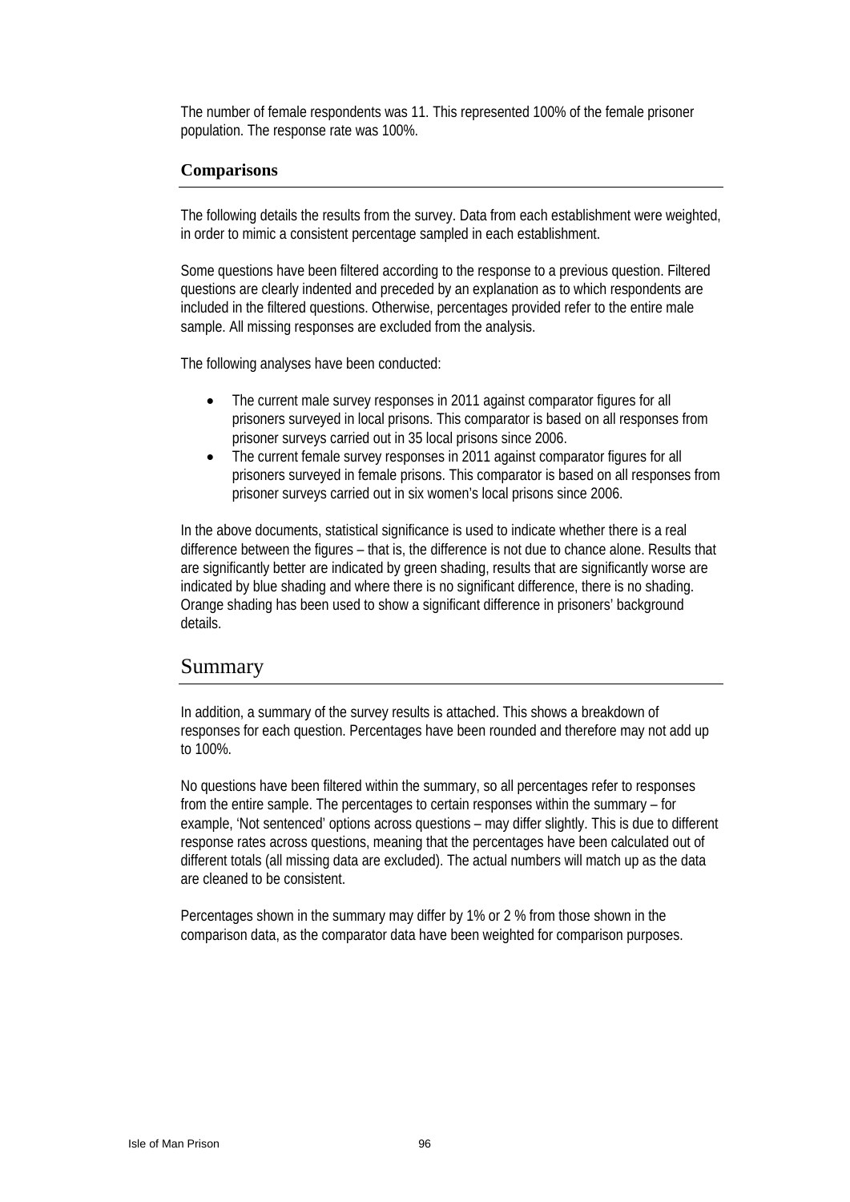The number of female respondents was 11. This represented 100% of the female prisoner population. The response rate was 100%.

### Comparisons

The following details the results from the survey. Data from each establishment were weighted, in order to mimic a consistent percentage sampled in each establishment.

Some questions have been filtered according to the response to a previous question. Filtered questions are clearly indented and preceded by an explanation as to which respondents are included in the filtered questions. Otherwise, percentages provided refer to the entire male sample. All missing responses are excluded from the analysis.

The following analyses have been conducted:

- The current male survey responses in 2011 against comparator figures for all prisoners surveyed in local prisons. This comparator is based on all responses from prisoner surveys carried out in 35 local prisons since 2006.
- The current female survey responses in 2011 against comparator figures for all prisoners surveyed in female prisons. This comparator is based on all responses from prisoner surveys carried out in six women's local prisons since 2006.

In the above documents, statistical significance is used to indicate whether there is a real difference between the figures – that is, the difference is not due to chance alone. Results that are significantly better are indicated by green shading, results that are significantly worse are indicated by blue shading and where there is no significant difference, there is no shading. Orange shading has been used to show a significant difference in prisoners' background details.

## Summary

In addition, a summary of the survey results is attached. This shows a breakdown of responses for each question. Percentages have been rounded and therefore may not add up to 100%.

No questions have been filtered within the summary, so all percentages refer to responses from the entire sample. The percentages to certain responses within the summary – for example, 'Not sentenced' options across questions – may differ slightly. This is due to different response rates across questions, meaning that the percentages have been calculated out of different totals (all missing data are excluded). The actual numbers will match up as the data are cleaned to be consistent.

Percentages shown in the summary may differ by 1% or 2 % from those shown in the comparison data, as the comparator data have been weighted for comparison purposes.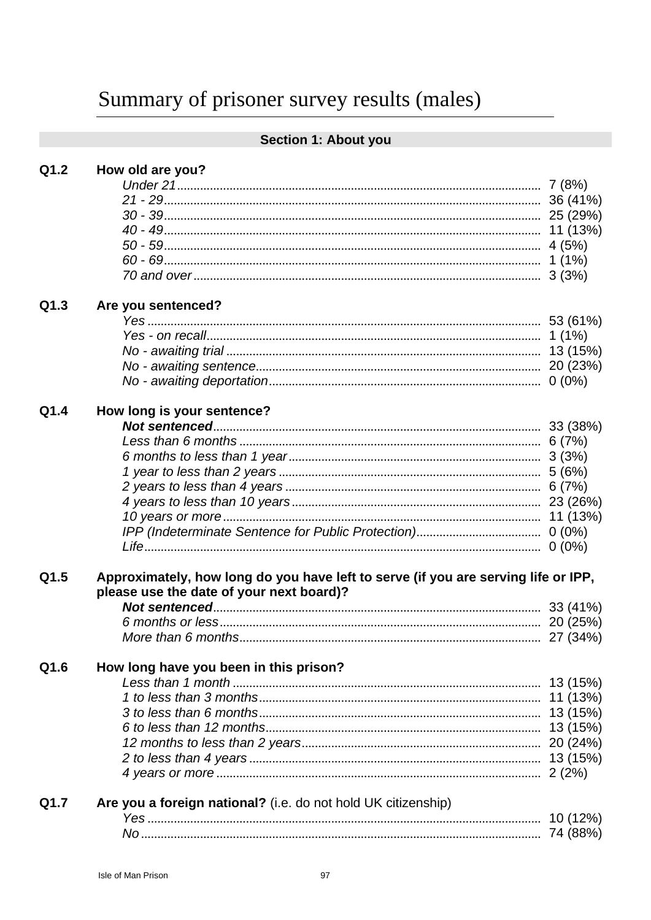# Summary of prisoner survey results (males)

## Section 1: About you

**Q1.2 How old are you?**

| | |
|---|---|
| *Under 21* | 7 (8%) |
| *21 - 29* | 36 (41%) |
| *30 - 39* | 25 (29%) |
| *40 - 49* | 11 (13%) |
| *50 - 59* | 4 (5%) |
| *60 - 69* | 1 (1%) |
| *70 and over* | 3 (3%) |

**Q1.3 Are you sentenced?**

| | |
|---|---|
| *Yes* | 53 (61%) |
| *Yes - on recall* | 1 (1%) |
| *No - awaiting trial* | 13 (15%) |
| *No - awaiting sentence* | 20 (23%) |
| *No - awaiting deportation* | 0 (0%) |

**Q1.4 How long is your sentence?**

| | |
|---|---|
| ***Not sentenced*** | 33 (38%) |
| *Less than 6 months* | 6 (7%) |
| *6 months to less than 1 year* | 3 (3%) |
| *1 year to less than 2 years* | 5 (6%) |
| *2 years to less than 4 years* | 6 (7%) |
| *4 years to less than 10 years* | 23 (26%) |
| *10 years or more* | 11 (13%) |
| *IPP (Indeterminate Sentence for Public Protection)* | 0 (0%) |
| *Life* | 0 (0%) |

**Q1.5 Approximately, how long do you have left to serve (if you are serving life or IPP, please use the date of your next board)?**

| | |
|---|---|
| ***Not sentenced*** | 33 (41%) |
| *6 months or less* | 20 (25%) |
| *More than 6 months* | 27 (34%) |

**Q1.6 How long have you been in this prison?**

| | |
|---|---|
| *Less than 1 month* | 13 (15%) |
| *1 to less than 3 months* | 11 (13%) |
| *3 to less than 6 months* | 13 (15%) |
| *6 to less than 12 months* | 13 (15%) |
| *12 months to less than 2 years* | 20 (24%) |
| *2 to less than 4 years* | 13 (15%) |
| *4 years or more* | 2 (2%) |

**Q1.7 Are you a foreign national?** (i.e. do not hold UK citizenship)

| | |
|---|---|
| *Yes* | 10 (12%) |
| *No* | 74 (88%) |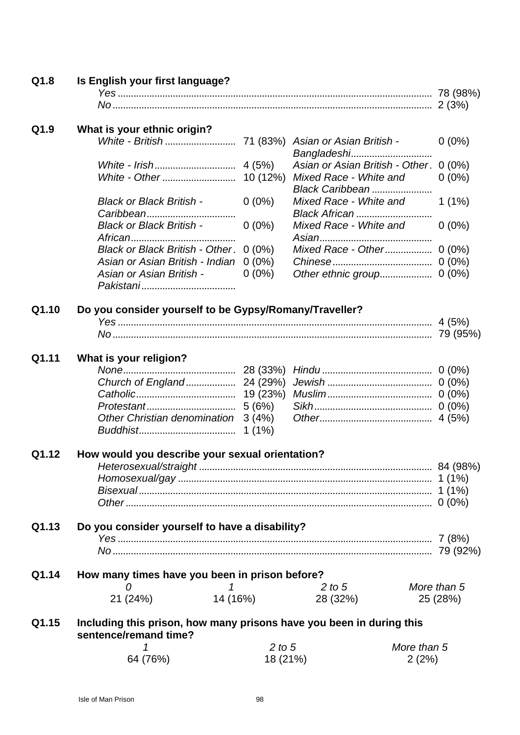**Q1.8 Is English your first language?**

| | |
|---|---|
| *Yes* | 78 (98%) |
| *No* | 2 (3%) |

**Q1.9 What is your ethnic origin?**

| | | | |
|---|---|---|---|
| *White - British* | 71 (83%) | *Asian or Asian British - Bangladeshi* | 0 (0%) |
| *White - Irish* | 4 (5%) | *Asian or Asian British - Other* | 0 (0%) |
| *White - Other* | 10 (12%) | *Mixed Race - White and Black Caribbean* | 0 (0%) |
| *Black or Black British - Caribbean* | 0 (0%) | *Mixed Race - White and Black African* | 1 (1%) |
| *Black or Black British - African* | 0 (0%) | *Mixed Race - White and Asian* | 0 (0%) |
| *Black or Black British - Other* | 0 (0%) | *Mixed Race - Other* | 0 (0%) |
| *Asian or Asian British - Indian* | 0 (0%) | *Chinese* | 0 (0%) |
| *Asian or Asian British - Pakistani* | 0 (0%) | *Other ethnic group* | 0 (0%) |

**Q1.10 Do you consider yourself to be Gypsy/Romany/Traveller?**

| | |
|---|---|
| *Yes* | 4 (5%) |
| *No* | 79 (95%) |

**Q1.11 What is your religion?**

| | | | |
|---|---|---|---|
| *None* | 28 (33%) | *Hindu* | 0 (0%) |
| *Church of England* | 24 (29%) | *Jewish* | 0 (0%) |
| *Catholic* | 19 (23%) | *Muslim* | 0 (0%) |
| *Protestant* | 5 (6%) | *Sikh* | 0 (0%) |
| *Other Christian denomination* | 3 (4%) | *Other* | 4 (5%) |
| *Buddhist* | 1 (1%) | | |

**Q1.12 How would you describe your sexual orientation?**

| | |
|---|---|
| *Heterosexual/straight* | 84 (98%) |
| *Homosexual/gay* | 1 (1%) |
| *Bisexual* | 1 (1%) |
| *Other* | 0 (0%) |

**Q1.13 Do you consider yourself to have a disability?**

| | |
|---|---|
| *Yes* | 7 (8%) |
| *No* | 79 (92%) |

**Q1.14 How many times have you been in prison before?**

| *0* | *1* | *2 to 5* | *More than 5* |
|---|---|---|---|
| 21 (24%) | 14 (16%) | 28 (32%) | 25 (28%) |

**Q1.15 Including this prison, how many prisons have you been in during this sentence/remand time?**

| *1* | *2 to 5* | *More than 5* |
|---|---|---|
| 64 (76%) | 18 (21%) | 2 (2%) |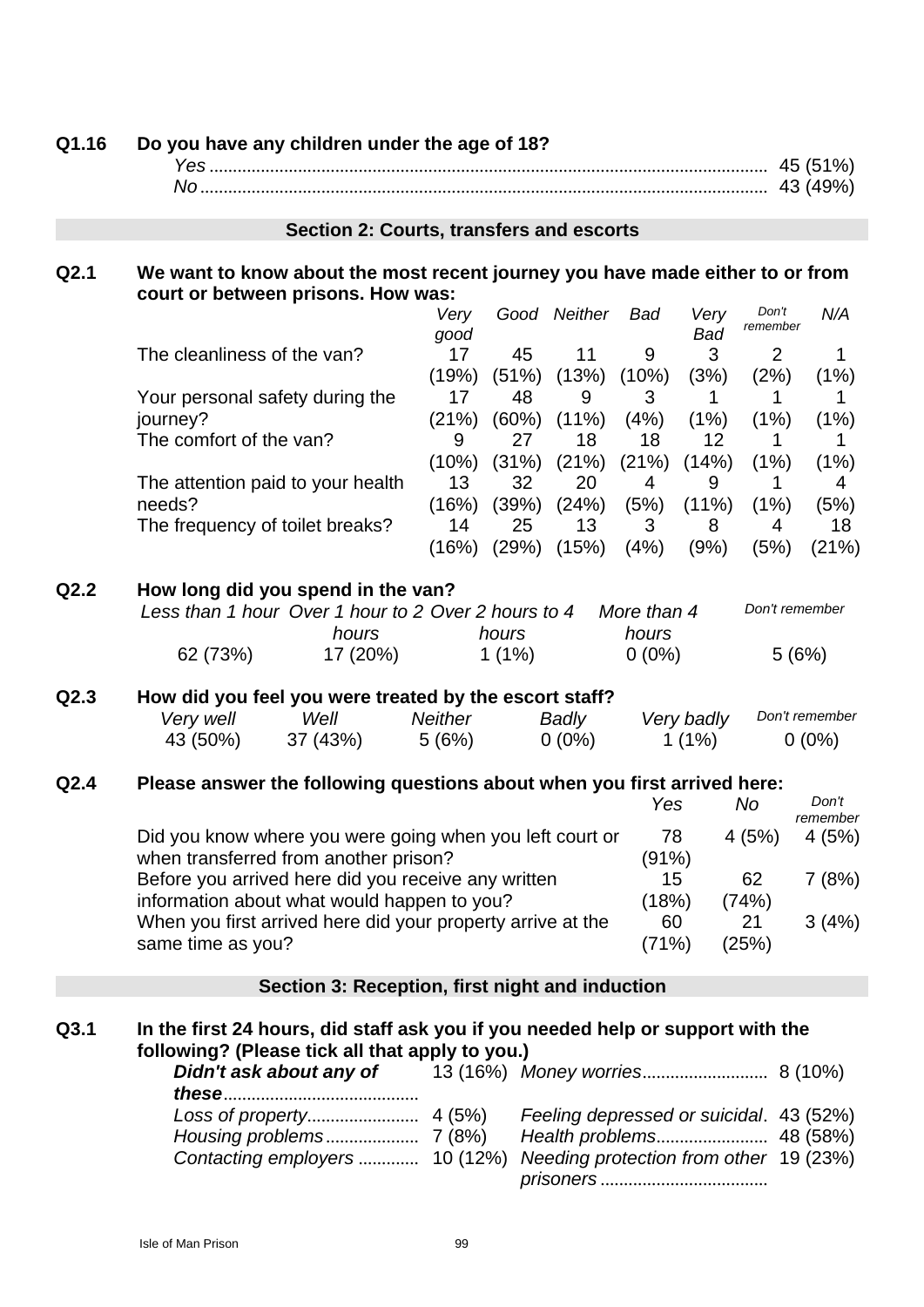**Q1.16 Do you have any children under the age of 18?**

| | |
|---|---|
| *Yes* | 45 (51%) |
| *No* | 43 (49%) |

## Section 2: Courts, transfers and escorts

**Q2.1 We want to know about the most recent journey you have made either to or from court or between prisons. How was:**

| | *Very good* | *Good* | *Neither* | *Bad* | *Very Bad* | *Don't remember* | *N/A* |
|---|---|---|---|---|---|---|---|
| The cleanliness of the van? | 17 (19%) | 45 (51%) | 11 (13%) | 9 (10%) | 3 (3%) | 2 (2%) | 1 (1%) |
| Your personal safety during the journey? | 17 (21%) | 48 (60%) | 9 (11%) | 3 (4%) | 1 (1%) | 1 (1%) | 1 (1%) |
| The comfort of the van? | 9 (10%) | 27 (31%) | 18 (21%) | 18 (21%) | 12 (14%) | 1 (1%) | 1 (1%) |
| The attention paid to your health needs? | 13 (16%) | 32 (39%) | 20 (24%) | 4 (5%) | 9 (11%) | 1 (1%) | 4 (5%) |
| The frequency of toilet breaks? | 14 (16%) | 25 (29%) | 13 (15%) | 3 (4%) | 8 (9%) | 4 (5%) | 18 (21%) |

**Q2.2 How long did you spend in the van?**

| *Less than 1 hour* | *Over 1 hour to 2 hours* | *Over 2 hours to 4 hours* | *More than 4 hours* | *Don't remember* |
|---|---|---|---|---|
| 62 (73%) | 17 (20%) | 1 (1%) | 0 (0%) | 5 (6%) |

**Q2.3 How did you feel you were treated by the escort staff?**

| *Very well* | *Well* | *Neither* | *Badly* | *Very badly* | *Don't remember* |
|---|---|---|---|---|---|
| 43 (50%) | 37 (43%) | 5 (6%) | 0 (0%) | 1 (1%) | 0 (0%) |

**Q2.4 Please answer the following questions about when you first arrived here:**

| | *Yes* | *No* | *Don't remember* |
|---|---|---|---|
| Did you know where you were going when you left court or when transferred from another prison? | 78 (91%) | 4 (5%) | 4 (5%) |
| Before you arrived here did you receive any written information about what would happen to you? | 15 (18%) | 62 (74%) | 7 (8%) |
| When you first arrived here did your property arrive at the same time as you? | 60 (71%) | 21 (25%) | 3 (4%) |

## Section 3: Reception, first night and induction

**Q3.1 In the first 24 hours, did staff ask you if you needed help or support with the following? (Please tick all that apply to you.)**

| | | | |
|---|---|---|---|
| ***Didn't ask about any of these*** | 13 (16%) | *Money worries* | 8 (10%) |
| *Loss of property* | 4 (5%) | *Feeling depressed or suicidal* | 43 (52%) |
| *Housing problems* | 7 (8%) | *Health problems* | 48 (58%) |
| *Contacting employers* | 10 (12%) | *Needing protection from other prisoners* | 19 (23%) |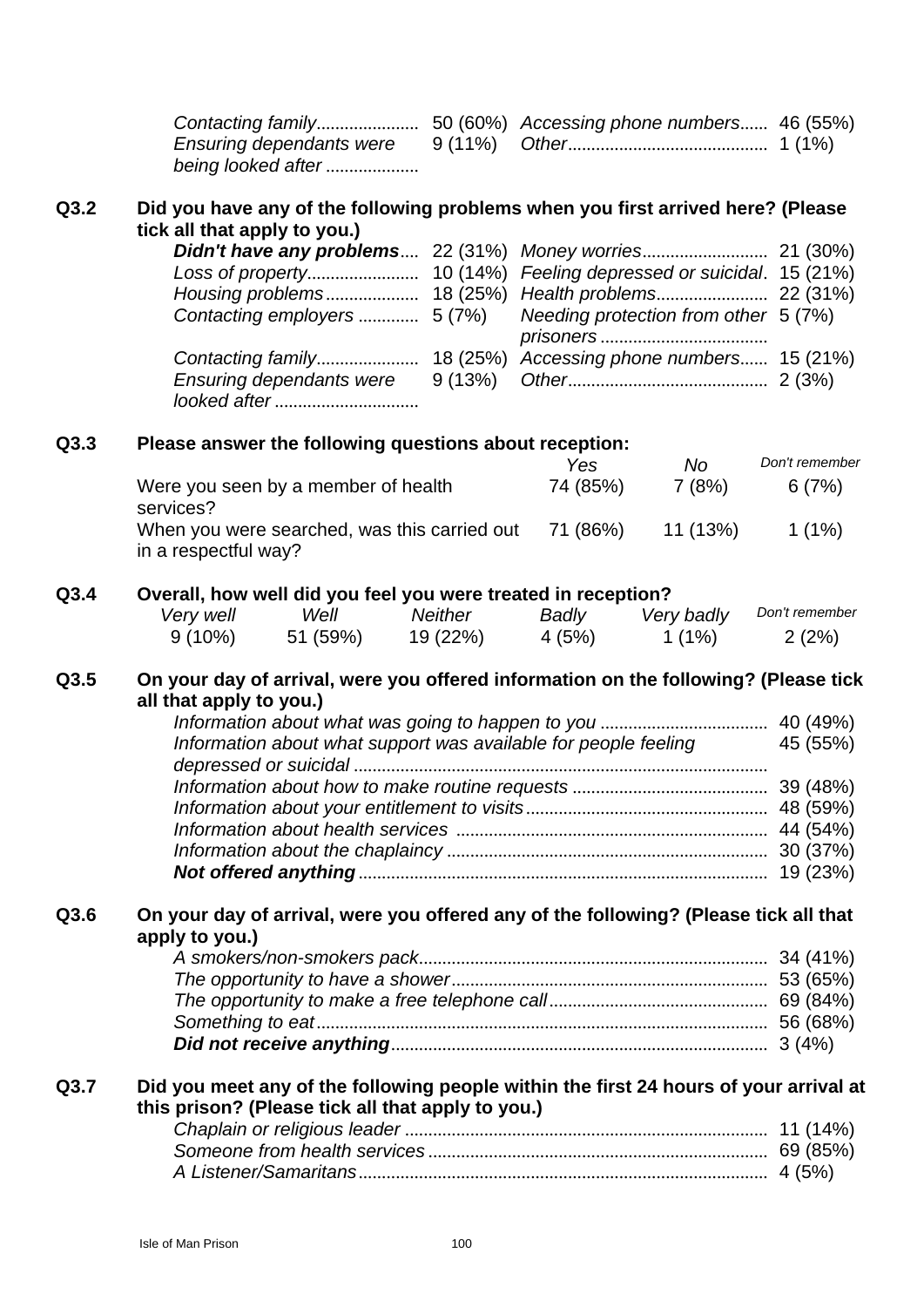| | | | |
|---|---|---|---|
| *Contacting family* | 50 (60%) | *Accessing phone numbers* | 46 (55%) |
| *Ensuring dependants were being looked after* | 9 (11%) | *Other* | 1 (1%) |

**Q3.2 Did you have any of the following problems when you first arrived here? (Please tick all that apply to you.)**

| | | | |
|---|---|---|---|
| ***Didn't have any problems*** | 22 (31%) | *Money worries* | 21 (30%) |
| *Loss of property* | 10 (14%) | *Feeling depressed or suicidal* | 15 (21%) |
| *Housing problems* | 18 (25%) | *Health problems* | 22 (31%) |
| *Contacting employers* | 5 (7%) | *Needing protection from other prisoners* | 5 (7%) |
| *Contacting family* | 18 (25%) | *Accessing phone numbers* | 15 (21%) |
| *Ensuring dependants were looked after* | 9 (13%) | *Other* | 2 (3%) |

**Q3.3 Please answer the following questions about reception:**

| | *Yes* | *No* | *Don't remember* |
|---|---|---|---|
| Were you seen by a member of health services? | 74 (85%) | 7 (8%) | 6 (7%) |
| When you were searched, was this carried out in a respectful way? | 71 (86%) | 11 (13%) | 1 (1%) |

**Q3.4 Overall, how well did you feel you were treated in reception?**

| *Very well* | *Well* | *Neither* | *Badly* | *Very badly* | *Don't remember* |
|---|---|---|---|---|---|
| 9 (10%) | 51 (59%) | 19 (22%) | 4 (5%) | 1 (1%) | 2 (2%) |

**Q3.5 On your day of arrival, were you offered information on the following? (Please tick all that apply to you.)**

| | |
|---|---|
| *Information about what was going to happen to you* | 40 (49%) |
| *Information about what support was available for people feeling depressed or suicidal* | 45 (55%) |
| *Information about how to make routine requests* | 39 (48%) |
| *Information about your entitlement to visits* | 48 (59%) |
| *Information about health services* | 44 (54%) |
| *Information about the chaplaincy* | 30 (37%) |
| ***Not offered anything*** | 19 (23%) |

**Q3.6 On your day of arrival, were you offered any of the following? (Please tick all that apply to you.)**

| | |
|---|---|
| *A smokers/non-smokers pack* | 34 (41%) |
| *The opportunity to have a shower* | 53 (65%) |
| *The opportunity to make a free telephone call* | 69 (84%) |
| *Something to eat* | 56 (68%) |
| ***Did not receive anything*** | 3 (4%) |

**Q3.7 Did you meet any of the following people within the first 24 hours of your arrival at this prison? (Please tick all that apply to you.)**

| | |
|---|---|
| *Chaplain or religious leader* | 11 (14%) |
| *Someone from health services* | 69 (85%) |
| *A Listener/Samaritans* | 4 (5%) |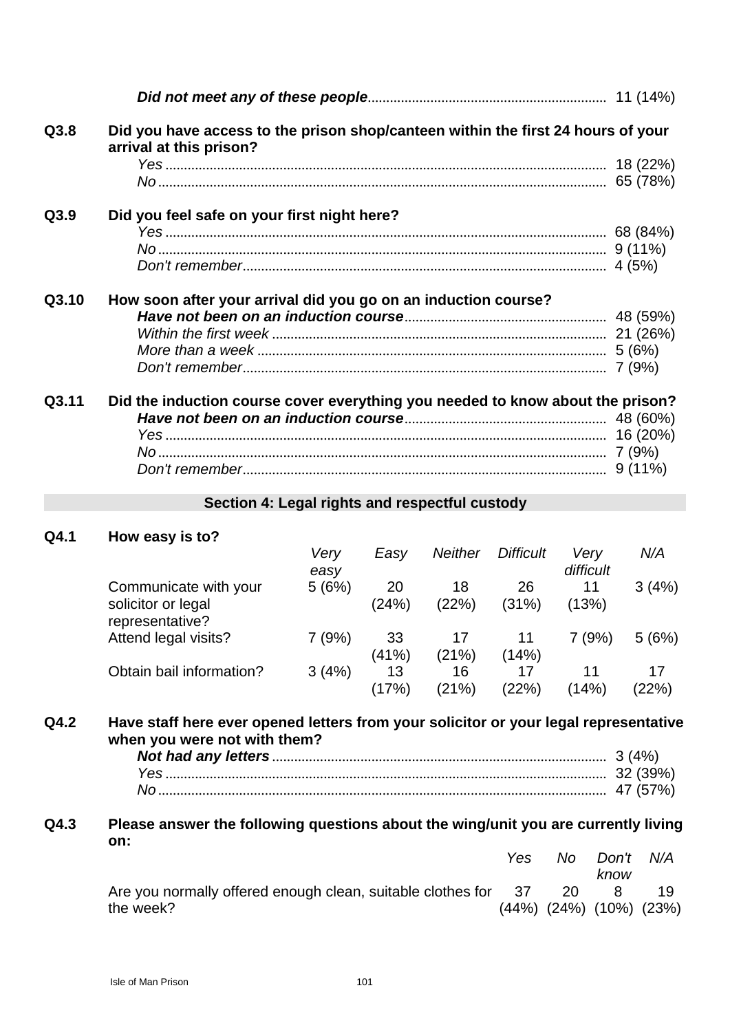| | |
|---|---|
| ***Did not meet any of these people*** | 11 (14%) |

**Q3.8 Did you have access to the prison shop/canteen within the first 24 hours of your arrival at this prison?**

| | |
|---|---|
| *Yes* | 18 (22%) |
| *No* | 65 (78%) |

**Q3.9 Did you feel safe on your first night here?**

| | |
|---|---|
| *Yes* | 68 (84%) |
| *No* | 9 (11%) |
| *Don't remember* | 4 (5%) |

**Q3.10 How soon after your arrival did you go on an induction course?**

| | |
|---|---|
| ***Have not been on an induction course*** | 48 (59%) |
| *Within the first week* | 21 (26%) |
| *More than a week* | 5 (6%) |
| *Don't remember* | 7 (9%) |

**Q3.11 Did the induction course cover everything you needed to know about the prison?**

| | |
|---|---|
| ***Have not been on an induction course*** | 48 (60%) |
| *Yes* | 16 (20%) |
| *No* | 7 (9%) |
| *Don't remember* | 9 (11%) |

## Section 4: Legal rights and respectful custody

**Q4.1 How easy is to?**

| | *Very easy* | *Easy* | *Neither* | *Difficult* | *Very difficult* | *N/A* |
|---|---|---|---|---|---|---|
| Communicate with your solicitor or legal representative? | 5 (6%) | 20 (24%) | 18 (22%) | 26 (31%) | 11 (13%) | 3 (4%) |
| Attend legal visits? | 7 (9%) | 33 (41%) | 17 (21%) | 11 (14%) | 7 (9%) | 5 (6%) |
| Obtain bail information? | 3 (4%) | 13 (17%) | 16 (21%) | 17 (22%) | 11 (14%) | 17 (22%) |

**Q4.2 Have staff here ever opened letters from your solicitor or your legal representative when you were not with them?**

| | |
|---|---|
| ***Not had any letters*** | 3 (4%) |
| *Yes* | 32 (39%) |
| *No* | 47 (57%) |

**Q4.3 Please answer the following questions about the wing/unit you are currently living on:**

| | *Yes* | *No* | *Don't know* | *N/A* |
|---|---|---|---|---|
| Are you normally offered enough clean, suitable clothes for the week? | 37 (44%) | 20 (24%) | 8 (10%) | 19 (23%) |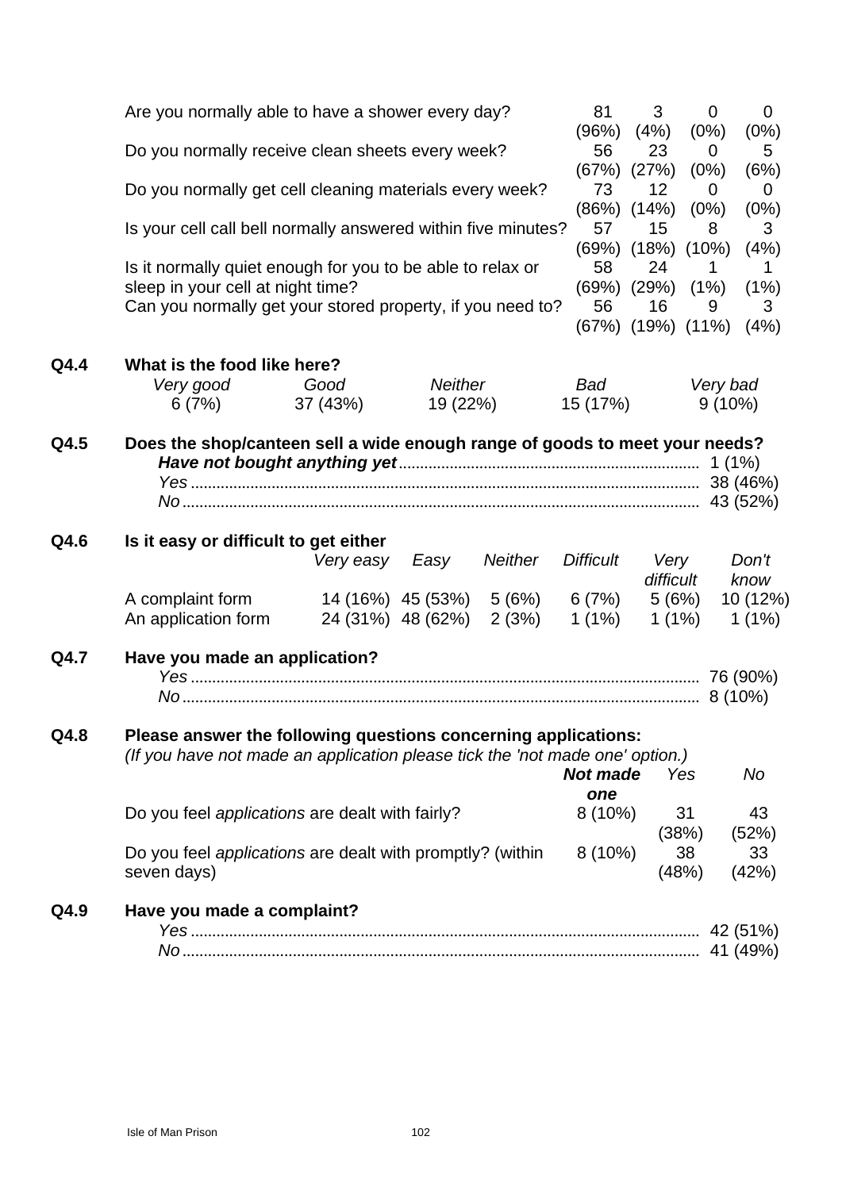| | | | | |
|---|---|---|---|---|
| Are you normally able to have a shower every day? | 81 (96%) | 3 (4%) | 0 (0%) | 0 (0%) |
| Do you normally receive clean sheets every week? | 56 (67%) | 23 (27%) | 0 (0%) | 5 (6%) |
| Do you normally get cell cleaning materials every week? | 73 (86%) | 12 (14%) | 0 (0%) | 0 (0%) |
| Is your cell call bell normally answered within five minutes? | 57 (69%) | 15 (18%) | 8 (10%) | 3 (4%) |
| Is it normally quiet enough for you to be able to relax or sleep in your cell at night time? | 58 (69%) | 24 (29%) | 1 (1%) | 1 (1%) |
| Can you normally get your stored property, if you need to? | 56 (67%) | 16 (19%) | 9 (11%) | 3 (4%) |

**Q4.4 What is the food like here?**

| *Very good* | *Good* | *Neither* | *Bad* | *Very bad* |
|---|---|---|---|---|
| 6 (7%) | 37 (43%) | 19 (22%) | 15 (17%) | 9 (10%) |

**Q4.5 Does the shop/canteen sell a wide enough range of goods to meet your needs?**

***Have not bought anything yet*** ...... 1 (1%)
*Yes* ...... 38 (46%)
*No* ...... 43 (52%)

**Q4.6 Is it easy or difficult to get either**

| | *Very easy* | *Easy* | *Neither* | *Difficult* | *Very difficult* | *Don't know* |
|---|---|---|---|---|---|---|
| A complaint form | 14 (16%) | 45 (53%) | 5 (6%) | 6 (7%) | 5 (6%) | 10 (12%) |
| An application form | 24 (31%) | 48 (62%) | 2 (3%) | 1 (1%) | 1 (1%) | 1 (1%) |

**Q4.7 Have you made an application?**

*Yes* ...... 76 (90%)
*No* ...... 8 (10%)

**Q4.8 Please answer the following questions concerning applications:**
*(If you have not made an application please tick the 'not made one' option.)*

| | ***Not made one*** | *Yes* | *No* |
|---|---|---|---|
| Do you feel *applications* are dealt with fairly? | 8 (10%) | 31 (38%) | 43 (52%) |
| Do you feel *applications* are dealt with promptly? (within seven days) | 8 (10%) | 38 (48%) | 33 (42%) |

**Q4.9 Have you made a complaint?**

*Yes* ...... 42 (51%)
*No* ...... 41 (49%)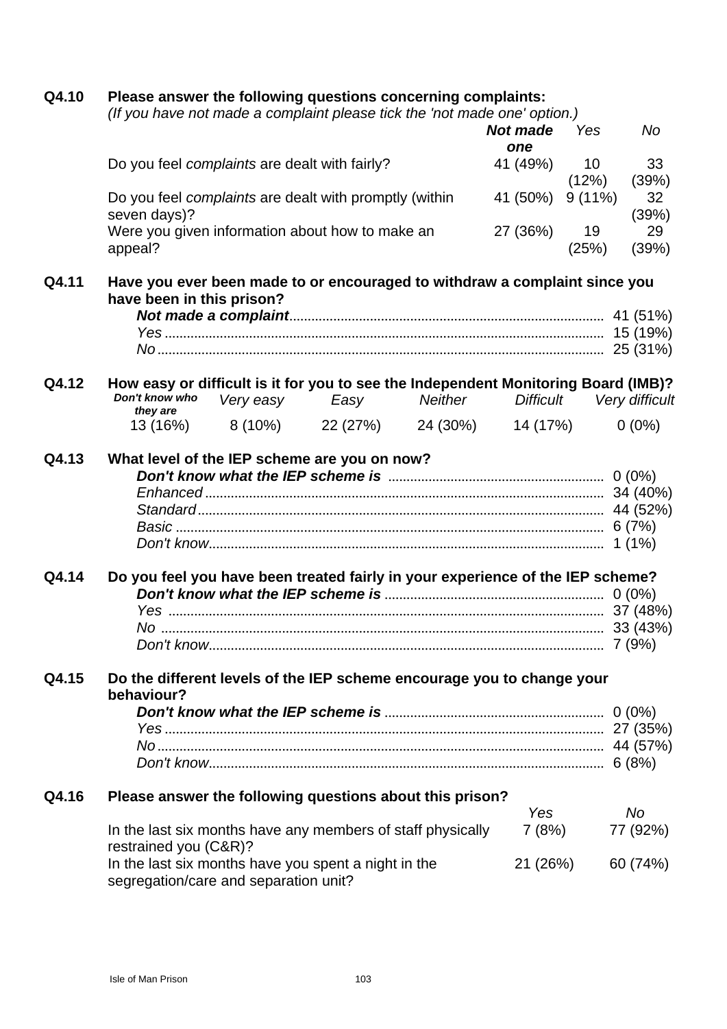**Q4.10 Please answer the following questions concerning complaints:**

*(If you have not made a complaint please tick the 'not made one' option.)*

| | ***Not made one*** | *Yes* | *No* |
|---|---|---|---|
| Do you feel *complaints* are dealt with fairly? | 41 (49%) | 10 (12%) | 33 (39%) |
| Do you feel *complaints* are dealt with promptly (within seven days)? | 41 (50%) | 9 (11%) | 32 (39%) |
| Were you given information about how to make an appeal? | 27 (36%) | 19 (25%) | 29 (39%) |

**Q4.11 Have you ever been made to or encouraged to withdraw a complaint since you have been in this prison?**

- ***Not made a complaint*** ..... 41 (51%)
- *Yes* ..... 15 (19%)
- *No* ..... 25 (31%)

**Q4.12 How easy or difficult is it for you to see the Independent Monitoring Board (IMB)?**

| ***Don't know who they are*** | *Very easy* | *Easy* | *Neither* | *Difficult* | *Very difficult* |
|---|---|---|---|---|---|
| 13 (16%) | 8 (10%) | 22 (27%) | 24 (30%) | 14 (17%) | 0 (0%) |

**Q4.13 What level of the IEP scheme are you on now?**

- ***Don't know what the IEP scheme is*** ..... 0 (0%)
- *Enhanced* ..... 34 (40%)
- *Standard* ..... 44 (52%)
- *Basic* ..... 6 (7%)
- *Don't know* ..... 1 (1%)

**Q4.14 Do you feel you have been treated fairly in your experience of the IEP scheme?**

- ***Don't know what the IEP scheme is*** ..... 0 (0%)
- *Yes* ..... 37 (48%)
- *No* ..... 33 (43%)
- *Don't know* ..... 7 (9%)

**Q4.15 Do the different levels of the IEP scheme encourage you to change your behaviour?**

- ***Don't know what the IEP scheme is*** ..... 0 (0%)
- *Yes* ..... 27 (35%)
- *No* ..... 44 (57%)
- *Don't know* ..... 6 (8%)

**Q4.16 Please answer the following questions about this prison?**

| | *Yes* | *No* |
|---|---|---|
| In the last six months have any members of staff physically restrained you (C&R)? | 7 (8%) | 77 (92%) |
| In the last six months have you spent a night in the segregation/care and separation unit? | 21 (26%) | 60 (74%) |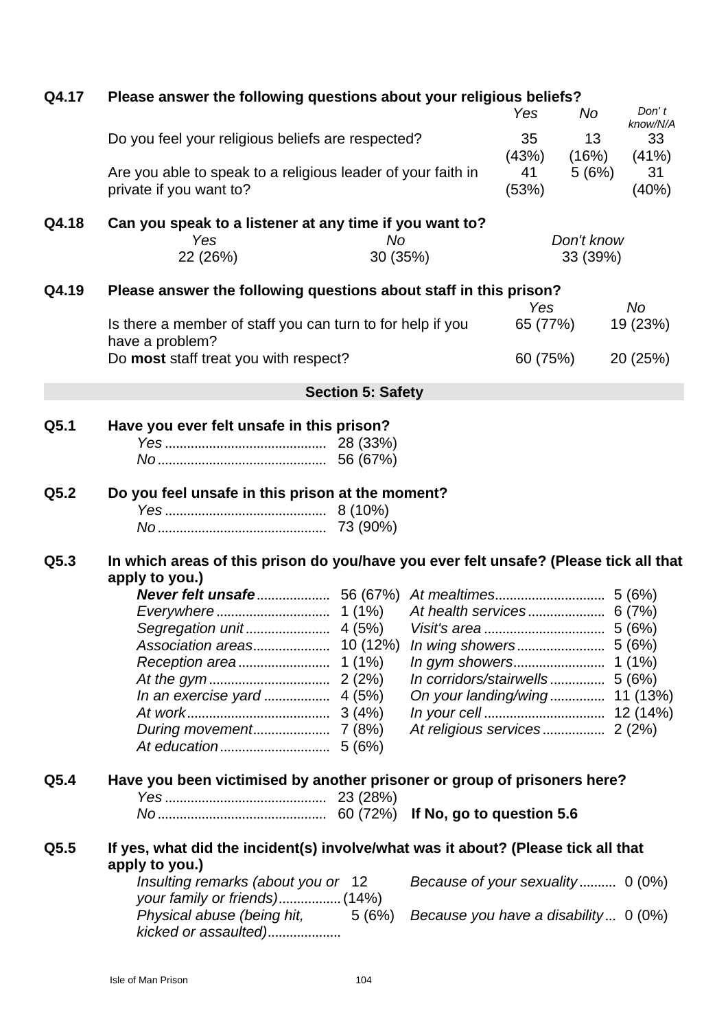**Q4.17 Please answer the following questions about your religious beliefs?**

| | *Yes* | *No* | *Don't know/N/A* |
|---|---|---|---|
| Do you feel your religious beliefs are respected? | 35 (43%) | 13 (16%) | 33 (41%) |
| Are you able to speak to a religious leader of your faith in private if you want to? | 41 (53%) | 5 (6%) | 31 (40%) |

**Q4.18 Can you speak to a listener at any time if you want to?**

| *Yes* | *No* | *Don't know* |
|---|---|---|
| 22 (26%) | 30 (35%) | 33 (39%) |

**Q4.19 Please answer the following questions about staff in this prison?**

| | *Yes* | *No* |
|---|---|---|
| Is there a member of staff you can turn to for help if you have a problem? | 65 (77%) | 19 (23%) |
| Do **most** staff treat you with respect? | 60 (75%) | 20 (25%) |

## Section 5: Safety

**Q5.1 Have you ever felt unsafe in this prison?**

- *Yes* ........................................... 28 (33%)
- *No* ............................................. 56 (67%)

**Q5.2 Do you feel unsafe in this prison at the moment?**

- *Yes* ........................................... 8 (10%)
- *No* ............................................. 73 (90%)

**Q5.3 In which areas of this prison do you/have you ever felt unsafe? (Please tick all that apply to you.)**

| | | | |
|---|---|---|---|
| ***Never felt unsafe*** | 56 (67%) | *At mealtimes* | 5 (6%) |
| *Everywhere* | 1 (1%) | *At health services* | 6 (7%) |
| *Segregation unit* | 4 (5%) | *Visit's area* | 5 (6%) |
| *Association areas* | 10 (12%) | *In wing showers* | 5 (6%) |
| *Reception area* | 1 (1%) | *In gym showers* | 1 (1%) |
| *At the gym* | 2 (2%) | *In corridors/stairwells* | 5 (6%) |
| *In an exercise yard* | 4 (5%) | *On your landing/wing* | 11 (13%) |
| *At work* | 3 (4%) | *In your cell* | 12 (14%) |
| *During movement* | 7 (8%) | *At religious services* | 2 (2%) |
| *At education* | 5 (6%) | | |

**Q5.4 Have you been victimised by another prisoner or group of prisoners here?**

- *Yes* ........................................... 23 (28%)
- *No* ............................................. 60 (72%) **If No, go to question 5.6**

**Q5.5 If yes, what did the incident(s) involve/what was it about? (Please tick all that apply to you.)**

| | | | |
|---|---|---|---|
| *Insulting remarks (about you or your family or friends)* | 12 (14%) | *Because of your sexuality* | 0 (0%) |
| *Physical abuse (being hit, kicked or assaulted)* | 5 (6%) | *Because you have a disability* | 0 (0%) |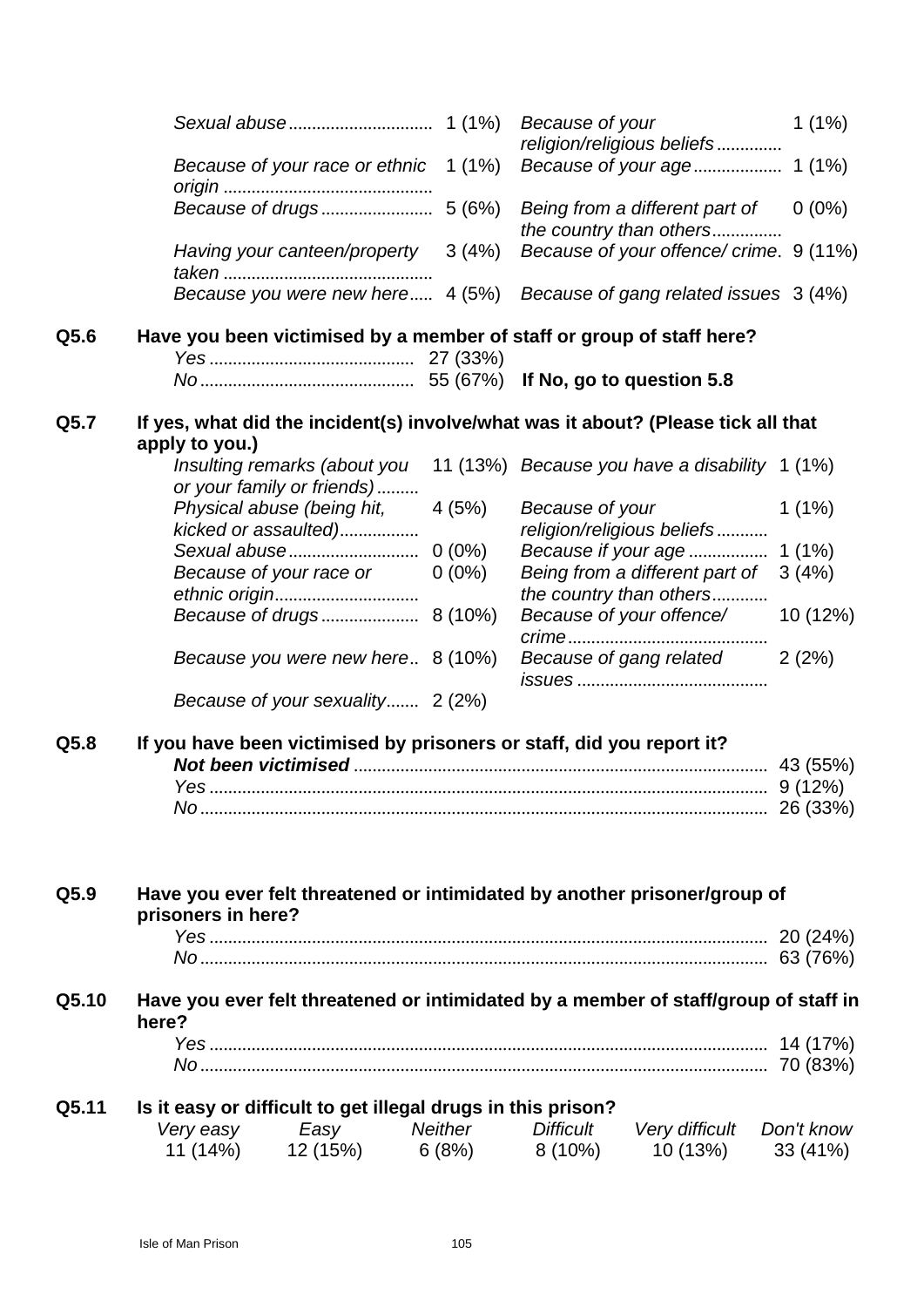| | | | |
|---|---|---|---|
| *Sexual abuse* | 1 (1%) | *Because of your religion/religious beliefs* | 1 (1%) |
| *Because of your race or ethnic origin* | 1 (1%) | *Because of your age* | 1 (1%) |
| *Because of drugs* | 5 (6%) | *Being from a different part of the country than others* | 0 (0%) |
| *Having your canteen/property taken* | 3 (4%) | *Because of your offence/ crime.* | 9 (11%) |
| *Because you were new here* | 4 (5%) | *Because of gang related issues* | 3 (4%) |

**Q5.6 Have you been victimised by a member of staff or group of staff here?**

| | |
|---|---|
| *Yes* | 27 (33%) |
| *No* | 55 (67%) **If No, go to question 5.8** |

**Q5.7 If yes, what did the incident(s) involve/what was it about? (Please tick all that apply to you.)**

| | | | |
|---|---|---|---|
| *Insulting remarks (about you or your family or friends)* | 11 (13%) | *Because you have a disability* | 1 (1%) |
| *Physical abuse (being hit, kicked or assaulted)* | 4 (5%) | *Because of your religion/religious beliefs* | 1 (1%) |
| *Sexual abuse* | 0 (0%) | *Because if your age* | 1 (1%) |
| *Because of your race or ethnic origin* | 0 (0%) | *Being from a different part of the country than others* | 3 (4%) |
| *Because of drugs* | 8 (10%) | *Because of your offence/ crime* | 10 (12%) |
| *Because you were new here* | 8 (10%) | *Because of gang related issues* | 2 (2%) |
| *Because of your sexuality* | 2 (2%) | | |

**Q5.8 If you have been victimised by prisoners or staff, did you report it?**

| | |
|---|---|
| ***Not been victimised*** | 43 (55%) |
| *Yes* | 9 (12%) |
| *No* | 26 (33%) |

**Q5.9 Have you ever felt threatened or intimidated by another prisoner/group of prisoners in here?**

| | |
|---|---|
| *Yes* | 20 (24%) |
| *No* | 63 (76%) |

**Q5.10 Have you ever felt threatened or intimidated by a member of staff/group of staff in here?**

| | |
|---|---|
| *Yes* | 14 (17%) |
| *No* | 70 (83%) |

**Q5.11 Is it easy or difficult to get illegal drugs in this prison?**

| *Very easy* | *Easy* | *Neither* | *Difficult* | *Very difficult* | *Don't know* |
|---|---|---|---|---|---|
| 11 (14%) | 12 (15%) | 6 (8%) | 8 (10%) | 10 (13%) | 33 (41%) |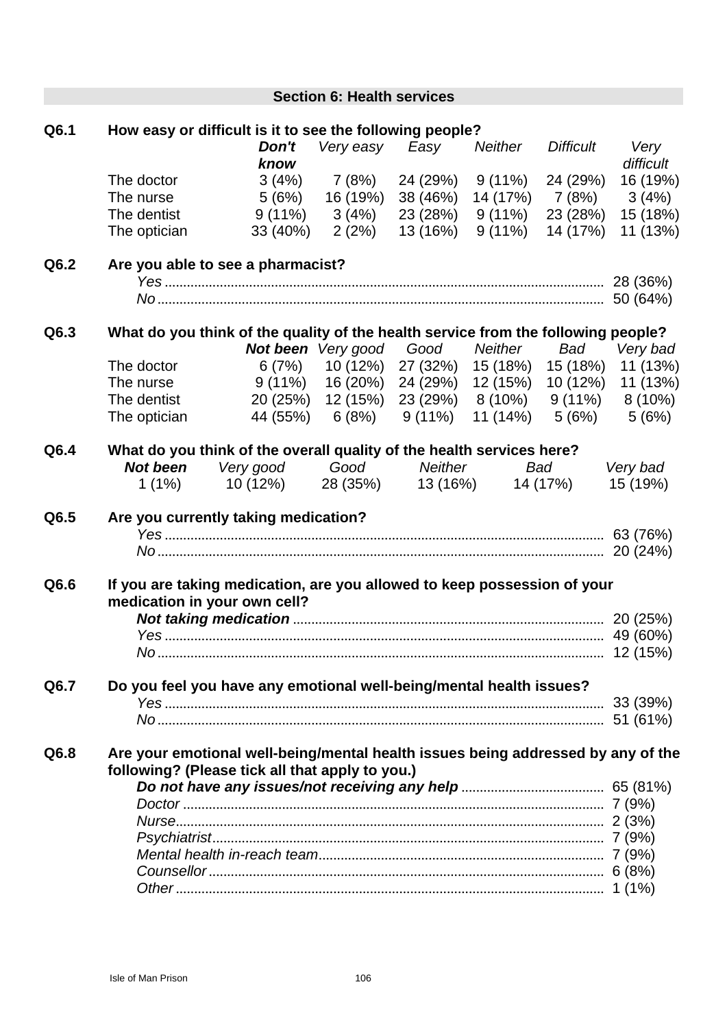## Section 6: Health services

**Q6.1 How easy or difficult is it to see the following people?**

| | ***Don't know*** | *Very easy* | *Easy* | *Neither* | *Difficult* | *Very difficult* |
|---|---|---|---|---|---|---|
| The doctor | 3 (4%) | 7 (8%) | 24 (29%) | 9 (11%) | 24 (29%) | 16 (19%) |
| The nurse | 5 (6%) | 16 (19%) | 38 (46%) | 14 (17%) | 7 (8%) | 3 (4%) |
| The dentist | 9 (11%) | 3 (4%) | 23 (28%) | 9 (11%) | 23 (28%) | 15 (18%) |
| The optician | 33 (40%) | 2 (2%) | 13 (16%) | 9 (11%) | 14 (17%) | 11 (13%) |

**Q6.2 Are you able to see a pharmacist?**

| | |
|---|---|
| *Yes* | 28 (36%) |
| *No* | 50 (64%) |

**Q6.3 What do you think of the quality of the health service from the following people?**

| | ***Not been*** | *Very good* | *Good* | *Neither* | *Bad* | *Very bad* |
|---|---|---|---|---|---|---|
| The doctor | 6 (7%) | 10 (12%) | 27 (32%) | 15 (18%) | 15 (18%) | 11 (13%) |
| The nurse | 9 (11%) | 16 (20%) | 24 (29%) | 12 (15%) | 10 (12%) | 11 (13%) |
| The dentist | 20 (25%) | 12 (15%) | 23 (29%) | 8 (10%) | 9 (11%) | 8 (10%) |
| The optician | 44 (55%) | 6 (8%) | 9 (11%) | 11 (14%) | 5 (6%) | 5 (6%) |

**Q6.4 What do you think of the overall quality of the health services here?**

| ***Not been*** | *Very good* | *Good* | *Neither* | *Bad* | *Very bad* |
|---|---|---|---|---|---|
| 1 (1%) | 10 (12%) | 28 (35%) | 13 (16%) | 14 (17%) | 15 (19%) |

**Q6.5 Are you currently taking medication?**

| | |
|---|---|
| *Yes* | 63 (76%) |
| *No* | 20 (24%) |

**Q6.6 If you are taking medication, are you allowed to keep possession of your medication in your own cell?**

| | |
|---|---|
| ***Not taking medication*** | 20 (25%) |
| *Yes* | 49 (60%) |
| *No* | 12 (15%) |

**Q6.7 Do you feel you have any emotional well-being/mental health issues?**

| | |
|---|---|
| *Yes* | 33 (39%) |
| *No* | 51 (61%) |

**Q6.8 Are your emotional well-being/mental health issues being addressed by any of the following? (Please tick all that apply to you.)**

| | |
|---|---|
| ***Do not have any issues/not receiving any help*** | 65 (81%) |
| *Doctor* | 7 (9%) |
| *Nurse* | 2 (3%) |
| *Psychiatrist* | 7 (9%) |
| *Mental health in-reach team* | 7 (9%) |
| *Counsellor* | 6 (8%) |
| *Other* | 1 (1%) |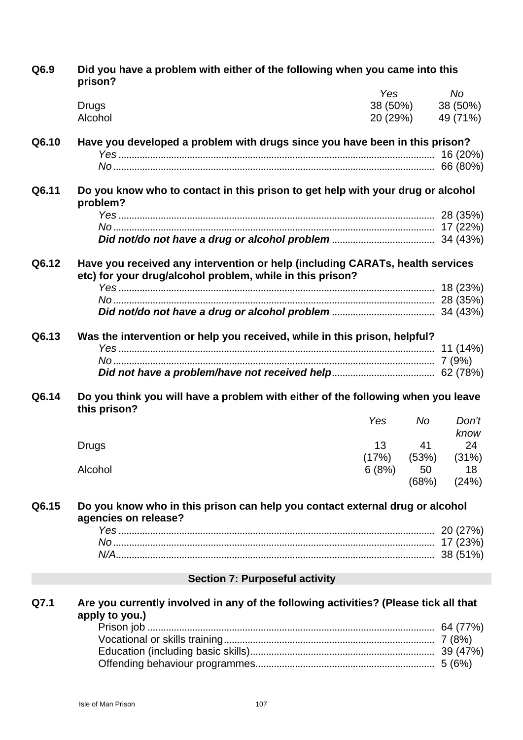**Q6.9 Did you have a problem with either of the following when you came into this prison?**

| | *Yes* | *No* |
|---|---|---|
| Drugs | 38 (50%) | 38 (50%) |
| Alcohol | 20 (29%) | 49 (71%) |

**Q6.10 Have you developed a problem with drugs since you have been in this prison?**

*Yes* ........ 16 (20%)
*No* ........ 66 (80%)

**Q6.11 Do you know who to contact in this prison to get help with your drug or alcohol problem?**

*Yes* ........ 28 (35%)
*No* ........ 17 (22%)
***Did not/do not have a drug or alcohol problem*** ........ 34 (43%)

**Q6.12 Have you received any intervention or help (including CARATs, health services etc) for your drug/alcohol problem, while in this prison?**

*Yes* ........ 18 (23%)
*No* ........ 28 (35%)
***Did not/do not have a drug or alcohol problem*** ........ 34 (43%)

**Q6.13 Was the intervention or help you received, while in this prison, helpful?**

*Yes* ........ 11 (14%)
*No* ........ 7 (9%)
***Did not have a problem/have not received help*** ........ 62 (78%)

**Q6.14 Do you think you will have a problem with either of the following when you leave this prison?**

| | *Yes* | *No* | *Don't know* |
|---|---|---|---|
| Drugs | 13 (17%) | 41 (53%) | 24 (31%) |
| Alcohol | 6 (8%) | 50 (68%) | 18 (24%) |

**Q6.15 Do you know who in this prison can help you contact external drug or alcohol agencies on release?**

*Yes* ........ 20 (27%)
*No* ........ 17 (23%)
*N/A* ........ 38 (51%)

## Section 7: Purposeful activity

**Q7.1 Are you currently involved in any of the following activities? (Please tick all that apply to you.)**

Prison job ........ 64 (77%)
Vocational or skills training ........ 7 (8%)
Education (including basic skills) ........ 39 (47%)
Offending behaviour programmes ........ 5 (6%)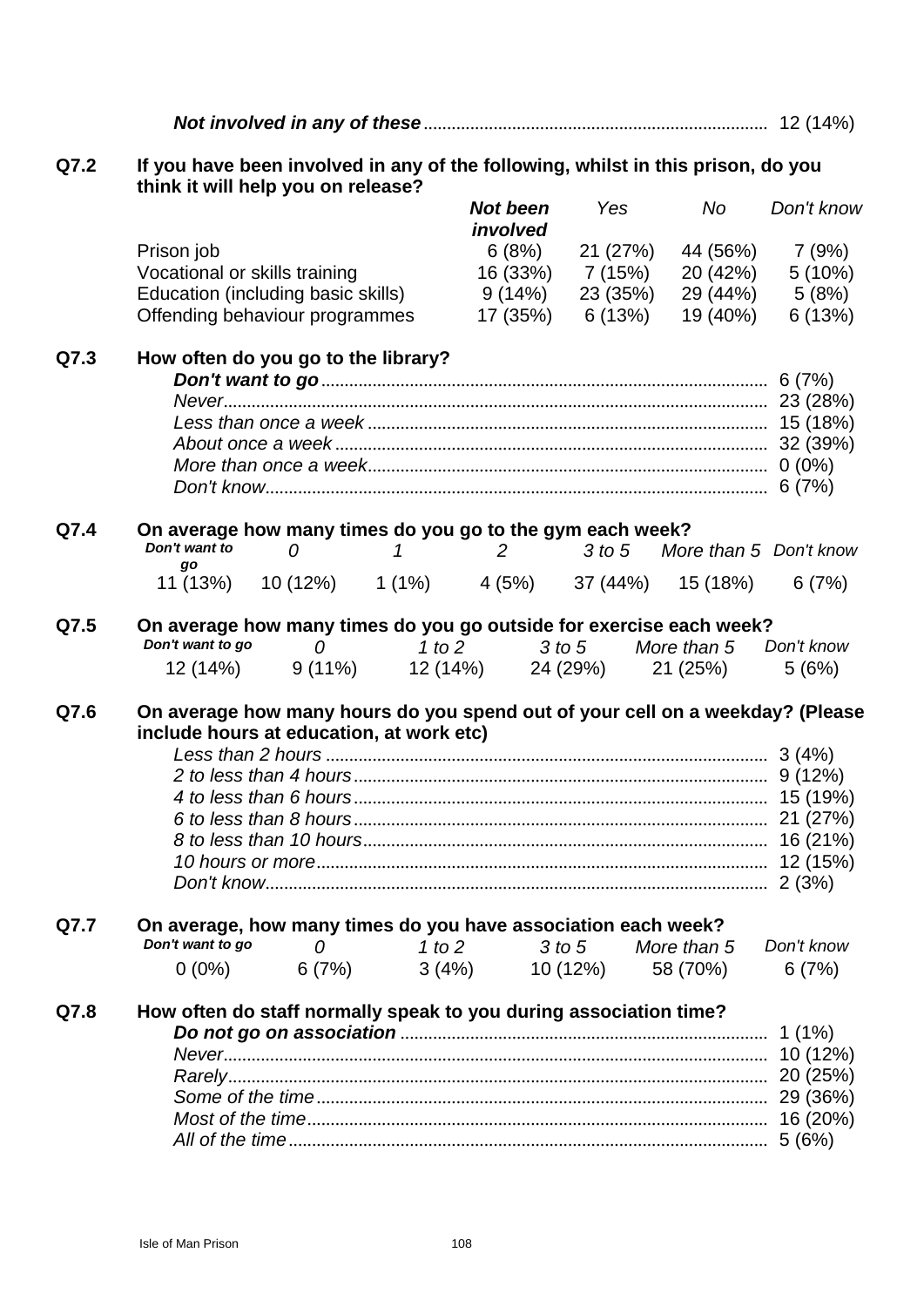| | |
|---|---|
| ***Not involved in any of these*** | 12 (14%) |

**Q7.2 If you have been involved in any of the following, whilst in this prison, do you think it will help you on release?**

| | ***Not been involved*** | *Yes* | *No* | *Don't know* |
|---|---|---|---|---|
| Prison job | 6 (8%) | 21 (27%) | 44 (56%) | 7 (9%) |
| Vocational or skills training | 16 (33%) | 7 (15%) | 20 (42%) | 5 (10%) |
| Education (including basic skills) | 9 (14%) | 23 (35%) | 29 (44%) | 5 (8%) |
| Offending behaviour programmes | 17 (35%) | 6 (13%) | 19 (40%) | 6 (13%) |

**Q7.3 How often do you go to the library?**

| | |
|---|---|
| ***Don't want to go*** | 6 (7%) |
| *Never* | 23 (28%) |
| *Less than once a week* | 15 (18%) |
| *About once a week* | 32 (39%) |
| *More than once a week* | 0 (0%) |
| *Don't know* | 6 (7%) |

**Q7.4 On average how many times do you go to the gym each week?**

| ***Don't want to go*** | *0* | *1* | *2* | *3 to 5* | *More than 5* | *Don't know* |
|---|---|---|---|---|---|---|
| 11 (13%) | 10 (12%) | 1 (1%) | 4 (5%) | 37 (44%) | 15 (18%) | 6 (7%) |

**Q7.5 On average how many times do you go outside for exercise each week?**

| ***Don't want to go*** | *0* | *1 to 2* | *3 to 5* | *More than 5* | *Don't know* |
|---|---|---|---|---|---|
| 12 (14%) | 9 (11%) | 12 (14%) | 24 (29%) | 21 (25%) | 5 (6%) |

**Q7.6 On average how many hours do you spend out of your cell on a weekday? (Please include hours at education, at work etc)**

| | |
|---|---|
| *Less than 2 hours* | 3 (4%) |
| *2 to less than 4 hours* | 9 (12%) |
| *4 to less than 6 hours* | 15 (19%) |
| *6 to less than 8 hours* | 21 (27%) |
| *8 to less than 10 hours* | 16 (21%) |
| *10 hours or more* | 12 (15%) |
| *Don't know* | 2 (3%) |

**Q7.7 On average, how many times do you have association each week?**

| ***Don't want to go*** | *0* | *1 to 2* | *3 to 5* | *More than 5* | *Don't know* |
|---|---|---|---|---|---|
| 0 (0%) | 6 (7%) | 3 (4%) | 10 (12%) | 58 (70%) | 6 (7%) |

**Q7.8 How often do staff normally speak to you during association time?**

| | |
|---|---|
| ***Do not go on association*** | 1 (1%) |
| *Never* | 10 (12%) |
| *Rarely* | 20 (25%) |
| *Some of the time* | 29 (36%) |
| *Most of the time* | 16 (20%) |
| *All of the time* | 5 (6%) |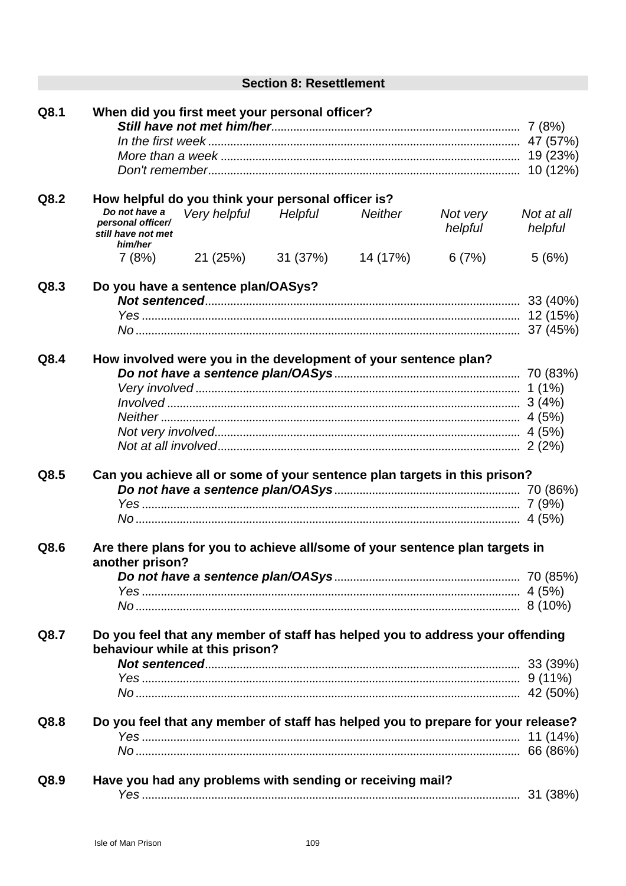## Section 8: Resettlement

**Q8.1 When did you first meet your personal officer?**

| | |
|---|---|
| ***Still have not met him/her*** | 7 (8%) |
| *In the first week* | 47 (57%) |
| *More than a week* | 19 (23%) |
| *Don't remember* | 10 (12%) |

**Q8.2 How helpful do you think your personal officer is?**

| *Do not have a personal officer/ still have not met him/her* | *Very helpful* | *Helpful* | *Neither* | *Not very helpful* | *Not at all helpful* |
|---|---|---|---|---|---|
| 7 (8%) | 21 (25%) | 31 (37%) | 14 (17%) | 6 (7%) | 5 (6%) |

**Q8.3 Do you have a sentence plan/OASys?**

| | |
|---|---|
| ***Not sentenced*** | 33 (40%) |
| *Yes* | 12 (15%) |
| *No* | 37 (45%) |

**Q8.4 How involved were you in the development of your sentence plan?**

| | |
|---|---|
| ***Do not have a sentence plan/OASys*** | 70 (83%) |
| *Very involved* | 1 (1%) |
| *Involved* | 3 (4%) |
| *Neither* | 4 (5%) |
| *Not very involved* | 4 (5%) |
| *Not at all involved* | 2 (2%) |

**Q8.5 Can you achieve all or some of your sentence plan targets in this prison?**

| | |
|---|---|
| ***Do not have a sentence plan/OASys*** | 70 (86%) |
| *Yes* | 7 (9%) |
| *No* | 4 (5%) |

**Q8.6 Are there plans for you to achieve all/some of your sentence plan targets in another prison?**

| | |
|---|---|
| ***Do not have a sentence plan/OASys*** | 70 (85%) |
| *Yes* | 4 (5%) |
| *No* | 8 (10%) |

**Q8.7 Do you feel that any member of staff has helped you to address your offending behaviour while at this prison?**

| | |
|---|---|
| ***Not sentenced*** | 33 (39%) |
| *Yes* | 9 (11%) |
| *No* | 42 (50%) |

**Q8.8 Do you feel that any member of staff has helped you to prepare for your release?**

| | |
|---|---|
| *Yes* | 11 (14%) |
| *No* | 66 (86%) |

**Q8.9 Have you had any problems with sending or receiving mail?**

| | |
|---|---|
| *Yes* | 31 (38%) |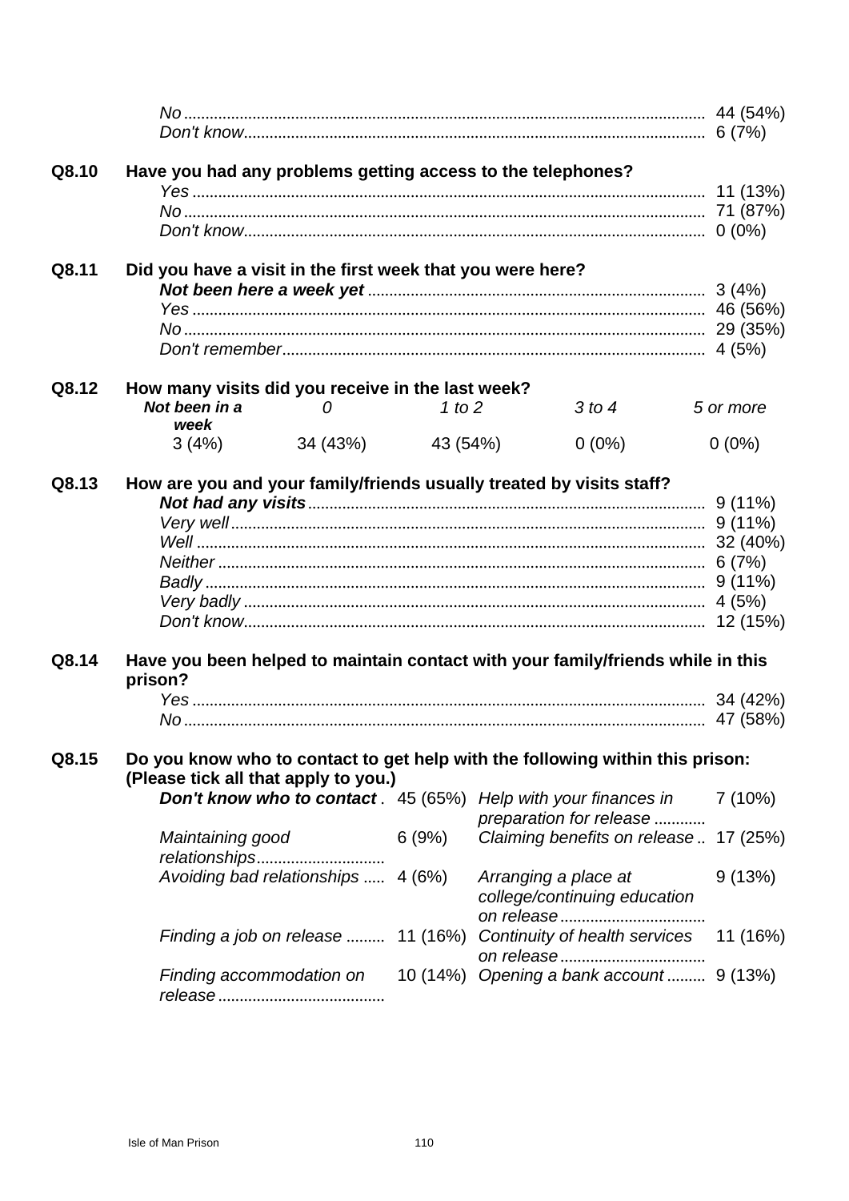| | |
|---|---|
| *No* | 44 (54%) |
| *Don't know* | 6 (7%) |

**Q8.10 Have you had any problems getting access to the telephones?**

| | |
|---|---|
| *Yes* | 11 (13%) |
| *No* | 71 (87%) |
| *Don't know* | 0 (0%) |

**Q8.11 Did you have a visit in the first week that you were here?**

| | |
|---|---|
| ***Not been here a week yet*** | 3 (4%) |
| *Yes* | 46 (56%) |
| *No* | 29 (35%) |
| *Don't remember* | 4 (5%) |

**Q8.12 How many visits did you receive in the last week?**

| ***Not been in a week*** | *0* | *1 to 2* | *3 to 4* | *5 or more* |
|---|---|---|---|---|
| 3 (4%) | 34 (43%) | 43 (54%) | 0 (0%) | 0 (0%) |

**Q8.13 How are you and your family/friends usually treated by visits staff?**

| | |
|---|---|
| ***Not had any visits*** | 9 (11%) |
| *Very well* | 9 (11%) |
| *Well* | 32 (40%) |
| *Neither* | 6 (7%) |
| *Badly* | 9 (11%) |
| *Very badly* | 4 (5%) |
| *Don't know* | 12 (15%) |

**Q8.14 Have you been helped to maintain contact with your family/friends while in this prison?**

| | |
|---|---|
| *Yes* | 34 (42%) |
| *No* | 47 (58%) |

**Q8.15 Do you know who to contact to get help with the following within this prison: (Please tick all that apply to you.)**

| | | | |
|---|---|---|---|
| ***Don't know who to contact*** | 45 (65%) | *Help with your finances in preparation for release* | 7 (10%) |
| *Maintaining good relationships* | 6 (9%) | *Claiming benefits on release* | 17 (25%) |
| *Avoiding bad relationships* | 4 (6%) | *Arranging a place at college/continuing education on release* | 9 (13%) |
| *Finding a job on release* | 11 (16%) | *Continuity of health services on release* | 11 (16%) |
| *Finding accommodation on release* | 10 (14%) | *Opening a bank account* | 9 (13%) |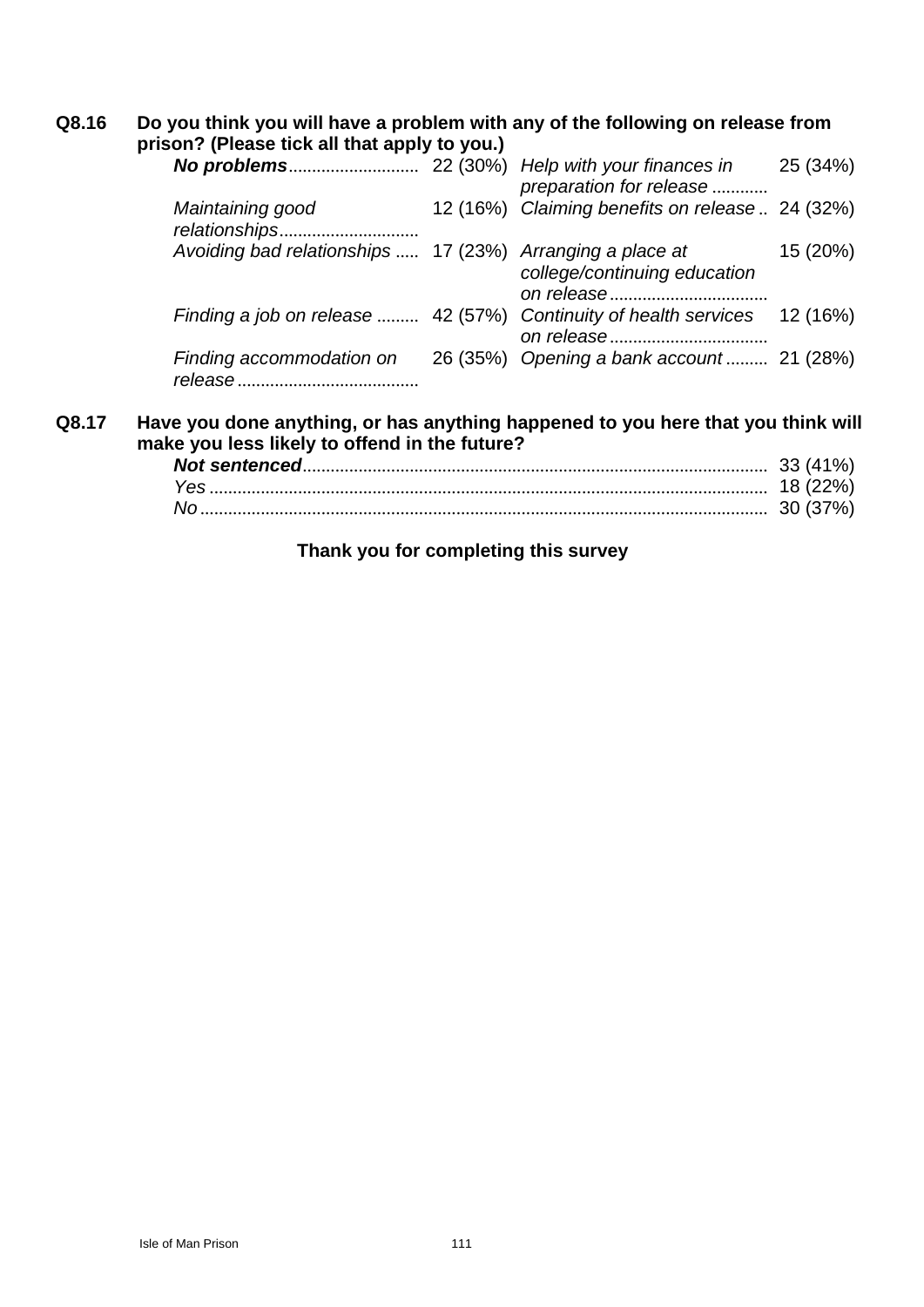**Q8.16 Do you think you will have a problem with any of the following on release from prison? (Please tick all that apply to you.)**

| | | | |
|---|---|---|---|
| ***No problems*** | 22 (30%) | *Help with your finances in preparation for release* | 25 (34%) |
| *Maintaining good relationships* | 12 (16%) | *Claiming benefits on release* | 24 (32%) |
| *Avoiding bad relationships* | 17 (23%) | *Arranging a place at college/continuing education on release* | 15 (20%) |
| *Finding a job on release* | 42 (57%) | *Continuity of health services on release* | 12 (16%) |
| *Finding accommodation on release* | 26 (35%) | *Opening a bank account* | 21 (28%) |

**Q8.17 Have you done anything, or has anything happened to you here that you think will make you less likely to offend in the future?**

| | |
|---|---|
| ***Not sentenced*** | 33 (41%) |
| *Yes* | 18 (22%) |
| *No* | 30 (37%) |

**Thank you for completing this survey**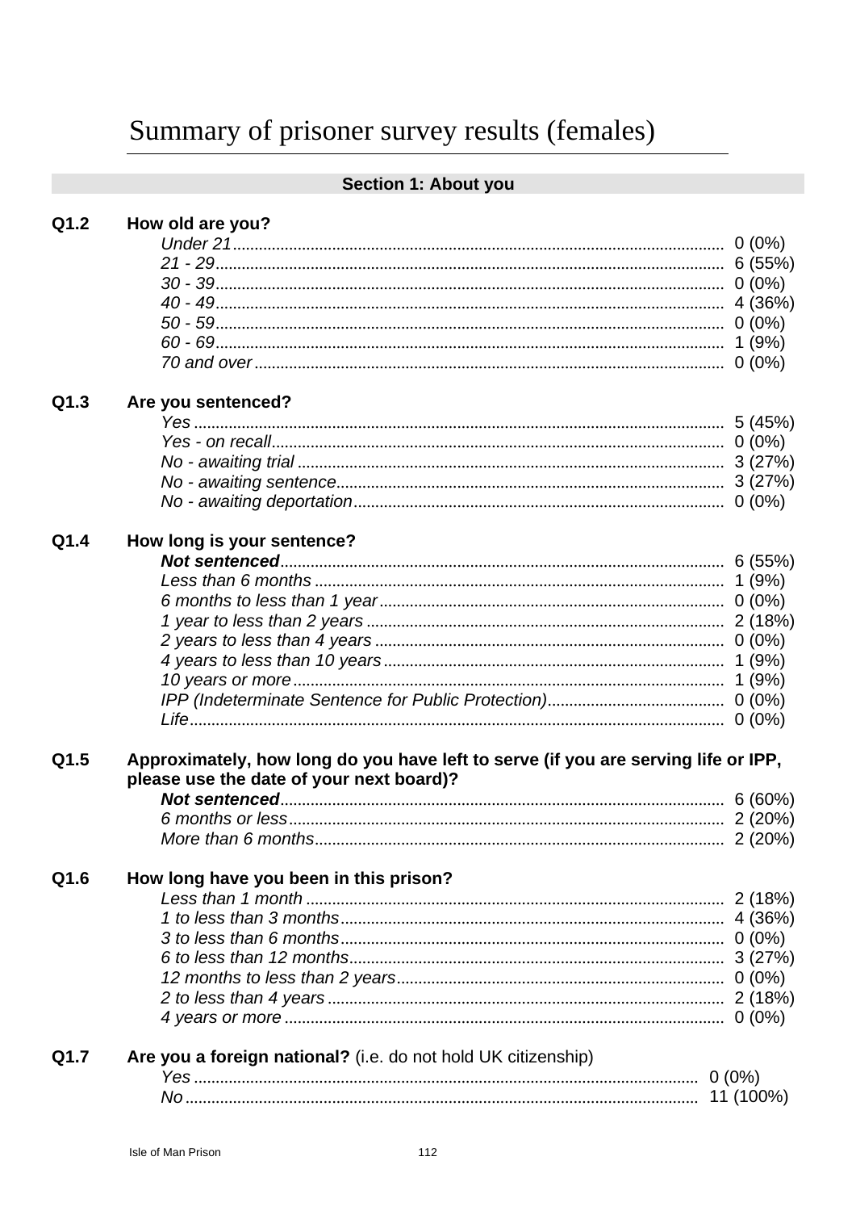# Summary of prisoner survey results (females)

## Section 1: About you

**Q1.2 How old are you?**

| | |
|---|---|
| *Under 21* | 0 (0%) |
| *21 - 29* | 6 (55%) |
| *30 - 39* | 0 (0%) |
| *40 - 49* | 4 (36%) |
| *50 - 59* | 0 (0%) |
| *60 - 69* | 1 (9%) |
| *70 and over* | 0 (0%) |

**Q1.3 Are you sentenced?**

| | |
|---|---|
| *Yes* | 5 (45%) |
| *Yes - on recall* | 0 (0%) |
| *No - awaiting trial* | 3 (27%) |
| *No - awaiting sentence* | 3 (27%) |
| *No - awaiting deportation* | 0 (0%) |

**Q1.4 How long is your sentence?**

| | |
|---|---|
| ***Not sentenced*** | 6 (55%) |
| *Less than 6 months* | 1 (9%) |
| *6 months to less than 1 year* | 0 (0%) |
| *1 year to less than 2 years* | 2 (18%) |
| *2 years to less than 4 years* | 0 (0%) |
| *4 years to less than 10 years* | 1 (9%) |
| *10 years or more* | 1 (9%) |
| *IPP (Indeterminate Sentence for Public Protection)* | 0 (0%) |
| *Life* | 0 (0%) |

**Q1.5 Approximately, how long do you have left to serve (if you are serving life or IPP, please use the date of your next board)?**

| | |
|---|---|
| ***Not sentenced*** | 6 (60%) |
| *6 months or less* | 2 (20%) |
| *More than 6 months* | 2 (20%) |

**Q1.6 How long have you been in this prison?**

| | |
|---|---|
| *Less than 1 month* | 2 (18%) |
| *1 to less than 3 months* | 4 (36%) |
| *3 to less than 6 months* | 0 (0%) |
| *6 to less than 12 months* | 3 (27%) |
| *12 months to less than 2 years* | 0 (0%) |
| *2 to less than 4 years* | 2 (18%) |
| *4 years or more* | 0 (0%) |

**Q1.7 Are you a foreign national?** (i.e. do not hold UK citizenship)

| | |
|---|---|
| *Yes* | 0 (0%) |
| *No* | 11 (100%) |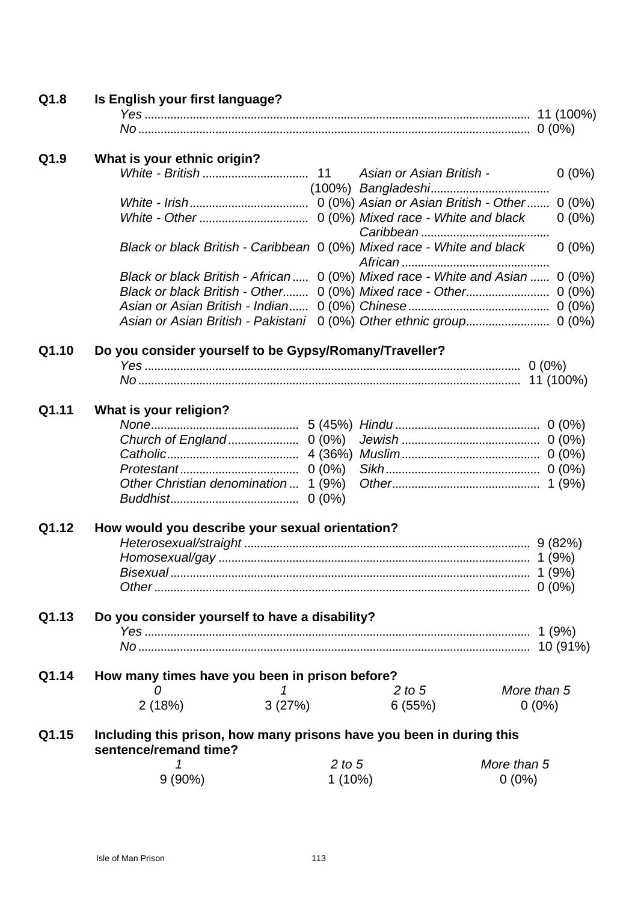**Q1.8 Is English your first language?**

| | |
|---|---|
| *Yes* | 11 (100%) |
| *No* | 0 (0%) |

**Q1.9 What is your ethnic origin?**

| | | | |
|---|---|---|---|
| *White - British* | 11 (100%) | *Asian or Asian British - Bangladeshi* | 0 (0%) |
| *White - Irish* | 0 (0%) | *Asian or Asian British - Other* | 0 (0%) |
| *White - Other* | 0 (0%) | *Mixed race - White and black Caribbean* | 0 (0%) |
| *Black or black British - Caribbean* | 0 (0%) | *Mixed race - White and black African* | 0 (0%) |
| *Black or black British - African* | 0 (0%) | *Mixed race - White and Asian* | 0 (0%) |
| *Black or black British - Other* | 0 (0%) | *Mixed race - Other* | 0 (0%) |
| *Asian or Asian British - Indian* | 0 (0%) | *Chinese* | 0 (0%) |
| *Asian or Asian British - Pakistani* | 0 (0%) | *Other ethnic group* | 0 (0%) |

**Q1.10 Do you consider yourself to be Gypsy/Romany/Traveller?**

| | |
|---|---|
| *Yes* | 0 (0%) |
| *No* | 11 (100%) |

**Q1.11 What is your religion?**

| | | | |
|---|---|---|---|
| *None* | 5 (45%) | *Hindu* | 0 (0%) |
| *Church of England* | 0 (0%) | *Jewish* | 0 (0%) |
| *Catholic* | 4 (36%) | *Muslim* | 0 (0%) |
| *Protestant* | 0 (0%) | *Sikh* | 0 (0%) |
| *Other Christian denomination* | 1 (9%) | *Other* | 1 (9%) |
| *Buddhist* | 0 (0%) | | |

**Q1.12 How would you describe your sexual orientation?**

| | |
|---|---|
| *Heterosexual/straight* | 9 (82%) |
| *Homosexual/gay* | 1 (9%) |
| *Bisexual* | 1 (9%) |
| *Other* | 0 (0%) |

**Q1.13 Do you consider yourself to have a disability?**

| | |
|---|---|
| *Yes* | 1 (9%) |
| *No* | 10 (91%) |

**Q1.14 How many times have you been in prison before?**

| *0* | *1* | *2 to 5* | *More than 5* |
|---|---|---|---|
| 2 (18%) | 3 (27%) | 6 (55%) | 0 (0%) |

**Q1.15 Including this prison, how many prisons have you been in during this sentence/remand time?**

| *1* | *2 to 5* | *More than 5* |
|---|---|---|
| 9 (90%) | 1 (10%) | 0 (0%) |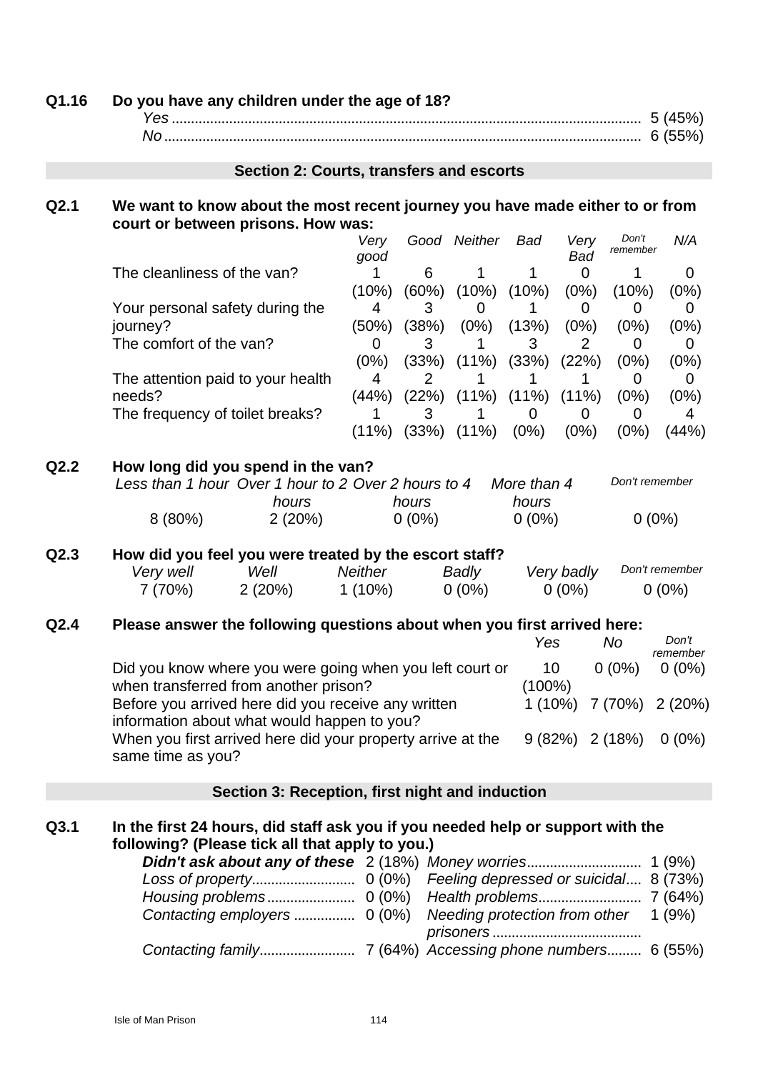**Q1.16 Do you have any children under the age of 18?**

| | |
|---|---|
| *Yes* | 5 (45%) |
| *No* | 6 (55%) |

## Section 2: Courts, transfers and escorts

**Q2.1 We want to know about the most recent journey you have made either to or from court or between prisons. How was:**

| | *Very good* | *Good* | *Neither* | *Bad* | *Very Bad* | *Don't remember* | *N/A* |
|---|---|---|---|---|---|---|---|
| The cleanliness of the van? | 1 (10%) | 6 (60%) | 1 (10%) | 1 (10%) | 0 (0%) | 1 (10%) | 0 (0%) |
| Your personal safety during the journey? | 4 (50%) | 3 (38%) | 0 (0%) | 1 (13%) | 0 (0%) | 0 (0%) | 0 (0%) |
| The comfort of the van? | 0 (0%) | 3 (33%) | 1 (11%) | 3 (33%) | 2 (22%) | 0 (0%) | 0 (0%) |
| The attention paid to your health needs? | 4 (44%) | 2 (22%) | 1 (11%) | 1 (11%) | 1 (11%) | 0 (0%) | 0 (0%) |
| The frequency of toilet breaks? | 1 (11%) | 3 (33%) | 1 (11%) | 0 (0%) | 0 (0%) | 0 (0%) | 4 (44%) |

**Q2.2 How long did you spend in the van?**

| *Less than 1 hour* | *Over 1 hour to 2 hours* | *Over 2 hours to 4 hours* | *More than 4 hours* | *Don't remember* |
|---|---|---|---|---|
| 8 (80%) | 2 (20%) | 0 (0%) | 0 (0%) | 0 (0%) |

**Q2.3 How did you feel you were treated by the escort staff?**

| *Very well* | *Well* | *Neither* | *Badly* | *Very badly* | *Don't remember* |
|---|---|---|---|---|---|
| 7 (70%) | 2 (20%) | 1 (10%) | 0 (0%) | 0 (0%) | 0 (0%) |

**Q2.4 Please answer the following questions about when you first arrived here:**

| | *Yes* | *No* | *Don't remember* |
|---|---|---|---|
| Did you know where you were going when you left court or when transferred from another prison? | 10 (100%) | 0 (0%) | 0 (0%) |
| Before you arrived here did you receive any written information about what would happen to you? | 1 (10%) | 7 (70%) | 2 (20%) |
| When you first arrived here did your property arrive at the same time as you? | 9 (82%) | 2 (18%) | 0 (0%) |

## Section 3: Reception, first night and induction

**Q3.1 In the first 24 hours, did staff ask you if you needed help or support with the following? (Please tick all that apply to you.)**

| | | | |
|---|---|---|---|
| ***Didn't ask about any of these*** | 2 (18%) | *Money worries* | 1 (9%) |
| *Loss of property* | 0 (0%) | *Feeling depressed or suicidal* | 8 (73%) |
| *Housing problems* | 0 (0%) | *Health problems* | 7 (64%) |
| *Contacting employers* | 0 (0%) | *Needing protection from other prisoners* | 1 (9%) |
| *Contacting family* | 7 (64%) | *Accessing phone numbers* | 6 (55%) |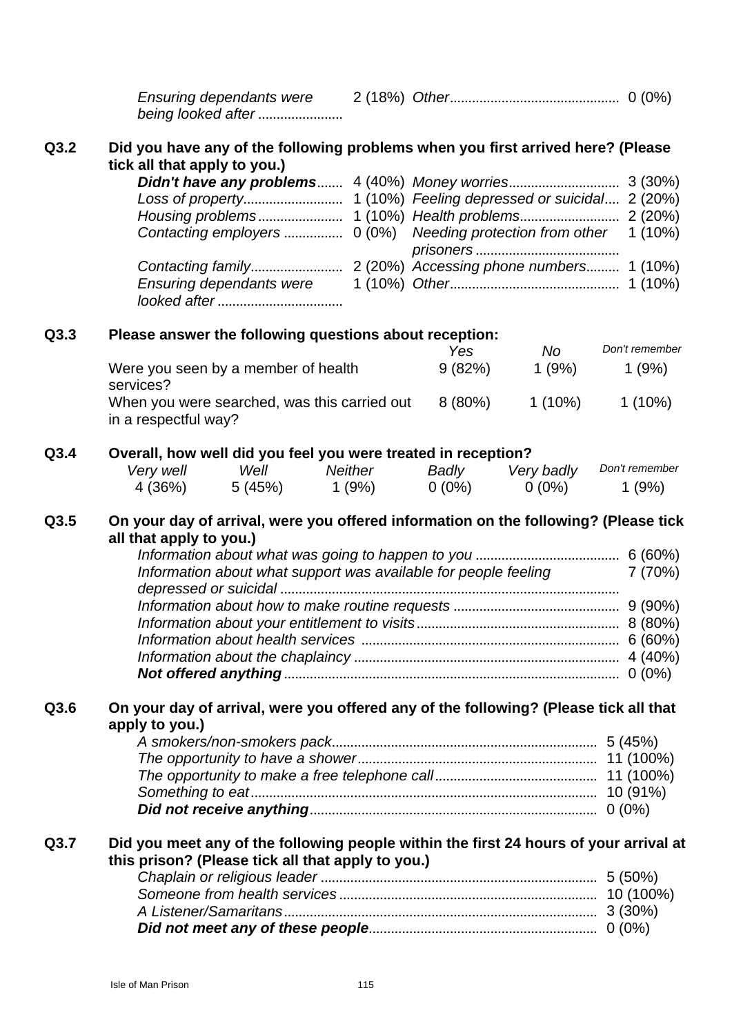| | | | |
|---|---|---|---|
| *Ensuring dependants were being looked after* | 2 (18%) | *Other* | 0 (0%) |

**Q3.2 Did you have any of the following problems when you first arrived here? (Please tick all that apply to you.)**

| | | | |
|---|---|---|---|
| ***Didn't have any problems*** | 4 (40%) | *Money worries* | 3 (30%) |
| *Loss of property* | 1 (10%) | *Feeling depressed or suicidal* | 2 (20%) |
| *Housing problems* | 1 (10%) | *Health problems* | 2 (20%) |
| *Contacting employers* | 0 (0%) | *Needing protection from other prisoners* | 1 (10%) |
| *Contacting family* | 2 (20%) | *Accessing phone numbers* | 1 (10%) |
| *Ensuring dependants were looked after* | 1 (10%) | *Other* | 1 (10%) |

**Q3.3 Please answer the following questions about reception:**

| | *Yes* | *No* | *Don't remember* |
|---|---|---|---|
| Were you seen by a member of health services? | 9 (82%) | 1 (9%) | 1 (9%) |
| When you were searched, was this carried out in a respectful way? | 8 (80%) | 1 (10%) | 1 (10%) |

**Q3.4 Overall, how well did you feel you were treated in reception?**

| *Very well* | *Well* | *Neither* | *Badly* | *Very badly* | *Don't remember* |
|---|---|---|---|---|---|
| 4 (36%) | 5 (45%) | 1 (9%) | 0 (0%) | 0 (0%) | 1 (9%) |

**Q3.5 On your day of arrival, were you offered information on the following? (Please tick all that apply to you.)**

| | |
|---|---|
| *Information about what was going to happen to you* | 6 (60%) |
| *Information about what support was available for people feeling depressed or suicidal* | 7 (70%) |
| *Information about how to make routine requests* | 9 (90%) |
| *Information about your entitlement to visits* | 8 (80%) |
| *Information about health services* | 6 (60%) |
| *Information about the chaplaincy* | 4 (40%) |
| ***Not offered anything*** | 0 (0%) |

**Q3.6 On your day of arrival, were you offered any of the following? (Please tick all that apply to you.)**

| | |
|---|---|
| *A smokers/non-smokers pack* | 5 (45%) |
| *The opportunity to have a shower* | 11 (100%) |
| *The opportunity to make a free telephone call* | 11 (100%) |
| *Something to eat* | 10 (91%) |
| ***Did not receive anything*** | 0 (0%) |

**Q3.7 Did you meet any of the following people within the first 24 hours of your arrival at this prison? (Please tick all that apply to you.)**

| | |
|---|---|
| *Chaplain or religious leader* | 5 (50%) |
| *Someone from health services* | 10 (100%) |
| *A Listener/Samaritans* | 3 (30%) |
| ***Did not meet any of these people*** | 0 (0%) |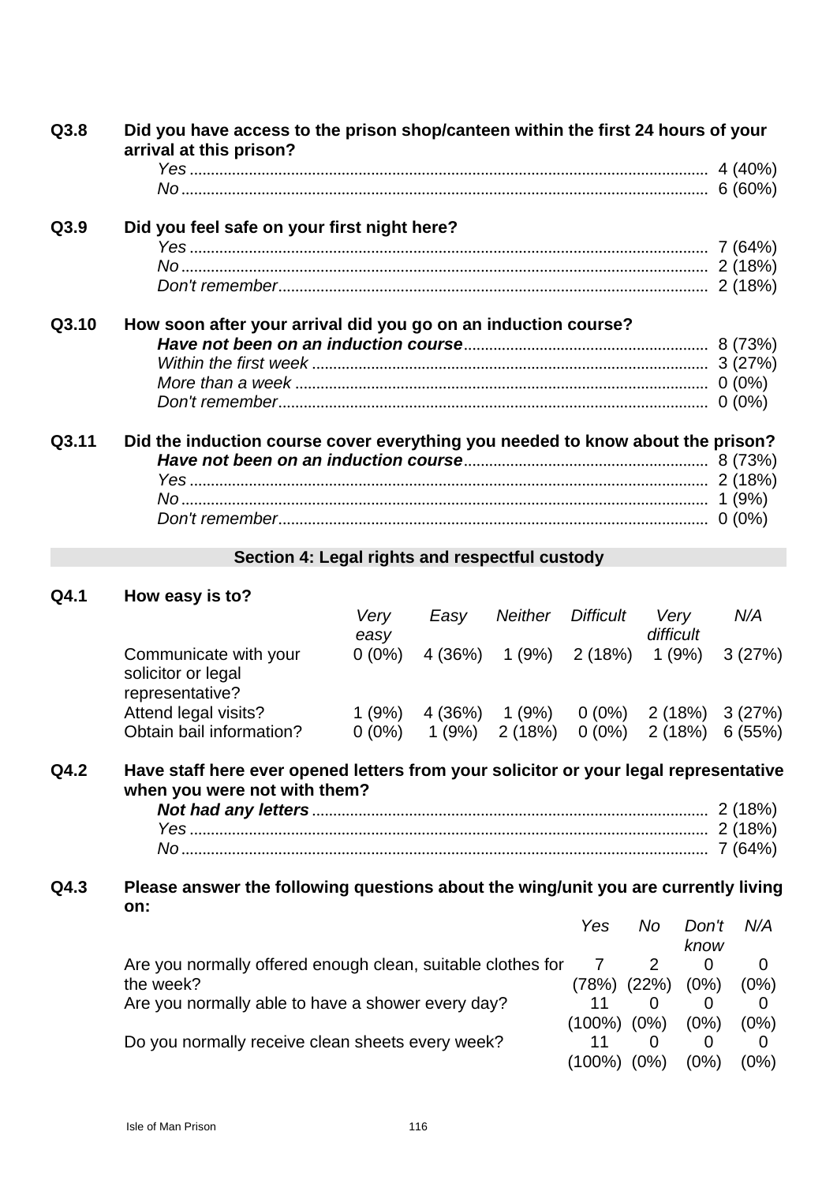**Q3.8 Did you have access to the prison shop/canteen within the first 24 hours of your arrival at this prison?**

| | |
|---|---|
| *Yes* | 4 (40%) |
| *No* | 6 (60%) |

**Q3.9 Did you feel safe on your first night here?**

| | |
|---|---|
| *Yes* | 7 (64%) |
| *No* | 2 (18%) |
| *Don't remember* | 2 (18%) |

**Q3.10 How soon after your arrival did you go on an induction course?**

| | |
|---|---|
| ***Have not been on an induction course*** | 8 (73%) |
| *Within the first week* | 3 (27%) |
| *More than a week* | 0 (0%) |
| *Don't remember* | 0 (0%) |

**Q3.11 Did the induction course cover everything you needed to know about the prison?**

| | |
|---|---|
| ***Have not been on an induction course*** | 8 (73%) |
| *Yes* | 2 (18%) |
| *No* | 1 (9%) |
| *Don't remember* | 0 (0%) |

## Section 4: Legal rights and respectful custody

**Q4.1 How easy is to?**

| | *Very easy* | *Easy* | *Neither* | *Difficult* | *Very difficult* | *N/A* |
|---|---|---|---|---|---|---|
| Communicate with your solicitor or legal representative? | 0 (0%) | 4 (36%) | 1 (9%) | 2 (18%) | 1 (9%) | 3 (27%) |
| Attend legal visits? | 1 (9%) | 4 (36%) | 1 (9%) | 0 (0%) | 2 (18%) | 3 (27%) |
| Obtain bail information? | 0 (0%) | 1 (9%) | 2 (18%) | 0 (0%) | 2 (18%) | 6 (55%) |

**Q4.2 Have staff here ever opened letters from your solicitor or your legal representative when you were not with them?**

| | |
|---|---|
| ***Not had any letters*** | 2 (18%) |
| *Yes* | 2 (18%) |
| *No* | 7 (64%) |

**Q4.3 Please answer the following questions about the wing/unit you are currently living on:**

| | *Yes* | *No* | *Don't know* | *N/A* |
|---|---|---|---|---|
| Are you normally offered enough clean, suitable clothes for the week? | 7 (78%) | 2 (22%) | 0 (0%) | 0 (0%) |
| Are you normally able to have a shower every day? | 11 (100%) | 0 (0%) | 0 (0%) | 0 (0%) |
| Do you normally receive clean sheets every week? | 11 (100%) | 0 (0%) | 0 (0%) | 0 (0%) |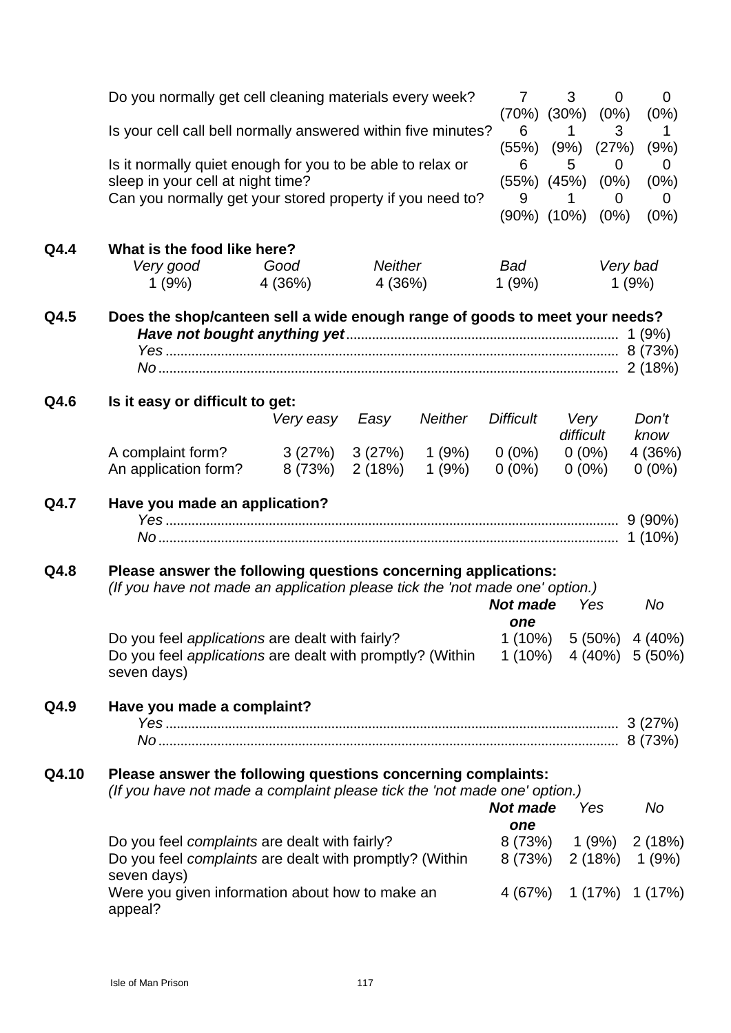| | | | | |
|---|---|---|---|---|
| Do you normally get cell cleaning materials every week? | 7 (70%) | 3 (30%) | 0 (0%) | 0 (0%) |
| Is your cell call bell normally answered within five minutes? | 6 (55%) | 1 (9%) | 3 (27%) | 1 (9%) |
| Is it normally quiet enough for you to be able to relax or sleep in your cell at night time? | 6 (55%) | 5 (45%) | 0 (0%) | 0 (0%) |
| Can you normally get your stored property if you need to? | 9 (90%) | 1 (10%) | 0 (0%) | 0 (0%) |

**Q4.4 What is the food like here?**

| *Very good* | *Good* | *Neither* | *Bad* | *Very bad* |
|---|---|---|---|---|
| 1 (9%) | 4 (36%) | 4 (36%) | 1 (9%) | 1 (9%) |

**Q4.5 Does the shop/canteen sell a wide enough range of goods to meet your needs?**

| | |
|---|---|
| ***Have not bought anything yet*** | 1 (9%) |
| *Yes* | 8 (73%) |
| *No* | 2 (18%) |

**Q4.6 Is it easy or difficult to get:**

| | *Very easy* | *Easy* | *Neither* | *Difficult* | *Very difficult* | *Don't know* |
|---|---|---|---|---|---|---|
| A complaint form? | 3 (27%) | 3 (27%) | 1 (9%) | 0 (0%) | 0 (0%) | 4 (36%) |
| An application form? | 8 (73%) | 2 (18%) | 1 (9%) | 0 (0%) | 0 (0%) | 0 (0%) |

**Q4.7 Have you made an application?**

| | |
|---|---|
| *Yes* | 9 (90%) |
| *No* | 1 (10%) |

**Q4.8 Please answer the following questions concerning applications:**
*(If you have not made an application please tick the 'not made one' option.)*

| | ***Not made one*** | *Yes* | *No* |
|---|---|---|---|
| Do you feel *applications* are dealt with fairly? | 1 (10%) | 5 (50%) | 4 (40%) |
| Do you feel *applications* are dealt with promptly? (Within seven days) | 1 (10%) | 4 (40%) | 5 (50%) |

**Q4.9 Have you made a complaint?**

| | |
|---|---|
| *Yes* | 3 (27%) |
| *No* | 8 (73%) |

**Q4.10 Please answer the following questions concerning complaints:**
*(If you have not made a complaint please tick the 'not made one' option.)*

| | ***Not made one*** | *Yes* | *No* |
|---|---|---|---|
| Do you feel *complaints* are dealt with fairly? | 8 (73%) | 1 (9%) | 2 (18%) |
| Do you feel *complaints* are dealt with promptly? (Within seven days) | 8 (73%) | 2 (18%) | 1 (9%) |
| Were you given information about how to make an appeal? | 4 (67%) | 1 (17%) | 1 (17%) |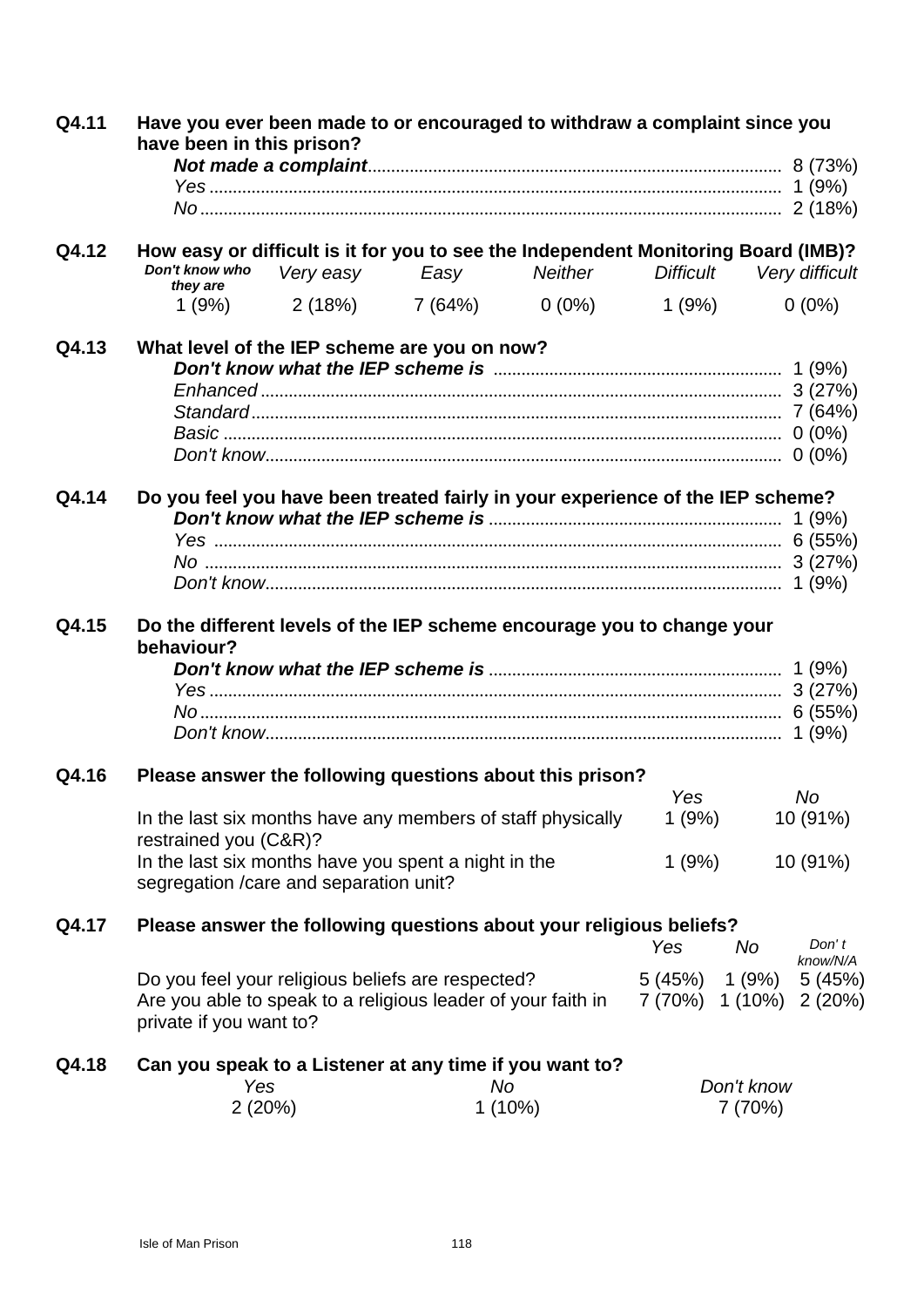**Q4.11 Have you ever been made to or encouraged to withdraw a complaint since you have been in this prison?**

| | |
|---|---|
| ***Not made a complaint*** | 8 (73%) |
| *Yes* | 1 (9%) |
| *No* | 2 (18%) |

**Q4.12 How easy or difficult is it for you to see the Independent Monitoring Board (IMB)?**

| *Don't know who they are* | *Very easy* | *Easy* | *Neither* | *Difficult* | *Very difficult* |
|---|---|---|---|---|---|
| 1 (9%) | 2 (18%) | 7 (64%) | 0 (0%) | 1 (9%) | 0 (0%) |

**Q4.13 What level of the IEP scheme are you on now?**

| | |
|---|---|
| ***Don't know what the IEP scheme is*** | 1 (9%) |
| *Enhanced* | 3 (27%) |
| *Standard* | 7 (64%) |
| *Basic* | 0 (0%) |
| *Don't know* | 0 (0%) |

**Q4.14 Do you feel you have been treated fairly in your experience of the IEP scheme?**

| | |
|---|---|
| ***Don't know what the IEP scheme is*** | 1 (9%) |
| *Yes* | 6 (55%) |
| *No* | 3 (27%) |
| *Don't know* | 1 (9%) |

**Q4.15 Do the different levels of the IEP scheme encourage you to change your behaviour?**

| | |
|---|---|
| ***Don't know what the IEP scheme is*** | 1 (9%) |
| *Yes* | 3 (27%) |
| *No* | 6 (55%) |
| *Don't know* | 1 (9%) |

**Q4.16 Please answer the following questions about this prison?**

| | *Yes* | *No* |
|---|---|---|
| In the last six months have any members of staff physically restrained you (C&R)? | 1 (9%) | 10 (91%) |
| In the last six months have you spent a night in the segregation /care and separation unit? | 1 (9%) | 10 (91%) |

**Q4.17 Please answer the following questions about your religious beliefs?**

| | *Yes* | *No* | *Don't know/N/A* |
|---|---|---|---|
| Do you feel your religious beliefs are respected? | 5 (45%) | 1 (9%) | 5 (45%) |
| Are you able to speak to a religious leader of your faith in private if you want to? | 7 (70%) | 1 (10%) | 2 (20%) |

**Q4.18 Can you speak to a Listener at any time if you want to?**

| *Yes* | *No* | *Don't know* |
|---|---|---|
| 2 (20%) | 1 (10%) | 7 (70%) |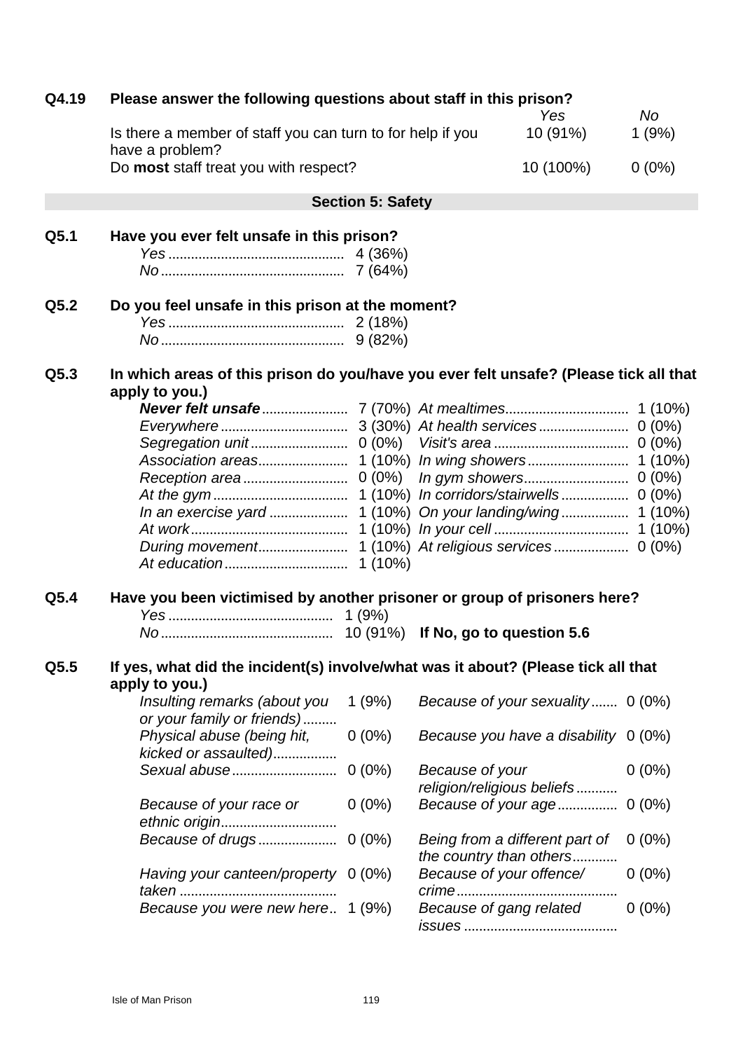**Q4.19 Please answer the following questions about staff in this prison?**

| | Yes | No |
|---|---|---|
| Is there a member of staff you can turn to for help if you have a problem? | 10 (91%) | 1 (9%) |
| Do **most** staff treat you with respect? | 10 (100%) | 0 (0%) |

## Section 5: Safety

**Q5.1 Have you ever felt unsafe in this prison?**

| | |
|---|---|
| *Yes* | 4 (36%) |
| *No* | 7 (64%) |

**Q5.2 Do you feel unsafe in this prison at the moment?**

| | |
|---|---|
| *Yes* | 2 (18%) |
| *No* | 9 (82%) |

**Q5.3 In which areas of this prison do you/have you ever felt unsafe? (Please tick all that apply to you.)**

| | | | |
|---|---|---|---|
| ***Never felt unsafe*** | 7 (70%) | *At mealtimes* | 1 (10%) |
| *Everywhere* | 3 (30%) | *At health services* | 0 (0%) |
| *Segregation unit* | 0 (0%) | *Visit's area* | 0 (0%) |
| *Association areas* | 1 (10%) | *In wing showers* | 1 (10%) |
| *Reception area* | 0 (0%) | *In gym showers* | 0 (0%) |
| *At the gym* | 1 (10%) | *In corridors/stairwells* | 0 (0%) |
| *In an exercise yard* | 1 (10%) | *On your landing/wing* | 1 (10%) |
| *At work* | 1 (10%) | *In your cell* | 1 (10%) |
| *During movement* | 1 (10%) | *At religious services* | 0 (0%) |
| *At education* | 1 (10%) | | |

**Q5.4 Have you been victimised by another prisoner or group of prisoners here?**

| | | |
|---|---|---|
| *Yes* | 1 (9%) | |
| *No* | 10 (91%) | **If No, go to question 5.6** |

**Q5.5 If yes, what did the incident(s) involve/what was it about? (Please tick all that apply to you.)**

| | | | |
|---|---|---|---|
| *Insulting remarks (about you or your family or friends)* | 1 (9%) | *Because of your sexuality* | 0 (0%) |
| *Physical abuse (being hit, kicked or assaulted)* | 0 (0%) | *Because you have a disability* | 0 (0%) |
| *Sexual abuse* | 0 (0%) | *Because of your religion/religious beliefs* | 0 (0%) |
| *Because of your race or ethnic origin* | 0 (0%) | *Because of your age* | 0 (0%) |
| *Because of drugs* | 0 (0%) | *Being from a different part of the country than others* | 0 (0%) |
| *Having your canteen/property taken* | 0 (0%) | *Because of your offence/ crime* | 0 (0%) |
| *Because you were new here* | 1 (9%) | *Because of gang related issues* | 0 (0%) |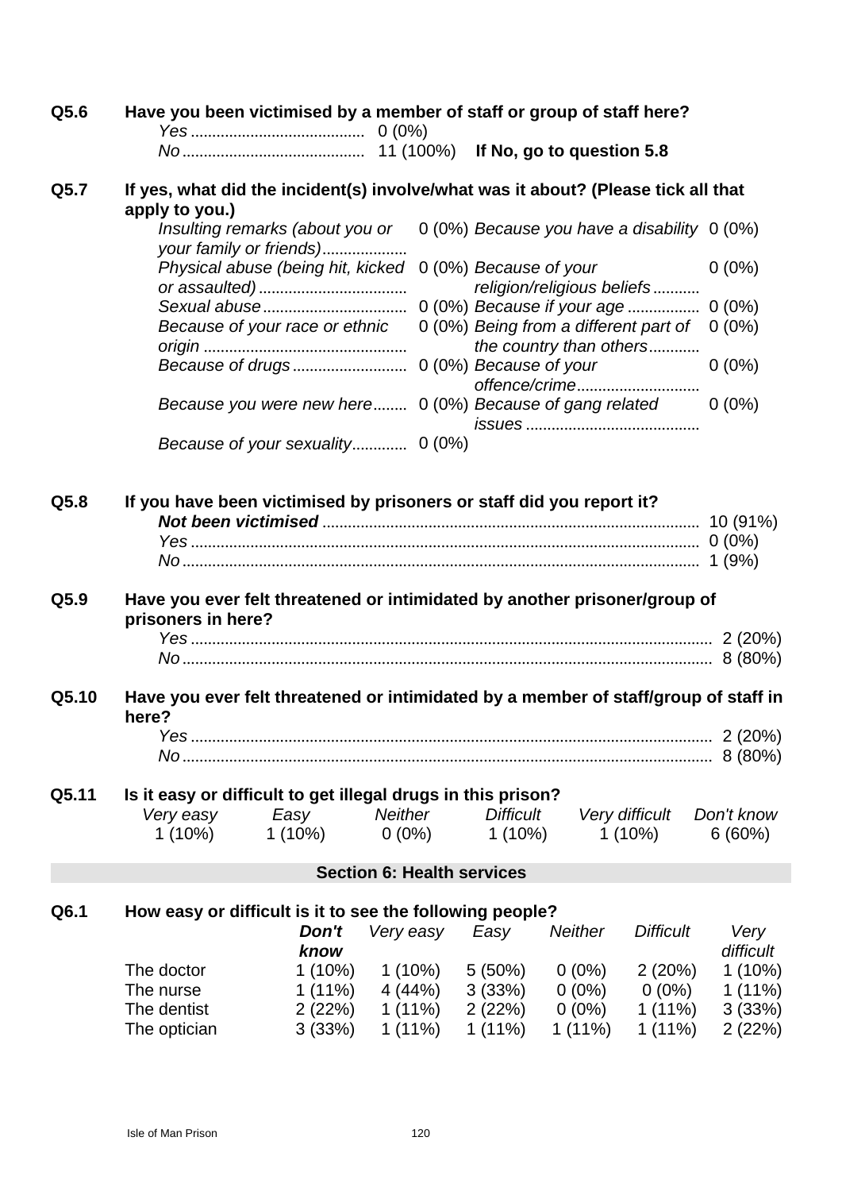**Q5.6 Have you been victimised by a member of staff or group of staff here?**

| | | |
|---|---|---|
| *Yes* | 0 (0%) | |
| *No* | 11 (100%) | **If No, go to question 5.8** |

**Q5.7 If yes, what did the incident(s) involve/what was it about? (Please tick all that apply to you.)**

| | | | |
|---|---|---|---|
| *Insulting remarks (about you or your family or friends)* | 0 (0%) | *Because you have a disability* | 0 (0%) |
| *Physical abuse (being hit, kicked or assaulted)* | 0 (0%) | *Because of your religion/religious beliefs* | 0 (0%) |
| *Sexual abuse* | 0 (0%) | *Because if your age* | 0 (0%) |
| *Because of your race or ethnic origin* | 0 (0%) | *Being from a different part of the country than others* | 0 (0%) |
| *Because of drugs* | 0 (0%) | *Because of your offence/crime* | 0 (0%) |
| *Because you were new here* | 0 (0%) | *Because of gang related issues* | 0 (0%) |
| *Because of your sexuality* | 0 (0%) | | |

**Q5.8 If you have been victimised by prisoners or staff did you report it?**

| | |
|---|---|
| ***Not been victimised*** | 10 (91%) |
| *Yes* | 0 (0%) |
| *No* | 1 (9%) |

**Q5.9 Have you ever felt threatened or intimidated by another prisoner/group of prisoners in here?**

| | |
|---|---|
| *Yes* | 2 (20%) |
| *No* | 8 (80%) |

**Q5.10 Have you ever felt threatened or intimidated by a member of staff/group of staff in here?**

| | |
|---|---|
| *Yes* | 2 (20%) |
| *No* | 8 (80%) |

**Q5.11 Is it easy or difficult to get illegal drugs in this prison?**

| *Very easy* | *Easy* | *Neither* | *Difficult* | *Very difficult* | *Don't know* |
|---|---|---|---|---|---|
| 1 (10%) | 1 (10%) | 0 (0%) | 1 (10%) | 1 (10%) | 6 (60%) |

## Section 6: Health services

**Q6.1 How easy or difficult is it to see the following people?**

| | ***Don't know*** | *Very easy* | *Easy* | *Neither* | *Difficult* | *Very difficult* |
|---|---|---|---|---|---|---|
| The doctor | 1 (10%) | 1 (10%) | 5 (50%) | 0 (0%) | 2 (20%) | 1 (10%) |
| The nurse | 1 (11%) | 4 (44%) | 3 (33%) | 0 (0%) | 0 (0%) | 1 (11%) |
| The dentist | 2 (22%) | 1 (11%) | 2 (22%) | 0 (0%) | 1 (11%) | 3 (33%) |
| The optician | 3 (33%) | 1 (11%) | 1 (11%) | 1 (11%) | 1 (11%) | 2 (22%) |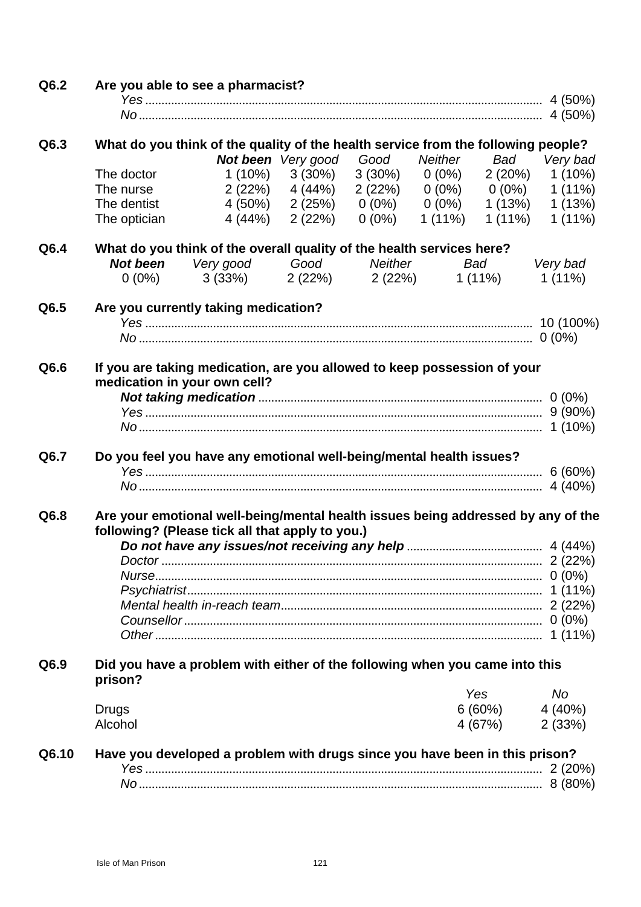**Q6.2 Are you able to see a pharmacist?**

| | |
|---|---|
| *Yes* | 4 (50%) |
| *No* | 4 (50%) |

**Q6.3 What do you think of the quality of the health service from the following people?**

| | ***Not been*** | *Very good* | *Good* | *Neither* | *Bad* | *Very bad* |
|---|---|---|---|---|---|---|
| The doctor | 1 (10%) | 3 (30%) | 3 (30%) | 0 (0%) | 2 (20%) | 1 (10%) |
| The nurse | 2 (22%) | 4 (44%) | 2 (22%) | 0 (0%) | 0 (0%) | 1 (11%) |
| The dentist | 4 (50%) | 2 (25%) | 0 (0%) | 0 (0%) | 1 (13%) | 1 (13%) |
| The optician | 4 (44%) | 2 (22%) | 0 (0%) | 1 (11%) | 1 (11%) | 1 (11%) |

**Q6.4 What do you think of the overall quality of the health services here?**

| ***Not been*** | *Very good* | *Good* | *Neither* | *Bad* | *Very bad* |
|---|---|---|---|---|---|
| 0 (0%) | 3 (33%) | 2 (22%) | 2 (22%) | 1 (11%) | 1 (11%) |

**Q6.5 Are you currently taking medication?**

| | |
|---|---|
| *Yes* | 10 (100%) |
| *No* | 0 (0%) |

**Q6.6 If you are taking medication, are you allowed to keep possession of your medication in your own cell?**

| | |
|---|---|
| ***Not taking medication*** | 0 (0%) |
| *Yes* | 9 (90%) |
| *No* | 1 (10%) |

**Q6.7 Do you feel you have any emotional well-being/mental health issues?**

| | |
|---|---|
| *Yes* | 6 (60%) |
| *No* | 4 (40%) |

**Q6.8 Are your emotional well-being/mental health issues being addressed by any of the following? (Please tick all that apply to you.)**

| | |
|---|---|
| ***Do not have any issues/not receiving any help*** | 4 (44%) |
| *Doctor* | 2 (22%) |
| *Nurse* | 0 (0%) |
| *Psychiatrist* | 1 (11%) |
| *Mental health in-reach team* | 2 (22%) |
| *Counsellor* | 0 (0%) |
| *Other* | 1 (11%) |

**Q6.9 Did you have a problem with either of the following when you came into this prison?**

| | *Yes* | *No* |
|---|---|---|
| Drugs | 6 (60%) | 4 (40%) |
| Alcohol | 4 (67%) | 2 (33%) |

**Q6.10 Have you developed a problem with drugs since you have been in this prison?**

| | |
|---|---|
| *Yes* | 2 (20%) |
| *No* | 8 (80%) |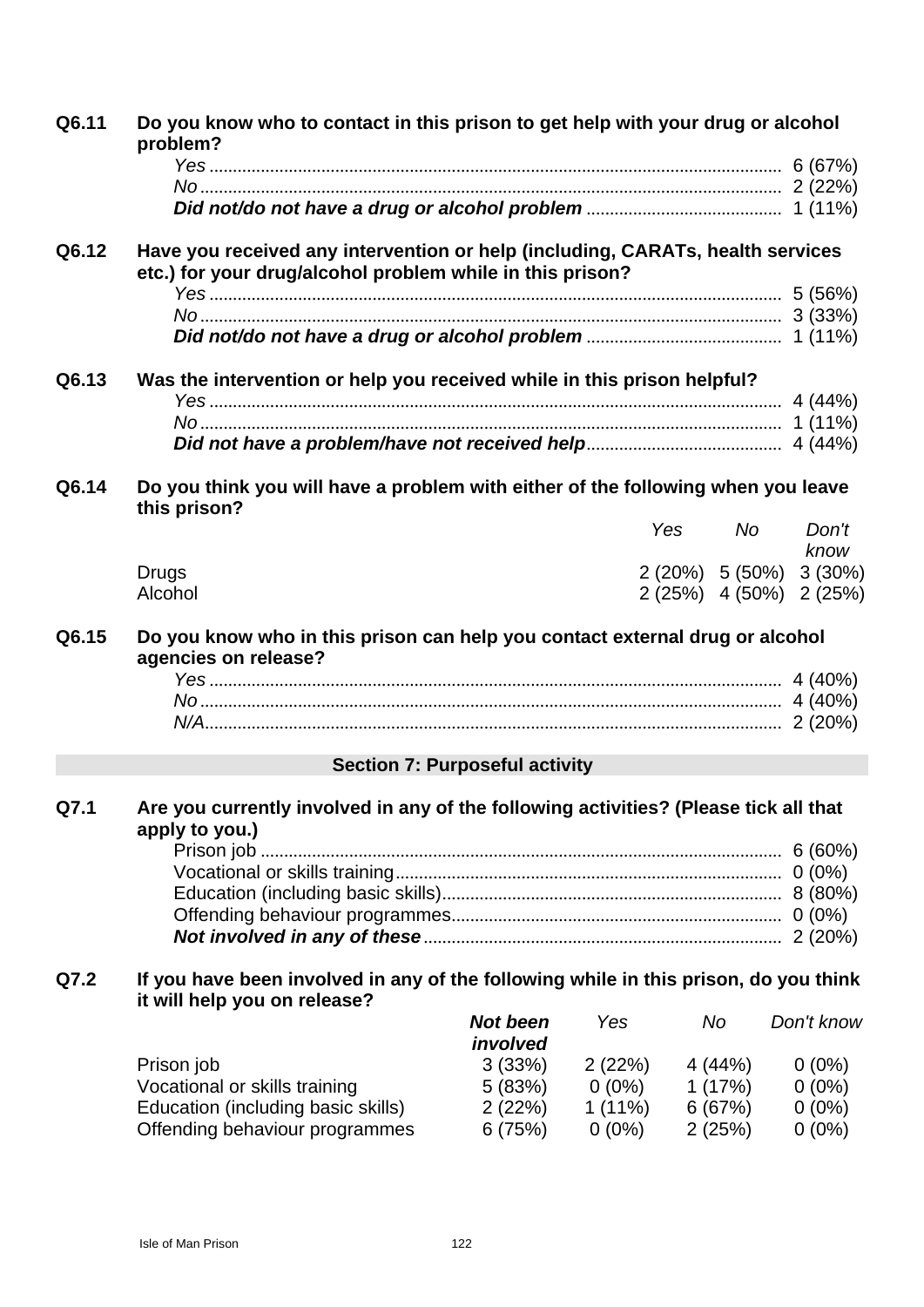**Q6.11 Do you know who to contact in this prison to get help with your drug or alcohol problem?**

| | |
|---|---|
| *Yes* | 6 (67%) |
| *No* | 2 (22%) |
| ***Did not/do not have a drug or alcohol problem*** | 1 (11%) |

**Q6.12 Have you received any intervention or help (including, CARATs, health services etc.) for your drug/alcohol problem while in this prison?**

| | |
|---|---|
| *Yes* | 5 (56%) |
| *No* | 3 (33%) |
| ***Did not/do not have a drug or alcohol problem*** | 1 (11%) |

**Q6.13 Was the intervention or help you received while in this prison helpful?**

| | |
|---|---|
| *Yes* | 4 (44%) |
| *No* | 1 (11%) |
| ***Did not have a problem/have not received help*** | 4 (44%) |

**Q6.14 Do you think you will have a problem with either of the following when you leave this prison?**

| | *Yes* | *No* | *Don't know* |
|---|---|---|---|
| Drugs | 2 (20%) | 5 (50%) | 3 (30%) |
| Alcohol | 2 (25%) | 4 (50%) | 2 (25%) |

**Q6.15 Do you know who in this prison can help you contact external drug or alcohol agencies on release?**

| | |
|---|---|
| *Yes* | 4 (40%) |
| *No* | 4 (40%) |
| *N/A* | 2 (20%) |

## Section 7: Purposeful activity

**Q7.1 Are you currently involved in any of the following activities? (Please tick all that apply to you.)**

| | |
|---|---|
| Prison job | 6 (60%) |
| Vocational or skills training | 0 (0%) |
| Education (including basic skills) | 8 (80%) |
| Offending behaviour programmes | 0 (0%) |
| ***Not involved in any of these*** | 2 (20%) |

**Q7.2 If you have been involved in any of the following while in this prison, do you think it will help you on release?**

| | ***Not been involved*** | *Yes* | *No* | *Don't know* |
|---|---|---|---|---|
| Prison job | 3 (33%) | 2 (22%) | 4 (44%) | 0 (0%) |
| Vocational or skills training | 5 (83%) | 0 (0%) | 1 (17%) | 0 (0%) |
| Education (including basic skills) | 2 (22%) | 1 (11%) | 6 (67%) | 0 (0%) |
| Offending behaviour programmes | 6 (75%) | 0 (0%) | 2 (25%) | 0 (0%) |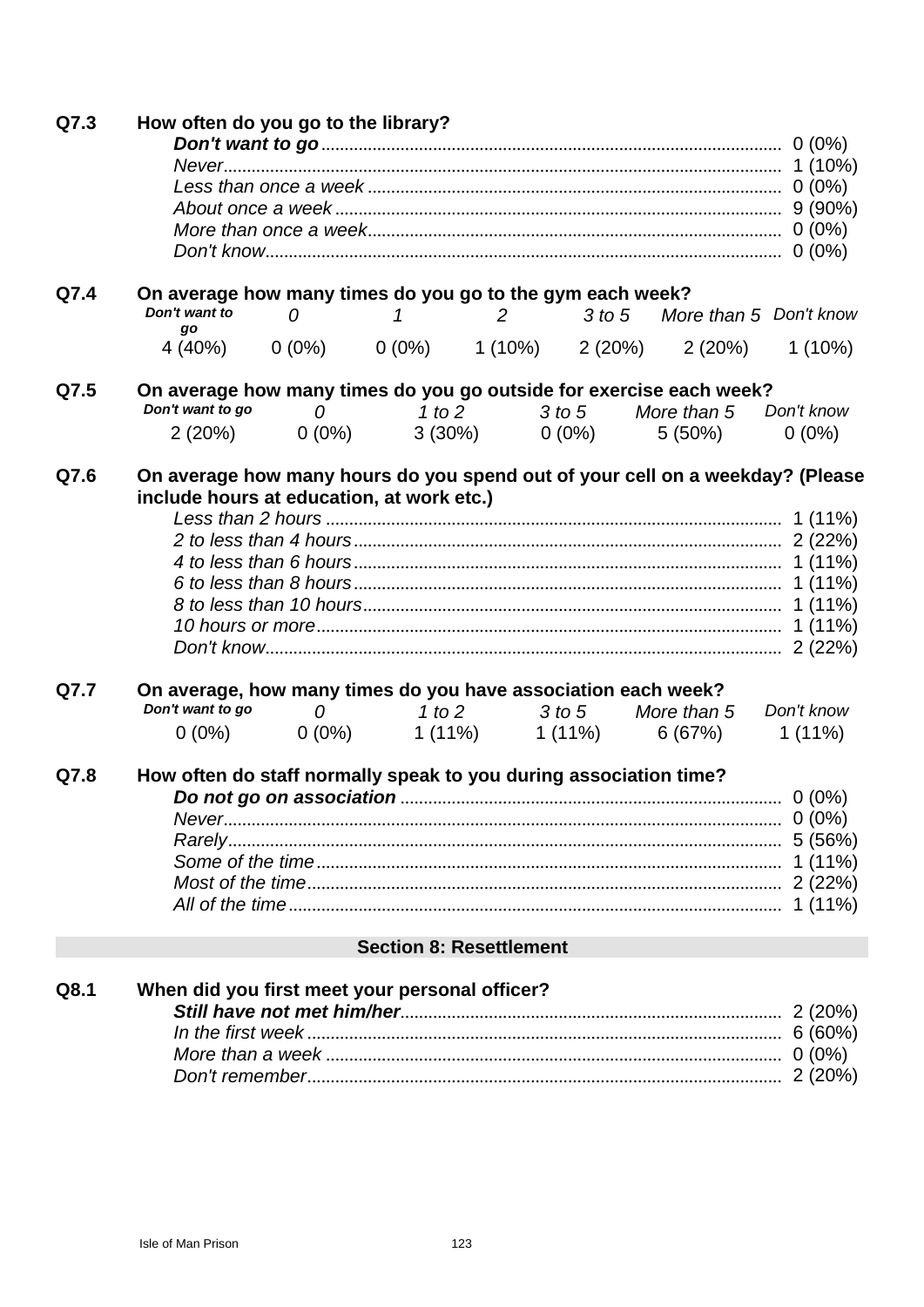**Q7.3 How often do you go to the library?**

| | |
|---|---|
| ***Don't want to go*** | 0 (0%) |
| *Never* | 1 (10%) |
| *Less than once a week* | 0 (0%) |
| *About once a week* | 9 (90%) |
| *More than once a week* | 0 (0%) |
| *Don't know* | 0 (0%) |

**Q7.4 On average how many times do you go to the gym each week?**

| *Don't want to go* | *0* | *1* | *2* | *3 to 5* | *More than 5* | *Don't know* |
|---|---|---|---|---|---|---|
| 4 (40%) | 0 (0%) | 0 (0%) | 1 (10%) | 2 (20%) | 2 (20%) | 1 (10%) |

**Q7.5 On average how many times do you go outside for exercise each week?**

| *Don't want to go* | *0* | *1 to 2* | *3 to 5* | *More than 5* | *Don't know* |
|---|---|---|---|---|---|
| 2 (20%) | 0 (0%) | 3 (30%) | 0 (0%) | 5 (50%) | 0 (0%) |

**Q7.6 On average how many hours do you spend out of your cell on a weekday? (Please include hours at education, at work etc.)**

| | |
|---|---|
| *Less than 2 hours* | 1 (11%) |
| *2 to less than 4 hours* | 2 (22%) |
| *4 to less than 6 hours* | 1 (11%) |
| *6 to less than 8 hours* | 1 (11%) |
| *8 to less than 10 hours* | 1 (11%) |
| *10 hours or more* | 1 (11%) |
| *Don't know* | 2 (22%) |

**Q7.7 On average, how many times do you have association each week?**

| *Don't want to go* | *0* | *1 to 2* | *3 to 5* | *More than 5* | *Don't know* |
|---|---|---|---|---|---|
| 0 (0%) | 0 (0%) | 1 (11%) | 1 (11%) | 6 (67%) | 1 (11%) |

**Q7.8 How often do staff normally speak to you during association time?**

| | |
|---|---|
| ***Do not go on association*** | 0 (0%) |
| *Never* | 0 (0%) |
| *Rarely* | 5 (56%) |
| *Some of the time* | 1 (11%) |
| *Most of the time* | 2 (22%) |
| *All of the time* | 1 (11%) |

## Section 8: Resettlement

**Q8.1 When did you first meet your personal officer?**

| | |
|---|---|
| ***Still have not met him/her*** | 2 (20%) |
| *In the first week* | 6 (60%) |
| *More than a week* | 0 (0%) |
| *Don't remember* | 2 (20%) |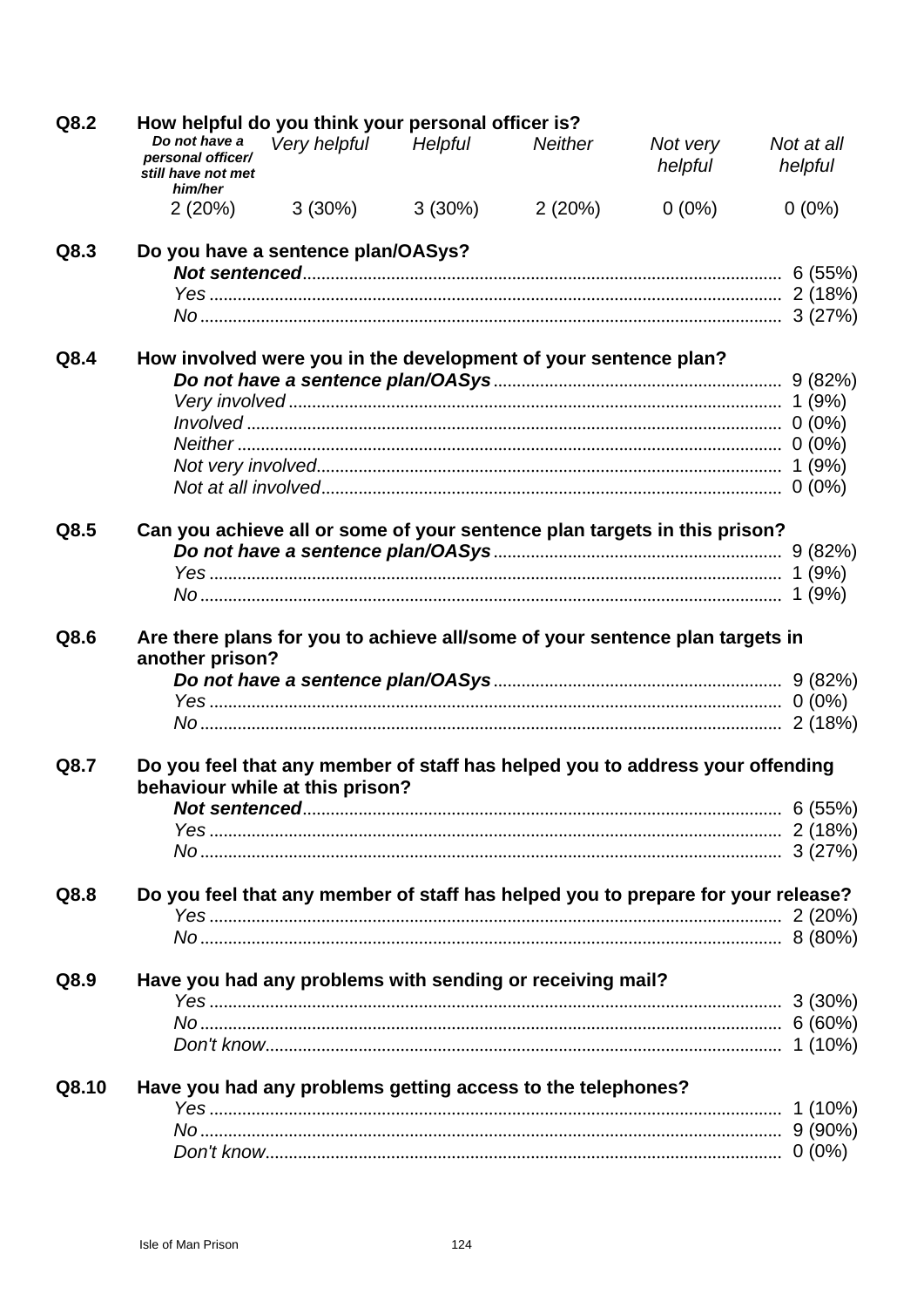**Q8.2 How helpful do you think your personal officer is?**

| ***Do not have a personal officer/ still have not met him/her*** | *Very helpful* | *Helpful* | *Neither* | *Not very helpful* | *Not at all helpful* |
|---|---|---|---|---|---|
| 2 (20%) | 3 (30%) | 3 (30%) | 2 (20%) | 0 (0%) | 0 (0%) |

**Q8.3 Do you have a sentence plan/OASys?**

| | |
|---|---|
| ***Not sentenced*** | 6 (55%) |
| *Yes* | 2 (18%) |
| *No* | 3 (27%) |

**Q8.4 How involved were you in the development of your sentence plan?**

| | |
|---|---|
| ***Do not have a sentence plan/OASys*** | 9 (82%) |
| *Very involved* | 1 (9%) |
| *Involved* | 0 (0%) |
| *Neither* | 0 (0%) |
| *Not very involved* | 1 (9%) |
| *Not at all involved* | 0 (0%) |

**Q8.5 Can you achieve all or some of your sentence plan targets in this prison?**

| | |
|---|---|
| ***Do not have a sentence plan/OASys*** | 9 (82%) |
| *Yes* | 1 (9%) |
| *No* | 1 (9%) |

**Q8.6 Are there plans for you to achieve all/some of your sentence plan targets in another prison?**

| | |
|---|---|
| ***Do not have a sentence plan/OASys*** | 9 (82%) |
| *Yes* | 0 (0%) |
| *No* | 2 (18%) |

**Q8.7 Do you feel that any member of staff has helped you to address your offending behaviour while at this prison?**

| | |
|---|---|
| ***Not sentenced*** | 6 (55%) |
| *Yes* | 2 (18%) |
| *No* | 3 (27%) |

**Q8.8 Do you feel that any member of staff has helped you to prepare for your release?**

| | |
|---|---|
| *Yes* | 2 (20%) |
| *No* | 8 (80%) |

**Q8.9 Have you had any problems with sending or receiving mail?**

| | |
|---|---|
| *Yes* | 3 (30%) |
| *No* | 6 (60%) |
| *Don't know* | 1 (10%) |

**Q8.10 Have you had any problems getting access to the telephones?**

| | |
|---|---|
| *Yes* | 1 (10%) |
| *No* | 9 (90%) |
| *Don't know* | 0 (0%) |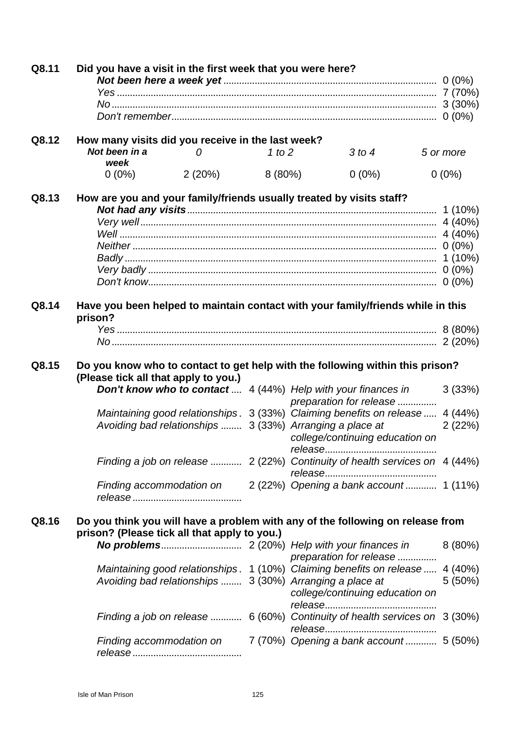**Q8.11 Did you have a visit in the first week that you were here?**

| | |
|---|---|
| ***Not been here a week yet*** | 0 (0%) |
| *Yes* | 7 (70%) |
| *No* | 3 (30%) |
| *Don't remember* | 0 (0%) |

**Q8.12 How many visits did you receive in the last week?**

| ***Not been in a week*** | *0* | *1 to 2* | *3 to 4* | *5 or more* |
|---|---|---|---|---|
| 0 (0%) | 2 (20%) | 8 (80%) | 0 (0%) | 0 (0%) |

**Q8.13 How are you and your family/friends usually treated by visits staff?**

| | |
|---|---|
| ***Not had any visits*** | 1 (10%) |
| *Very well* | 4 (40%) |
| *Well* | 4 (40%) |
| *Neither* | 0 (0%) |
| *Badly* | 1 (10%) |
| *Very badly* | 0 (0%) |
| *Don't know* | 0 (0%) |

**Q8.14 Have you been helped to maintain contact with your family/friends while in this prison?**

| | |
|---|---|
| *Yes* | 8 (80%) |
| *No* | 2 (20%) |

**Q8.15 Do you know who to contact to get help with the following within this prison? (Please tick all that apply to you.)**

| | | | |
|---|---|---|---|
| ***Don't know who to contact*** | 4 (44%) | *Help with your finances in preparation for release* | 3 (33%) |
| *Maintaining good relationships* | 3 (33%) | *Claiming benefits on release* | 4 (44%) |
| *Avoiding bad relationships* | 3 (33%) | *Arranging a place at college/continuing education on release* | 2 (22%) |
| *Finding a job on release* | 2 (22%) | *Continuity of health services on release* | 4 (44%) |
| *Finding accommodation on release* | 2 (22%) | *Opening a bank account* | 1 (11%) |

**Q8.16 Do you think you will have a problem with any of the following on release from prison? (Please tick all that apply to you.)**

| | | | |
|---|---|---|---|
| ***No problems*** | 2 (20%) | *Help with your finances in preparation for release* | 8 (80%) |
| *Maintaining good relationships* | 1 (10%) | *Claiming benefits on release* | 4 (40%) |
| *Avoiding bad relationships* | 3 (30%) | *Arranging a place at college/continuing education on release* | 5 (50%) |
| *Finding a job on release* | 6 (60%) | *Continuity of health services on release* | 3 (30%) |
| *Finding accommodation on release* | 7 (70%) | *Opening a bank account* | 5 (50%) |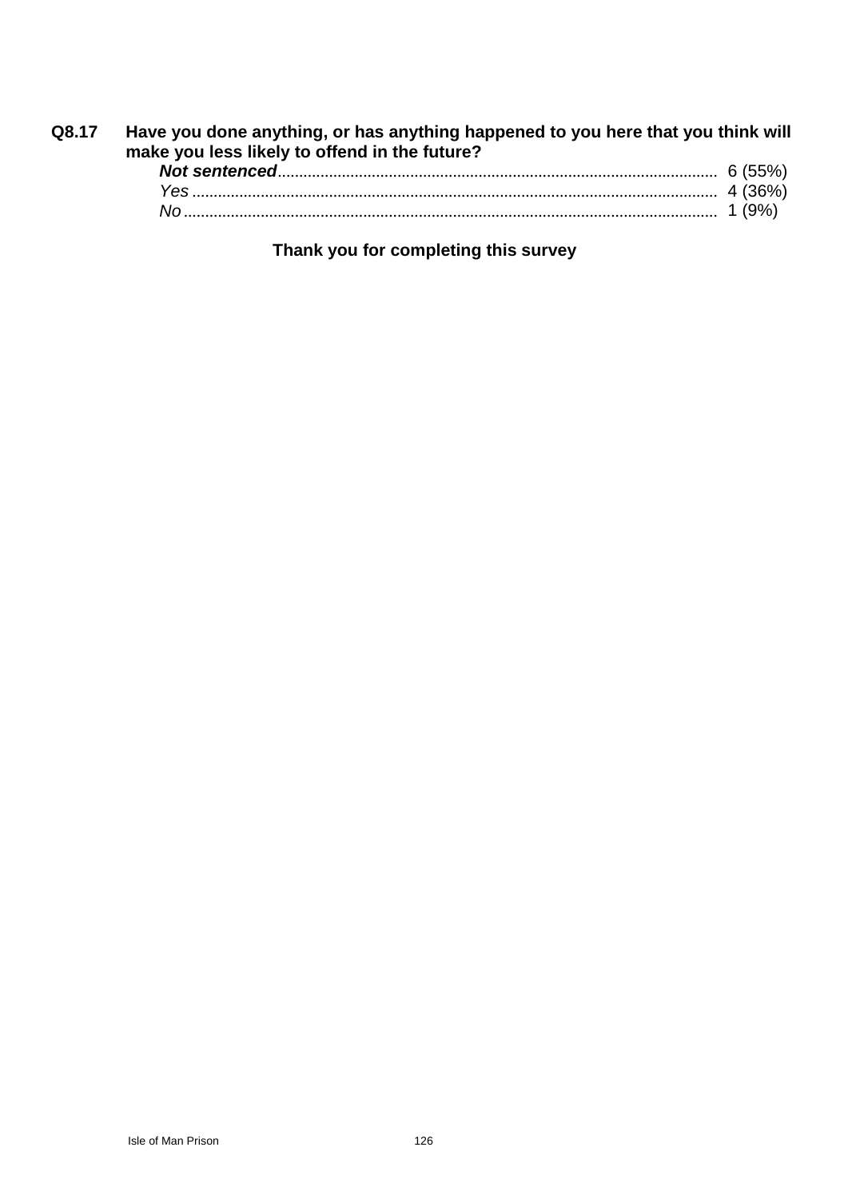**Q8.17 Have you done anything, or has anything happened to you here that you think will make you less likely to offend in the future?**

| | |
|---|---|
| ***Not sentenced*** | 6 (55%) |
| *Yes* | 4 (36%) |
| *No* | 1 (9%) |

**Thank you for completing this survey**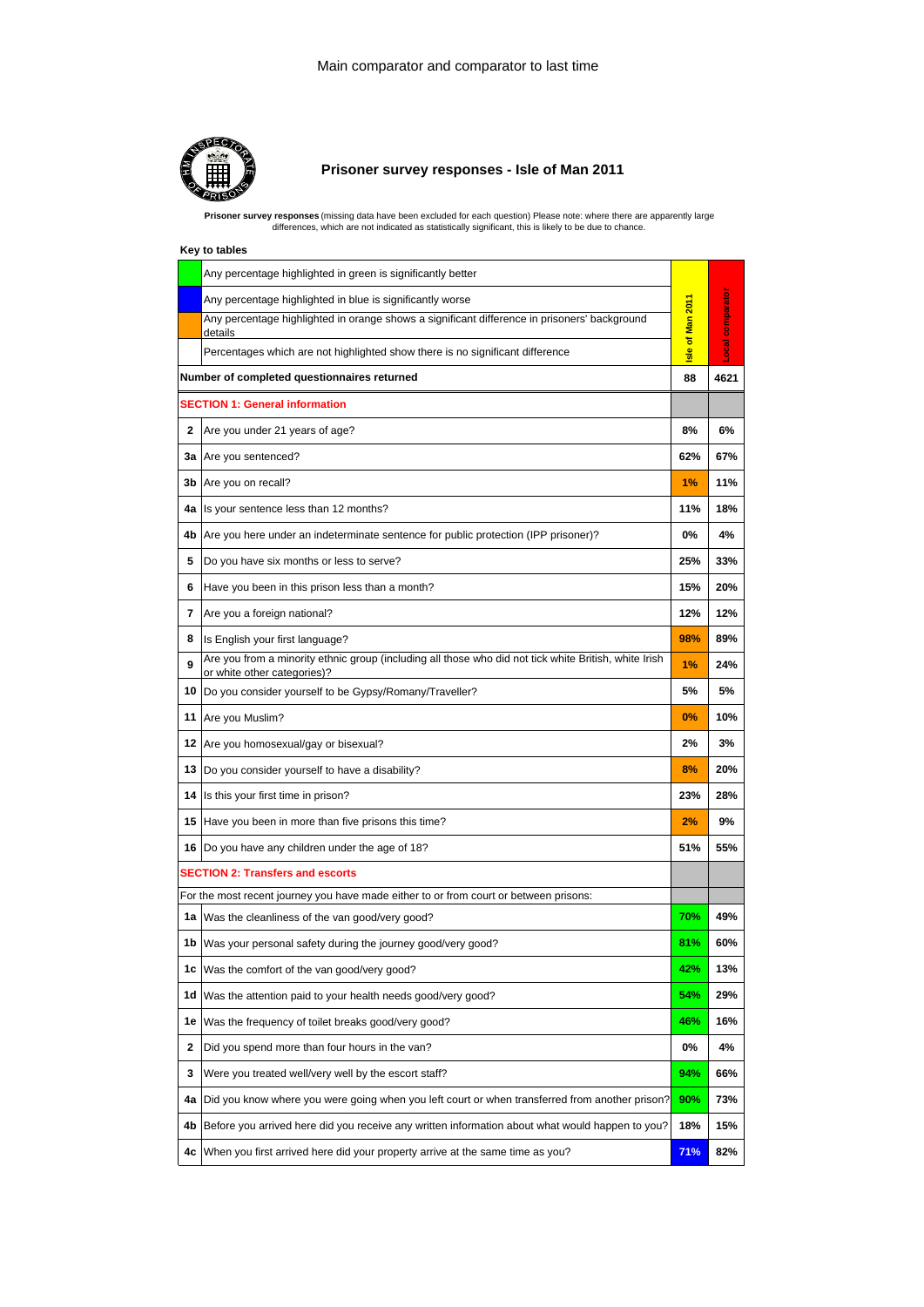Main comparator and comparator to last time

## Prisoner survey responses - Isle of Man 2011

**Prisoner survey responses** (missing data have been excluded for each question) Please note: where there are apparently large differences, which are not indicated as statistically significant, this is likely to be due to chance.

**Key to tables**

| | Key | Isle of Man 2011 | Local comparator |
|---|---|---|---|
| (green) | Any percentage highlighted in green is significantly better | | |
| (blue) | Any percentage highlighted in blue is significantly worse | | |
| (orange) | Any percentage highlighted in orange shows a significant difference in prisoners' background details | | |
| | Percentages which are not highlighted show there is no significant difference | | |
| | **Number of completed questionnaires returned** | **88** | **4621** |
| | **SECTION 1: General information** | | |
| **2** | Are you under 21 years of age? | 8% | 6% |
| **3a** | Are you sentenced? | 62% | 67% |
| **3b** | Are you on recall? | 1% | 11% |
| **4a** | Is your sentence less than 12 months? | 11% | 18% |
| **4b** | Are you here under an indeterminate sentence for public protection (IPP prisoner)? | 0% | 4% |
| **5** | Do you have six months or less to serve? | 25% | 33% |
| **6** | Have you been in this prison less than a month? | 15% | 20% |
| **7** | Are you a foreign national? | 12% | 12% |
| **8** | Is English your first language? | 98% | 89% |
| **9** | Are you from a minority ethnic group (including all those who did not tick white British, white Irish or white other categories)? | 1% | 24% |
| **10** | Do you consider yourself to be Gypsy/Romany/Traveller? | 5% | 5% |
| **11** | Are you Muslim? | 0% | 10% |
| **12** | Are you homosexual/gay or bisexual? | 2% | 3% |
| **13** | Do you consider yourself to have a disability? | 8% | 20% |
| **14** | Is this your first time in prison? | 23% | 28% |
| **15** | Have you been in more than five prisons this time? | 2% | 9% |
| **16** | Do you have any children under the age of 18? | 51% | 55% |
| | **SECTION 2: Transfers and escorts** | | |
| | For the most recent journey you have made either to or from court or between prisons: | | |
| **1a** | Was the cleanliness of the van good/very good? | 70% | 49% |
| **1b** | Was your personal safety during the journey good/very good? | 81% | 60% |
| **1c** | Was the comfort of the van good/very good? | 42% | 13% |
| **1d** | Was the attention paid to your health needs good/very good? | 54% | 29% |
| **1e** | Was the frequency of toilet breaks good/very good? | 46% | 16% |
| **2** | Did you spend more than four hours in the van? | 0% | 4% |
| **3** | Were you treated well/very well by the escort staff? | 94% | 66% |
| **4a** | Did you know where you were going when you left court or when transferred from another prison? | 90% | 73% |
| **4b** | Before you arrived here did you receive any written information about what would happen to you? | 18% | 15% |
| **4c** | When you first arrived here did your property arrive at the same time as you? | 71% | 82% |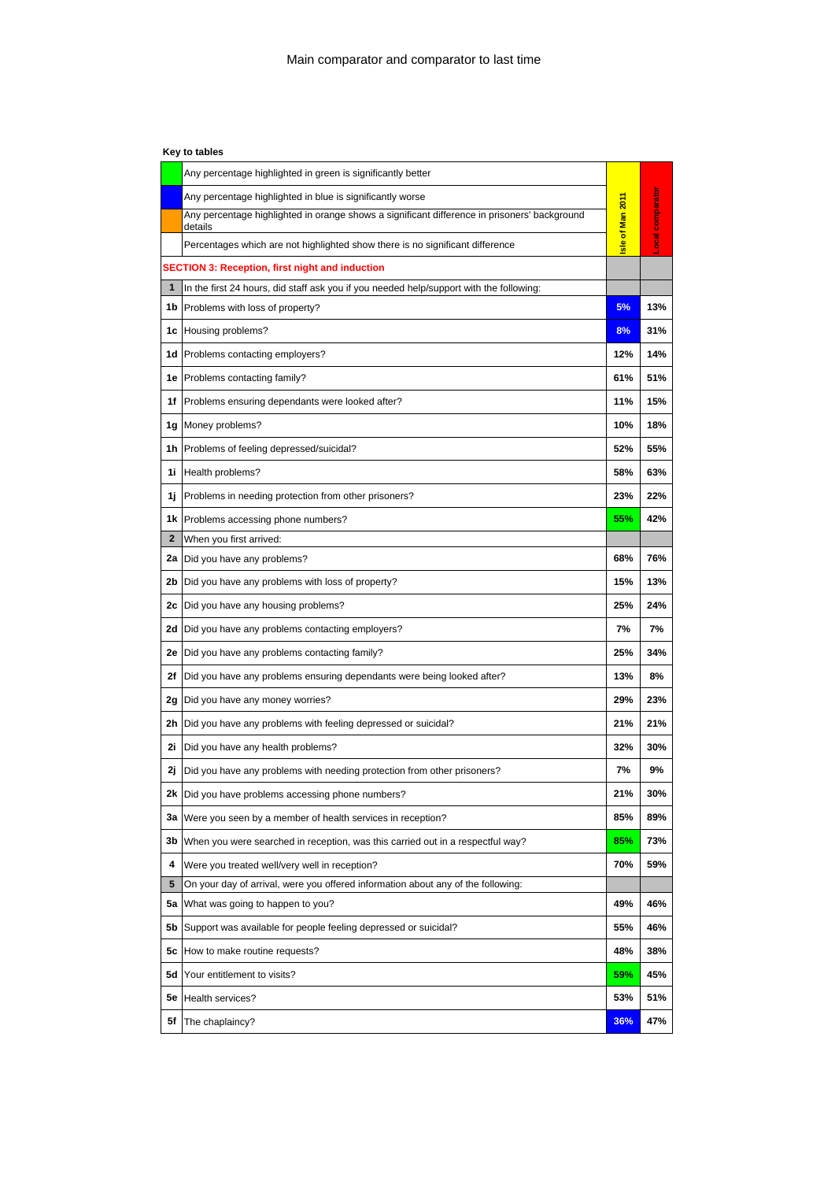Main comparator and comparator to last time

**Key to tables**

| | | Isle of Man 2011 | Local comparator |
|---|---|---|---|
| | Any percentage highlighted in green is significantly better | | |
| | Any percentage highlighted in blue is significantly worse | | |
| | Any percentage highlighted in orange shows a significant difference in prisoners' background details | | |
| | Percentages which are not highlighted show there is no significant difference | | |
| **SECTION 3: Reception, first night and induction** | | | |
| **1** | In the first 24 hours, did staff ask you if you needed help/support with the following: | | |
| **1b** | Problems with loss of property? | 5% | 13% |
| **1c** | Housing problems? | 8% | 31% |
| **1d** | Problems contacting employers? | 12% | 14% |
| **1e** | Problems contacting family? | 61% | 51% |
| **1f** | Problems ensuring dependants were looked after? | 11% | 15% |
| **1g** | Money problems? | 10% | 18% |
| **1h** | Problems of feeling depressed/suicidal? | 52% | 55% |
| **1i** | Health problems? | 58% | 63% |
| **1j** | Problems in needing protection from other prisoners? | 23% | 22% |
| **1k** | Problems accessing phone numbers? | 55% | 42% |
| **2** | When you first arrived: | | |
| **2a** | Did you have any problems? | 68% | 76% |
| **2b** | Did you have any problems with loss of property? | 15% | 13% |
| **2c** | Did you have any housing problems? | 25% | 24% |
| **2d** | Did you have any problems contacting employers? | 7% | 7% |
| **2e** | Did you have any problems contacting family? | 25% | 34% |
| **2f** | Did you have any problems ensuring dependants were being looked after? | 13% | 8% |
| **2g** | Did you have any money worries? | 29% | 23% |
| **2h** | Did you have any problems with feeling depressed or suicidal? | 21% | 21% |
| **2i** | Did you have any health problems? | 32% | 30% |
| **2j** | Did you have any problems with needing protection from other prisoners? | 7% | 9% |
| **2k** | Did you have problems accessing phone numbers? | 21% | 30% |
| **3a** | Were you seen by a member of health services in reception? | 85% | 89% |
| **3b** | When you were searched in reception, was this carried out in a respectful way? | 85% | 73% |
| **4** | Were you treated well/very well in reception? | 70% | 59% |
| **5** | On your day of arrival, were you offered information about any of the following: | | |
| **5a** | What was going to happen to you? | 49% | 46% |
| **5b** | Support was available for people feeling depressed or suicidal? | 55% | 46% |
| **5c** | How to make routine requests? | 48% | 38% |
| **5d** | Your entitlement to visits? | 59% | 45% |
| **5e** | Health services? | 53% | 51% |
| **5f** | The chaplaincy? | 36% | 47% |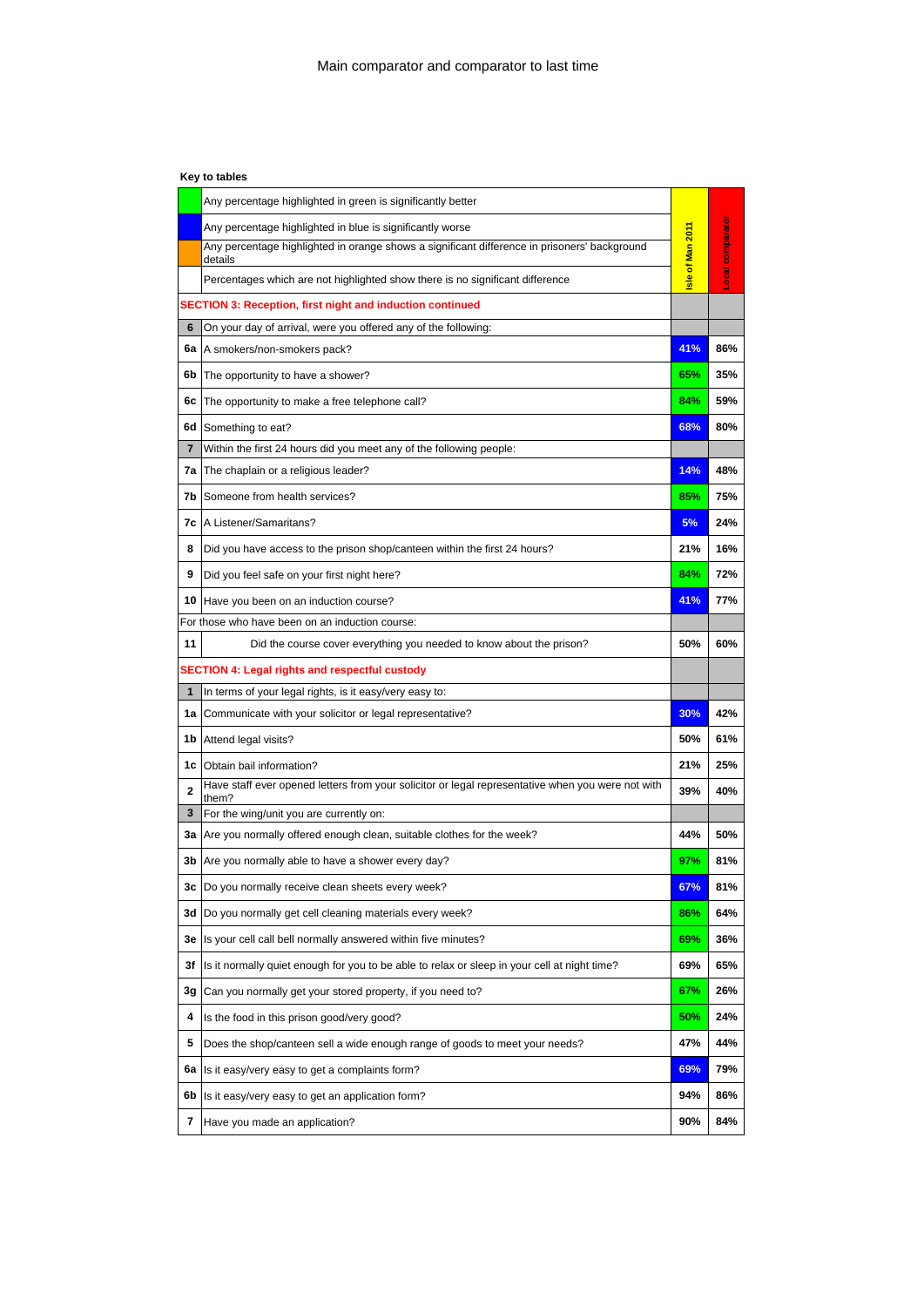Main comparator and comparator to last time

**Key to tables**

| | | Isle of Man 2011 | Local comparator |
|---|---|---|---|
| (green) | Any percentage highlighted in green is significantly better | | |
| (blue) | Any percentage highlighted in blue is significantly worse | | |
| (orange) | Any percentage highlighted in orange shows a significant difference in prisoners' background details | | |
| | Percentages which are not highlighted show there is no significant difference | | |
| **SECTION 3: Reception, first night and induction continued** | | | |
| **6** | On your day of arrival, were you offered any of the following: | | |
| **6a** | A smokers/non-smokers pack? | 41% | 86% |
| **6b** | The opportunity to have a shower? | 65% | 35% |
| **6c** | The opportunity to make a free telephone call? | 84% | 59% |
| **6d** | Something to eat? | 68% | 80% |
| **7** | Within the first 24 hours did you meet any of the following people: | | |
| **7a** | The chaplain or a religious leader? | 14% | 48% |
| **7b** | Someone from health services? | 85% | 75% |
| **7c** | A Listener/Samaritans? | 5% | 24% |
| **8** | Did you have access to the prison shop/canteen within the first 24 hours? | 21% | 16% |
| **9** | Did you feel safe on your first night here? | 84% | 72% |
| **10** | Have you been on an induction course? | 41% | 77% |
| For those who have been on an induction course: | | | |
| **11** | Did the course cover everything you needed to know about the prison? | 50% | 60% |
| **SECTION 4: Legal rights and respectful custody** | | | |
| **1** | In terms of your legal rights, is it easy/very easy to: | | |
| **1a** | Communicate with your solicitor or legal representative? | 30% | 42% |
| **1b** | Attend legal visits? | 50% | 61% |
| **1c** | Obtain bail information? | 21% | 25% |
| **2** | Have staff ever opened letters from your solicitor or legal representative when you were not with them? | 39% | 40% |
| **3** | For the wing/unit you are currently on: | | |
| **3a** | Are you normally offered enough clean, suitable clothes for the week? | 44% | 50% |
| **3b** | Are you normally able to have a shower every day? | 97% | 81% |
| **3c** | Do you normally receive clean sheets every week? | 67% | 81% |
| **3d** | Do you normally get cell cleaning materials every week? | 86% | 64% |
| **3e** | Is your cell call bell normally answered within five minutes? | 69% | 36% |
| **3f** | Is it normally quiet enough for you to be able to relax or sleep in your cell at night time? | 69% | 65% |
| **3g** | Can you normally get your stored property, if you need to? | 67% | 26% |
| **4** | Is the food in this prison good/very good? | 50% | 24% |
| **5** | Does the shop/canteen sell a wide enough range of goods to meet your needs? | 47% | 44% |
| **6a** | Is it easy/very easy to get a complaints form? | 69% | 79% |
| **6b** | Is it easy/very easy to get an application form? | 94% | 86% |
| **7** | Have you made an application? | 90% | 84% |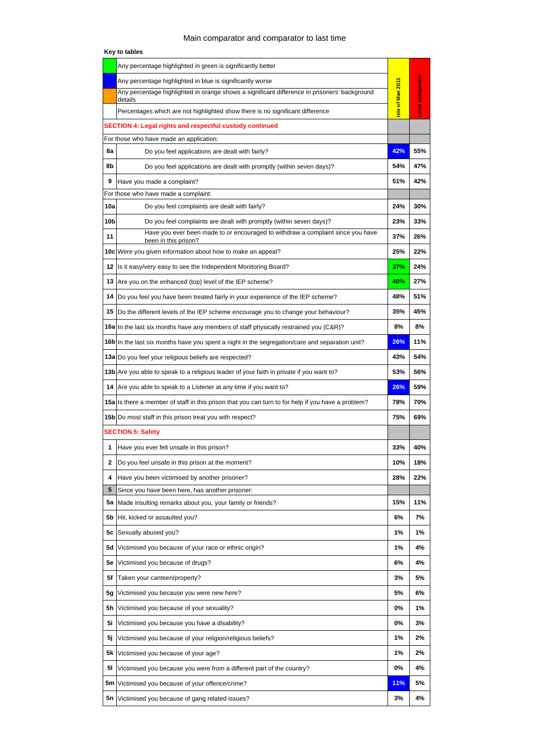Main comparator and comparator to last time

**Key to tables**

| | | Isle of Man 2011 | Local comparator |
|---|---|---|---|
| | Any percentage highlighted in green is significantly better | | |
| | Any percentage highlighted in blue is significantly worse | | |
| | Any percentage highlighted in orange shows a significant difference in prisoners' background details | | |
| | Percentages which are not highlighted show there is no significant difference | | |
| | **SECTION 4: Legal rights and respectful custody continued** | | |
| | For those who have made an application: | | |
| 8a | Do you feel applications are dealt with fairly? | 42% | 55% |
| 8b | Do you feel applications are dealt with promptly (within seven days)? | 54% | 47% |
| 9 | Have you made a complaint? | 51% | 42% |
| | For those who have made a complaint: | | |
| 10a | Do you feel complaints are dealt with fairly? | 24% | 30% |
| 10b | Do you feel complaints are dealt with promptly (within seven days)? | 23% | 33% |
| 11 | Have you ever been made to or encouraged to withdraw a complaint since you have been in this prison? | 37% | 26% |
| 10c | Were you given information about how to make an appeal? | 25% | 22% |
| 12 | Is it easy/very easy to see the Independent Monitoring Board? | 37% | 24% |
| 13 | Are you on the enhanced (top) level of the IEP scheme? | 40% | 27% |
| 14 | Do you feel you have been treated fairly in your experience of the IEP scheme? | 48% | 51% |
| 15 | Do the different levels of the IEP scheme encourage you to change your behaviour? | 35% | 45% |
| 16a | In the last six months have any members of staff physically restrained you (C&R)? | 8% | 8% |
| 16b | In the last six months have you spent a night in the segregation/care and separation unit? | 26% | 11% |
| 13a | Do you feel your religious beliefs are respected? | 43% | 54% |
| 13b | Are you able to speak to a religious leader of your faith in private if you want to? | 53% | 56% |
| 14 | Are you able to speak to a Listener at any time if you want to? | 26% | 59% |
| 15a | Is there a member of staff in this prison that you can turn to for help if you have a problem? | 78% | 70% |
| 15b | Do most staff in this prison treat you with respect? | 75% | 69% |
| | **SECTION 5: Safety** | | |
| 1 | Have you ever felt unsafe in this prison? | 33% | 40% |
| 2 | Do you feel unsafe in this prison at the moment? | 10% | 18% |
| 4 | Have you been victimised by another prisoner? | 28% | 22% |
| 5 | Since you have been here, has another prisoner: | | |
| 5a | Made insulting remarks about you, your family or friends? | 15% | 11% |
| 5b | Hit, kicked or assaulted you? | 6% | 7% |
| 5c | Sexually abused you? | 1% | 1% |
| 5d | Victimised you because of your race or ethnic origin? | 1% | 4% |
| 5e | Victimised you because of drugs? | 6% | 4% |
| 5f | Taken your canteen/property? | 3% | 5% |
| 5g | Victimised you because you were new here? | 5% | 6% |
| 5h | Victimised you because of your sexuality? | 0% | 1% |
| 5i | Victimised you because you have a disability? | 0% | 3% |
| 5j | Victimised you because of your religion/religious beliefs? | 1% | 2% |
| 5k | Victimised you because of your age? | 1% | 2% |
| 5l | Victimised you because you were from a different part of the country? | 0% | 4% |
| 5m | Victimised you because of your offence/crime? | 11% | 5% |
| 5n | Victimised you because of gang related issues? | 3% | 4% |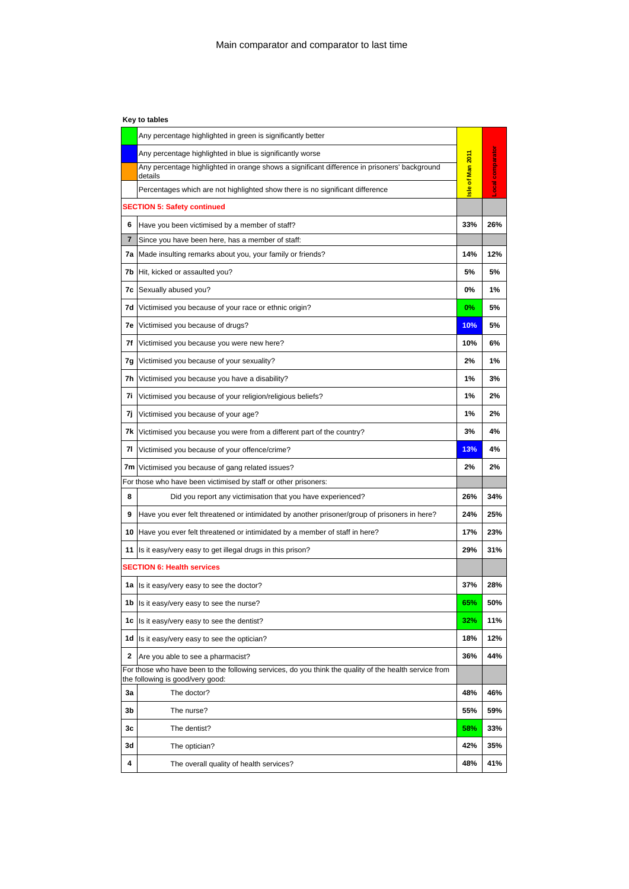Main comparator and comparator to last time

**Key to tables**

| | | Isle of Man 2011 | Local comparator |
|---|---|---|---|
| | Any percentage highlighted in green is significantly better | | |
| | Any percentage highlighted in blue is significantly worse | | |
| | Any percentage highlighted in orange shows a significant difference in prisoners' background details | | |
| | Percentages which are not highlighted show there is no significant difference | | |
| **SECTION 5: Safety continued** | | | |
| 6 | Have you been victimised by a member of staff? | 33% | 26% |
| 7 | Since you have been here, has a member of staff: | | |
| 7a | Made insulting remarks about you, your family or friends? | 14% | 12% |
| 7b | Hit, kicked or assaulted you? | 5% | 5% |
| 7c | Sexually abused you? | 0% | 1% |
| 7d | Victimised you because of your race or ethnic origin? | 0% | 5% |
| 7e | Victimised you because of drugs? | 10% | 5% |
| 7f | Victimised you because you were new here? | 10% | 6% |
| 7g | Victimised you because of your sexuality? | 2% | 1% |
| 7h | Victimised you because you have a disability? | 1% | 3% |
| 7i | Victimised you because of your religion/religious beliefs? | 1% | 2% |
| 7j | Victimised you because of your age? | 1% | 2% |
| 7k | Victimised you because you were from a different part of the country? | 3% | 4% |
| 7l | Victimised you because of your offence/crime? | 13% | 4% |
| 7m | Victimised you because of gang related issues? | 2% | 2% |
| For those who have been victimised by staff or other prisoners: | | | |
| 8 | Did you report any victimisation that you have experienced? | 26% | 34% |
| 9 | Have you ever felt threatened or intimidated by another prisoner/group of prisoners in here? | 24% | 25% |
| 10 | Have you ever felt threatened or intimidated by a member of staff in here? | 17% | 23% |
| 11 | Is it easy/very easy to get illegal drugs in this prison? | 29% | 31% |
| **SECTION 6: Health services** | | | |
| 1a | Is it easy/very easy to see the doctor? | 37% | 28% |
| 1b | Is it easy/very easy to see the nurse? | 65% | 50% |
| 1c | Is it easy/very easy to see the dentist? | 32% | 11% |
| 1d | Is it easy/very easy to see the optician? | 18% | 12% |
| 2 | Are you able to see a pharmacist? | 36% | 44% |
| For those who have been to the following services, do you think the quality of the health service from the following is good/very good: | | | |
| 3a | The doctor? | 48% | 46% |
| 3b | The nurse? | 55% | 59% |
| 3c | The dentist? | 58% | 33% |
| 3d | The optician? | 42% | 35% |
| 4 | The overall quality of health services? | 48% | 41% |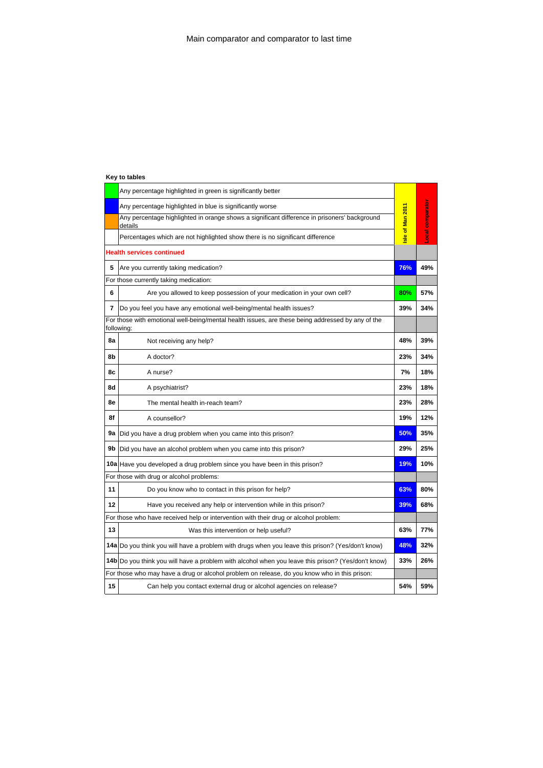Main comparator and comparator to last time

**Key to tables**

| | | Isle of Man 2011 | Local comparator |
|---|---|---|---|
| | Any percentage highlighted in green is significantly better | | |
| | Any percentage highlighted in blue is significantly worse | | |
| | Any percentage highlighted in orange shows a significant difference in prisoners' background details | | |
| | Percentages which are not highlighted show there is no significant difference | | |
| **Health services continued** | | | |
| 5 | Are you currently taking medication? | 76% | 49% |
| | For those currently taking medication: | | |
| 6 | Are you allowed to keep possession of your medication in your own cell? | 80% | 57% |
| 7 | Do you feel you have any emotional well-being/mental health issues? | 39% | 34% |
| | For those with emotional well-being/mental health issues, are these being addressed by any of the following: | | |
| 8a | Not receiving any help? | 48% | 39% |
| 8b | A doctor? | 23% | 34% |
| 8c | A nurse? | 7% | 18% |
| 8d | A psychiatrist? | 23% | 18% |
| 8e | The mental health in-reach team? | 23% | 28% |
| 8f | A counsellor? | 19% | 12% |
| 9a | Did you have a drug problem when you came into this prison? | 50% | 35% |
| 9b | Did you have an alcohol problem when you came into this prison? | 29% | 25% |
| 10a | Have you developed a drug problem since you have been in this prison? | 19% | 10% |
| | For those with drug or alcohol problems: | | |
| 11 | Do you know who to contact in this prison for help? | 63% | 80% |
| 12 | Have you received any help or intervention while in this prison? | 39% | 68% |
| | For those who have received help or intervention with their drug or alcohol problem: | | |
| 13 | Was this intervention or help useful? | 63% | 77% |
| 14a | Do you think you will have a problem with drugs when you leave this prison? (Yes/don't know) | 48% | 32% |
| 14b | Do you think you will have a problem with alcohol when you leave this prison? (Yes/don't know) | 33% | 26% |
| | For those who may have a drug or alcohol problem on release, do you know who in this prison: | | |
| 15 | Can help you contact external drug or alcohol agencies on release? | 54% | 59% |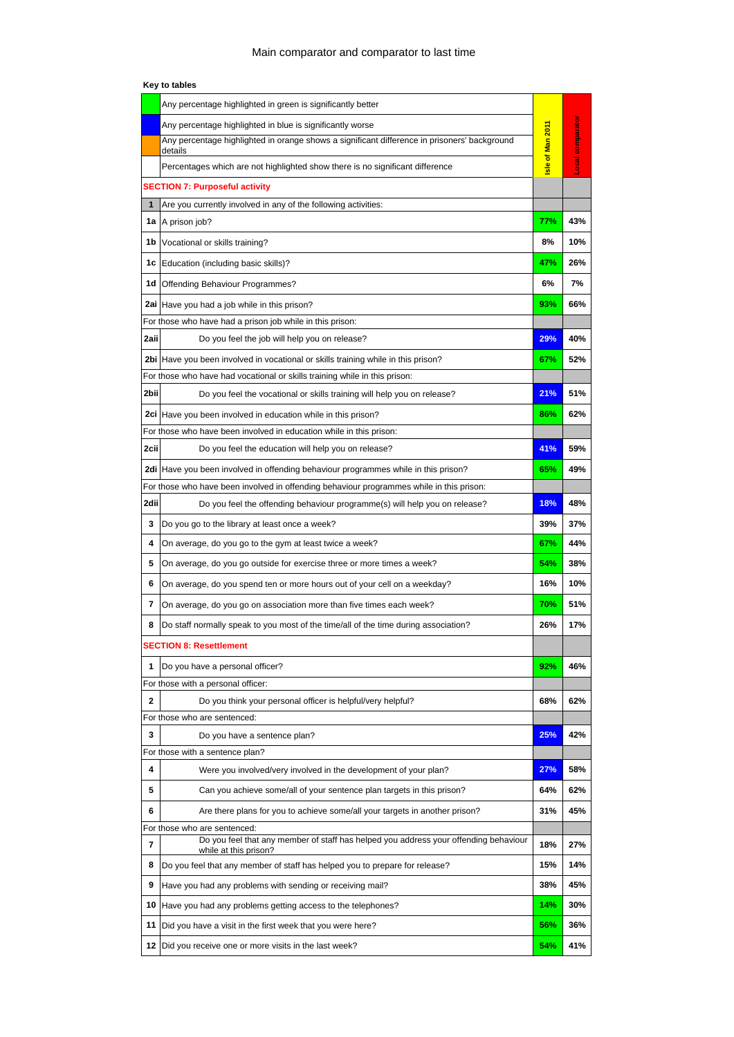Main comparator and comparator to last time

**Key to tables**

| | | Isle of Man 2011 | Local comparator |
|---|---|---|---|
| | Any percentage highlighted in green is significantly better | | |
| | Any percentage highlighted in blue is significantly worse | | |
| | Any percentage highlighted in orange shows a significant difference in prisoners' background details | | |
| | Percentages which are not highlighted show there is no significant difference | | |
| **SECTION 7: Purposeful activity** | | | |
| **1** | Are you currently involved in any of the following activities: | | |
| **1a** | A prison job? | 77% | 43% |
| **1b** | Vocational or skills training? | 8% | 10% |
| **1c** | Education (including basic skills)? | 47% | 26% |
| **1d** | Offending Behaviour Programmes? | 6% | 7% |
| **2ai** | Have you had a job while in this prison? | 93% | 66% |
| For those who have had a prison job while in this prison: | | | |
| **2aii** | Do you feel the job will help you on release? | 29% | 40% |
| **2bi** | Have you been involved in vocational or skills training while in this prison? | 67% | 52% |
| For those who have had vocational or skills training while in this prison: | | | |
| **2bii** | Do you feel the vocational or skills training will help you on release? | 21% | 51% |
| **2ci** | Have you been involved in education while in this prison? | 86% | 62% |
| For those who have been involved in education while in this prison: | | | |
| **2cii** | Do you feel the education will help you on release? | 41% | 59% |
| **2di** | Have you been involved in offending behaviour programmes while in this prison? | 65% | 49% |
| For those who have been involved in offending behaviour programmes while in this prison: | | | |
| **2dii** | Do you feel the offending behaviour programme(s) will help you on release? | 18% | 48% |
| **3** | Do you go to the library at least once a week? | 39% | 37% |
| **4** | On average, do you go to the gym at least twice a week? | 67% | 44% |
| **5** | On average, do you go outside for exercise three or more times a week? | 54% | 38% |
| **6** | On average, do you spend ten or more hours out of your cell on a weekday? | 16% | 10% |
| **7** | On average, do you go on association more than five times each week? | 70% | 51% |
| **8** | Do staff normally speak to you most of the time/all of the time during association? | 26% | 17% |
| **SECTION 8: Resettlement** | | | |
| **1** | Do you have a personal officer? | 92% | 46% |
| For those with a personal officer: | | | |
| **2** | Do you think your personal officer is helpful/very helpful? | 68% | 62% |
| For those who are sentenced: | | | |
| **3** | Do you have a sentence plan? | 25% | 42% |
| For those with a sentence plan? | | | |
| **4** | Were you involved/very involved in the development of your plan? | 27% | 58% |
| **5** | Can you achieve some/all of your sentence plan targets in this prison? | 64% | 62% |
| **6** | Are there plans for you to achieve some/all your targets in another prison? | 31% | 45% |
| For those who are sentenced: | | | |
| **7** | Do you feel that any member of staff has helped you address your offending behaviour while at this prison? | 18% | 27% |
| **8** | Do you feel that any member of staff has helped you to prepare for release? | 15% | 14% |
| **9** | Have you had any problems with sending or receiving mail? | 38% | 45% |
| **10** | Have you had any problems getting access to the telephones? | 14% | 30% |
| **11** | Did you have a visit in the first week that you were here? | 56% | 36% |
| **12** | Did you receive one or more visits in the last week? | 54% | 41% |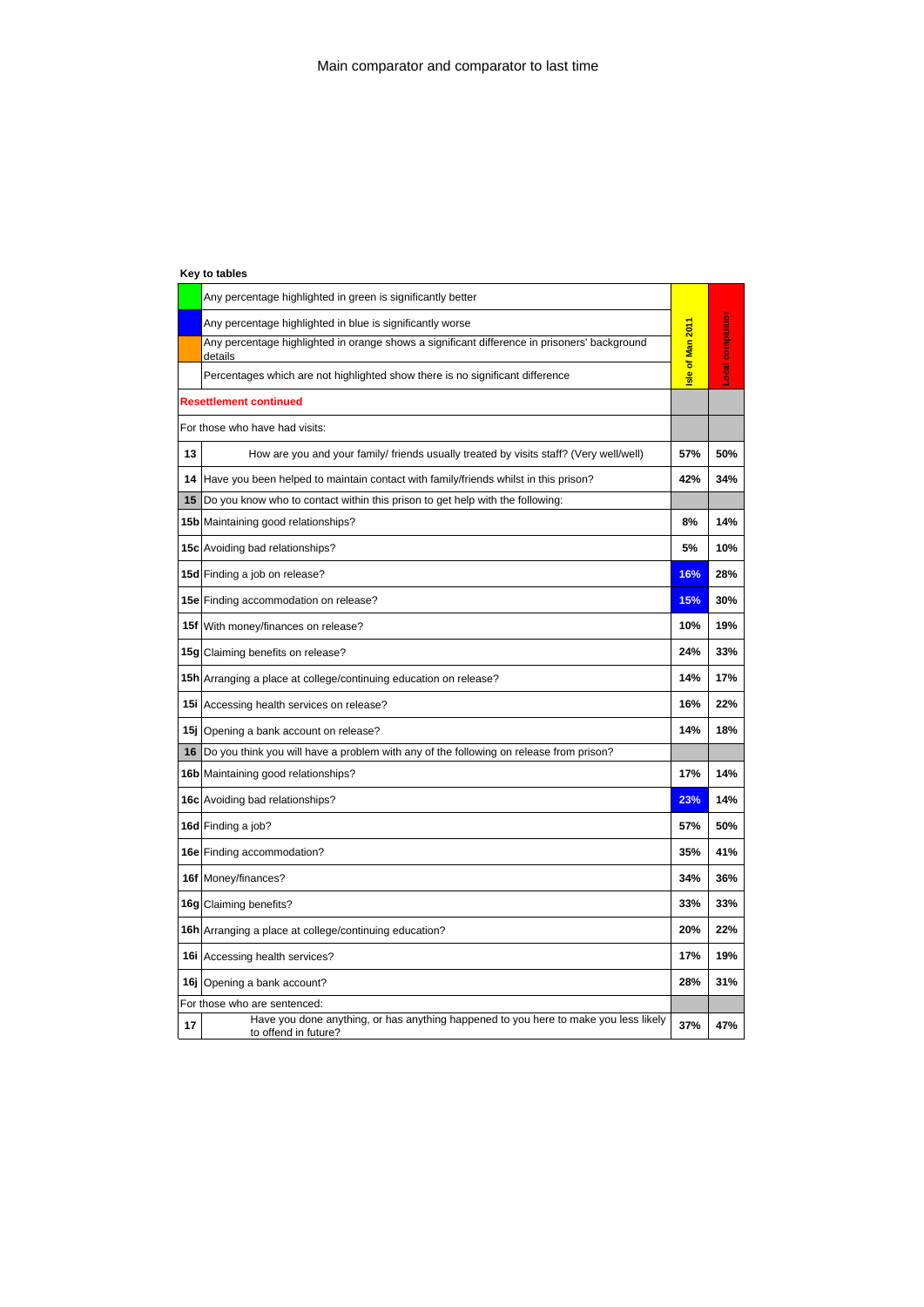# Main comparator and comparator to last time

**Key to tables**

| | | Isle of Man 2011 | Local comparator |
|---|---|---|---|
| | Any percentage highlighted in green is significantly better | | |
| | Any percentage highlighted in blue is significantly worse | | |
| | Any percentage highlighted in orange shows a significant difference in prisoners' background details | | |
| | Percentages which are not highlighted show there is no significant difference | | |
| **Resettlement continued** | | | |
| For those who have had visits: | | | |
| **13** | How are you and your family/ friends usually treated by visits staff? (Very well/well) | **57%** | **50%** |
| **14** | Have you been helped to maintain contact with family/friends whilst in this prison? | **42%** | **34%** |
| **15** | Do you know who to contact within this prison to get help with the following: | | |
| **15b** | Maintaining good relationships? | **8%** | **14%** |
| **15c** | Avoiding bad relationships? | **5%** | **10%** |
| **15d** | Finding a job on release? | **16%** | **28%** |
| **15e** | Finding accommodation on release? | **15%** | **30%** |
| **15f** | With money/finances on release? | **10%** | **19%** |
| **15g** | Claiming benefits on release? | **24%** | **33%** |
| **15h** | Arranging a place at college/continuing education on release? | **14%** | **17%** |
| **15i** | Accessing health services on release? | **16%** | **22%** |
| **15j** | Opening a bank account on release? | **14%** | **18%** |
| **16** | Do you think you will have a problem with any of the following on release from prison? | | |
| **16b** | Maintaining good relationships? | **17%** | **14%** |
| **16c** | Avoiding bad relationships? | **23%** | **14%** |
| **16d** | Finding a job? | **57%** | **50%** |
| **16e** | Finding accommodation? | **35%** | **41%** |
| **16f** | Money/finances? | **34%** | **36%** |
| **16g** | Claiming benefits? | **33%** | **33%** |
| **16h** | Arranging a place at college/continuing education? | **20%** | **22%** |
| **16i** | Accessing health services? | **17%** | **19%** |
| **16j** | Opening a bank account? | **28%** | **31%** |
| For those who are sentenced: | | | |
| **17** | Have you done anything, or has anything happened to you here to make you less likely to offend in future? | **37%** | **47%** |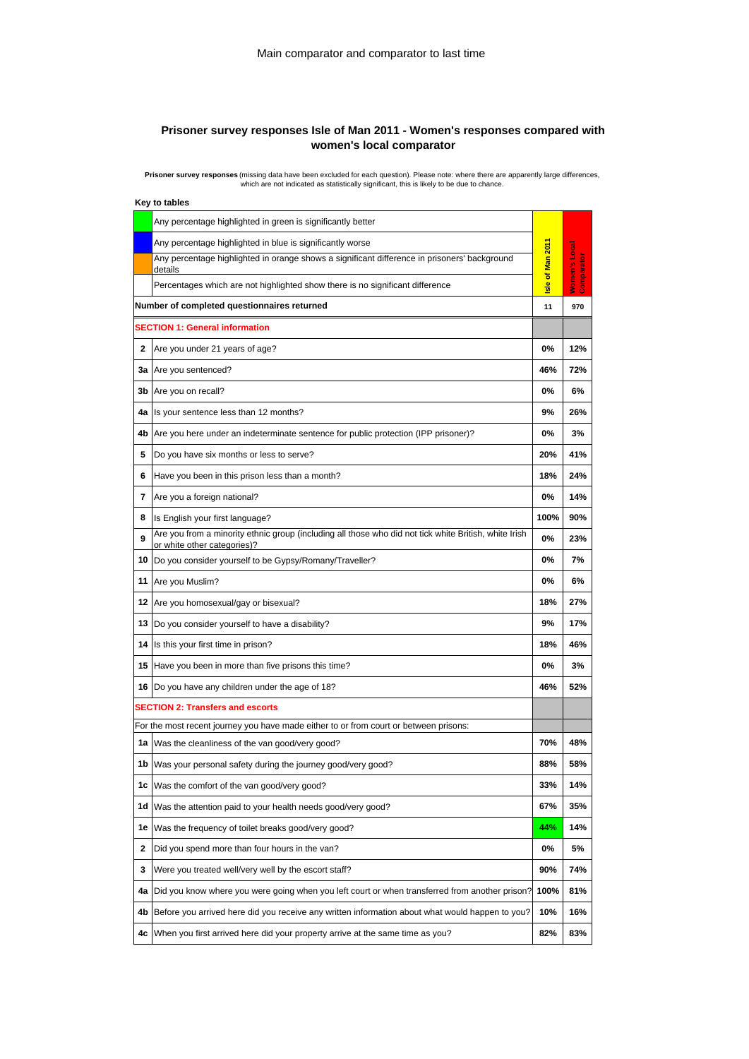Main comparator and comparator to last time

## Prisoner survey responses Isle of Man 2011 - Women's responses compared with women's local comparator

**Prisoner survey responses** (missing data have been excluded for each question). Please note: where there are apparently large differences, which are not indicated as statistically significant, this is likely to be due to chance.

**Key to tables**

| | | Isle of Man 2011 | Women's Local Comparator |
|---|---|---|---|
| (green) | Any percentage highlighted in green is significantly better | | |
| (blue) | Any percentage highlighted in blue is significantly worse | | |
| (orange) | Any percentage highlighted in orange shows a significant difference in prisoners' background details | | |
| | Percentages which are not highlighted show there is no significant difference | | |
| **Number of completed questionnaires returned** | | **11** | **970** |
| **SECTION 1: General information** | | | |
| **2** | Are you under 21 years of age? | **0%** | **12%** |
| **3a** | Are you sentenced? | **46%** | **72%** |
| **3b** | Are you on recall? | **0%** | **6%** |
| **4a** | Is your sentence less than 12 months? | **9%** | **26%** |
| **4b** | Are you here under an indeterminate sentence for public protection (IPP prisoner)? | **0%** | **3%** |
| **5** | Do you have six months or less to serve? | **20%** | **41%** |
| **6** | Have you been in this prison less than a month? | **18%** | **24%** |
| **7** | Are you a foreign national? | **0%** | **14%** |
| **8** | Is English your first language? | **100%** | **90%** |
| **9** | Are you from a minority ethnic group (including all those who did not tick white British, white Irish or white other categories)? | **0%** | **23%** |
| **10** | Do you consider yourself to be Gypsy/Romany/Traveller? | **0%** | **7%** |
| **11** | Are you Muslim? | **0%** | **6%** |
| **12** | Are you homosexual/gay or bisexual? | **18%** | **27%** |
| **13** | Do you consider yourself to have a disability? | **9%** | **17%** |
| **14** | Is this your first time in prison? | **18%** | **46%** |
| **15** | Have you been in more than five prisons this time? | **0%** | **3%** |
| **16** | Do you have any children under the age of 18? | **46%** | **52%** |
| **SECTION 2: Transfers and escorts** | | | |
| For the most recent journey you have made either to or from court or between prisons: | | | |
| **1a** | Was the cleanliness of the van good/very good? | **70%** | **48%** |
| **1b** | Was your personal safety during the journey good/very good? | **88%** | **58%** |
| **1c** | Was the comfort of the van good/very good? | **33%** | **14%** |
| **1d** | Was the attention paid to your health needs good/very good? | **67%** | **35%** |
| **1e** | Was the frequency of toilet breaks good/very good? | **44%** (green) | **14%** |
| **2** | Did you spend more than four hours in the van? | **0%** | **5%** |
| **3** | Were you treated well/very well by the escort staff? | **90%** | **74%** |
| **4a** | Did you know where you were going when you left court or when transferred from another prison? | **100%** | **81%** |
| **4b** | Before you arrived here did you receive any written information about what would happen to you? | **10%** | **16%** |
| **4c** | When you first arrived here did your property arrive at the same time as you? | **82%** | **83%** |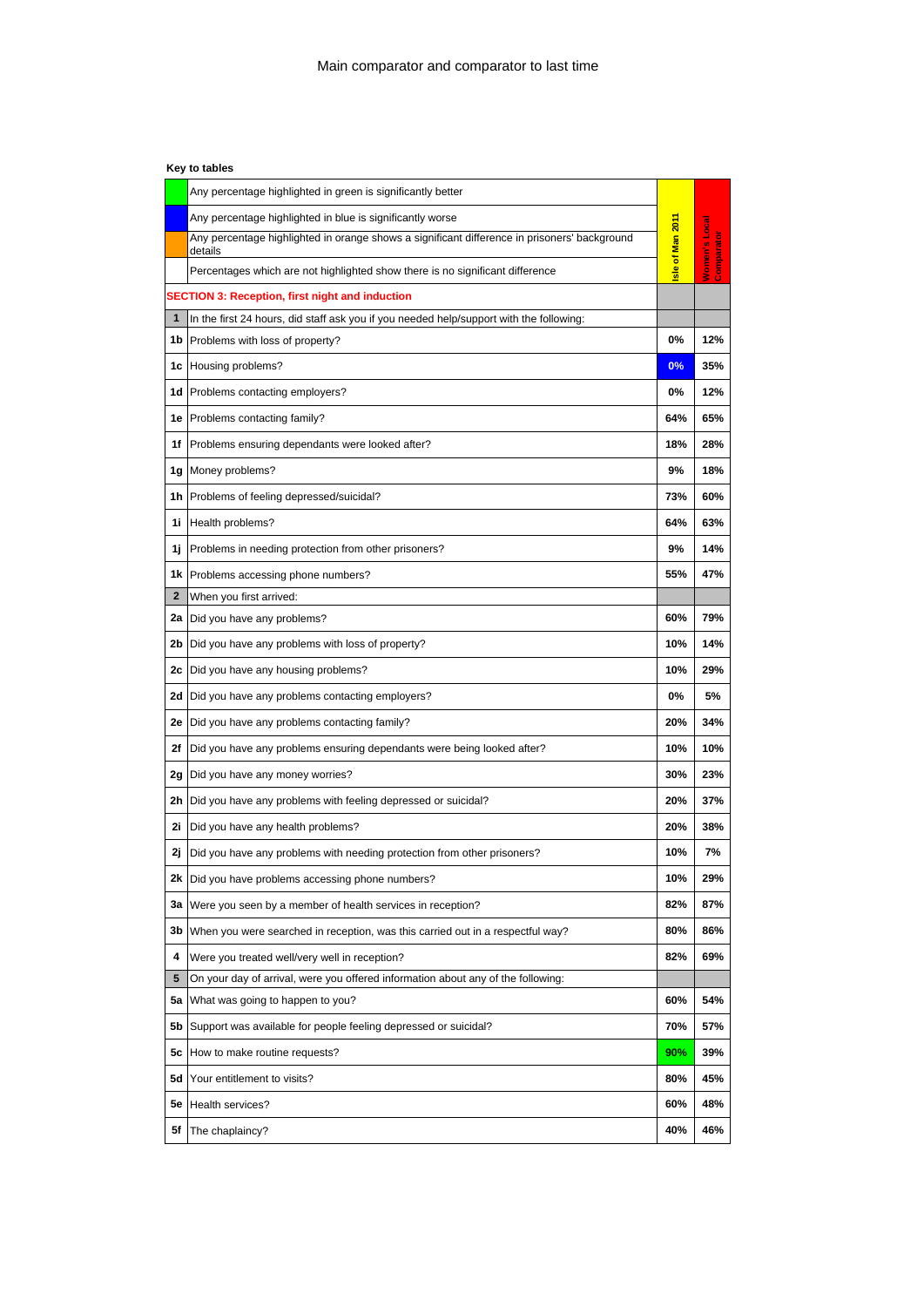# Main comparator and comparator to last time

**Key to tables**

| | | Isle of Man 2011 | Women's Local Comparator |
|---|---|---|---|
| | Any percentage highlighted in green is significantly better | | |
| | Any percentage highlighted in blue is significantly worse | | |
| | Any percentage highlighted in orange shows a significant difference in prisoners' background details | | |
| | Percentages which are not highlighted show there is no significant difference | | |
| | **SECTION 3: Reception, first night and induction** | | |
| **1** | In the first 24 hours, did staff ask you if you needed help/support with the following: | | |
| **1b** | Problems with loss of property? | **0%** | **12%** |
| **1c** | Housing problems? | **0%** | **35%** |
| **1d** | Problems contacting employers? | **0%** | **12%** |
| **1e** | Problems contacting family? | **64%** | **65%** |
| **1f** | Problems ensuring dependants were looked after? | **18%** | **28%** |
| **1g** | Money problems? | **9%** | **18%** |
| **1h** | Problems of feeling depressed/suicidal? | **73%** | **60%** |
| **1i** | Health problems? | **64%** | **63%** |
| **1j** | Problems in needing protection from other prisoners? | **9%** | **14%** |
| **1k** | Problems accessing phone numbers? | **55%** | **47%** |
| **2** | When you first arrived: | | |
| **2a** | Did you have any problems? | **60%** | **79%** |
| **2b** | Did you have any problems with loss of property? | **10%** | **14%** |
| **2c** | Did you have any housing problems? | **10%** | **29%** |
| **2d** | Did you have any problems contacting employers? | **0%** | **5%** |
| **2e** | Did you have any problems contacting family? | **20%** | **34%** |
| **2f** | Did you have any problems ensuring dependants were being looked after? | **10%** | **10%** |
| **2g** | Did you have any money worries? | **30%** | **23%** |
| **2h** | Did you have any problems with feeling depressed or suicidal? | **20%** | **37%** |
| **2i** | Did you have any health problems? | **20%** | **38%** |
| **2j** | Did you have any problems with needing protection from other prisoners? | **10%** | **7%** |
| **2k** | Did you have problems accessing phone numbers? | **10%** | **29%** |
| **3a** | Were you seen by a member of health services in reception? | **82%** | **87%** |
| **3b** | When you were searched in reception, was this carried out in a respectful way? | **80%** | **86%** |
| **4** | Were you treated well/very well in reception? | **82%** | **69%** |
| **5** | On your day of arrival, were you offered information about any of the following: | | |
| **5a** | What was going to happen to you? | **60%** | **54%** |
| **5b** | Support was available for people feeling depressed or suicidal? | **70%** | **57%** |
| **5c** | How to make routine requests? | **90%** | **39%** |
| **5d** | Your entitlement to visits? | **80%** | **45%** |
| **5e** | Health services? | **60%** | **48%** |
| **5f** | The chaplaincy? | **40%** | **46%** |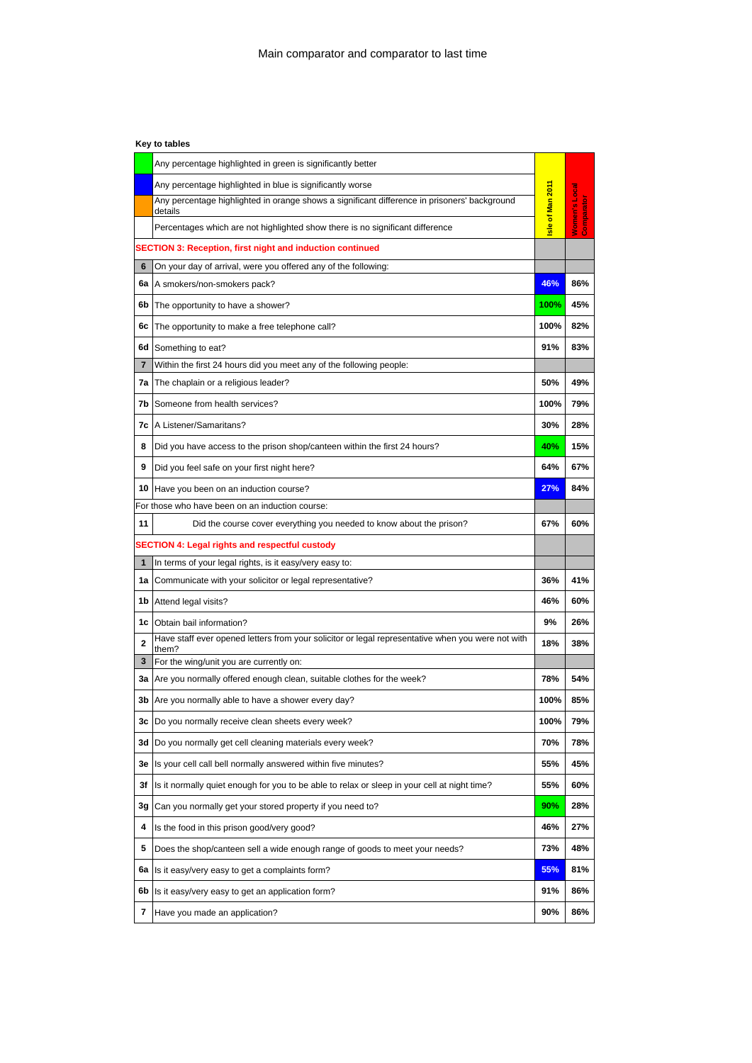# Main comparator and comparator to last time

**Key to tables**

| | | Isle of Man 2011 | Women's Local Comparator |
|---|---|---|---|
| | Any percentage highlighted in green is significantly better | | |
| | Any percentage highlighted in blue is significantly worse | | |
| | Any percentage highlighted in orange shows a significant difference in prisoners' background details | | |
| | Percentages which are not highlighted show there is no significant difference | | |
| **SECTION 3: Reception, first night and induction continued** | | | |
| **6** | On your day of arrival, were you offered any of the following: | | |
| **6a** | A smokers/non-smokers pack? | **46%** | **86%** |
| **6b** | The opportunity to have a shower? | **100%** | **45%** |
| **6c** | The opportunity to make a free telephone call? | **100%** | **82%** |
| **6d** | Something to eat? | **91%** | **83%** |
| **7** | Within the first 24 hours did you meet any of the following people: | | |
| **7a** | The chaplain or a religious leader? | **50%** | **49%** |
| **7b** | Someone from health services? | **100%** | **79%** |
| **7c** | A Listener/Samaritans? | **30%** | **28%** |
| **8** | Did you have access to the prison shop/canteen within the first 24 hours? | **40%** | **15%** |
| **9** | Did you feel safe on your first night here? | **64%** | **67%** |
| **10** | Have you been on an induction course? | **27%** | **84%** |
| For those who have been on an induction course: | | | |
| **11** | Did the course cover everything you needed to know about the prison? | **67%** | **60%** |
| **SECTION 4: Legal rights and respectful custody** | | | |
| **1** | In terms of your legal rights, is it easy/very easy to: | | |
| **1a** | Communicate with your solicitor or legal representative? | **36%** | **41%** |
| **1b** | Attend legal visits? | **46%** | **60%** |
| **1c** | Obtain bail information? | **9%** | **26%** |
| **2** | Have staff ever opened letters from your solicitor or legal representative when you were not with them? | **18%** | **38%** |
| **3** | For the wing/unit you are currently on: | | |
| **3a** | Are you normally offered enough clean, suitable clothes for the week? | **78%** | **54%** |
| **3b** | Are you normally able to have a shower every day? | **100%** | **85%** |
| **3c** | Do you normally receive clean sheets every week? | **100%** | **79%** |
| **3d** | Do you normally get cell cleaning materials every week? | **70%** | **78%** |
| **3e** | Is your cell call bell normally answered within five minutes? | **55%** | **45%** |
| **3f** | Is it normally quiet enough for you to be able to relax or sleep in your cell at night time? | **55%** | **60%** |
| **3g** | Can you normally get your stored property if you need to? | **90%** | **28%** |
| **4** | Is the food in this prison good/very good? | **46%** | **27%** |
| **5** | Does the shop/canteen sell a wide enough range of goods to meet your needs? | **73%** | **48%** |
| **6a** | Is it easy/very easy to get a complaints form? | **55%** | **81%** |
| **6b** | Is it easy/very easy to get an application form? | **91%** | **86%** |
| **7** | Have you made an application? | **90%** | **86%** |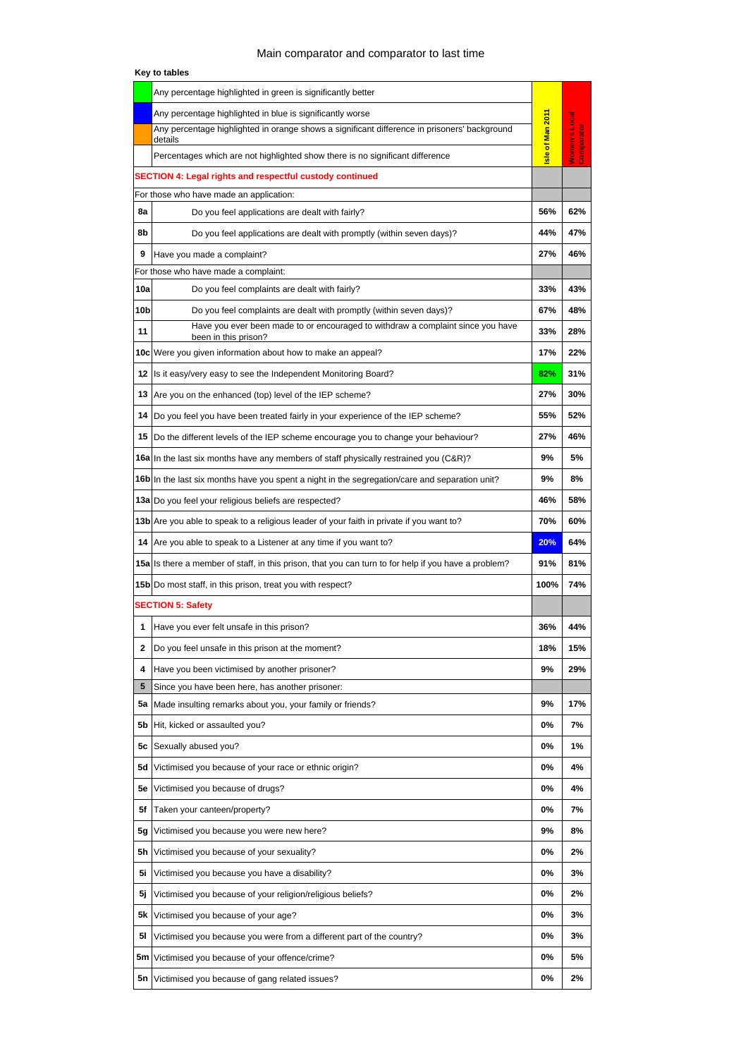## Main comparator and comparator to last time

**Key to tables**

| | | Isle of Man 2011 | Women's Local Comparator |
|---|---|---|---|
| (green) | Any percentage highlighted in green is significantly better | | |
| (blue) | Any percentage highlighted in blue is significantly worse | | |
| (orange) | Any percentage highlighted in orange shows a significant difference in prisoners' background details | | |
| | Percentages which are not highlighted show there is no significant difference | | |
| **SECTION 4: Legal rights and respectful custody continued** | | | |
| For those who have made an application: | | | |
| 8a | Do you feel applications are dealt with fairly? | 56% | 62% |
| 8b | Do you feel applications are dealt with promptly (within seven days)? | 44% | 47% |
| 9 | Have you made a complaint? | 27% | 46% |
| For those who have made a complaint: | | | |
| 10a | Do you feel complaints are dealt with fairly? | 33% | 43% |
| 10b | Do you feel complaints are dealt with promptly (within seven days)? | 67% | 48% |
| 11 | Have you ever been made to or encouraged to withdraw a complaint since you have been in this prison? | 33% | 28% |
| 10c | Were you given information about how to make an appeal? | 17% | 22% |
| 12 | Is it easy/very easy to see the Independent Monitoring Board? | 82% (green) | 31% |
| 13 | Are you on the enhanced (top) level of the IEP scheme? | 27% | 30% |
| 14 | Do you feel you have been treated fairly in your experience of the IEP scheme? | 55% | 52% |
| 15 | Do the different levels of the IEP scheme encourage you to change your behaviour? | 27% | 46% |
| 16a | In the last six months have any members of staff physically restrained you (C&R)? | 9% | 5% |
| 16b | In the last six months have you spent a night in the segregation/care and separation unit? | 9% | 8% |
| 13a | Do you feel your religious beliefs are respected? | 46% | 58% |
| 13b | Are you able to speak to a religious leader of your faith in private if you want to? | 70% | 60% |
| 14 | Are you able to speak to a Listener at any time if you want to? | 20% (blue) | 64% |
| 15a | Is there a member of staff, in this prison, that you can turn to for help if you have a problem? | 91% | 81% |
| 15b | Do most staff, in this prison, treat you with respect? | 100% | 74% |
| **SECTION 5: Safety** | | | |
| 1 | Have you ever felt unsafe in this prison? | 36% | 44% |
| 2 | Do you feel unsafe in this prison at the moment? | 18% | 15% |
| 4 | Have you been victimised by another prisoner? | 9% | 29% |
| 5 | Since you have been here, has another prisoner: | | |
| 5a | Made insulting remarks about you, your family or friends? | 9% | 17% |
| 5b | Hit, kicked or assaulted you? | 0% | 7% |
| 5c | Sexually abused you? | 0% | 1% |
| 5d | Victimised you because of your race or ethnic origin? | 0% | 4% |
| 5e | Victimised you because of drugs? | 0% | 4% |
| 5f | Taken your canteen/property? | 0% | 7% |
| 5g | Victimised you because you were new here? | 9% | 8% |
| 5h | Victimised you because of your sexuality? | 0% | 2% |
| 5i | Victimised you because you have a disability? | 0% | 3% |
| 5j | Victimised you because of your religion/religious beliefs? | 0% | 2% |
| 5k | Victimised you because of your age? | 0% | 3% |
| 5l | Victimised you because you were from a different part of the country? | 0% | 3% |
| 5m | Victimised you because of your offence/crime? | 0% | 5% |
| 5n | Victimised you because of gang related issues? | 0% | 2% |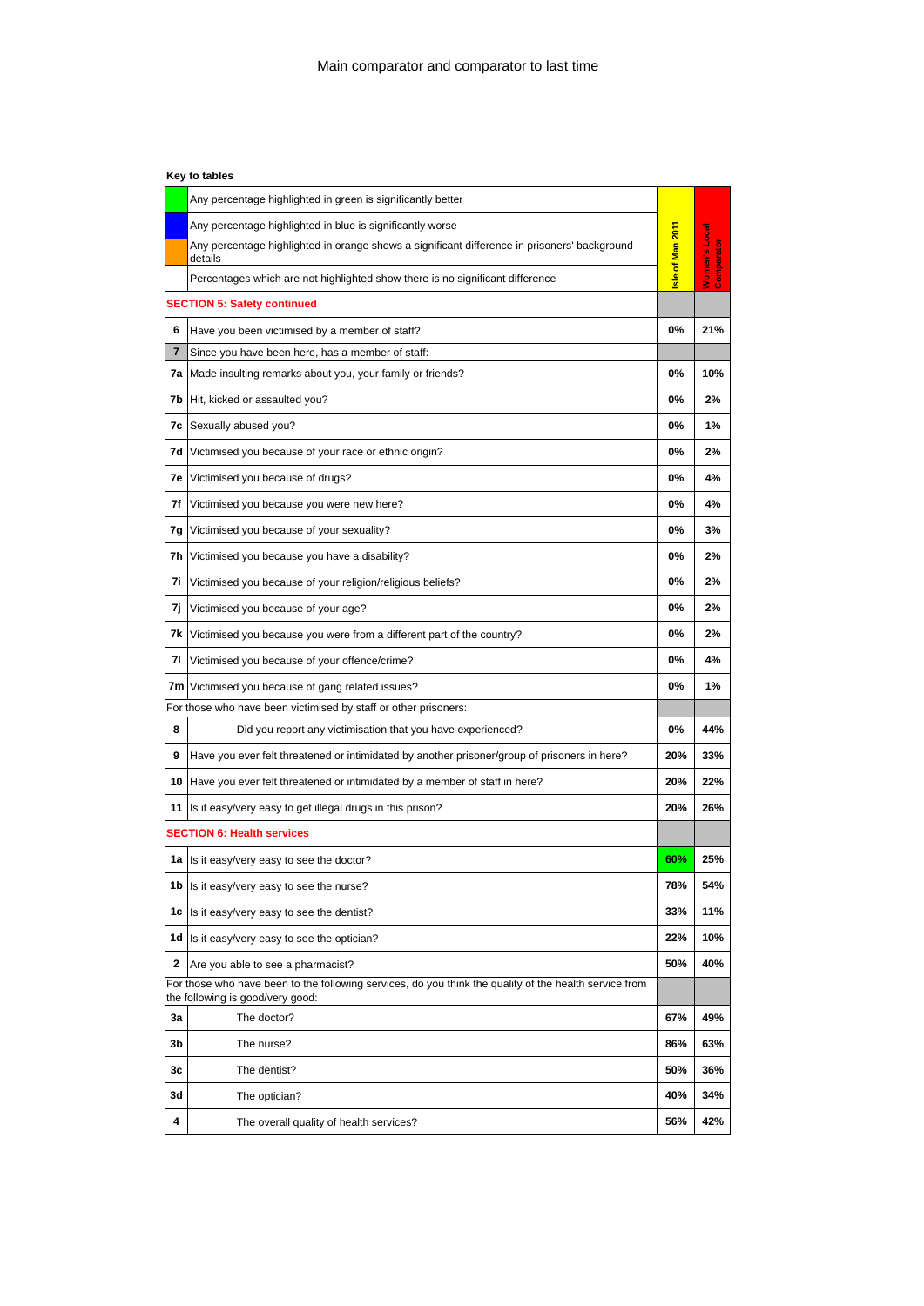Main comparator and comparator to last time

**Key to tables**

| | | Isle of Man 2011 | Women's Local Comparator |
|---|---|---|---|
| | Any percentage highlighted in green is significantly better | | |
| | Any percentage highlighted in blue is significantly worse | | |
| | Any percentage highlighted in orange shows a significant difference in prisoners' background details | | |
| | Percentages which are not highlighted show there is no significant difference | | |
| **SECTION 5: Safety continued** | | | |
| 6 | Have you been victimised by a member of staff? | 0% | 21% |
| 7 | Since you have been here, has a member of staff: | | |
| 7a | Made insulting remarks about you, your family or friends? | 0% | 10% |
| 7b | Hit, kicked or assaulted you? | 0% | 2% |
| 7c | Sexually abused you? | 0% | 1% |
| 7d | Victimised you because of your race or ethnic origin? | 0% | 2% |
| 7e | Victimised you because of drugs? | 0% | 4% |
| 7f | Victimised you because you were new here? | 0% | 4% |
| 7g | Victimised you because of your sexuality? | 0% | 3% |
| 7h | Victimised you because you have a disability? | 0% | 2% |
| 7i | Victimised you because of your religion/religious beliefs? | 0% | 2% |
| 7j | Victimised you because of your age? | 0% | 2% |
| 7k | Victimised you because you were from a different part of the country? | 0% | 2% |
| 7l | Victimised you because of your offence/crime? | 0% | 4% |
| 7m | Victimised you because of gang related issues? | 0% | 1% |
| For those who have been victimised by staff or other prisoners: | | | |
| 8 | Did you report any victimisation that you have experienced? | 0% | 44% |
| 9 | Have you ever felt threatened or intimidated by another prisoner/group of prisoners in here? | 20% | 33% |
| 10 | Have you ever felt threatened or intimidated by a member of staff in here? | 20% | 22% |
| 11 | Is it easy/very easy to get illegal drugs in this prison? | 20% | 26% |
| **SECTION 6: Health services** | | | |
| 1a | Is it easy/very easy to see the doctor? | 60% | 25% |
| 1b | Is it easy/very easy to see the nurse? | 78% | 54% |
| 1c | Is it easy/very easy to see the dentist? | 33% | 11% |
| 1d | Is it easy/very easy to see the optician? | 22% | 10% |
| 2 | Are you able to see a pharmacist? | 50% | 40% |
| For those who have been to the following services, do you think the quality of the health service from the following is good/very good: | | | |
| 3a | The doctor? | 67% | 49% |
| 3b | The nurse? | 86% | 63% |
| 3c | The dentist? | 50% | 36% |
| 3d | The optician? | 40% | 34% |
| 4 | The overall quality of health services? | 56% | 42% |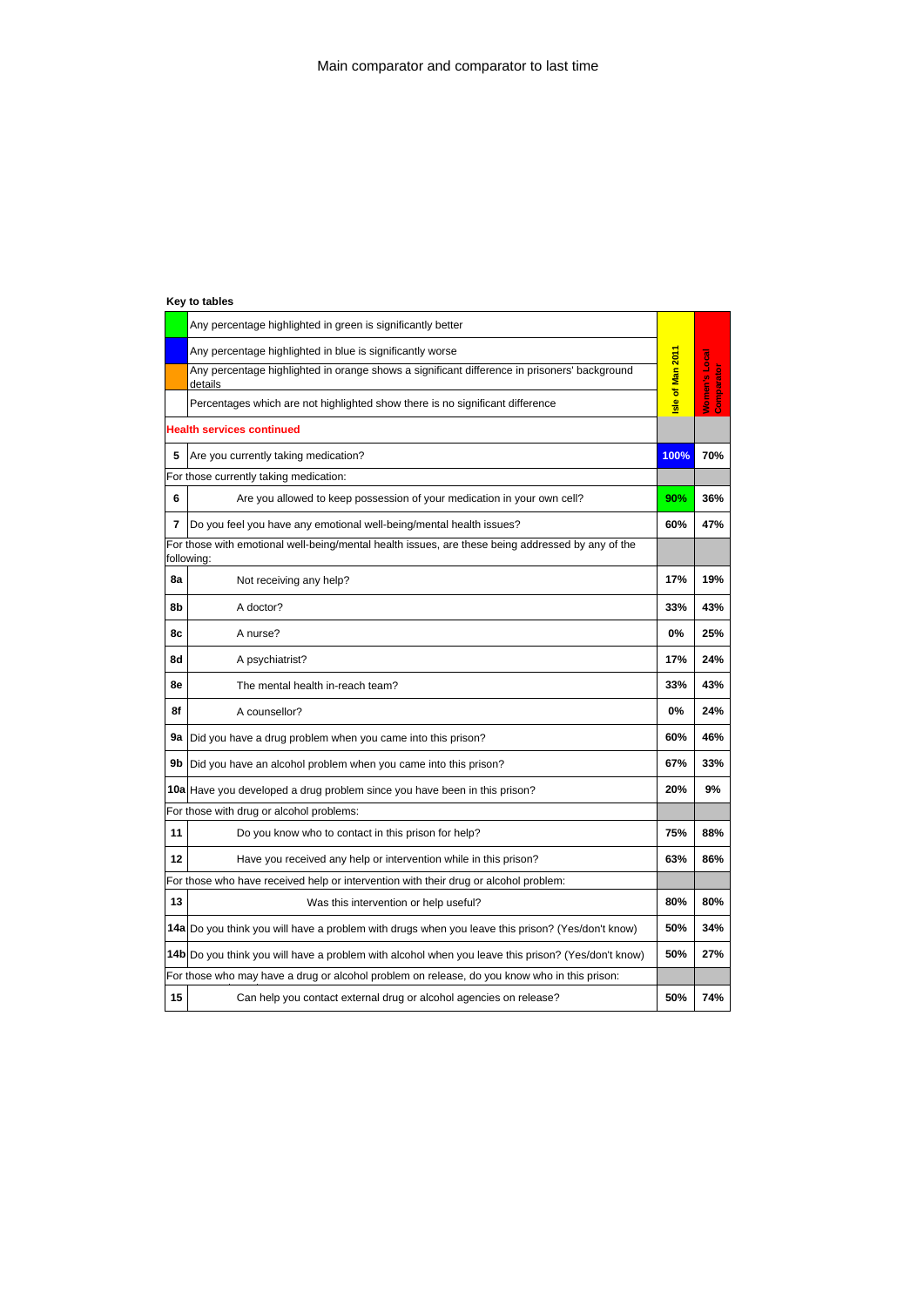Main comparator and comparator to last time

**Key to tables**

| | | Isle of Man 2011 | Women's Local Comparator |
|---|---|---|---|
| | Any percentage highlighted in green is significantly better | | |
| | Any percentage highlighted in blue is significantly worse | | |
| | Any percentage highlighted in orange shows a significant difference in prisoners' background details | | |
| | Percentages which are not highlighted show there is no significant difference | | |
| **Health services continued** | | | |
| 5 | Are you currently taking medication? | **100%** | 70% |
| For those currently taking medication: | | | |
| 6 | Are you allowed to keep possession of your medication in your own cell? | **90%** | 36% |
| 7 | Do you feel you have any emotional well-being/mental health issues? | 60% | 47% |
| For those with emotional well-being/mental health issues, are these being addressed by any of the following: | | | |
| 8a | Not receiving any help? | 17% | 19% |
| 8b | A doctor? | 33% | 43% |
| 8c | A nurse? | 0% | 25% |
| 8d | A psychiatrist? | 17% | 24% |
| 8e | The mental health in-reach team? | 33% | 43% |
| 8f | A counsellor? | 0% | 24% |
| 9a | Did you have a drug problem when you came into this prison? | 60% | 46% |
| 9b | Did you have an alcohol problem when you came into this prison? | 67% | 33% |
| 10a | Have you developed a drug problem since you have been in this prison? | 20% | 9% |
| For those with drug or alcohol problems: | | | |
| 11 | Do you know who to contact in this prison for help? | 75% | 88% |
| 12 | Have you received any help or intervention while in this prison? | 63% | 86% |
| For those who have received help or intervention with their drug or alcohol problem: | | | |
| 13 | Was this intervention or help useful? | 80% | 80% |
| 14a | Do you think you will have a problem with drugs when you leave this prison? (Yes/don't know) | 50% | 34% |
| 14b | Do you think you will have a problem with alcohol when you leave this prison? (Yes/don't know) | 50% | 27% |
| For those who may have a drug or alcohol problem on release, do you know who in this prison: | | | |
| 15 | Can help you contact external drug or alcohol agencies on release? | 50% | 74% |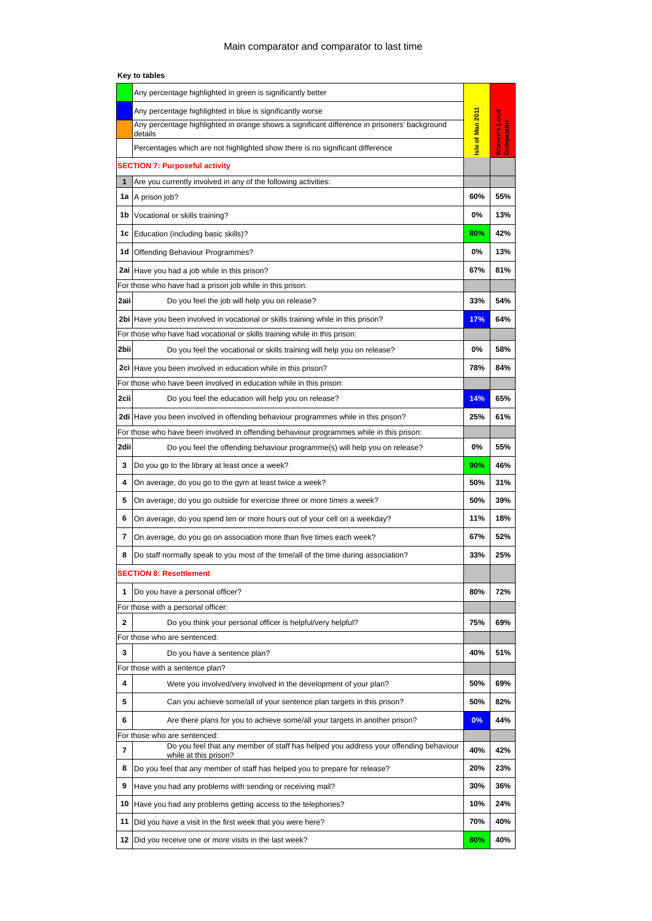# Main comparator and comparator to last time

**Key to tables**

| | Key | Isle of Man 2011 | Women's Local Comparator |
|---|---|---|---|
| | Any percentage highlighted in green is significantly better | | |
| | Any percentage highlighted in blue is significantly worse | | |
| | Any percentage highlighted in orange shows a significant difference in prisoners' background details | | |
| | Percentages which are not highlighted show there is no significant difference | | |
| | **SECTION 7: Purposeful activity** | | |
| **1** | Are you currently involved in any of the following activities: | | |
| **1a** | A prison job? | **60%** | **55%** |
| **1b** | Vocational or skills training? | **0%** | **13%** |
| **1c** | Education (including basic skills)? | **80%** | **42%** |
| **1d** | Offending Behaviour Programmes? | **0%** | **13%** |
| **2ai** | Have you had a job while in this prison? | **67%** | **81%** |
| | For those who have had a prison job while in this prison: | | |
| **2aii** | Do you feel the job will help you on release? | **33%** | **54%** |
| **2bi** | Have you been involved in vocational or skills training while in this prison? | **17%** | **64%** |
| | For those who have had vocational or skills training while in this prison: | | |
| **2bii** | Do you feel the vocational or skills training will help you on release? | **0%** | **58%** |
| **2ci** | Have you been involved in education while in this prison? | **78%** | **84%** |
| | For those who have been involved in education while in this prison: | | |
| **2cii** | Do you feel the education will help you on release? | **14%** | **65%** |
| **2di** | Have you been involved in offending behaviour programmes while in this prison? | **25%** | **61%** |
| | For those who have been involved in offending behaviour programmes while in this prison: | | |
| **2dii** | Do you feel the offending behaviour programme(s) will help you on release? | **0%** | **55%** |
| **3** | Do you go to the library at least once a week? | **90%** | **46%** |
| **4** | On average, do you go to the gym at least twice a week? | **50%** | **31%** |
| **5** | On average, do you go outside for exercise three or more times a week? | **50%** | **39%** |
| **6** | On average, do you spend ten or more hours out of your cell on a weekday? | **11%** | **18%** |
| **7** | On average, do you go on association more than five times each week? | **67%** | **52%** |
| **8** | Do staff normally speak to you most of the time/all of the time during association? | **33%** | **25%** |
| | **SECTION 8: Resettlement** | | |
| **1** | Do you have a personal officer? | **80%** | **72%** |
| | For those with a personal officer: | | |
| **2** | Do you think your personal officer is helpful/very helpful? | **75%** | **69%** |
| | For those who are sentenced: | | |
| **3** | Do you have a sentence plan? | **40%** | **51%** |
| | For those with a sentence plan? | | |
| **4** | Were you involved/very involved in the development of your plan? | **50%** | **69%** |
| **5** | Can you achieve some/all of your sentence plan targets in this prison? | **50%** | **82%** |
| **6** | Are there plans for you to achieve some/all your targets in another prison? | **0%** | **44%** |
| | For those who are sentenced: | | |
| **7** | Do you feel that any member of staff has helped you address your offending behaviour while at this prison? | **40%** | **42%** |
| **8** | Do you feel that any member of staff has helped you to prepare for release? | **20%** | **23%** |
| **9** | Have you had any problems with sending or receiving mail? | **30%** | **36%** |
| **10** | Have you had any problems getting access to the telephones? | **10%** | **24%** |
| **11** | Did you have a visit in the first week that you were here? | **70%** | **40%** |
| **12** | Did you receive one or more visits in the last week? | **80%** | **40%** |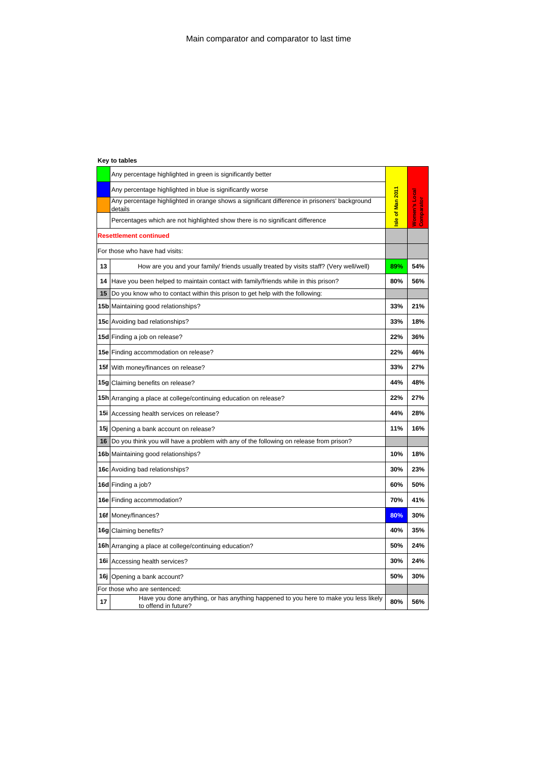Main comparator and comparator to last time

**Key to tables**

| | Key | Isle of Man 2011 | Women's Local Comparator |
|---|---|---|---|
| (green) | Any percentage highlighted in green is significantly better | | |
| (blue) | Any percentage highlighted in blue is significantly worse | | |
| (orange) | Any percentage highlighted in orange shows a significant difference in prisoners' background details | | |
| | Percentages which are not highlighted show there is no significant difference | | |
| **Resettlement continued** | | | |
| For those who have had visits: | | | |
| **13** | How are you and your family/ friends usually treated by visits staff? (Very well/well) | **89%** (green) | **54%** |
| **14** | Have you been helped to maintain contact with family/friends while in this prison? | **80%** | **56%** |
| **15** | Do you know who to contact within this prison to get help with the following: | | |
| **15b** | Maintaining good relationships? | **33%** | **21%** |
| **15c** | Avoiding bad relationships? | **33%** | **18%** |
| **15d** | Finding a job on release? | **22%** | **36%** |
| **15e** | Finding accommodation on release? | **22%** | **46%** |
| **15f** | With money/finances on release? | **33%** | **27%** |
| **15g** | Claiming benefits on release? | **44%** | **48%** |
| **15h** | Arranging a place at college/continuing education on release? | **22%** | **27%** |
| **15i** | Accessing health services on release? | **44%** | **28%** |
| **15j** | Opening a bank account on release? | **11%** | **16%** |
| **16** | Do you think you will have a problem with any of the following on release from prison? | | |
| **16b** | Maintaining good relationships? | **10%** | **18%** |
| **16c** | Avoiding bad relationships? | **30%** | **23%** |
| **16d** | Finding a job? | **60%** | **50%** |
| **16e** | Finding accommodation? | **70%** | **41%** |
| **16f** | Money/finances? | **80%** (blue) | **30%** |
| **16g** | Claiming benefits? | **40%** | **35%** |
| **16h** | Arranging a place at college/continuing education? | **50%** | **24%** |
| **16i** | Accessing health services? | **30%** | **24%** |
| **16j** | Opening a bank account? | **50%** | **30%** |
| For those who are sentenced: | | | |
| **17** | Have you done anything, or has anything happened to you here to make you less likely to offend in future? | **80%** | **56%** |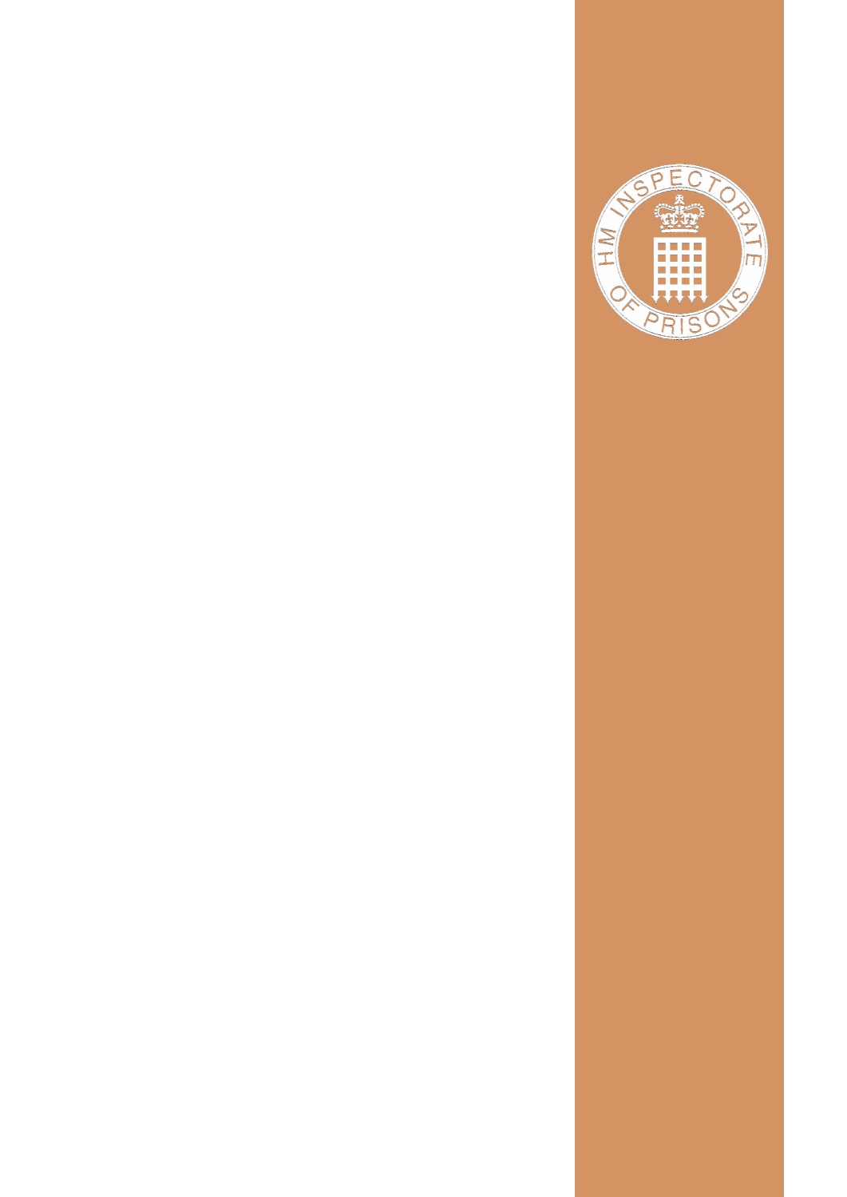HM INSPECTORATE OF PRISONS